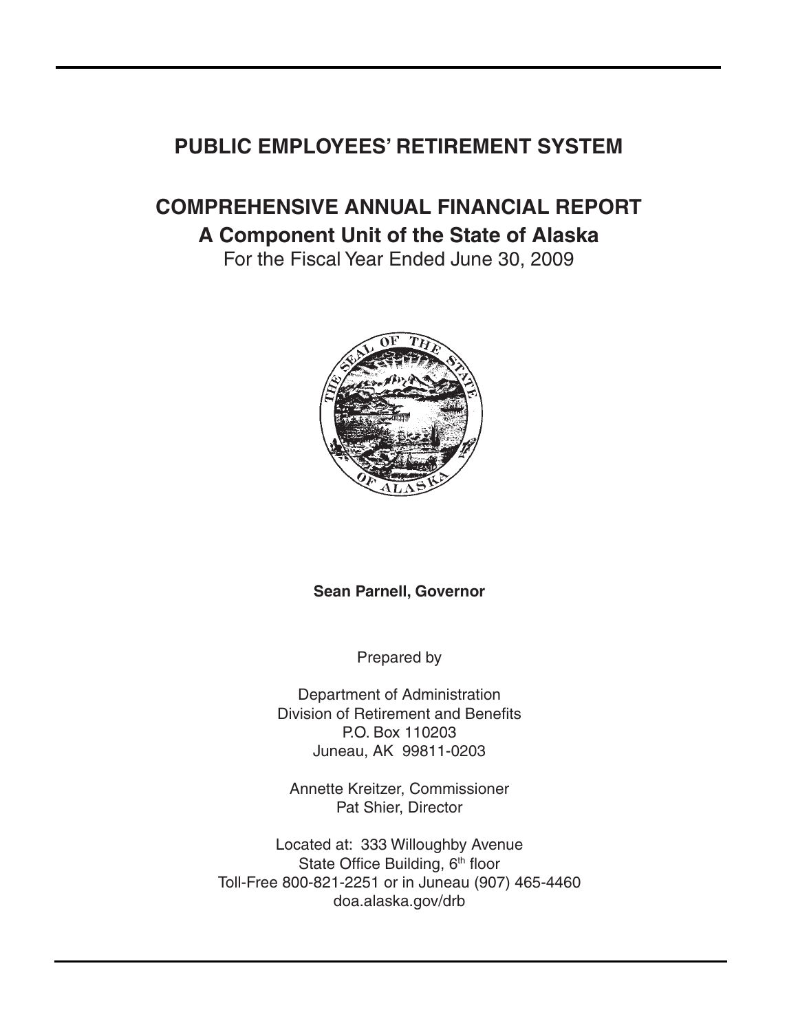# PUBLIC EMPLOYEES' RETIREMENT SYSTEM

## COMPREHENSIVE ANNUAL FINANCIAL REPORT

## A Component Unit of the State of Alaska

For the Fiscal Year Ended June 30, 2009

**Sean Parnell, Governor**

Prepared by

Department of Administration
Division of Retirement and Benefits
P.O. Box 110203
Juneau, AK 99811-0203

Annette Kreitzer, Commissioner
Pat Shier, Director

Located at: 333 Willoughby Avenue
State Office Building, 6th floor
Toll-Free 800-821-2251 or in Juneau (907) 465-4460
doa.alaska.gov/drb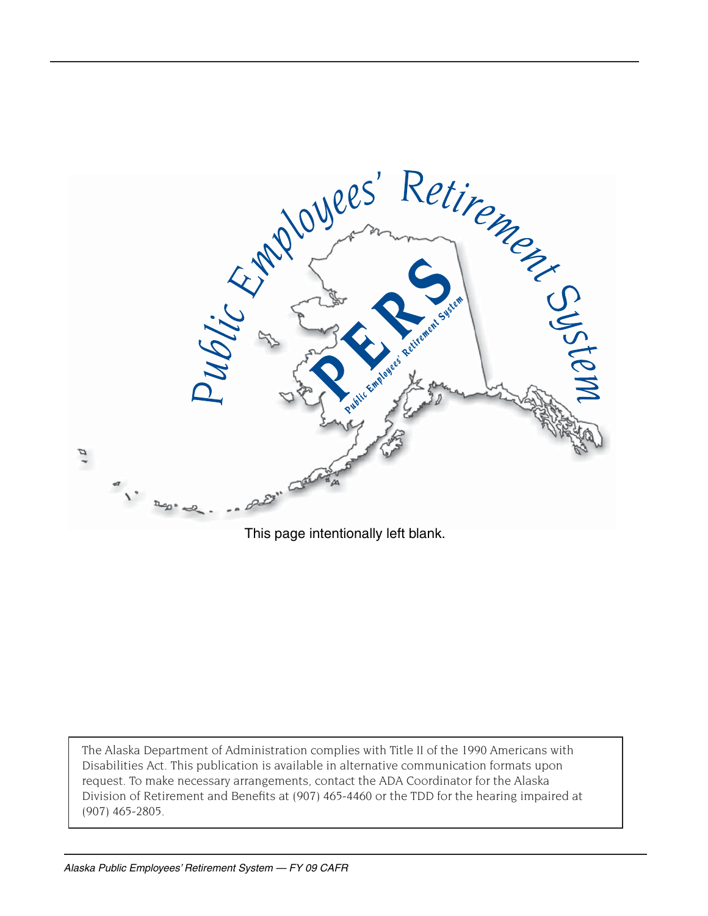This page intentionally left blank.

The Alaska Department of Administration complies with Title II of the 1990 Americans with Disabilities Act. This publication is available in alternative communication formats upon request. To make necessary arrangements, contact the ADA Coordinator for the Alaska Division of Retirement and Benefits at (907) 465-4460 or the TDD for the hearing impaired at (907) 465-2805.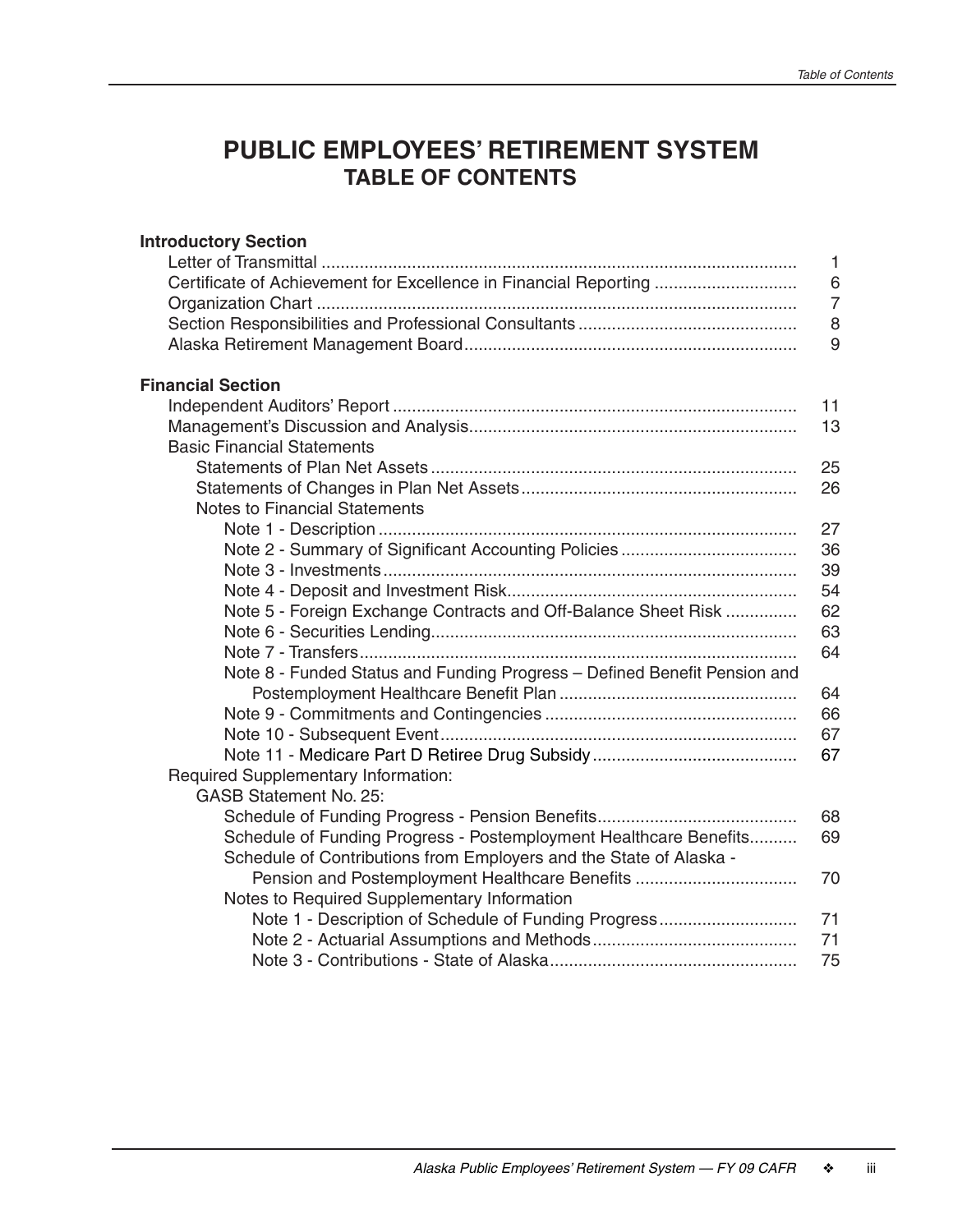# PUBLIC EMPLOYEES' RETIREMENT SYSTEM
## TABLE OF CONTENTS

**Introductory Section**

| | |
|---|---|
| Letter of Transmittal | 1 |
| Certificate of Achievement for Excellence in Financial Reporting | 6 |
| Organization Chart | 7 |
| Section Responsibilities and Professional Consultants | 8 |
| Alaska Retirement Management Board | 9 |

**Financial Section**

| | |
|---|---|
| Independent Auditors' Report | 11 |
| Management's Discussion and Analysis | 13 |
| Basic Financial Statements | |
| Statements of Plan Net Assets | 25 |
| Statements of Changes in Plan Net Assets | 26 |
| Notes to Financial Statements | |
| Note 1 - Description | 27 |
| Note 2 - Summary of Significant Accounting Policies | 36 |
| Note 3 - Investments | 39 |
| Note 4 - Deposit and Investment Risk | 54 |
| Note 5 - Foreign Exchange Contracts and Off-Balance Sheet Risk | 62 |
| Note 6 - Securities Lending | 63 |
| Note 7 - Transfers | 64 |
| Note 8 - Funded Status and Funding Progress – Defined Benefit Pension and Postemployment Healthcare Benefit Plan | 64 |
| Note 9 - Commitments and Contingencies | 66 |
| Note 10 - Subsequent Event | 67 |
| Note 11 - Medicare Part D Retiree Drug Subsidy | 67 |
| Required Supplementary Information: | |
| GASB Statement No. 25: | |
| Schedule of Funding Progress - Pension Benefits | 68 |
| Schedule of Funding Progress - Postemployment Healthcare Benefits | 69 |
| Schedule of Contributions from Employers and the State of Alaska - Pension and Postemployment Healthcare Benefits | 70 |
| Notes to Required Supplementary Information | |
| Note 1 - Description of Schedule of Funding Progress | 71 |
| Note 2 - Actuarial Assumptions and Methods | 71 |
| Note 3 - Contributions - State of Alaska | 75 |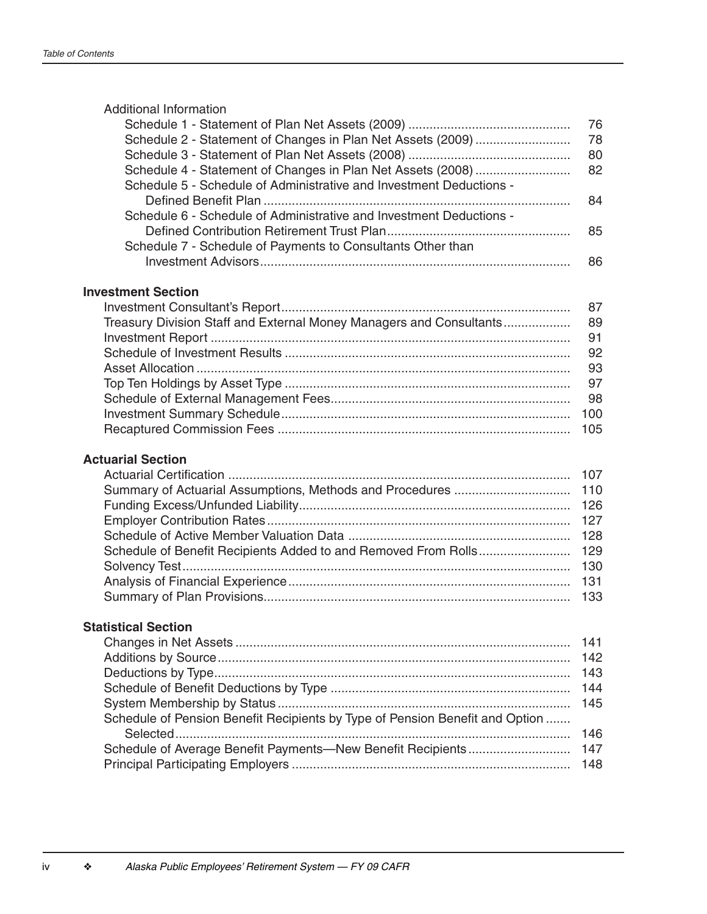Additional Information

| | |
|---|---|
| Schedule 1 - Statement of Plan Net Assets (2009) | 76 |
| Schedule 2 - Statement of Changes in Plan Net Assets (2009) | 78 |
| Schedule 3 - Statement of Plan Net Assets (2008) | 80 |
| Schedule 4 - Statement of Changes in Plan Net Assets (2008) | 82 |
| Schedule 5 - Schedule of Administrative and Investment Deductions - Defined Benefit Plan | 84 |
| Schedule 6 - Schedule of Administrative and Investment Deductions - Defined Contribution Retirement Trust Plan | 85 |
| Schedule 7 - Schedule of Payments to Consultants Other than Investment Advisors | 86 |

**Investment Section**

| | |
|---|---|
| Investment Consultant's Report | 87 |
| Treasury Division Staff and External Money Managers and Consultants | 89 |
| Investment Report | 91 |
| Schedule of Investment Results | 92 |
| Asset Allocation | 93 |
| Top Ten Holdings by Asset Type | 97 |
| Schedule of External Management Fees | 98 |
| Investment Summary Schedule | 100 |
| Recaptured Commission Fees | 105 |

**Actuarial Section**

| | |
|---|---|
| Actuarial Certification | 107 |
| Summary of Actuarial Assumptions, Methods and Procedures | 110 |
| Funding Excess/Unfunded Liability | 126 |
| Employer Contribution Rates | 127 |
| Schedule of Active Member Valuation Data | 128 |
| Schedule of Benefit Recipients Added to and Removed From Rolls | 129 |
| Solvency Test | 130 |
| Analysis of Financial Experience | 131 |
| Summary of Plan Provisions | 133 |

**Statistical Section**

| | |
|---|---|
| Changes in Net Assets | 141 |
| Additions by Source | 142 |
| Deductions by Type | 143 |
| Schedule of Benefit Deductions by Type | 144 |
| System Membership by Status | 145 |
| Schedule of Pension Benefit Recipients by Type of Pension Benefit and Option Selected | 146 |
| Schedule of Average Benefit Payments—New Benefit Recipients | 147 |
| Principal Participating Employers | 148 |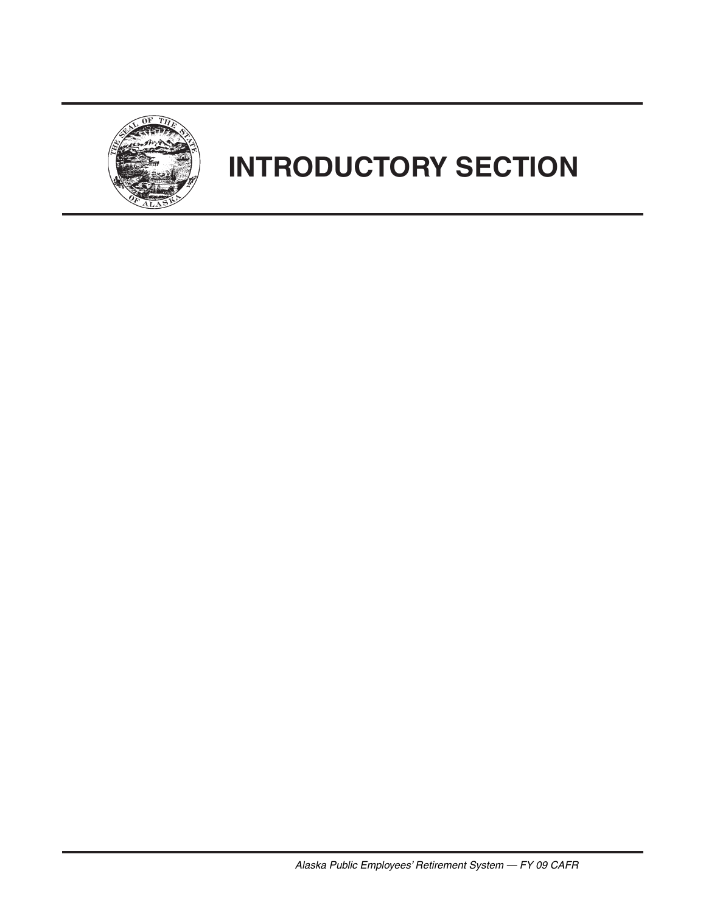# INTRODUCTORY SECTION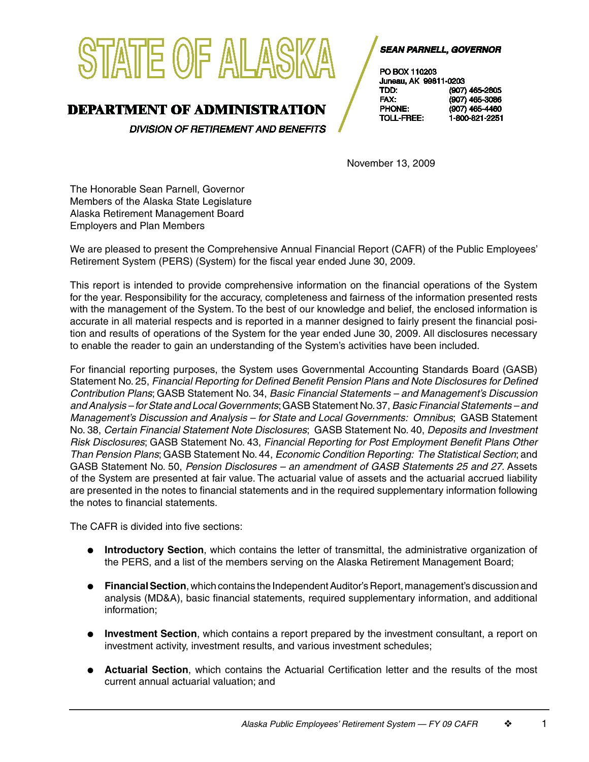# STATE OF ALASKA

## DEPARTMENT OF ADMINISTRATION

*DIVISION OF RETIREMENT AND BENEFITS*

***SEAN PARNELL, GOVERNOR***

PO BOX 110203
Juneau, AK 99811-0203

| | |
|---|---|
| TDD: | (907) 465-2805 |
| FAX: | (907) 465-3086 |
| PHONE: | (907) 465-4460 |
| TOLL-FREE: | 1-800-821-2251 |

November 13, 2009

The Honorable Sean Parnell, Governor
Members of the Alaska State Legislature
Alaska Retirement Management Board
Employers and Plan Members

We are pleased to present the Comprehensive Annual Financial Report (CAFR) of the Public Employees' Retirement System (PERS) (System) for the fiscal year ended June 30, 2009.

This report is intended to provide comprehensive information on the financial operations of the System for the year. Responsibility for the accuracy, completeness and fairness of the information presented rests with the management of the System. To the best of our knowledge and belief, the enclosed information is accurate in all material respects and is reported in a manner designed to fairly present the financial position and results of operations of the System for the year ended June 30, 2009. All disclosures necessary to enable the reader to gain an understanding of the System's activities have been included.

For financial reporting purposes, the System uses Governmental Accounting Standards Board (GASB) Statement No. 25, *Financial Reporting for Defined Benefit Pension Plans and Note Disclosures for Defined Contribution Plans*; GASB Statement No. 34, *Basic Financial Statements – and Management's Discussion and Analysis – for State and Local Governments*; GASB Statement No. 37, *Basic Financial Statements – and Management's Discussion and Analysis – for State and Local Governments: Omnibus*; GASB Statement No. 38, *Certain Financial Statement Note Disclosures*; GASB Statement No. 40, *Deposits and Investment Risk Disclosures*; GASB Statement No. 43, *Financial Reporting for Post Employment Benefit Plans Other Than Pension Plans*; GASB Statement No. 44, *Economic Condition Reporting: The Statistical Section*; and GASB Statement No. 50, *Pension Disclosures – an amendment of GASB Statements 25 and 27*. Assets of the System are presented at fair value. The actuarial value of assets and the actuarial accrued liability are presented in the notes to financial statements and in the required supplementary information following the notes to financial statements.

The CAFR is divided into five sections:

- **Introductory Section**, which contains the letter of transmittal, the administrative organization of the PERS, and a list of the members serving on the Alaska Retirement Management Board;
- **Financial Section**, which contains the Independent Auditor's Report, management's discussion and analysis (MD&A), basic financial statements, required supplementary information, and additional information;
- **Investment Section**, which contains a report prepared by the investment consultant, a report on investment activity, investment results, and various investment schedules;
- **Actuarial Section**, which contains the Actuarial Certification letter and the results of the most current annual actuarial valuation; and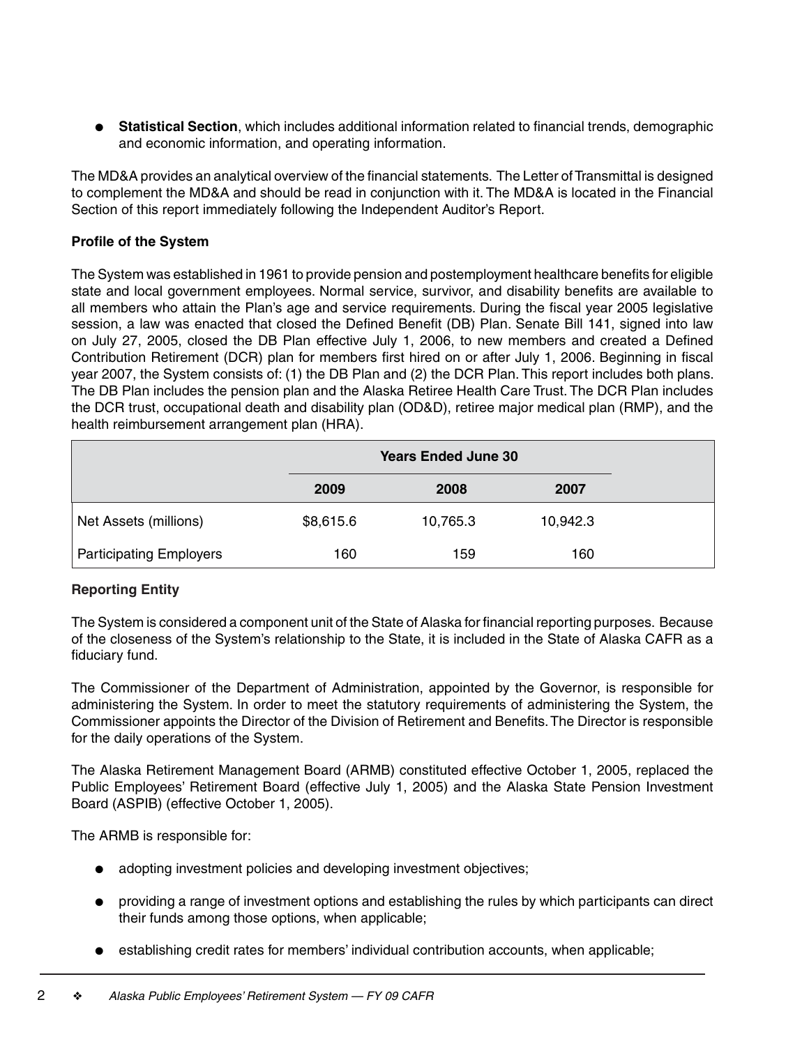- **Statistical Section**, which includes additional information related to financial trends, demographic and economic information, and operating information.

The MD&A provides an analytical overview of the financial statements. The Letter of Transmittal is designed to complement the MD&A and should be read in conjunction with it. The MD&A is located in the Financial Section of this report immediately following the Independent Auditor's Report.

**Profile of the System**

The System was established in 1961 to provide pension and postemployment healthcare benefits for eligible state and local government employees. Normal service, survivor, and disability benefits are available to all members who attain the Plan's age and service requirements. During the fiscal year 2005 legislative session, a law was enacted that closed the Defined Benefit (DB) Plan. Senate Bill 141, signed into law on July 27, 2005, closed the DB Plan effective July 1, 2006, to new members and created a Defined Contribution Retirement (DCR) plan for members first hired on or after July 1, 2006. Beginning in fiscal year 2007, the System consists of: (1) the DB Plan and (2) the DCR Plan. This report includes both plans. The DB Plan includes the pension plan and the Alaska Retiree Health Care Trust. The DCR Plan includes the DCR trust, occupational death and disability plan (OD&D), retiree major medical plan (RMP), and the health reimbursement arrangement plan (HRA).

| | Years Ended June 30 | | |
|---|---|---|---|
| | 2009 | 2008 | 2007 |
| Net Assets (millions) | $8,615.6 | 10,765.3 | 10,942.3 |
| Participating Employers | 160 | 159 | 160 |

**Reporting Entity**

The System is considered a component unit of the State of Alaska for financial reporting purposes. Because of the closeness of the System's relationship to the State, it is included in the State of Alaska CAFR as a fiduciary fund.

The Commissioner of the Department of Administration, appointed by the Governor, is responsible for administering the System. In order to meet the statutory requirements of administering the System, the Commissioner appoints the Director of the Division of Retirement and Benefits. The Director is responsible for the daily operations of the System.

The Alaska Retirement Management Board (ARMB) constituted effective October 1, 2005, replaced the Public Employees' Retirement Board (effective July 1, 2005) and the Alaska State Pension Investment Board (ASPIB) (effective October 1, 2005).

The ARMB is responsible for:

- adopting investment policies and developing investment objectives;
- providing a range of investment options and establishing the rules by which participants can direct their funds among those options, when applicable;
- establishing credit rates for members' individual contribution accounts, when applicable;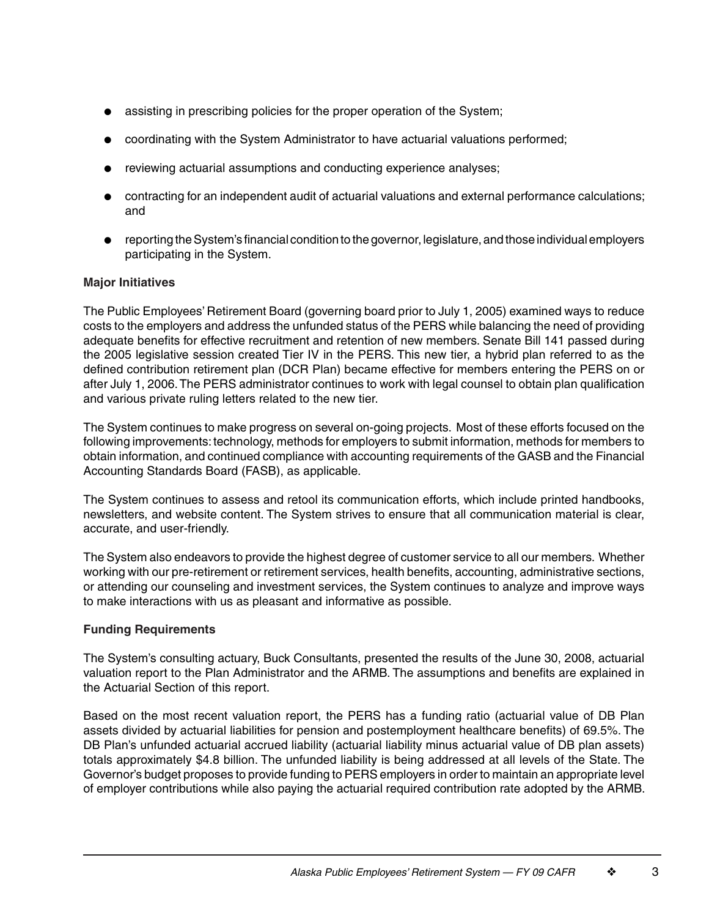- assisting in prescribing policies for the proper operation of the System;
- coordinating with the System Administrator to have actuarial valuations performed;
- reviewing actuarial assumptions and conducting experience analyses;
- contracting for an independent audit of actuarial valuations and external performance calculations; and
- reporting the System's financial condition to the governor, legislature, and those individual employers participating in the System.

**Major Initiatives**

The Public Employees' Retirement Board (governing board prior to July 1, 2005) examined ways to reduce costs to the employers and address the unfunded status of the PERS while balancing the need of providing adequate benefits for effective recruitment and retention of new members. Senate Bill 141 passed during the 2005 legislative session created Tier IV in the PERS. This new tier, a hybrid plan referred to as the defined contribution retirement plan (DCR Plan) became effective for members entering the PERS on or after July 1, 2006. The PERS administrator continues to work with legal counsel to obtain plan qualification and various private ruling letters related to the new tier.

The System continues to make progress on several on-going projects. Most of these efforts focused on the following improvements: technology, methods for employers to submit information, methods for members to obtain information, and continued compliance with accounting requirements of the GASB and the Financial Accounting Standards Board (FASB), as applicable.

The System continues to assess and retool its communication efforts, which include printed handbooks, newsletters, and website content. The System strives to ensure that all communication material is clear, accurate, and user-friendly.

The System also endeavors to provide the highest degree of customer service to all our members. Whether working with our pre-retirement or retirement services, health benefits, accounting, administrative sections, or attending our counseling and investment services, the System continues to analyze and improve ways to make interactions with us as pleasant and informative as possible.

**Funding Requirements**

The System's consulting actuary, Buck Consultants, presented the results of the June 30, 2008, actuarial valuation report to the Plan Administrator and the ARMB. The assumptions and benefits are explained in the Actuarial Section of this report.

Based on the most recent valuation report, the PERS has a funding ratio (actuarial value of DB Plan assets divided by actuarial liabilities for pension and postemployment healthcare benefits) of 69.5%. The DB Plan's unfunded actuarial accrued liability (actuarial liability minus actuarial value of DB plan assets) totals approximately $4.8 billion. The unfunded liability is being addressed at all levels of the State. The Governor's budget proposes to provide funding to PERS employers in order to maintain an appropriate level of employer contributions while also paying the actuarial required contribution rate adopted by the ARMB.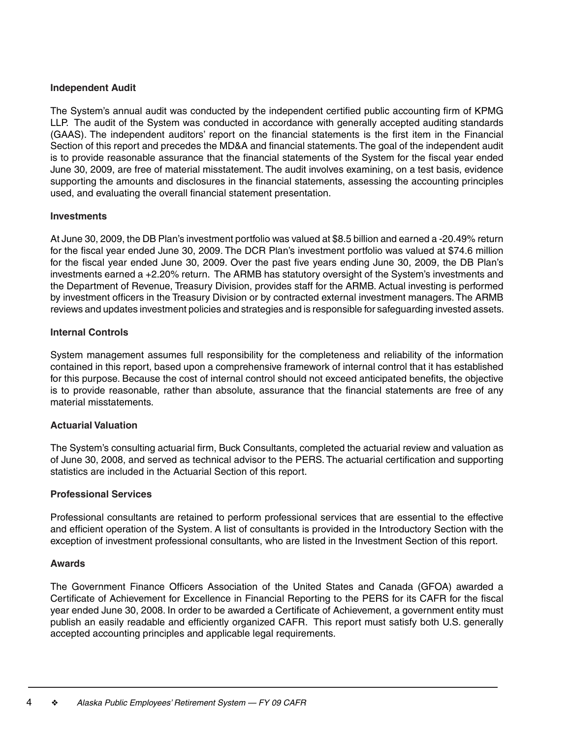### Independent Audit

The System's annual audit was conducted by the independent certified public accounting firm of KPMG LLP. The audit of the System was conducted in accordance with generally accepted auditing standards (GAAS). The independent auditors' report on the financial statements is the first item in the Financial Section of this report and precedes the MD&A and financial statements. The goal of the independent audit is to provide reasonable assurance that the financial statements of the System for the fiscal year ended June 30, 2009, are free of material misstatement. The audit involves examining, on a test basis, evidence supporting the amounts and disclosures in the financial statements, assessing the accounting principles used, and evaluating the overall financial statement presentation.

### Investments

At June 30, 2009, the DB Plan's investment portfolio was valued at $8.5 billion and earned a -20.49% return for the fiscal year ended June 30, 2009. The DCR Plan's investment portfolio was valued at $74.6 million for the fiscal year ended June 30, 2009. Over the past five years ending June 30, 2009, the DB Plan's investments earned a +2.20% return. The ARMB has statutory oversight of the System's investments and the Department of Revenue, Treasury Division, provides staff for the ARMB. Actual investing is performed by investment officers in the Treasury Division or by contracted external investment managers. The ARMB reviews and updates investment policies and strategies and is responsible for safeguarding invested assets.

### Internal Controls

System management assumes full responsibility for the completeness and reliability of the information contained in this report, based upon a comprehensive framework of internal control that it has established for this purpose. Because the cost of internal control should not exceed anticipated benefits, the objective is to provide reasonable, rather than absolute, assurance that the financial statements are free of any material misstatements.

### Actuarial Valuation

The System's consulting actuarial firm, Buck Consultants, completed the actuarial review and valuation as of June 30, 2008, and served as technical advisor to the PERS. The actuarial certification and supporting statistics are included in the Actuarial Section of this report.

### Professional Services

Professional consultants are retained to perform professional services that are essential to the effective and efficient operation of the System. A list of consultants is provided in the Introductory Section with the exception of investment professional consultants, who are listed in the Investment Section of this report.

### Awards

The Government Finance Officers Association of the United States and Canada (GFOA) awarded a Certificate of Achievement for Excellence in Financial Reporting to the PERS for its CAFR for the fiscal year ended June 30, 2008. In order to be awarded a Certificate of Achievement, a government entity must publish an easily readable and efficiently organized CAFR. This report must satisfy both U.S. generally accepted accounting principles and applicable legal requirements.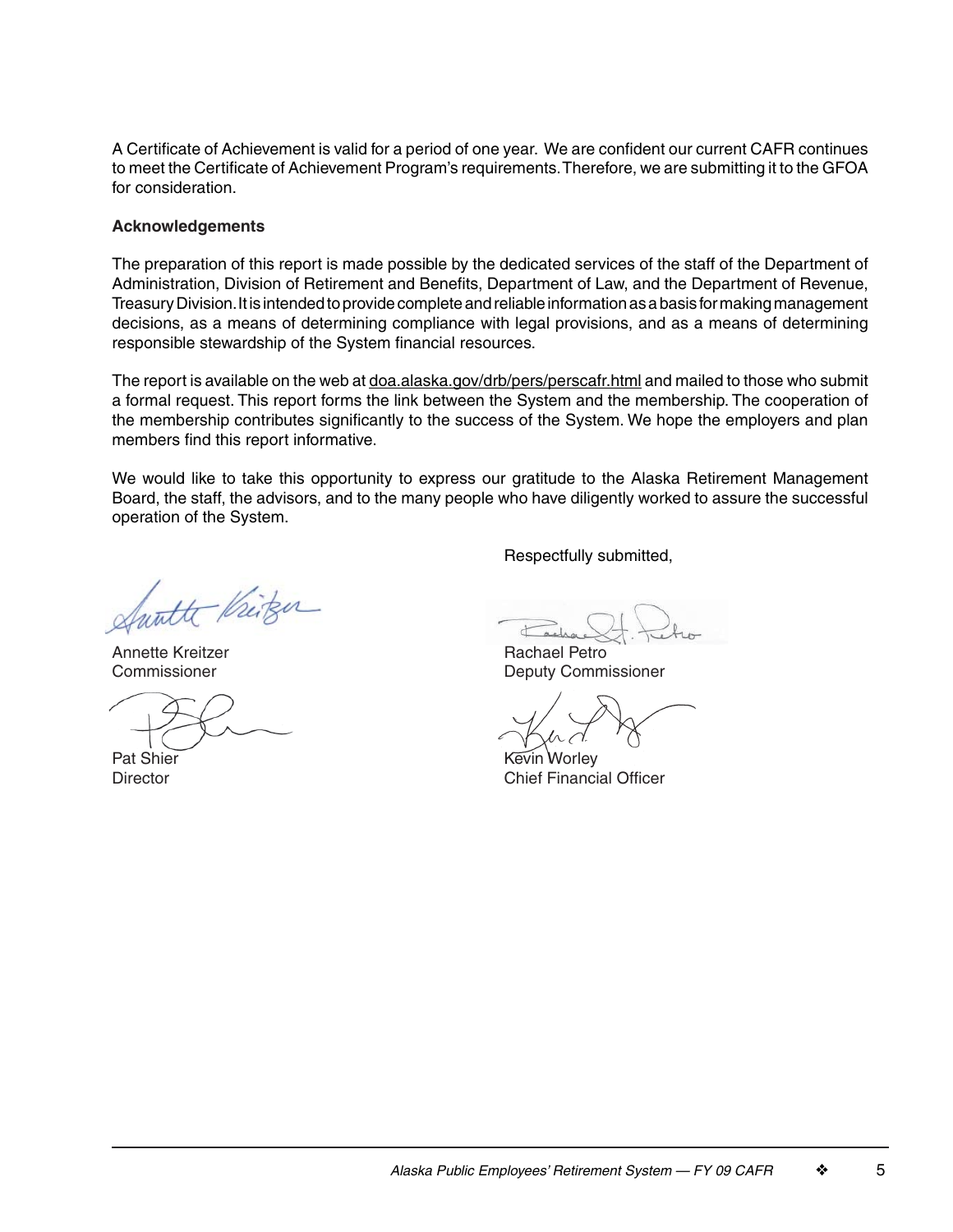A Certificate of Achievement is valid for a period of one year. We are confident our current CAFR continues to meet the Certificate of Achievement Program's requirements. Therefore, we are submitting it to the GFOA for consideration.

**Acknowledgements**

The preparation of this report is made possible by the dedicated services of the staff of the Department of Administration, Division of Retirement and Benefits, Department of Law, and the Department of Revenue, Treasury Division. It is intended to provide complete and reliable information as a basis for making management decisions, as a means of determining compliance with legal provisions, and as a means of determining responsible stewardship of the System financial resources.

The report is available on the web at doa.alaska.gov/drb/pers/perscafr.html and mailed to those who submit a formal request. This report forms the link between the System and the membership. The cooperation of the membership contributes significantly to the success of the System. We hope the employers and plan members find this report informative.

We would like to take this opportunity to express our gratitude to the Alaska Retirement Management Board, the staff, the advisors, and to the many people who have diligently worked to assure the successful operation of the System.

Respectfully submitted,

Annette Kreitzer
Commissioner

Rachael Petro
Deputy Commissioner

Pat Shier
Director

Kevin Worley
Chief Financial Officer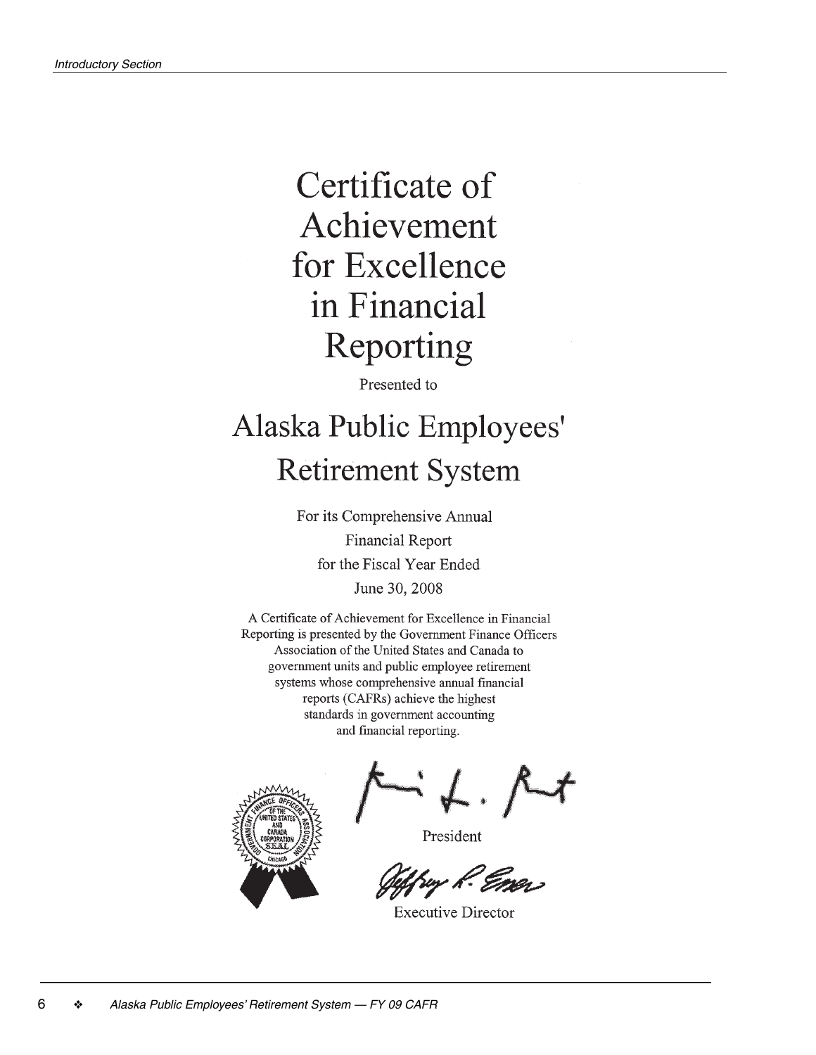# Certificate of Achievement for Excellence in Financial Reporting

Presented to

## Alaska Public Employees' Retirement System

For its Comprehensive Annual Financial Report for the Fiscal Year Ended June 30, 2008

A Certificate of Achievement for Excellence in Financial Reporting is presented by the Government Finance Officers Association of the United States and Canada to government units and public employee retirement systems whose comprehensive annual financial reports (CAFRs) achieve the highest standards in government accounting and financial reporting.

President

Executive Director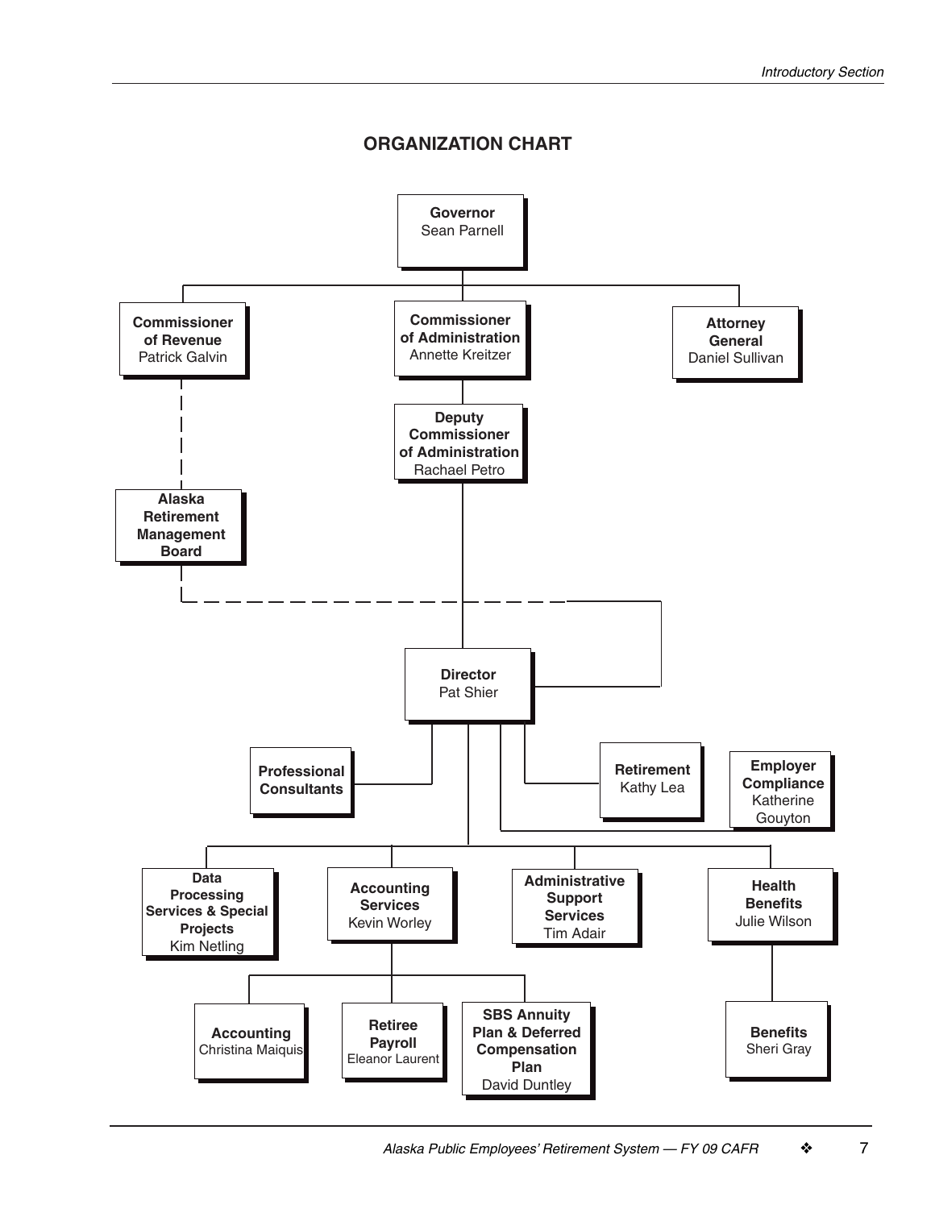## ORGANIZATION CHART

**Governor**
Sean Parnell

- **Commissioner of Revenue** — Patrick Galvin
  - **Alaska Retirement Management Board** (dashed line)
- **Commissioner of Administration** — Annette Kreitzer
  - **Deputy Commissioner of Administration** — Rachael Petro
- **Attorney General** — Daniel Sullivan

**Director**
Pat Shier

- **Professional Consultants**
- **Retirement** — Kathy Lea
- **Employer Compliance** — Katherine Gouyton
- **Data Processing Services & Special Projects** — Kim Netling
- **Accounting Services** — Kevin Worley
  - **Accounting** — Christina Maiquis
  - **Retiree Payroll** — Eleanor Laurent
  - **SBS Annuity Plan & Deferred Compensation Plan** — David Duntley
- **Administrative Support Services** — Tim Adair
- **Health Benefits** — Julie Wilson
  - **Benefits** — Sheri Gray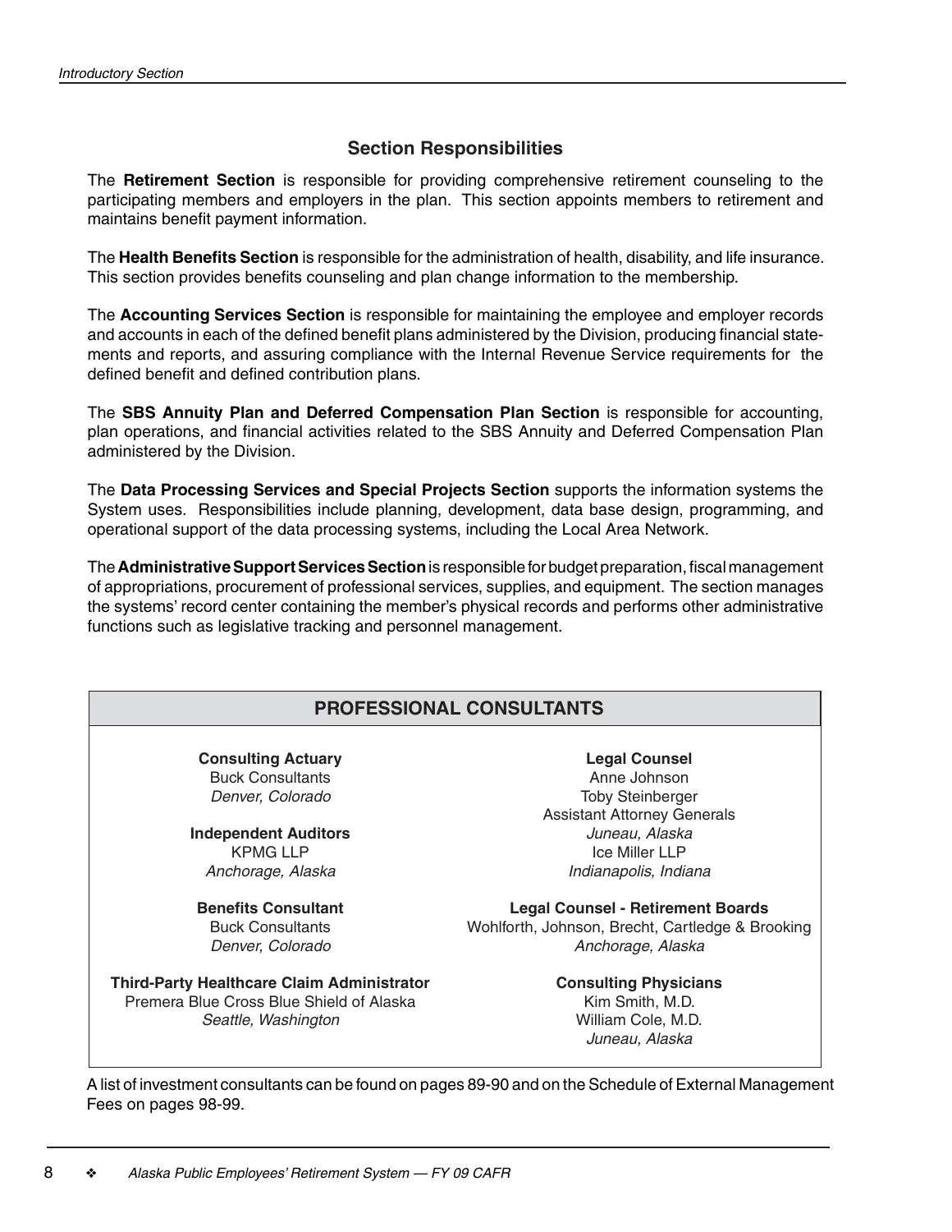## Section Responsibilities

The **Retirement Section** is responsible for providing comprehensive retirement counseling to the participating members and employers in the plan. This section appoints members to retirement and maintains benefit payment information.

The **Health Benefits Section** is responsible for the administration of health, disability, and life insurance. This section provides benefits counseling and plan change information to the membership.

The **Accounting Services Section** is responsible for maintaining the employee and employer records and accounts in each of the defined benefit plans administered by the Division, producing financial statements and reports, and assuring compliance with the Internal Revenue Service requirements for the defined benefit and defined contribution plans.

The **SBS Annuity Plan and Deferred Compensation Plan Section** is responsible for accounting, plan operations, and financial activities related to the SBS Annuity and Deferred Compensation Plan administered by the Division.

The **Data Processing Services and Special Projects Section** supports the information systems the System uses. Responsibilities include planning, development, data base design, programming, and operational support of the data processing systems, including the Local Area Network.

The **Administrative Support Services Section** is responsible for budget preparation, fiscal management of appropriations, procurement of professional services, supplies, and equipment. The section manages the systems' record center containing the member's physical records and performs other administrative functions such as legislative tracking and personnel management.

## PROFESSIONAL CONSULTANTS

**Consulting Actuary**
Buck Consultants
*Denver, Colorado*

**Independent Auditors**
KPMG LLP
*Anchorage, Alaska*

**Benefits Consultant**
Buck Consultants
*Denver, Colorado*

**Third-Party Healthcare Claim Administrator**
Premera Blue Cross Blue Shield of Alaska
*Seattle, Washington*

**Legal Counsel**
Anne Johnson
Toby Steinberger
Assistant Attorney Generals
*Juneau, Alaska*
Ice Miller LLP
*Indianapolis, Indiana*

**Legal Counsel - Retirement Boards**
Wohlforth, Johnson, Brecht, Cartledge & Brooking
*Anchorage, Alaska*

**Consulting Physicians**
Kim Smith, M.D.
William Cole, M.D.
*Juneau, Alaska*

A list of investment consultants can be found on pages 89-90 and on the Schedule of External Management Fees on pages 98-99.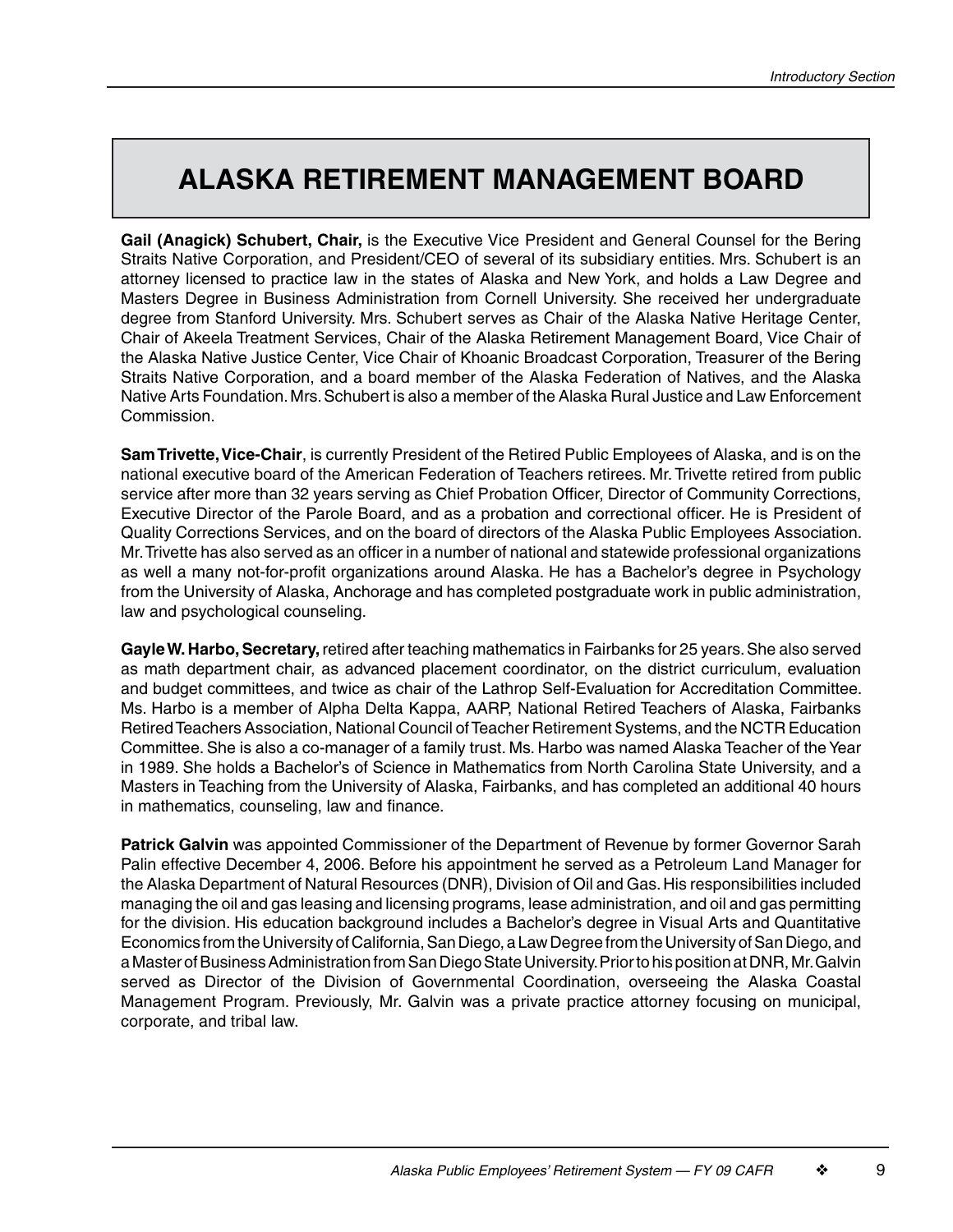# ALASKA RETIREMENT MANAGEMENT BOARD

**Gail (Anagick) Schubert, Chair,** is the Executive Vice President and General Counsel for the Bering Straits Native Corporation, and President/CEO of several of its subsidiary entities. Mrs. Schubert is an attorney licensed to practice law in the states of Alaska and New York, and holds a Law Degree and Masters Degree in Business Administration from Cornell University. She received her undergraduate degree from Stanford University. Mrs. Schubert serves as Chair of the Alaska Native Heritage Center, Chair of Akeela Treatment Services, Chair of the Alaska Retirement Management Board, Vice Chair of the Alaska Native Justice Center, Vice Chair of Khoanic Broadcast Corporation, Treasurer of the Bering Straits Native Corporation, and a board member of the Alaska Federation of Natives, and the Alaska Native Arts Foundation. Mrs. Schubert is also a member of the Alaska Rural Justice and Law Enforcement Commission.

**Sam Trivette, Vice-Chair**, is currently President of the Retired Public Employees of Alaska, and is on the national executive board of the American Federation of Teachers retirees. Mr. Trivette retired from public service after more than 32 years serving as Chief Probation Officer, Director of Community Corrections, Executive Director of the Parole Board, and as a probation and correctional officer. He is President of Quality Corrections Services, and on the board of directors of the Alaska Public Employees Association. Mr. Trivette has also served as an officer in a number of national and statewide professional organizations as well a many not-for-profit organizations around Alaska. He has a Bachelor's degree in Psychology from the University of Alaska, Anchorage and has completed postgraduate work in public administration, law and psychological counseling.

**Gayle W. Harbo, Secretary,** retired after teaching mathematics in Fairbanks for 25 years. She also served as math department chair, as advanced placement coordinator, on the district curriculum, evaluation and budget committees, and twice as chair of the Lathrop Self-Evaluation for Accreditation Committee. Ms. Harbo is a member of Alpha Delta Kappa, AARP, National Retired Teachers of Alaska, Fairbanks Retired Teachers Association, National Council of Teacher Retirement Systems, and the NCTR Education Committee. She is also a co-manager of a family trust. Ms. Harbo was named Alaska Teacher of the Year in 1989. She holds a Bachelor's of Science in Mathematics from North Carolina State University, and a Masters in Teaching from the University of Alaska, Fairbanks, and has completed an additional 40 hours in mathematics, counseling, law and finance.

**Patrick Galvin** was appointed Commissioner of the Department of Revenue by former Governor Sarah Palin effective December 4, 2006. Before his appointment he served as a Petroleum Land Manager for the Alaska Department of Natural Resources (DNR), Division of Oil and Gas. His responsibilities included managing the oil and gas leasing and licensing programs, lease administration, and oil and gas permitting for the division. His education background includes a Bachelor's degree in Visual Arts and Quantitative Economics from the University of California, San Diego, a Law Degree from the University of San Diego, and a Master of Business Administration from San Diego State University. Prior to his position at DNR, Mr. Galvin served as Director of the Division of Governmental Coordination, overseeing the Alaska Coastal Management Program. Previously, Mr. Galvin was a private practice attorney focusing on municipal, corporate, and tribal law.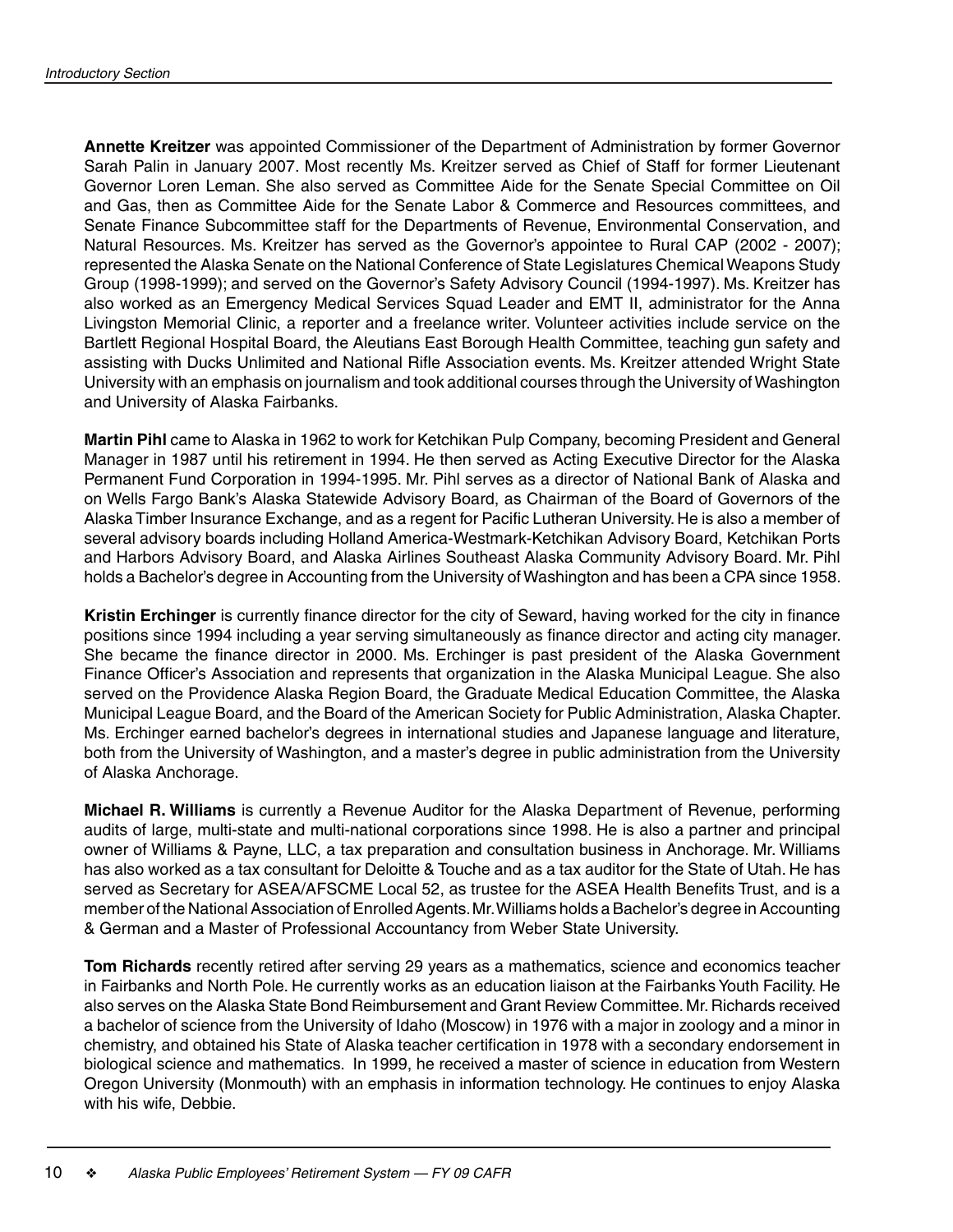**Annette Kreitzer** was appointed Commissioner of the Department of Administration by former Governor Sarah Palin in January 2007. Most recently Ms. Kreitzer served as Chief of Staff for former Lieutenant Governor Loren Leman. She also served as Committee Aide for the Senate Special Committee on Oil and Gas, then as Committee Aide for the Senate Labor & Commerce and Resources committees, and Senate Finance Subcommittee staff for the Departments of Revenue, Environmental Conservation, and Natural Resources. Ms. Kreitzer has served as the Governor's appointee to Rural CAP (2002 - 2007); represented the Alaska Senate on the National Conference of State Legislatures Chemical Weapons Study Group (1998-1999); and served on the Governor's Safety Advisory Council (1994-1997). Ms. Kreitzer has also worked as an Emergency Medical Services Squad Leader and EMT II, administrator for the Anna Livingston Memorial Clinic, a reporter and a freelance writer. Volunteer activities include service on the Bartlett Regional Hospital Board, the Aleutians East Borough Health Committee, teaching gun safety and assisting with Ducks Unlimited and National Rifle Association events. Ms. Kreitzer attended Wright State University with an emphasis on journalism and took additional courses through the University of Washington and University of Alaska Fairbanks.

**Martin Pihl** came to Alaska in 1962 to work for Ketchikan Pulp Company, becoming President and General Manager in 1987 until his retirement in 1994. He then served as Acting Executive Director for the Alaska Permanent Fund Corporation in 1994-1995. Mr. Pihl serves as a director of National Bank of Alaska and on Wells Fargo Bank's Alaska Statewide Advisory Board, as Chairman of the Board of Governors of the Alaska Timber Insurance Exchange, and as a regent for Pacific Lutheran University. He is also a member of several advisory boards including Holland America-Westmark-Ketchikan Advisory Board, Ketchikan Ports and Harbors Advisory Board, and Alaska Airlines Southeast Alaska Community Advisory Board. Mr. Pihl holds a Bachelor's degree in Accounting from the University of Washington and has been a CPA since 1958.

**Kristin Erchinger** is currently finance director for the city of Seward, having worked for the city in finance positions since 1994 including a year serving simultaneously as finance director and acting city manager. She became the finance director in 2000. Ms. Erchinger is past president of the Alaska Government Finance Officer's Association and represents that organization in the Alaska Municipal League. She also served on the Providence Alaska Region Board, the Graduate Medical Education Committee, the Alaska Municipal League Board, and the Board of the American Society for Public Administration, Alaska Chapter. Ms. Erchinger earned bachelor's degrees in international studies and Japanese language and literature, both from the University of Washington, and a master's degree in public administration from the University of Alaska Anchorage.

**Michael R. Williams** is currently a Revenue Auditor for the Alaska Department of Revenue, performing audits of large, multi-state and multi-national corporations since 1998. He is also a partner and principal owner of Williams & Payne, LLC, a tax preparation and consultation business in Anchorage. Mr. Williams has also worked as a tax consultant for Deloitte & Touche and as a tax auditor for the State of Utah. He has served as Secretary for ASEA/AFSCME Local 52, as trustee for the ASEA Health Benefits Trust, and is a member of the National Association of Enrolled Agents. Mr. Williams holds a Bachelor's degree in Accounting & German and a Master of Professional Accountancy from Weber State University.

**Tom Richards** recently retired after serving 29 years as a mathematics, science and economics teacher in Fairbanks and North Pole. He currently works as an education liaison at the Fairbanks Youth Facility. He also serves on the Alaska State Bond Reimbursement and Grant Review Committee. Mr. Richards received a bachelor of science from the University of Idaho (Moscow) in 1976 with a major in zoology and a minor in chemistry, and obtained his State of Alaska teacher certification in 1978 with a secondary endorsement in biological science and mathematics. In 1999, he received a master of science in education from Western Oregon University (Monmouth) with an emphasis in information technology. He continues to enjoy Alaska with his wife, Debbie.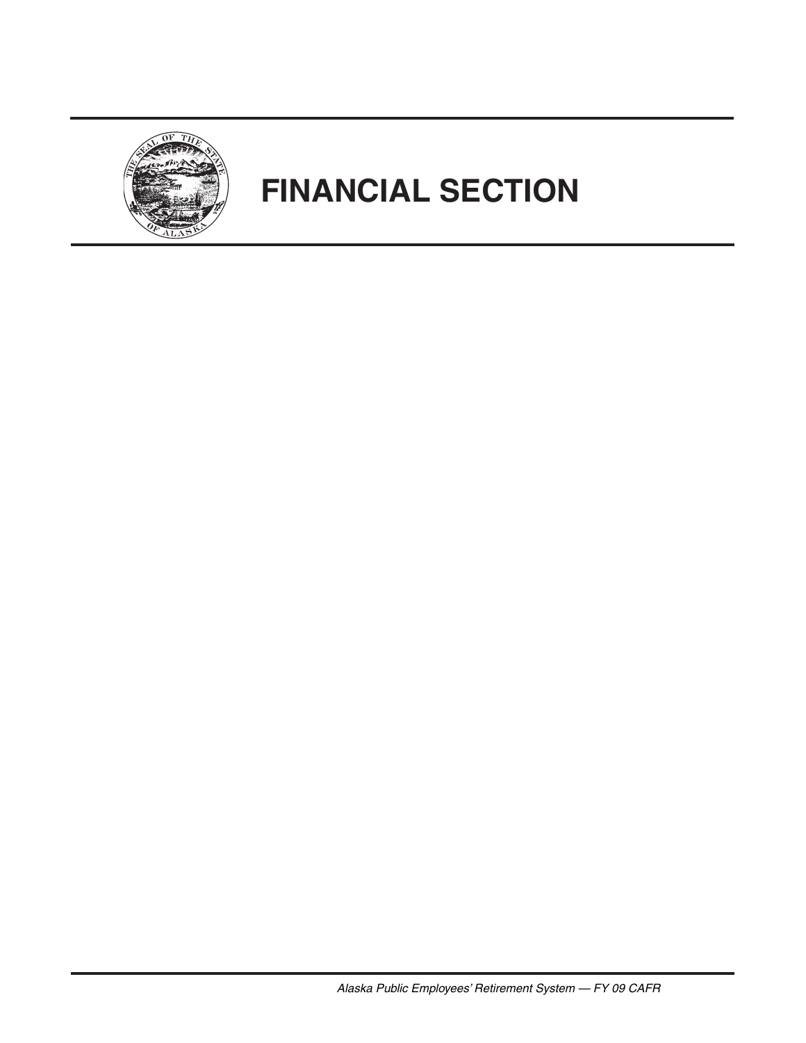# FINANCIAL SECTION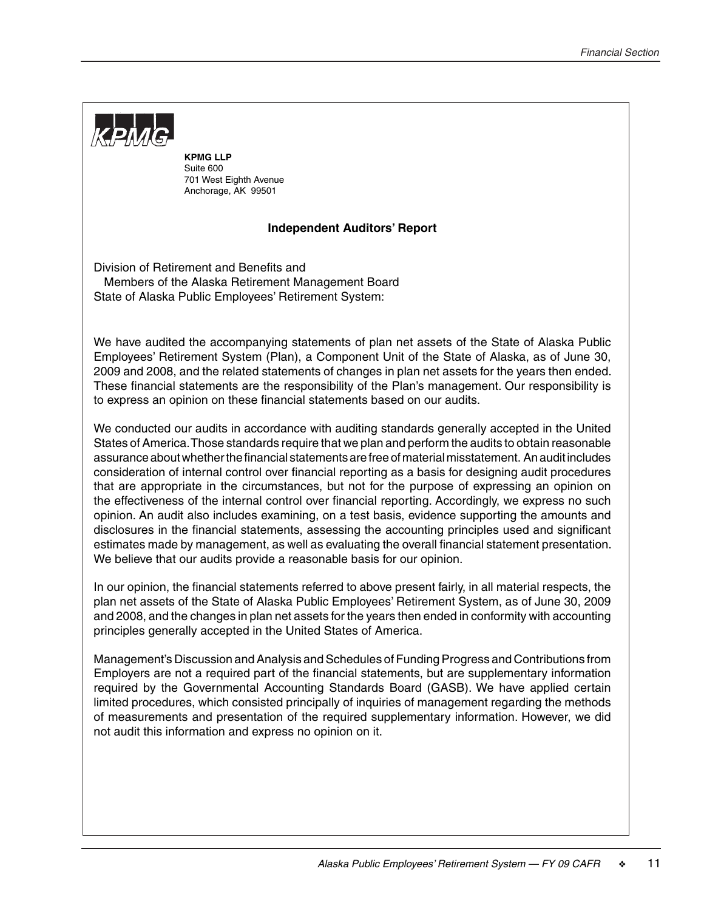KPMG

**KPMG LLP**
Suite 600
701 West Eighth Avenue
Anchorage, AK 99501

## Independent Auditors' Report

Division of Retirement and Benefits and
Members of the Alaska Retirement Management Board
State of Alaska Public Employees' Retirement System:

We have audited the accompanying statements of plan net assets of the State of Alaska Public Employees' Retirement System (Plan), a Component Unit of the State of Alaska, as of June 30, 2009 and 2008, and the related statements of changes in plan net assets for the years then ended. These financial statements are the responsibility of the Plan's management. Our responsibility is to express an opinion on these financial statements based on our audits.

We conducted our audits in accordance with auditing standards generally accepted in the United States of America. Those standards require that we plan and perform the audits to obtain reasonable assurance about whether the financial statements are free of material misstatement. An audit includes consideration of internal control over financial reporting as a basis for designing audit procedures that are appropriate in the circumstances, but not for the purpose of expressing an opinion on the effectiveness of the internal control over financial reporting. Accordingly, we express no such opinion. An audit also includes examining, on a test basis, evidence supporting the amounts and disclosures in the financial statements, assessing the accounting principles used and significant estimates made by management, as well as evaluating the overall financial statement presentation. We believe that our audits provide a reasonable basis for our opinion.

In our opinion, the financial statements referred to above present fairly, in all material respects, the plan net assets of the State of Alaska Public Employees' Retirement System, as of June 30, 2009 and 2008, and the changes in plan net assets for the years then ended in conformity with accounting principles generally accepted in the United States of America.

Management's Discussion and Analysis and Schedules of Funding Progress and Contributions from Employers are not a required part of the financial statements, but are supplementary information required by the Governmental Accounting Standards Board (GASB). We have applied certain limited procedures, which consisted principally of inquiries of management regarding the methods of measurements and presentation of the required supplementary information. However, we did not audit this information and express no opinion on it.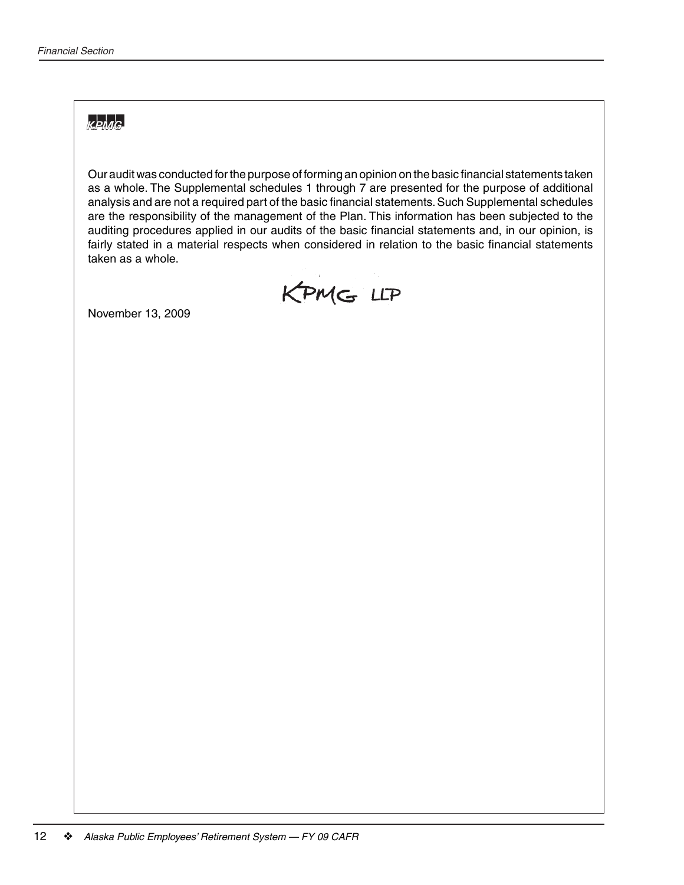KPMG

Our audit was conducted for the purpose of forming an opinion on the basic financial statements taken as a whole. The Supplemental schedules 1 through 7 are presented for the purpose of additional analysis and are not a required part of the basic financial statements. Such Supplemental schedules are the responsibility of the management of the Plan. This information has been subjected to the auditing procedures applied in our audits of the basic financial statements and, in our opinion, is fairly stated in a material respects when considered in relation to the basic financial statements taken as a whole.

KPMG LLP

November 13, 2009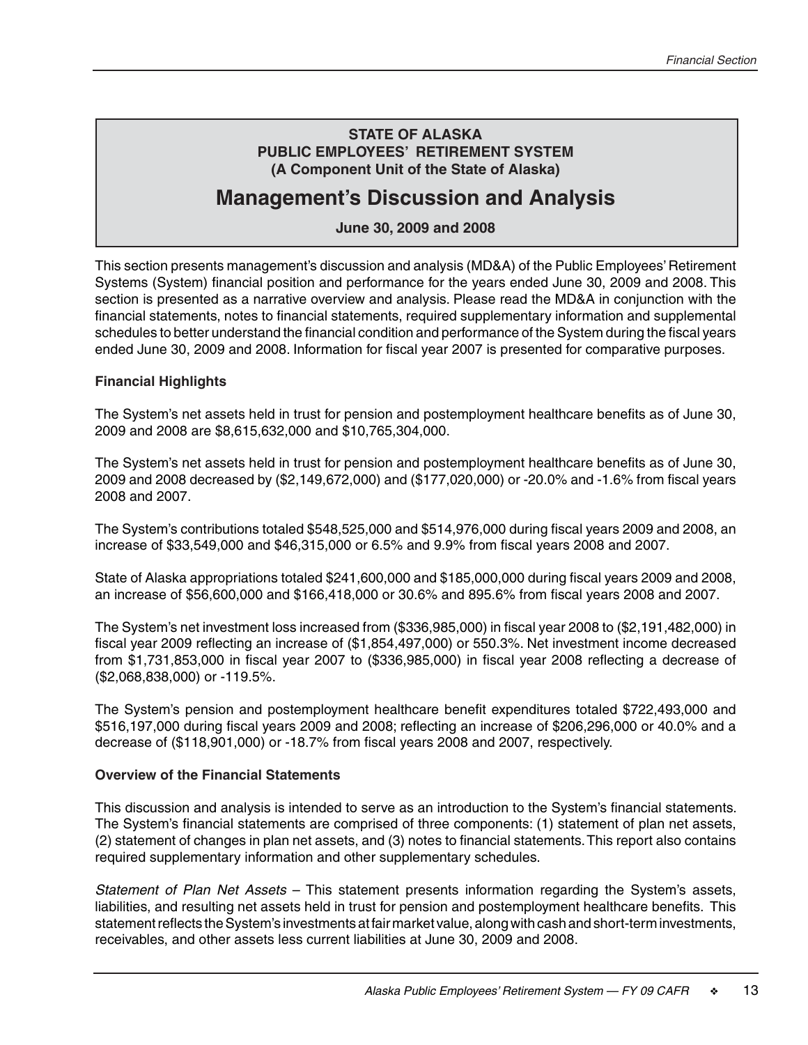**STATE OF ALASKA**
**PUBLIC EMPLOYEES' RETIREMENT SYSTEM**
**(A Component Unit of the State of Alaska)**

# Management's Discussion and Analysis

**June 30, 2009 and 2008**

This section presents management's discussion and analysis (MD&A) of the Public Employees' Retirement Systems (System) financial position and performance for the years ended June 30, 2009 and 2008. This section is presented as a narrative overview and analysis. Please read the MD&A in conjunction with the financial statements, notes to financial statements, required supplementary information and supplemental schedules to better understand the financial condition and performance of the System during the fiscal years ended June 30, 2009 and 2008. Information for fiscal year 2007 is presented for comparative purposes.

**Financial Highlights**

The System's net assets held in trust for pension and postemployment healthcare benefits as of June 30, 2009 and 2008 are $8,615,632,000 and $10,765,304,000.

The System's net assets held in trust for pension and postemployment healthcare benefits as of June 30, 2009 and 2008 decreased by ($2,149,672,000) and ($177,020,000) or -20.0% and -1.6% from fiscal years 2008 and 2007.

The System's contributions totaled $548,525,000 and $514,976,000 during fiscal years 2009 and 2008, an increase of $33,549,000 and $46,315,000 or 6.5% and 9.9% from fiscal years 2008 and 2007.

State of Alaska appropriations totaled $241,600,000 and $185,000,000 during fiscal years 2009 and 2008, an increase of $56,600,000 and $166,418,000 or 30.6% and 895.6% from fiscal years 2008 and 2007.

The System's net investment loss increased from ($336,985,000) in fiscal year 2008 to ($2,191,482,000) in fiscal year 2009 reflecting an increase of ($1,854,497,000) or 550.3%. Net investment income decreased from $1,731,853,000 in fiscal year 2007 to ($336,985,000) in fiscal year 2008 reflecting a decrease of ($2,068,838,000) or -119.5%.

The System's pension and postemployment healthcare benefit expenditures totaled $722,493,000 and $516,197,000 during fiscal years 2009 and 2008; reflecting an increase of $206,296,000 or 40.0% and a decrease of ($118,901,000) or -18.7% from fiscal years 2008 and 2007, respectively.

**Overview of the Financial Statements**

This discussion and analysis is intended to serve as an introduction to the System's financial statements. The System's financial statements are comprised of three components: (1) statement of plan net assets, (2) statement of changes in plan net assets, and (3) notes to financial statements. This report also contains required supplementary information and other supplementary schedules.

*Statement of Plan Net Assets* – This statement presents information regarding the System's assets, liabilities, and resulting net assets held in trust for pension and postemployment healthcare benefits. This statement reflects the System's investments at fair market value, along with cash and short-term investments, receivables, and other assets less current liabilities at June 30, 2009 and 2008.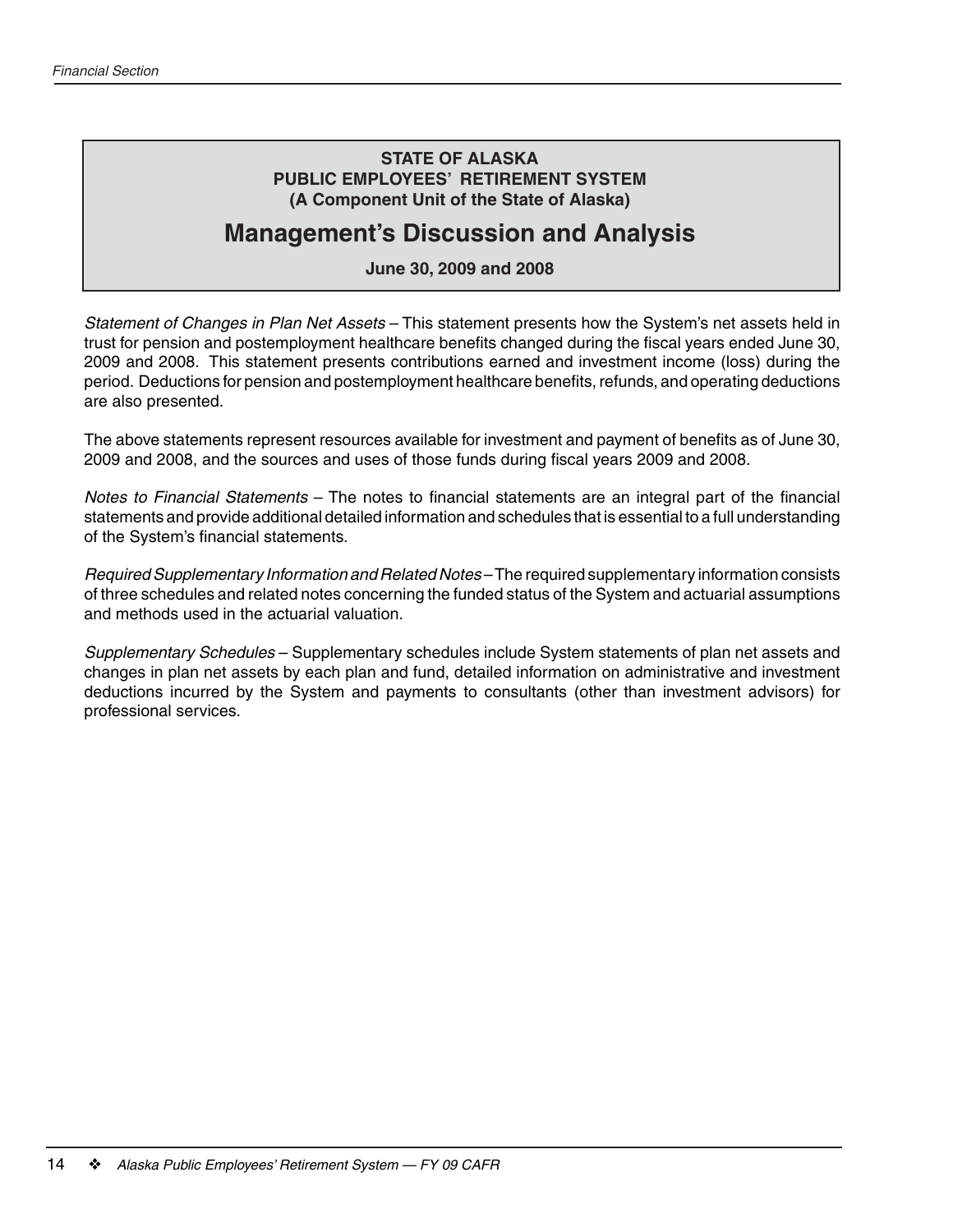**STATE OF ALASKA**
**PUBLIC EMPLOYEES' RETIREMENT SYSTEM**
**(A Component Unit of the State of Alaska)**

# Management's Discussion and Analysis

**June 30, 2009 and 2008**

*Statement of Changes in Plan Net Assets* – This statement presents how the System's net assets held in trust for pension and postemployment healthcare benefits changed during the fiscal years ended June 30, 2009 and 2008. This statement presents contributions earned and investment income (loss) during the period. Deductions for pension and postemployment healthcare benefits, refunds, and operating deductions are also presented.

The above statements represent resources available for investment and payment of benefits as of June 30, 2009 and 2008, and the sources and uses of those funds during fiscal years 2009 and 2008.

*Notes to Financial Statements* – The notes to financial statements are an integral part of the financial statements and provide additional detailed information and schedules that is essential to a full understanding of the System's financial statements.

*Required Supplementary Information and Related Notes* – The required supplementary information consists of three schedules and related notes concerning the funded status of the System and actuarial assumptions and methods used in the actuarial valuation.

*Supplementary Schedules* – Supplementary schedules include System statements of plan net assets and changes in plan net assets by each plan and fund, detailed information on administrative and investment deductions incurred by the System and payments to consultants (other than investment advisors) for professional services.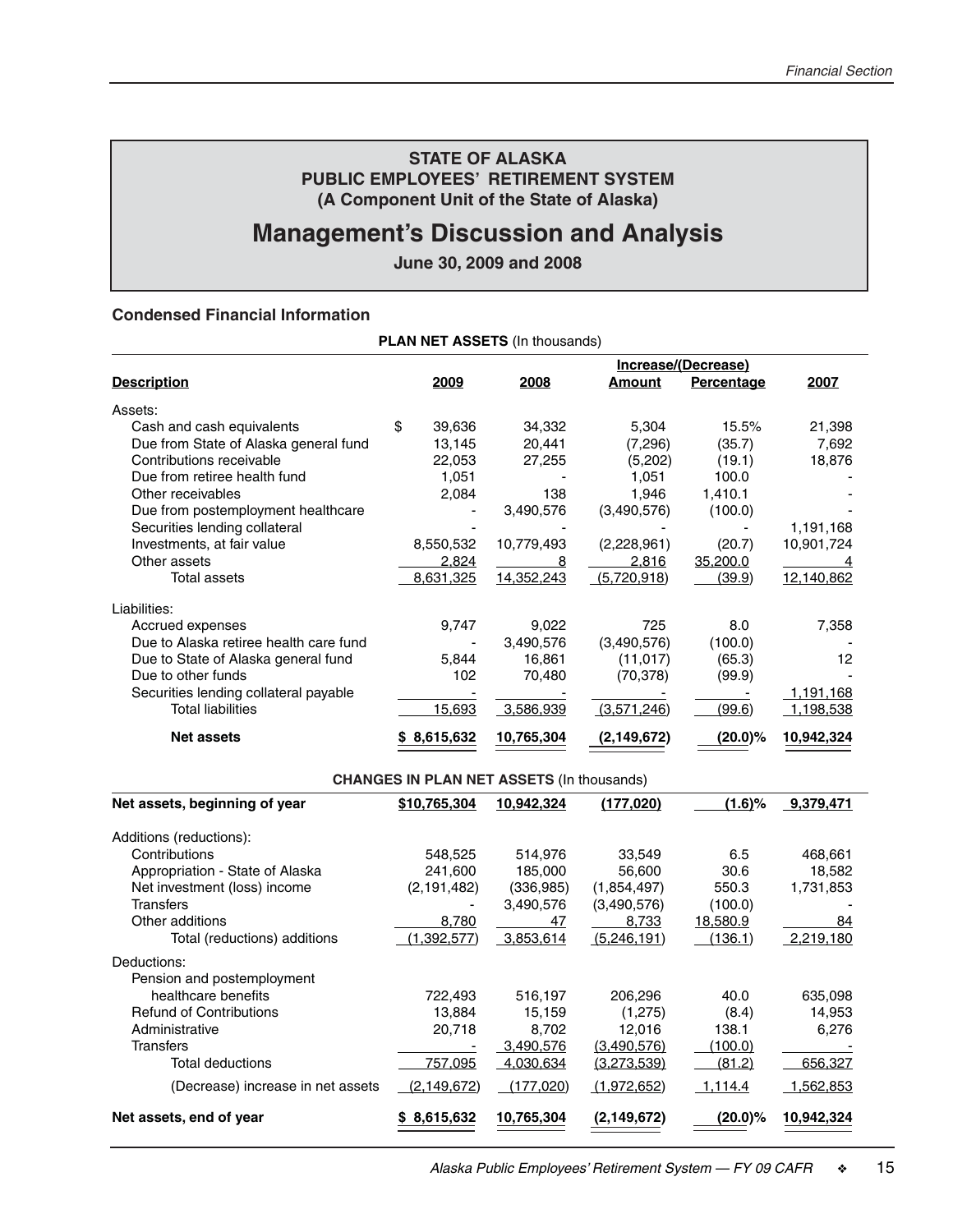**STATE OF ALASKA**
**PUBLIC EMPLOYEES' RETIREMENT SYSTEM**
**(A Component Unit of the State of Alaska)**

# Management's Discussion and Analysis

**June 30, 2009 and 2008**

### Condensed Financial Information

**PLAN NET ASSETS** (In thousands)

| Description | 2009 | 2008 | Increase/(Decrease) Amount | Percentage | 2007 |
|---|---|---|---|---|---|
| Assets: | | | | | |
| Cash and cash equivalents | $ 39,636 | 34,332 | 5,304 | 15.5% | 21,398 |
| Due from State of Alaska general fund | 13,145 | 20,441 | (7,296) | (35.7) | 7,692 |
| Contributions receivable | 22,053 | 27,255 | (5,202) | (19.1) | 18,876 |
| Due from retiree health fund | 1,051 | - | 1,051 | 100.0 | - |
| Other receivables | 2,084 | 138 | 1,946 | 1,410.1 | - |
| Due from postemployment healthcare | - | 3,490,576 | (3,490,576) | (100.0) | - |
| Securities lending collateral | - | - | - | - | 1,191,168 |
| Investments, at fair value | 8,550,532 | 10,779,493 | (2,228,961) | (20.7) | 10,901,724 |
| Other assets | 2,824 | 8 | 2,816 | 35,200.0 | 4 |
| Total assets | 8,631,325 | 14,352,243 | (5,720,918) | (39.9) | 12,140,862 |
| Liabilities: | | | | | |
| Accrued expenses | 9,747 | 9,022 | 725 | 8.0 | 7,358 |
| Due to Alaska retiree health care fund | - | 3,490,576 | (3,490,576) | (100.0) | - |
| Due to State of Alaska general fund | 5,844 | 16,861 | (11,017) | (65.3) | 12 |
| Due to other funds | 102 | 70,480 | (70,378) | (99.9) | - |
| Securities lending collateral payable | - | - | - | - | 1,191,168 |
| Total liabilities | 15,693 | 3,586,939 | (3,571,246) | (99.6) | 1,198,538 |
| **Net assets** | **$ 8,615,632** | **10,765,304** | **(2,149,672)** | **(20.0)%** | **10,942,324** |

**CHANGES IN PLAN NET ASSETS** (In thousands)

| Description | 2009 | 2008 | Increase/(Decrease) Amount | Percentage | 2007 |
|---|---|---|---|---|---|
| **Net assets, beginning of year** | **$10,765,304** | **10,942,324** | **(177,020)** | **(1.6)%** | **9,379,471** |
| Additions (reductions): | | | | | |
| Contributions | 548,525 | 514,976 | 33,549 | 6.5 | 468,661 |
| Appropriation - State of Alaska | 241,600 | 185,000 | 56,600 | 30.6 | 18,582 |
| Net investment (loss) income | (2,191,482) | (336,985) | (1,854,497) | 550.3 | 1,731,853 |
| Transfers | - | 3,490,576 | (3,490,576) | (100.0) | - |
| Other additions | 8,780 | 47 | 8,733 | 18,580.9 | 84 |
| Total (reductions) additions | (1,392,577) | 3,853,614 | (5,246,191) | (136.1) | 2,219,180 |
| Deductions: | | | | | |
| Pension and postemployment healthcare benefits | 722,493 | 516,197 | 206,296 | 40.0 | 635,098 |
| Refund of Contributions | 13,884 | 15,159 | (1,275) | (8.4) | 14,953 |
| Administrative | 20,718 | 8,702 | 12,016 | 138.1 | 6,276 |
| Transfers | - | 3,490,576 | (3,490,576) | (100.0) | - |
| Total deductions | 757,095 | 4,030,634 | (3,273,539) | (81.2) | 656,327 |
| (Decrease) increase in net assets | (2,149,672) | (177,020) | (1,972,652) | 1,114.4 | 1,562,853 |
| **Net assets, end of year** | **$ 8,615,632** | **10,765,304** | **(2,149,672)** | **(20.0)%** | **10,942,324** |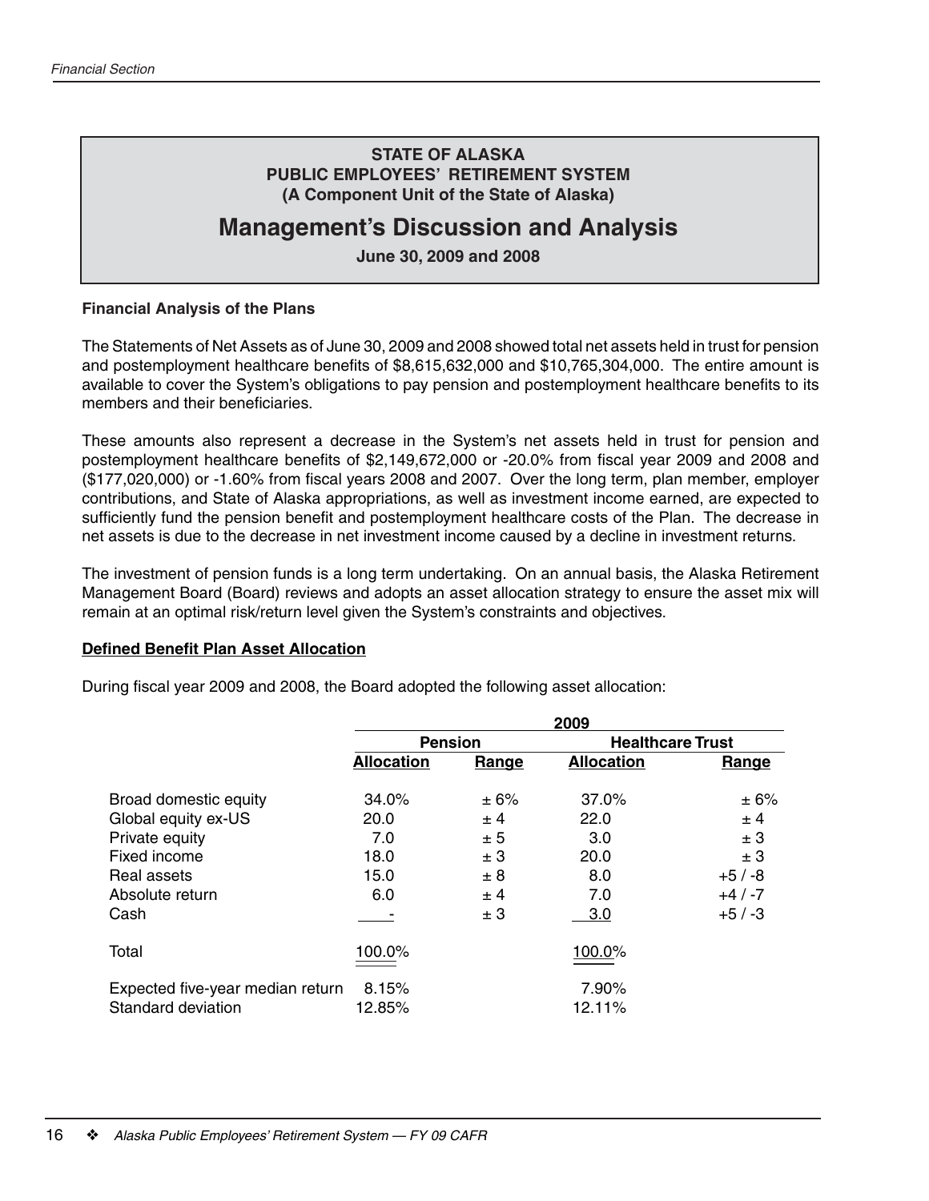**STATE OF ALASKA**
**PUBLIC EMPLOYEES' RETIREMENT SYSTEM**
**(A Component Unit of the State of Alaska)**

# Management's Discussion and Analysis

**June 30, 2009 and 2008**

**Financial Analysis of the Plans**

The Statements of Net Assets as of June 30, 2009 and 2008 showed total net assets held in trust for pension and postemployment healthcare benefits of $8,615,632,000 and $10,765,304,000. The entire amount is available to cover the System's obligations to pay pension and postemployment healthcare benefits to its members and their beneficiaries.

These amounts also represent a decrease in the System's net assets held in trust for pension and postemployment healthcare benefits of $2,149,672,000 or -20.0% from fiscal year 2009 and 2008 and ($177,020,000) or -1.60% from fiscal years 2008 and 2007. Over the long term, plan member, employer contributions, and State of Alaska appropriations, as well as investment income earned, are expected to sufficiently fund the pension benefit and postemployment healthcare costs of the Plan. The decrease in net assets is due to the decrease in net investment income caused by a decline in investment returns.

The investment of pension funds is a long term undertaking. On an annual basis, the Alaska Retirement Management Board (Board) reviews and adopts an asset allocation strategy to ensure the asset mix will remain at an optimal risk/return level given the System's constraints and objectives.

**Defined Benefit Plan Asset Allocation**

During fiscal year 2009 and 2008, the Board adopted the following asset allocation:

| | 2009 | | | |
|---|---|---|---|---|
| | Pension | | Healthcare Trust | |
| | Allocation | Range | Allocation | Range |
| Broad domestic equity | 34.0% | ± 6% | 37.0% | ± 6% |
| Global equity ex-US | 20.0 | ± 4 | 22.0 | ± 4 |
| Private equity | 7.0 | ± 5 | 3.0 | ± 3 |
| Fixed income | 18.0 | ± 3 | 20.0 | ± 3 |
| Real assets | 15.0 | ± 8 | 8.0 | +5 / -8 |
| Absolute return | 6.0 | ± 4 | 7.0 | +4 / -7 |
| Cash | - | ± 3 | 3.0 | +5 / -3 |
| Total | 100.0% | | 100.0% | |
| Expected five-year median return | 8.15% | | 7.90% | |
| Standard deviation | 12.85% | | 12.11% | |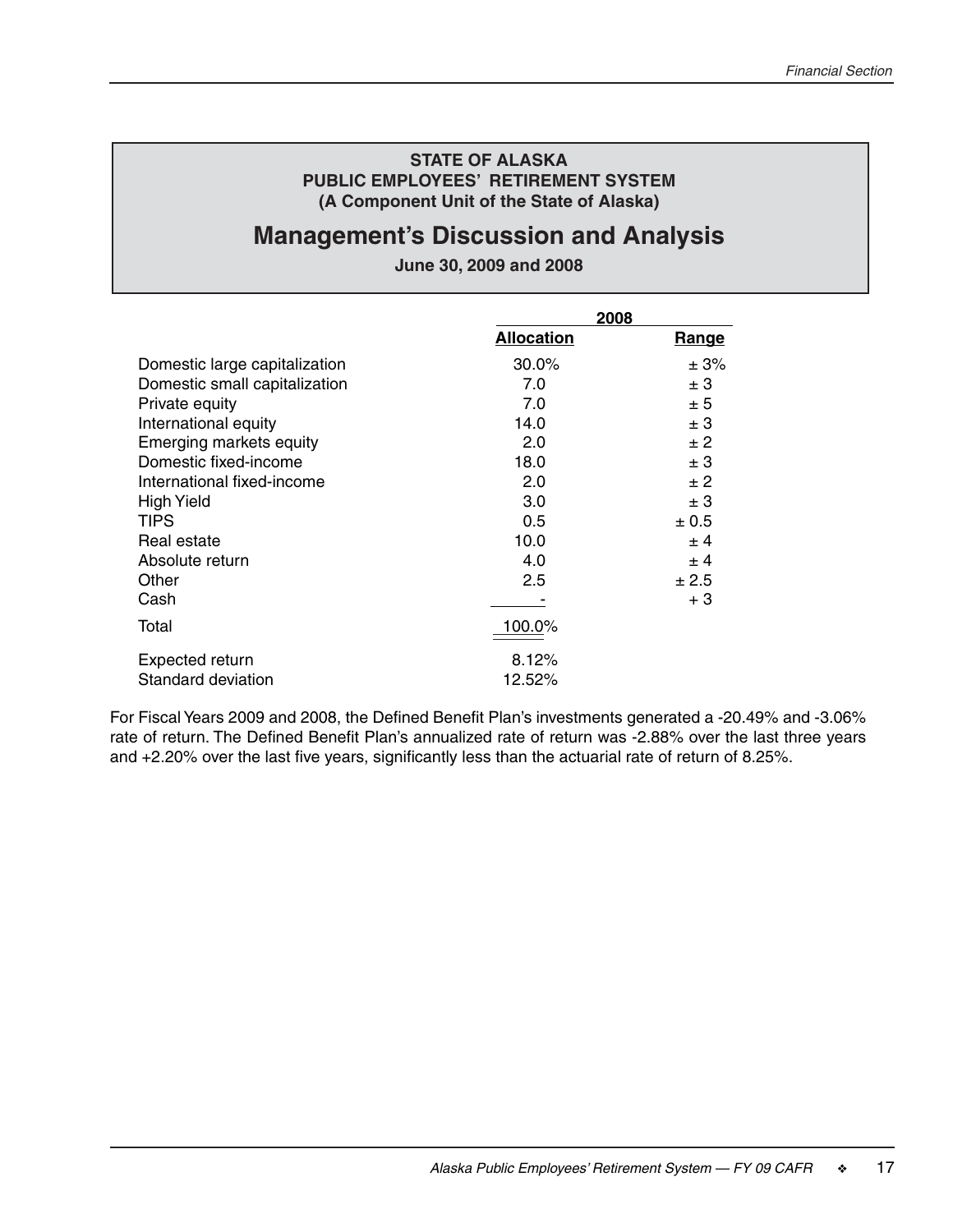**STATE OF ALASKA**
**PUBLIC EMPLOYEES' RETIREMENT SYSTEM**
**(A Component Unit of the State of Alaska)**

# Management's Discussion and Analysis

**June 30, 2009 and 2008**

| | 2008 | |
|---|---|---|
| | **Allocation** | **Range** |
| Domestic large capitalization | 30.0% | ± 3% |
| Domestic small capitalization | 7.0 | ± 3 |
| Private equity | 7.0 | ± 5 |
| International equity | 14.0 | ± 3 |
| Emerging markets equity | 2.0 | ± 2 |
| Domestic fixed-income | 18.0 | ± 3 |
| International fixed-income | 2.0 | ± 2 |
| High Yield | 3.0 | ± 3 |
| TIPS | 0.5 | ± 0.5 |
| Real estate | 10.0 | ± 4 |
| Absolute return | 4.0 | ± 4 |
| Other | 2.5 | ± 2.5 |
| Cash | - | + 3 |
| Total | 100.0% | |
| Expected return | 8.12% | |
| Standard deviation | 12.52% | |

For Fiscal Years 2009 and 2008, the Defined Benefit Plan's investments generated a -20.49% and -3.06% rate of return. The Defined Benefit Plan's annualized rate of return was -2.88% over the last three years and +2.20% over the last five years, significantly less than the actuarial rate of return of 8.25%.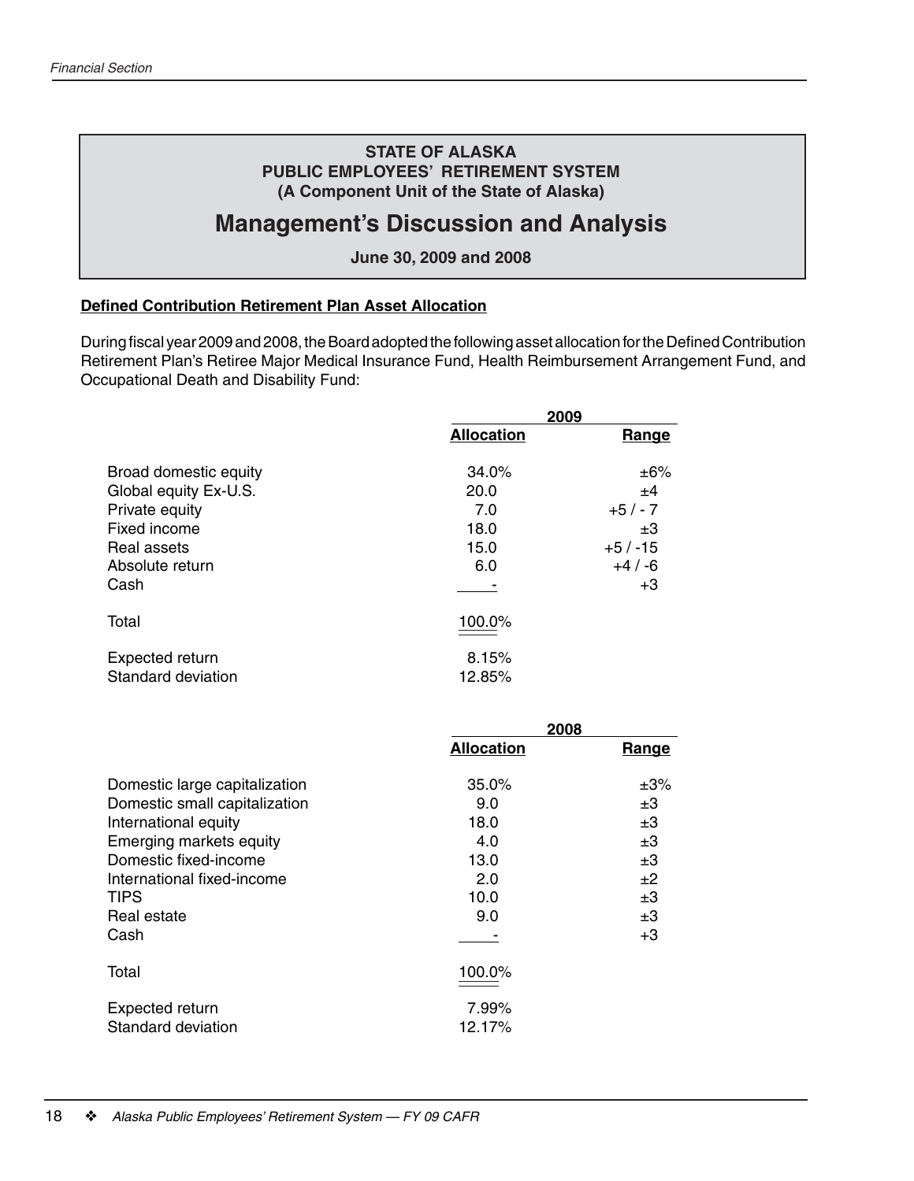**STATE OF ALASKA**
**PUBLIC EMPLOYEES' RETIREMENT SYSTEM**
**(A Component Unit of the State of Alaska)**

# Management's Discussion and Analysis

**June 30, 2009 and 2008**

## Defined Contribution Retirement Plan Asset Allocation

During fiscal year 2009 and 2008, the Board adopted the following asset allocation for the Defined Contribution Retirement Plan's Retiree Major Medical Insurance Fund, Health Reimbursement Arrangement Fund, and Occupational Death and Disability Fund:

| | 2009 | |
|---|---|---|
| | **Allocation** | **Range** |
| Broad domestic equity | 34.0% | ±6% |
| Global equity Ex-U.S. | 20.0 | ±4 |
| Private equity | 7.0 | +5 / - 7 |
| Fixed income | 18.0 | ±3 |
| Real assets | 15.0 | +5 / -15 |
| Absolute return | 6.0 | +4 / -6 |
| Cash | - | +3 |
| Total | 100.0% | |
| Expected return | 8.15% | |
| Standard deviation | 12.85% | |

| | 2008 | |
|---|---|---|
| | **Allocation** | **Range** |
| Domestic large capitalization | 35.0% | ±3% |
| Domestic small capitalization | 9.0 | ±3 |
| International equity | 18.0 | ±3 |
| Emerging markets equity | 4.0 | ±3 |
| Domestic fixed-income | 13.0 | ±3 |
| International fixed-income | 2.0 | ±2 |
| TIPS | 10.0 | ±3 |
| Real estate | 9.0 | ±3 |
| Cash | - | +3 |
| Total | 100.0% | |
| Expected return | 7.99% | |
| Standard deviation | 12.17% | |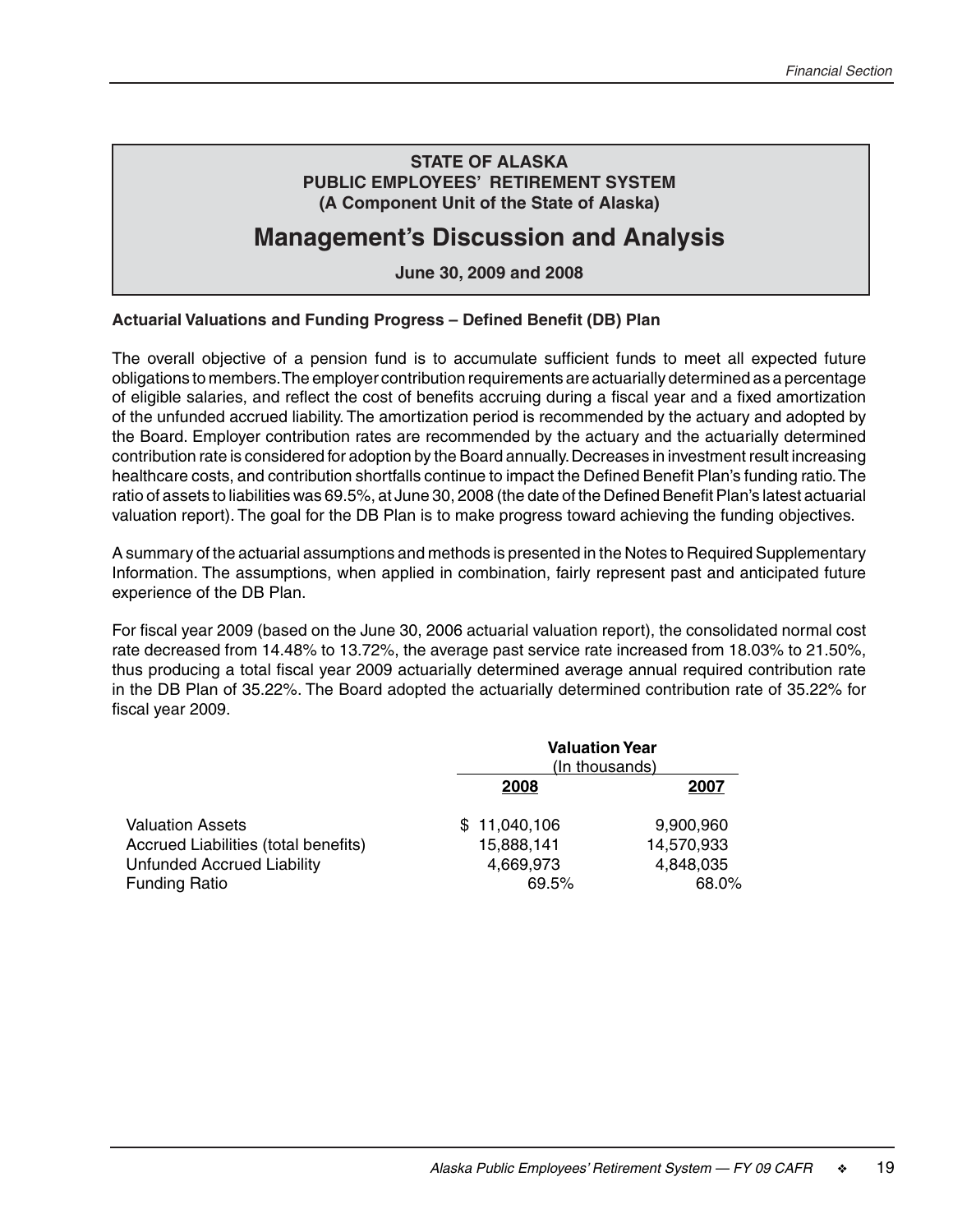**STATE OF ALASKA**
**PUBLIC EMPLOYEES' RETIREMENT SYSTEM**
**(A Component Unit of the State of Alaska)**

# Management's Discussion and Analysis

**June 30, 2009 and 2008**

**Actuarial Valuations and Funding Progress – Defined Benefit (DB) Plan**

The overall objective of a pension fund is to accumulate sufficient funds to meet all expected future obligations to members. The employer contribution requirements are actuarially determined as a percentage of eligible salaries, and reflect the cost of benefits accruing during a fiscal year and a fixed amortization of the unfunded accrued liability. The amortization period is recommended by the actuary and adopted by the Board. Employer contribution rates are recommended by the actuary and the actuarially determined contribution rate is considered for adoption by the Board annually. Decreases in investment result increasing healthcare costs, and contribution shortfalls continue to impact the Defined Benefit Plan's funding ratio. The ratio of assets to liabilities was 69.5%, at June 30, 2008 (the date of the Defined Benefit Plan's latest actuarial valuation report). The goal for the DB Plan is to make progress toward achieving the funding objectives.

A summary of the actuarial assumptions and methods is presented in the Notes to Required Supplementary Information. The assumptions, when applied in combination, fairly represent past and anticipated future experience of the DB Plan.

For fiscal year 2009 (based on the June 30, 2006 actuarial valuation report), the consolidated normal cost rate decreased from 14.48% to 13.72%, the average past service rate increased from 18.03% to 21.50%, thus producing a total fiscal year 2009 actuarially determined average annual required contribution rate in the DB Plan of 35.22%. The Board adopted the actuarially determined contribution rate of 35.22% for fiscal year 2009.

| | Valuation Year (In thousands) | |
|---|---|---|
| | **2008** | **2007** |
| Valuation Assets | $ 11,040,106 | 9,900,960 |
| Accrued Liabilities (total benefits) | 15,888,141 | 14,570,933 |
| Unfunded Accrued Liability | 4,669,973 | 4,848,035 |
| Funding Ratio | 69.5% | 68.0% |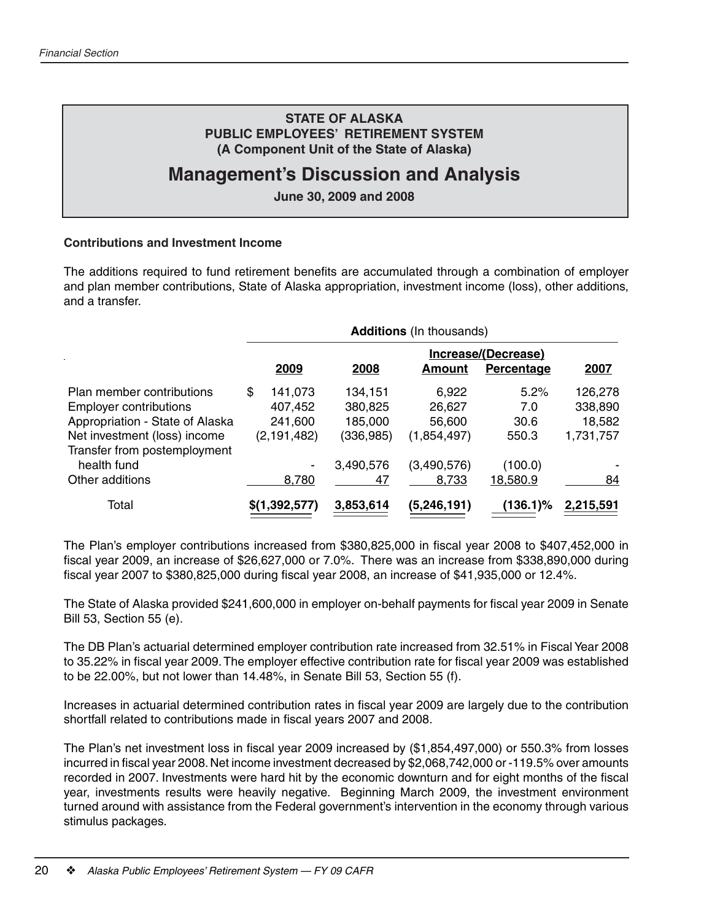**STATE OF ALASKA**
**PUBLIC EMPLOYEES' RETIREMENT SYSTEM**
**(A Component Unit of the State of Alaska)**

# Management's Discussion and Analysis

**June 30, 2009 and 2008**

### Contributions and Investment Income

The additions required to fund retirement benefits are accumulated through a combination of employer and plan member contributions, State of Alaska appropriation, investment income (loss), other additions, and a transfer.

| | **Additions** (In thousands) | | | | |
|---|---|---|---|---|---|
| | | | **Increase/(Decrease)** | | |
| | **2009** | **2008** | **Amount** | **Percentage** | **2007** |
| Plan member contributions | $ 141,073 | 134,151 | 6,922 | 5.2% | 126,278 |
| Employer contributions | 407,452 | 380,825 | 26,627 | 7.0 | 338,890 |
| Appropriation - State of Alaska | 241,600 | 185,000 | 56,600 | 30.6 | 18,582 |
| Net investment (loss) income | (2,191,482) | (336,985) | (1,854,497) | 550.3 | 1,731,757 |
| Transfer from postemployment health fund | - | 3,490,576 | (3,490,576) | (100.0) | - |
| Other additions | 8,780 | 47 | 8,733 | 18,580.9 | 84 |
| Total | **$(1,392,577)** | **3,853,614** | **(5,246,191)** | **(136.1)%** | **2,215,591** |

The Plan's employer contributions increased from $380,825,000 in fiscal year 2008 to $407,452,000 in fiscal year 2009, an increase of $26,627,000 or 7.0%. There was an increase from $338,890,000 during fiscal year 2007 to $380,825,000 during fiscal year 2008, an increase of $41,935,000 or 12.4%.

The State of Alaska provided $241,600,000 in employer on-behalf payments for fiscal year 2009 in Senate Bill 53, Section 55 (e).

The DB Plan's actuarial determined employer contribution rate increased from 32.51% in Fiscal Year 2008 to 35.22% in fiscal year 2009. The employer effective contribution rate for fiscal year 2009 was established to be 22.00%, but not lower than 14.48%, in Senate Bill 53, Section 55 (f).

Increases in actuarial determined contribution rates in fiscal year 2009 are largely due to the contribution shortfall related to contributions made in fiscal years 2007 and 2008.

The Plan's net investment loss in fiscal year 2009 increased by ($1,854,497,000) or 550.3% from losses incurred in fiscal year 2008. Net income investment decreased by $2,068,742,000 or -119.5% over amounts recorded in 2007. Investments were hard hit by the economic downturn and for eight months of the fiscal year, investments results were heavily negative. Beginning March 2009, the investment environment turned around with assistance from the Federal government's intervention in the economy through various stimulus packages.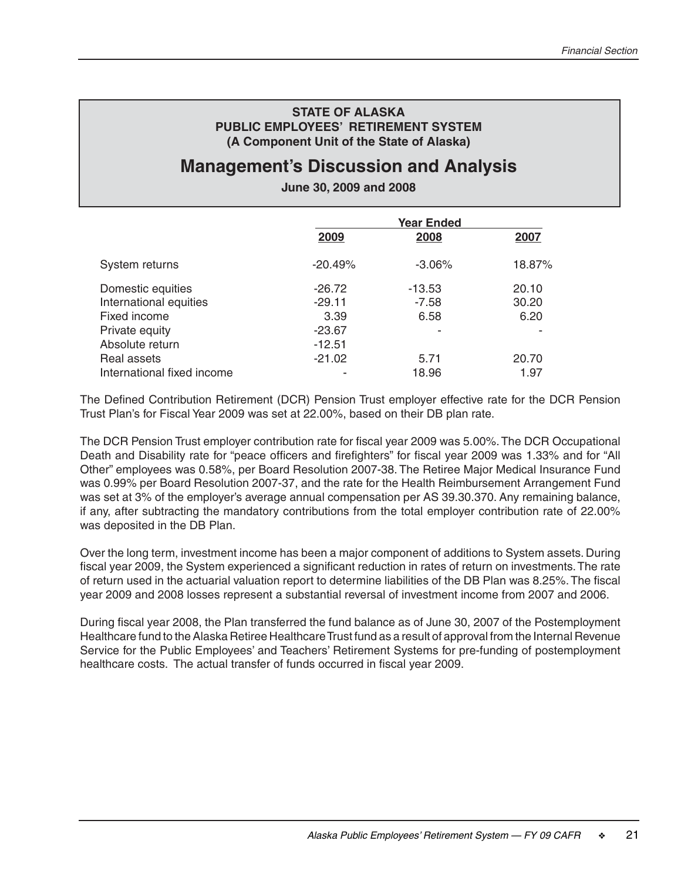**STATE OF ALASKA**
**PUBLIC EMPLOYEES' RETIREMENT SYSTEM**
**(A Component Unit of the State of Alaska)**

# Management's Discussion and Analysis

**June 30, 2009 and 2008**

| | Year Ended | | |
|---|---|---|---|
| | 2009 | 2008 | 2007 |
| System returns | -20.49% | -3.06% | 18.87% |
| Domestic equities | -26.72 | -13.53 | 20.10 |
| International equities | -29.11 | -7.58 | 30.20 |
| Fixed income | 3.39 | 6.58 | 6.20 |
| Private equity | -23.67 | - | - |
| Absolute return | -12.51 | | |
| Real assets | -21.02 | 5.71 | 20.70 |
| International fixed income | - | 18.96 | 1.97 |

The Defined Contribution Retirement (DCR) Pension Trust employer effective rate for the DCR Pension Trust Plan's for Fiscal Year 2009 was set at 22.00%, based on their DB plan rate.

The DCR Pension Trust employer contribution rate for fiscal year 2009 was 5.00%. The DCR Occupational Death and Disability rate for "peace officers and firefighters" for fiscal year 2009 was 1.33% and for "All Other" employees was 0.58%, per Board Resolution 2007-38. The Retiree Major Medical Insurance Fund was 0.99% per Board Resolution 2007-37, and the rate for the Health Reimbursement Arrangement Fund was set at 3% of the employer's average annual compensation per AS 39.30.370. Any remaining balance, if any, after subtracting the mandatory contributions from the total employer contribution rate of 22.00% was deposited in the DB Plan.

Over the long term, investment income has been a major component of additions to System assets. During fiscal year 2009, the System experienced a significant reduction in rates of return on investments. The rate of return used in the actuarial valuation report to determine liabilities of the DB Plan was 8.25%. The fiscal year 2009 and 2008 losses represent a substantial reversal of investment income from 2007 and 2006.

During fiscal year 2008, the Plan transferred the fund balance as of June 30, 2007 of the Postemployment Healthcare fund to the Alaska Retiree Healthcare Trust fund as a result of approval from the Internal Revenue Service for the Public Employees' and Teachers' Retirement Systems for pre-funding of postemployment healthcare costs. The actual transfer of funds occurred in fiscal year 2009.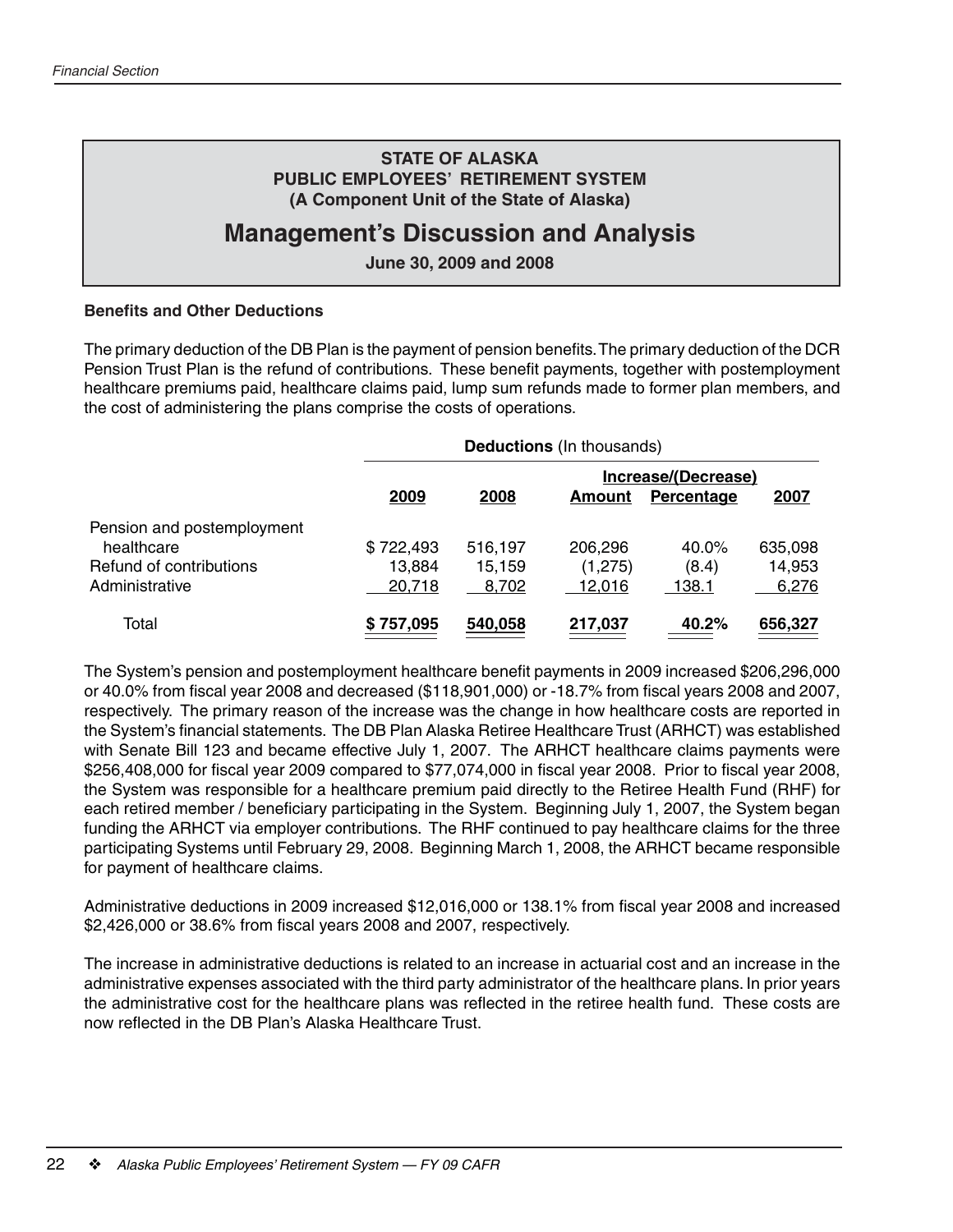**STATE OF ALASKA**
**PUBLIC EMPLOYEES' RETIREMENT SYSTEM**
**(A Component Unit of the State of Alaska)**

# Management's Discussion and Analysis

**June 30, 2009 and 2008**

### Benefits and Other Deductions

The primary deduction of the DB Plan is the payment of pension benefits. The primary deduction of the DCR Pension Trust Plan is the refund of contributions. These benefit payments, together with postemployment healthcare premiums paid, healthcare claims paid, lump sum refunds made to former plan members, and the cost of administering the plans comprise the costs of operations.

| | **Deductions** (In thousands) | | | | |
|---|---|---|---|---|---|
| | | | **Increase/(Decrease)** | | |
| | **2009** | **2008** | **Amount** | **Percentage** | **2007** |
| Pension and postemployment healthcare | $ 722,493 | 516,197 | 206,296 | 40.0% | 635,098 |
| Refund of contributions | 13,884 | 15,159 | (1,275) | (8.4) | 14,953 |
| Administrative | 20,718 | 8,702 | 12,016 | 138.1 | 6,276 |
| Total | **$ 757,095** | **540,058** | **217,037** | **40.2%** | **656,327** |

The System's pension and postemployment healthcare benefit payments in 2009 increased $206,296,000 or 40.0% from fiscal year 2008 and decreased ($118,901,000) or -18.7% from fiscal years 2008 and 2007, respectively. The primary reason of the increase was the change in how healthcare costs are reported in the System's financial statements. The DB Plan Alaska Retiree Healthcare Trust (ARHCT) was established with Senate Bill 123 and became effective July 1, 2007. The ARHCT healthcare claims payments were $256,408,000 for fiscal year 2009 compared to $77,074,000 in fiscal year 2008. Prior to fiscal year 2008, the System was responsible for a healthcare premium paid directly to the Retiree Health Fund (RHF) for each retired member / beneficiary participating in the System. Beginning July 1, 2007, the System began funding the ARHCT via employer contributions. The RHF continued to pay healthcare claims for the three participating Systems until February 29, 2008. Beginning March 1, 2008, the ARHCT became responsible for payment of healthcare claims.

Administrative deductions in 2009 increased $12,016,000 or 138.1% from fiscal year 2008 and increased $2,426,000 or 38.6% from fiscal years 2008 and 2007, respectively.

The increase in administrative deductions is related to an increase in actuarial cost and an increase in the administrative expenses associated with the third party administrator of the healthcare plans. In prior years the administrative cost for the healthcare plans was reflected in the retiree health fund. These costs are now reflected in the DB Plan's Alaska Healthcare Trust.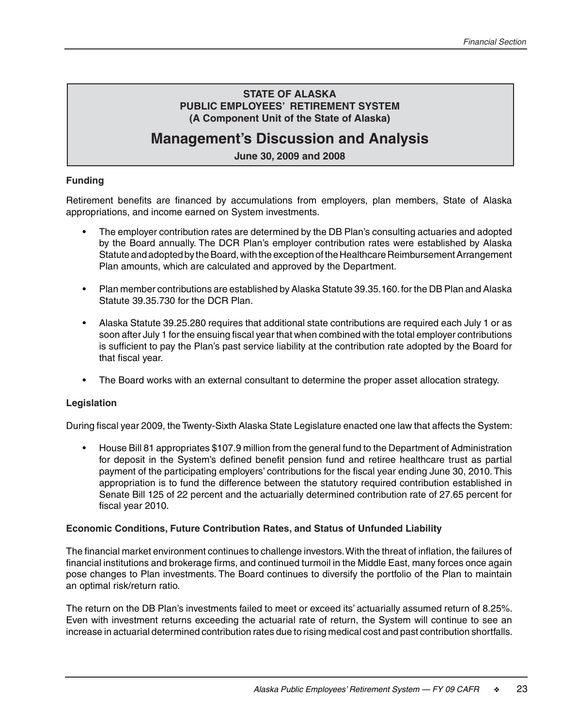**STATE OF ALASKA**
**PUBLIC EMPLOYEES' RETIREMENT SYSTEM**
**(A Component Unit of the State of Alaska)**

# Management's Discussion and Analysis

**June 30, 2009 and 2008**

### Funding

Retirement benefits are financed by accumulations from employers, plan members, State of Alaska appropriations, and income earned on System investments.

- The employer contribution rates are determined by the DB Plan's consulting actuaries and adopted by the Board annually. The DCR Plan's employer contribution rates were established by Alaska Statute and adopted by the Board, with the exception of the Healthcare Reimbursement Arrangement Plan amounts, which are calculated and approved by the Department.
- Plan member contributions are established by Alaska Statute 39.35.160. for the DB Plan and Alaska Statute 39.35.730 for the DCR Plan.
- Alaska Statute 39.25.280 requires that additional state contributions are required each July 1 or as soon after July 1 for the ensuing fiscal year that when combined with the total employer contributions is sufficient to pay the Plan's past service liability at the contribution rate adopted by the Board for that fiscal year.
- The Board works with an external consultant to determine the proper asset allocation strategy.

### Legislation

During fiscal year 2009, the Twenty-Sixth Alaska State Legislature enacted one law that affects the System:

- House Bill 81 appropriates $107.9 million from the general fund to the Department of Administration for deposit in the System's defined benefit pension fund and retiree healthcare trust as partial payment of the participating employers' contributions for the fiscal year ending June 30, 2010. This appropriation is to fund the difference between the statutory required contribution established in Senate Bill 125 of 22 percent and the actuarially determined contribution rate of 27.65 percent for fiscal year 2010.

### Economic Conditions, Future Contribution Rates, and Status of Unfunded Liability

The financial market environment continues to challenge investors. With the threat of inflation, the failures of financial institutions and brokerage firms, and continued turmoil in the Middle East, many forces once again pose changes to Plan investments. The Board continues to diversify the portfolio of the Plan to maintain an optimal risk/return ratio.

The return on the DB Plan's investments failed to meet or exceed its' actuarially assumed return of 8.25%. Even with investment returns exceeding the actuarial rate of return, the System will continue to see an increase in actuarial determined contribution rates due to rising medical cost and past contribution shortfalls.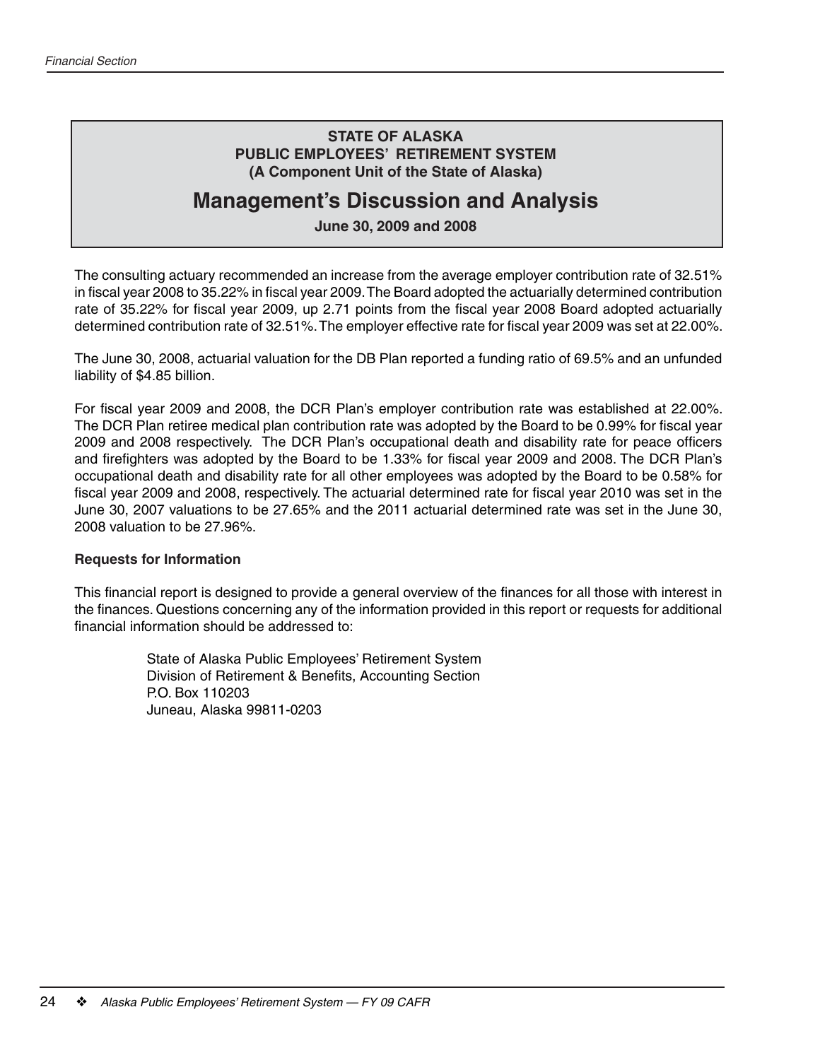**STATE OF ALASKA**
**PUBLIC EMPLOYEES' RETIREMENT SYSTEM**
**(A Component Unit of the State of Alaska)**

# Management's Discussion and Analysis

**June 30, 2009 and 2008**

The consulting actuary recommended an increase from the average employer contribution rate of 32.51% in fiscal year 2008 to 35.22% in fiscal year 2009. The Board adopted the actuarially determined contribution rate of 35.22% for fiscal year 2009, up 2.71 points from the fiscal year 2008 Board adopted actuarially determined contribution rate of 32.51%. The employer effective rate for fiscal year 2009 was set at 22.00%.

The June 30, 2008, actuarial valuation for the DB Plan reported a funding ratio of 69.5% and an unfunded liability of $4.85 billion.

For fiscal year 2009 and 2008, the DCR Plan's employer contribution rate was established at 22.00%. The DCR Plan retiree medical plan contribution rate was adopted by the Board to be 0.99% for fiscal year 2009 and 2008 respectively. The DCR Plan's occupational death and disability rate for peace officers and firefighters was adopted by the Board to be 1.33% for fiscal year 2009 and 2008. The DCR Plan's occupational death and disability rate for all other employees was adopted by the Board to be 0.58% for fiscal year 2009 and 2008, respectively. The actuarial determined rate for fiscal year 2010 was set in the June 30, 2007 valuations to be 27.65% and the 2011 actuarial determined rate was set in the June 30, 2008 valuation to be 27.96%.

**Requests for Information**

This financial report is designed to provide a general overview of the finances for all those with interest in the finances. Questions concerning any of the information provided in this report or requests for additional financial information should be addressed to:

State of Alaska Public Employees' Retirement System
Division of Retirement & Benefits, Accounting Section
P.O. Box 110203
Juneau, Alaska 99811-0203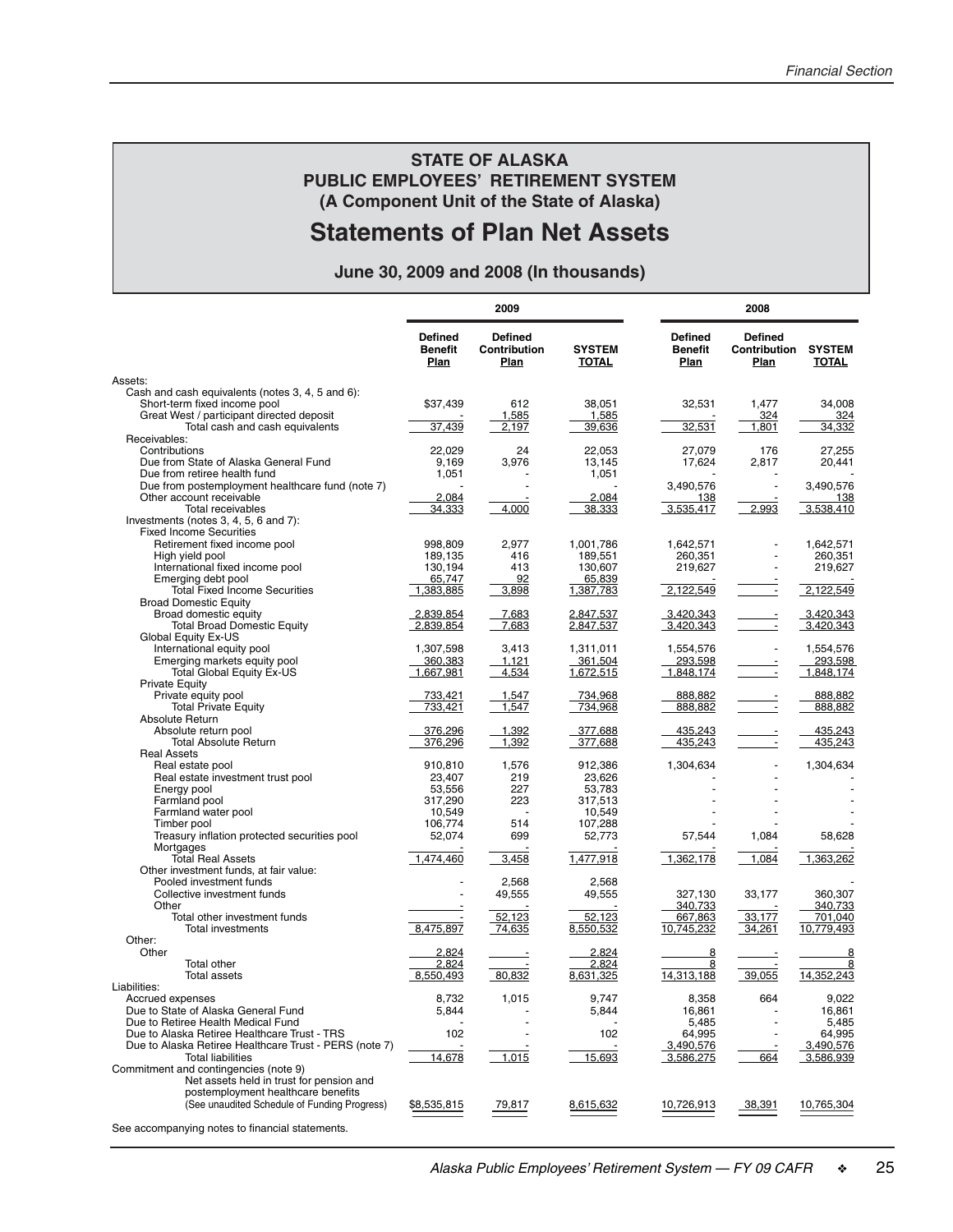# STATE OF ALASKA
## PUBLIC EMPLOYEES' RETIREMENT SYSTEM
### (A Component Unit of the State of Alaska)

# Statements of Plan Net Assets

### June 30, 2009 and 2008 (In thousands)

| | 2009 | | | 2008 | | |
|---|---|---|---|---|---|---|
| | Defined Benefit Plan | Defined Contribution Plan | SYSTEM TOTAL | Defined Benefit Plan | Defined Contribution Plan | SYSTEM TOTAL |
| Assets: | | | | | | |
| Cash and cash equivalents (notes 3, 4, 5 and 6): | | | | | | |
| Short-term fixed income pool | $37,439 | 612 | 38,051 | 32,531 | 1,477 | 34,008 |
| Great West / participant directed deposit | - | 1,585 | 1,585 | - | 324 | 324 |
| Total cash and cash equivalents | 37,439 | 2,197 | 39,636 | 32,531 | 1,801 | 34,332 |
| Receivables: | | | | | | |
| Contributions | 22,029 | 24 | 22,053 | 27,079 | 176 | 27,255 |
| Due from State of Alaska General Fund | 9,169 | 3,976 | 13,145 | 17,624 | 2,817 | 20,441 |
| Due from retiree health fund | 1,051 | - | 1,051 | - | - | - |
| Due from postemployment healthcare fund (note 7) | - | - | - | 3,490,576 | - | 3,490,576 |
| Other account receivable | 2,084 | - | 2,084 | 138 | - | 138 |
| Total receivables | 34,333 | 4,000 | 38,333 | 3,535,417 | 2,993 | 3,538,410 |
| Investments (notes 3, 4, 5, 6 and 7): | | | | | | |
| Fixed Income Securities | | | | | | |
| Retirement fixed income pool | 998,809 | 2,977 | 1,001,786 | 1,642,571 | - | 1,642,571 |
| High yield pool | 189,135 | 416 | 189,551 | 260,351 | - | 260,351 |
| International fixed income pool | 130,194 | 413 | 130,607 | 219,627 | - | 219,627 |
| Emerging debt pool | 65,747 | 92 | 65,839 | - | - | - |
| Total Fixed Income Securities | 1,383,885 | 3,898 | 1,387,783 | 2,122,549 | - | 2,122,549 |
| Broad Domestic Equity | | | | | | |
| Broad domestic equity | 2,839,854 | 7,683 | 2,847,537 | 3,420,343 | - | 3,420,343 |
| Total Broad Domestic Equity | 2,839,854 | 7,683 | 2,847,537 | 3,420,343 | - | 3,420,343 |
| Global Equity Ex-US | | | | | | |
| International equity pool | 1,307,598 | 3,413 | 1,311,011 | 1,554,576 | - | 1,554,576 |
| Emerging markets equity pool | 360,383 | 1,121 | 361,504 | 293,598 | - | 293,598 |
| Total Global Equity Ex-US | 1,667,981 | 4,534 | 1,672,515 | 1,848,174 | - | 1,848,174 |
| Private Equity | | | | | | |
| Private equity pool | 733,421 | 1,547 | 734,968 | 888,882 | - | 888,882 |
| Total Private Equity | 733,421 | 1,547 | 734,968 | 888,882 | - | 888,882 |
| Absolute Return | | | | | | |
| Absolute return pool | 376,296 | 1,392 | 377,688 | 435,243 | - | 435,243 |
| Total Absolute Return | 376,296 | 1,392 | 377,688 | 435,243 | - | 435,243 |
| Real Assets | | | | | | |
| Real estate pool | 910,810 | 1,576 | 912,386 | 1,304,634 | - | 1,304,634 |
| Real estate investment trust pool | 23,407 | 219 | 23,626 | - | - | - |
| Energy pool | 53,556 | 227 | 53,783 | - | - | - |
| Farmland pool | 317,290 | 223 | 317,513 | - | - | - |
| Farmland water pool | 10,549 | - | 10,549 | - | - | - |
| Timber pool | 106,774 | 514 | 107,288 | - | - | - |
| Treasury inflation protected securities pool | 52,074 | 699 | 52,773 | 57,544 | 1,084 | 58,628 |
| Mortgages | - | - | - | - | - | - |
| Total Real Assets | 1,474,460 | 3,458 | 1,477,918 | 1,362,178 | 1,084 | 1,363,262 |
| Other investment funds, at fair value: | | | | | | |
| Pooled investment funds | - | 2,568 | 2,568 | | | - |
| Collective investment funds | - | 49,555 | 49,555 | 327,130 | 33,177 | 360,307 |
| Other | - | - | - | 340,733 | - | 340,733 |
| Total other investment funds | - | 52,123 | 52,123 | 667,863 | 33,177 | 701,040 |
| Total investments | 8,475,897 | 74,635 | 8,550,532 | 10,745,232 | 34,261 | 10,779,493 |
| Other: | | | | | | |
| Other | 2,824 | - | 2,824 | 8 | - | 8 |
| Total other | 2,824 | - | 2,824 | 8 | - | 8 |
| Total assets | 8,550,493 | 80,832 | 8,631,325 | 14,313,188 | 39,055 | 14,352,243 |
| Liabilities: | | | | | | |
| Accrued expenses | 8,732 | 1,015 | 9,747 | 8,358 | 664 | 9,022 |
| Due to State of Alaska General Fund | 5,844 | - | 5,844 | 16,861 | - | 16,861 |
| Due to Retiree Health Medical Fund | - | - | - | 5,485 | - | 5,485 |
| Due to Alaska Retiree Healthcare Trust - TRS | 102 | - | 102 | 64,995 | - | 64,995 |
| Due to Alaska Retiree Healthcare Trust - PERS (note 7) | - | - | - | 3,490,576 | - | 3,490,576 |
| Total liabilities | 14,678 | 1,015 | 15,693 | 3,586,275 | 664 | 3,586,939 |
| Commitment and contingencies (note 9) | | | | | | |
| Net assets held in trust for pension and postemployment healthcare benefits (See unaudited Schedule of Funding Progress) | $8,535,815 | 79,817 | 8,615,632 | 10,726,913 | 38,391 | 10,765,304 |

See accompanying notes to financial statements.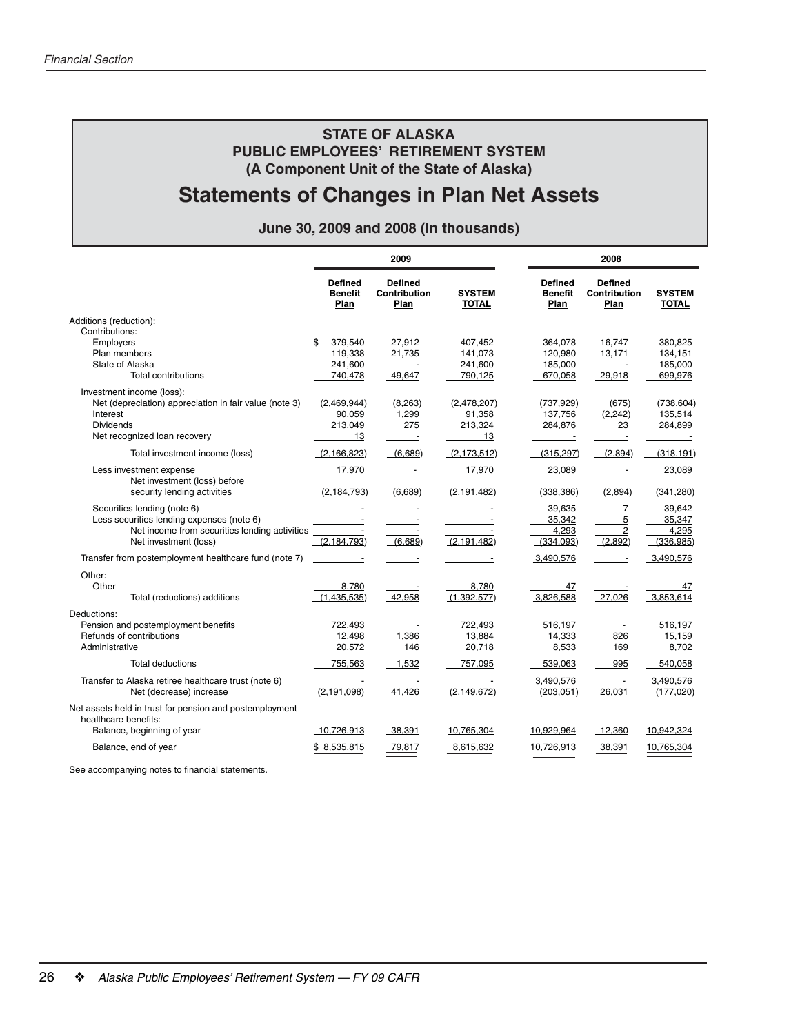**STATE OF ALASKA**
**PUBLIC EMPLOYEES' RETIREMENT SYSTEM**
**(A Component Unit of the State of Alaska)**

# Statements of Changes in Plan Net Assets

**June 30, 2009 and 2008 (In thousands)**

| | 2009 | | | 2008 | | |
|---|---|---|---|---|---|---|
| | Defined Benefit Plan | Defined Contribution Plan | SYSTEM TOTAL | Defined Benefit Plan | Defined Contribution Plan | SYSTEM TOTAL |
| Additions (reduction): | | | | | | |
| Contributions: | | | | | | |
| Employers | $ 379,540 | 27,912 | 407,452 | 364,078 | 16,747 | 380,825 |
| Plan members | 119,338 | 21,735 | 141,073 | 120,980 | 13,171 | 134,151 |
| State of Alaska | 241,600 | - | 241,600 | 185,000 | - | 185,000 |
| Total contributions | 740,478 | 49,647 | 790,125 | 670,058 | 29,918 | 699,976 |
| Investment income (loss): | | | | | | |
| Net (depreciation) appreciation in fair value (note 3) | (2,469,944) | (8,263) | (2,478,207) | (737,929) | (675) | (738,604) |
| Interest | 90,059 | 1,299 | 91,358 | 137,756 | (2,242) | 135,514 |
| Dividends | 213,049 | 275 | 213,324 | 284,876 | 23 | 284,899 |
| Net recognized loan recovery | 13 | - | 13 | - | - | - |
| Total investment income (loss) | (2,166,823) | (6,689) | (2,173,512) | (315,297) | (2,894) | (318,191) |
| Less investment expense | 17,970 | - | 17,970 | 23,089 | - | 23,089 |
| Net investment (loss) before security lending activities | (2,184,793) | (6,689) | (2,191,482) | (338,386) | (2,894) | (341,280) |
| Securities lending (note 6) | - | - | - | 39,635 | 7 | 39,642 |
| Less securities lending expenses (note 6) | - | - | - | 35,342 | 5 | 35,347 |
| Net income from securities lending activities | - | - | - | 4,293 | 2 | 4,295 |
| Net investment (loss) | (2,184,793) | (6,689) | (2,191,482) | (334,093) | (2,892) | (336,985) |
| Transfer from postemployment healthcare fund (note 7) | - | - | - | 3,490,576 | - | 3,490,576 |
| Other: | | | | | | |
| Other | 8,780 | - | 8,780 | 47 | - | 47 |
| Total (reductions) additions | (1,435,535) | 42,958 | (1,392,577) | 3,826,588 | 27,026 | 3,853,614 |
| Deductions: | | | | | | |
| Pension and postemployment benefits | 722,493 | - | 722,493 | 516,197 | - | 516,197 |
| Refunds of contributions | 12,498 | 1,386 | 13,884 | 14,333 | 826 | 15,159 |
| Administrative | 20,572 | 146 | 20,718 | 8,533 | 169 | 8,702 |
| Total deductions | 755,563 | 1,532 | 757,095 | 539,063 | 995 | 540,058 |
| Transfer to Alaska retiree healthcare trust (note 6) | - | - | - | 3,490,576 | - | 3,490,576 |
| Net (decrease) increase | (2,191,098) | 41,426 | (2,149,672) | (203,051) | 26,031 | (177,020) |
| Net assets held in trust for pension and postemployment healthcare benefits: | | | | | | |
| Balance, beginning of year | 10,726,913 | 38,391 | 10,765,304 | 10,929,964 | 12,360 | 10,942,324 |
| Balance, end of year | $ 8,535,815 | 79,817 | 8,615,632 | 10,726,913 | 38,391 | 10,765,304 |

See accompanying notes to financial statements.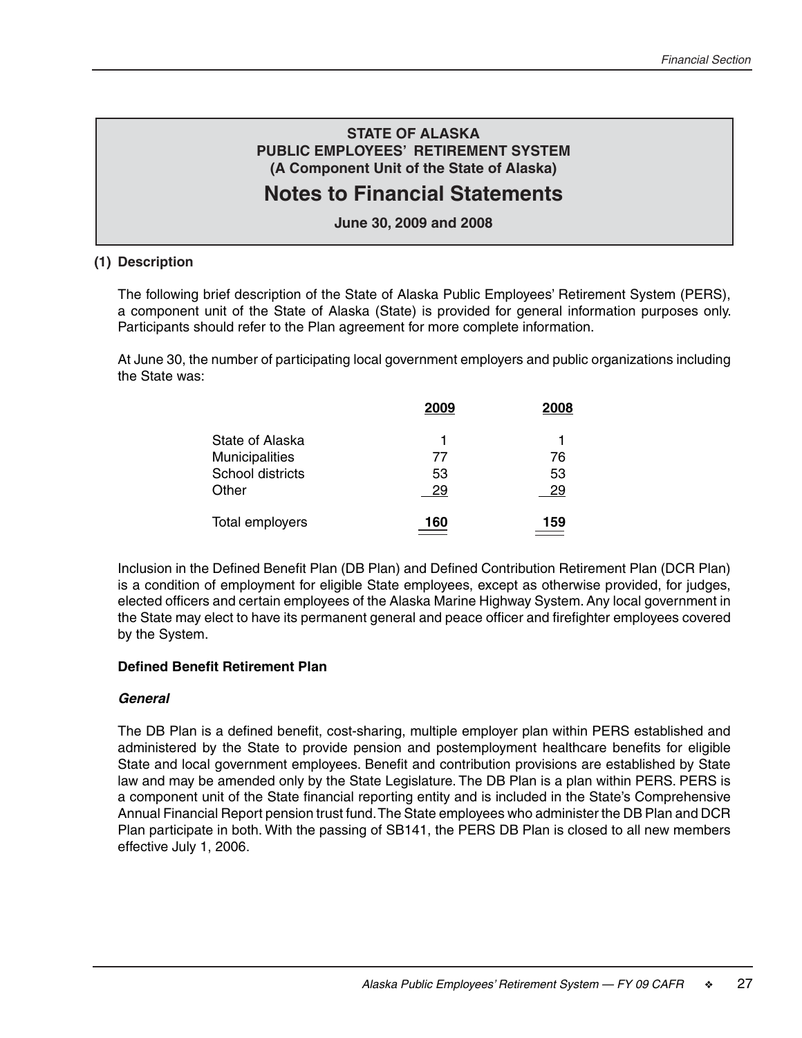# STATE OF ALASKA
# PUBLIC EMPLOYEES' RETIREMENT SYSTEM
### (A Component Unit of the State of Alaska)

# Notes to Financial Statements

**June 30, 2009 and 2008**

## (1) Description

The following brief description of the State of Alaska Public Employees' Retirement System (PERS), a component unit of the State of Alaska (State) is provided for general information purposes only. Participants should refer to the Plan agreement for more complete information.

At June 30, the number of participating local government employers and public organizations including the State was:

| | 2009 | 2008 |
|---|---|---|
| State of Alaska | 1 | 1 |
| Municipalities | 77 | 76 |
| School districts | 53 | 53 |
| Other | 29 | 29 |
| Total employers | 160 | 159 |

Inclusion in the Defined Benefit Plan (DB Plan) and Defined Contribution Retirement Plan (DCR Plan) is a condition of employment for eligible State employees, except as otherwise provided, for judges, elected officers and certain employees of the Alaska Marine Highway System. Any local government in the State may elect to have its permanent general and peace officer and firefighter employees covered by the System.

### Defined Benefit Retirement Plan

#### *General*

The DB Plan is a defined benefit, cost-sharing, multiple employer plan within PERS established and administered by the State to provide pension and postemployment healthcare benefits for eligible State and local government employees. Benefit and contribution provisions are established by State law and may be amended only by the State Legislature. The DB Plan is a plan within PERS. PERS is a component unit of the State financial reporting entity and is included in the State's Comprehensive Annual Financial Report pension trust fund. The State employees who administer the DB Plan and DCR Plan participate in both. With the passing of SB141, the PERS DB Plan is closed to all new members effective July 1, 2006.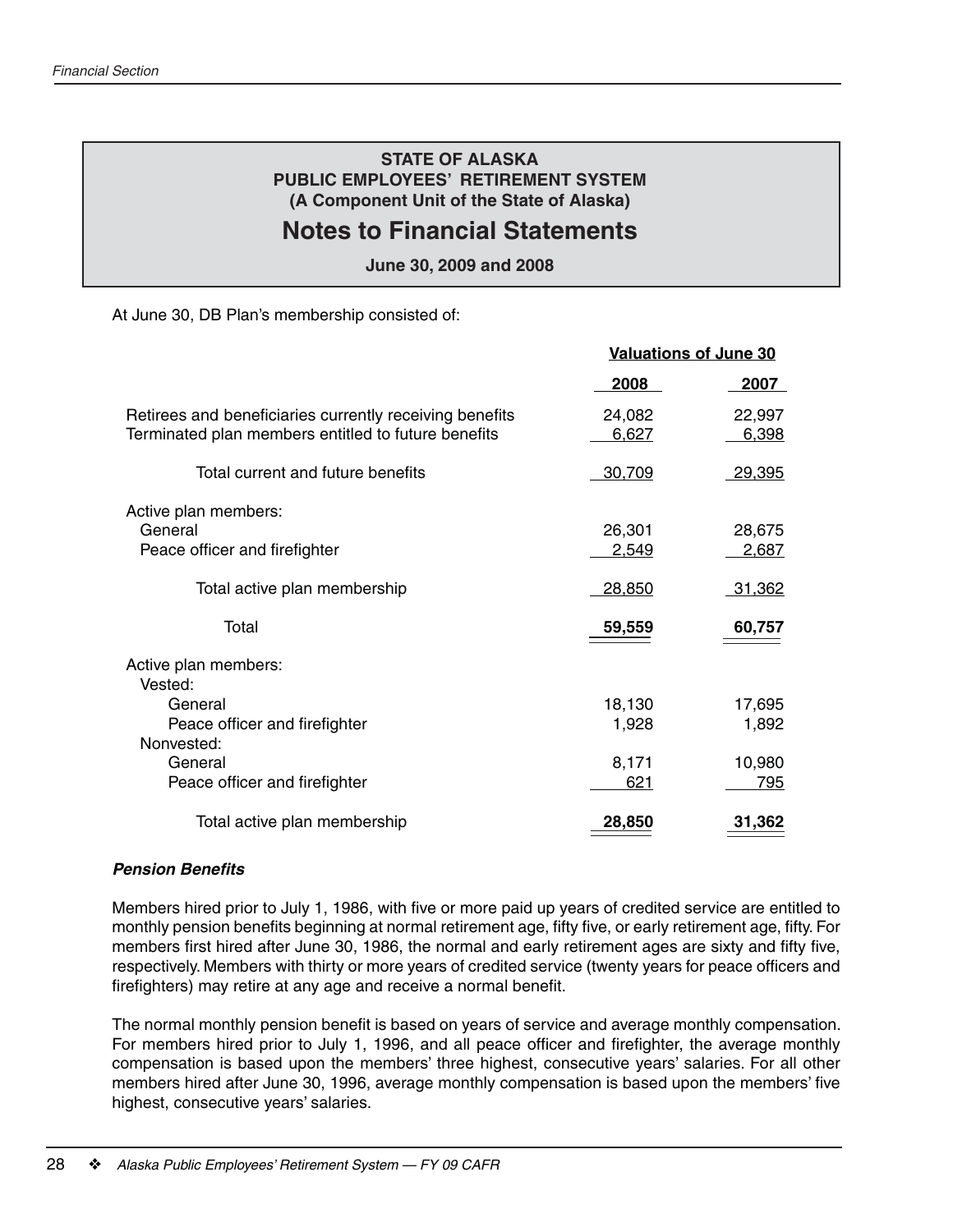**STATE OF ALASKA**
**PUBLIC EMPLOYEES' RETIREMENT SYSTEM**
**(A Component Unit of the State of Alaska)**

# Notes to Financial Statements

**June 30, 2009 and 2008**

At June 30, DB Plan's membership consisted of:

| | Valuations of June 30 | |
|---|---|---|
| | **2008** | **2007** |
| Retirees and beneficiaries currently receiving benefits | 24,082 | 22,997 |
| Terminated plan members entitled to future benefits | 6,627 | 6,398 |
| Total current and future benefits | 30,709 | 29,395 |
| Active plan members: | | |
| General | 26,301 | 28,675 |
| Peace officer and firefighter | 2,549 | 2,687 |
| Total active plan membership | 28,850 | 31,362 |
| Total | **59,559** | **60,757** |
| Active plan members: | | |
| Vested: | | |
| General | 18,130 | 17,695 |
| Peace officer and firefighter | 1,928 | 1,892 |
| Nonvested: | | |
| General | 8,171 | 10,980 |
| Peace officer and firefighter | 621 | 795 |
| Total active plan membership | **28,850** | **31,362** |

### *Pension Benefits*

Members hired prior to July 1, 1986, with five or more paid up years of credited service are entitled to monthly pension benefits beginning at normal retirement age, fifty five, or early retirement age, fifty. For members first hired after June 30, 1986, the normal and early retirement ages are sixty and fifty five, respectively. Members with thirty or more years of credited service (twenty years for peace officers and firefighters) may retire at any age and receive a normal benefit.

The normal monthly pension benefit is based on years of service and average monthly compensation. For members hired prior to July 1, 1996, and all peace officer and firefighter, the average monthly compensation is based upon the members' three highest, consecutive years' salaries. For all other members hired after June 30, 1996, average monthly compensation is based upon the members' five highest, consecutive years' salaries.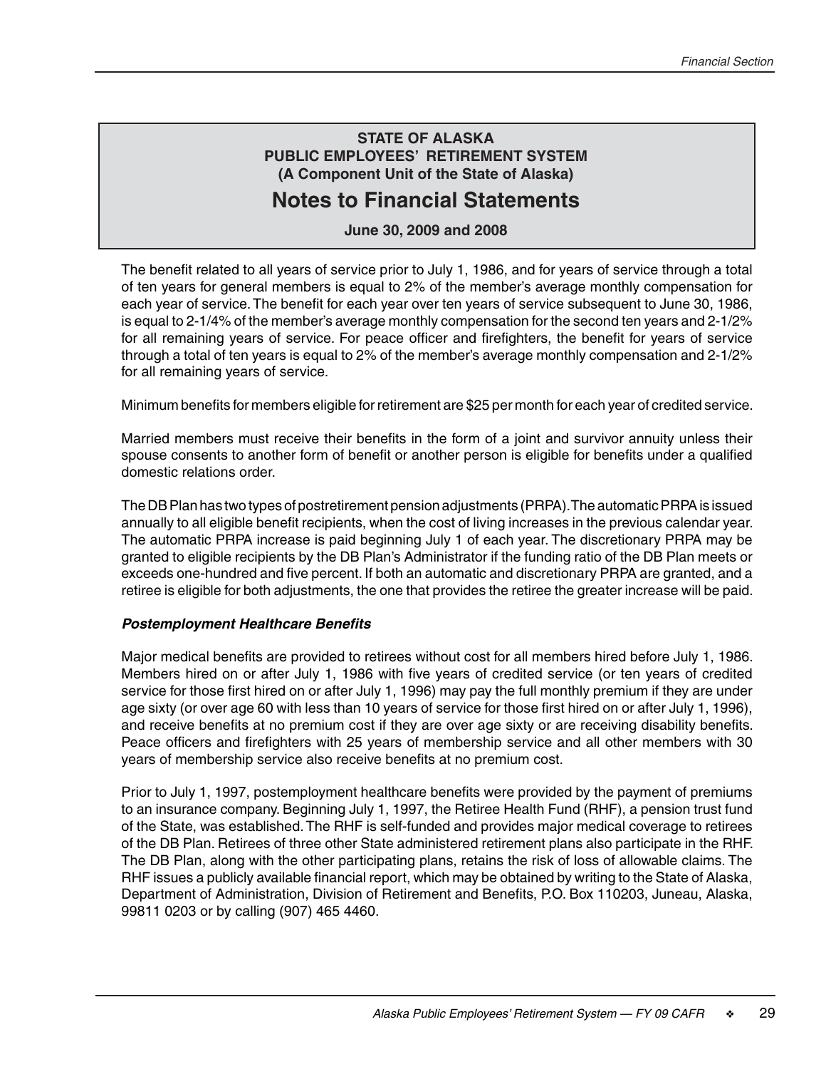**STATE OF ALASKA**
**PUBLIC EMPLOYEES' RETIREMENT SYSTEM**
**(A Component Unit of the State of Alaska)**

# Notes to Financial Statements

**June 30, 2009 and 2008**

The benefit related to all years of service prior to July 1, 1986, and for years of service through a total of ten years for general members is equal to 2% of the member's average monthly compensation for each year of service. The benefit for each year over ten years of service subsequent to June 30, 1986, is equal to 2-1/4% of the member's average monthly compensation for the second ten years and 2-1/2% for all remaining years of service. For peace officer and firefighters, the benefit for years of service through a total of ten years is equal to 2% of the member's average monthly compensation and 2-1/2% for all remaining years of service.

Minimum benefits for members eligible for retirement are $25 per month for each year of credited service.

Married members must receive their benefits in the form of a joint and survivor annuity unless their spouse consents to another form of benefit or another person is eligible for benefits under a qualified domestic relations order.

The DB Plan has two types of postretirement pension adjustments (PRPA). The automatic PRPA is issued annually to all eligible benefit recipients, when the cost of living increases in the previous calendar year. The automatic PRPA increase is paid beginning July 1 of each year. The discretionary PRPA may be granted to eligible recipients by the DB Plan's Administrator if the funding ratio of the DB Plan meets or exceeds one-hundred and five percent. If both an automatic and discretionary PRPA are granted, and a retiree is eligible for both adjustments, the one that provides the retiree the greater increase will be paid.

### *Postemployment Healthcare Benefits*

Major medical benefits are provided to retirees without cost for all members hired before July 1, 1986. Members hired on or after July 1, 1986 with five years of credited service (or ten years of credited service for those first hired on or after July 1, 1996) may pay the full monthly premium if they are under age sixty (or over age 60 with less than 10 years of service for those first hired on or after July 1, 1996), and receive benefits at no premium cost if they are over age sixty or are receiving disability benefits. Peace officers and firefighters with 25 years of membership service and all other members with 30 years of membership service also receive benefits at no premium cost.

Prior to July 1, 1997, postemployment healthcare benefits were provided by the payment of premiums to an insurance company. Beginning July 1, 1997, the Retiree Health Fund (RHF), a pension trust fund of the State, was established. The RHF is self-funded and provides major medical coverage to retirees of the DB Plan. Retirees of three other State administered retirement plans also participate in the RHF. The DB Plan, along with the other participating plans, retains the risk of loss of allowable claims. The RHF issues a publicly available financial report, which may be obtained by writing to the State of Alaska, Department of Administration, Division of Retirement and Benefits, P.O. Box 110203, Juneau, Alaska, 99811 0203 or by calling (907) 465 4460.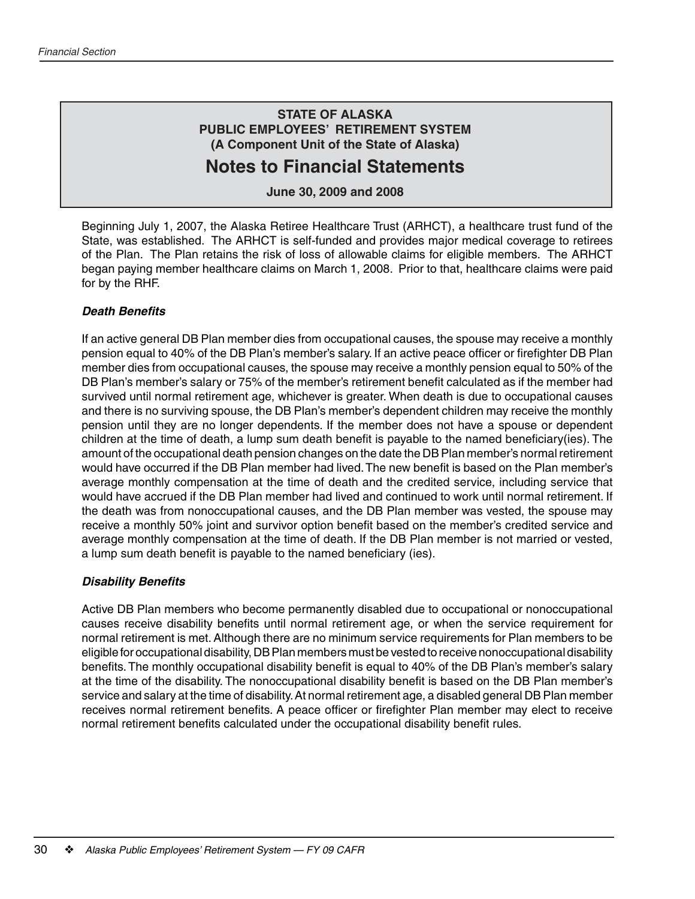**STATE OF ALASKA**
**PUBLIC EMPLOYEES' RETIREMENT SYSTEM**
**(A Component Unit of the State of Alaska)**

# Notes to Financial Statements

**June 30, 2009 and 2008**

Beginning July 1, 2007, the Alaska Retiree Healthcare Trust (ARHCT), a healthcare trust fund of the State, was established. The ARHCT is self-funded and provides major medical coverage to retirees of the Plan. The Plan retains the risk of loss of allowable claims for eligible members. The ARHCT began paying member healthcare claims on March 1, 2008. Prior to that, healthcare claims were paid for by the RHF.

### *Death Benefits*

If an active general DB Plan member dies from occupational causes, the spouse may receive a monthly pension equal to 40% of the DB Plan's member's salary. If an active peace officer or firefighter DB Plan member dies from occupational causes, the spouse may receive a monthly pension equal to 50% of the DB Plan's member's salary or 75% of the member's retirement benefit calculated as if the member had survived until normal retirement age, whichever is greater. When death is due to occupational causes and there is no surviving spouse, the DB Plan's member's dependent children may receive the monthly pension until they are no longer dependents. If the member does not have a spouse or dependent children at the time of death, a lump sum death benefit is payable to the named beneficiary(ies). The amount of the occupational death pension changes on the date the DB Plan member's normal retirement would have occurred if the DB Plan member had lived. The new benefit is based on the Plan member's average monthly compensation at the time of death and the credited service, including service that would have accrued if the DB Plan member had lived and continued to work until normal retirement. If the death was from nonoccupational causes, and the DB Plan member was vested, the spouse may receive a monthly 50% joint and survivor option benefit based on the member's credited service and average monthly compensation at the time of death. If the DB Plan member is not married or vested, a lump sum death benefit is payable to the named beneficiary (ies).

### *Disability Benefits*

Active DB Plan members who become permanently disabled due to occupational or nonoccupational causes receive disability benefits until normal retirement age, or when the service requirement for normal retirement is met. Although there are no minimum service requirements for Plan members to be eligible for occupational disability, DB Plan members must be vested to receive nonoccupational disability benefits. The monthly occupational disability benefit is equal to 40% of the DB Plan's member's salary at the time of the disability. The nonoccupational disability benefit is based on the DB Plan member's service and salary at the time of disability. At normal retirement age, a disabled general DB Plan member receives normal retirement benefits. A peace officer or firefighter Plan member may elect to receive normal retirement benefits calculated under the occupational disability benefit rules.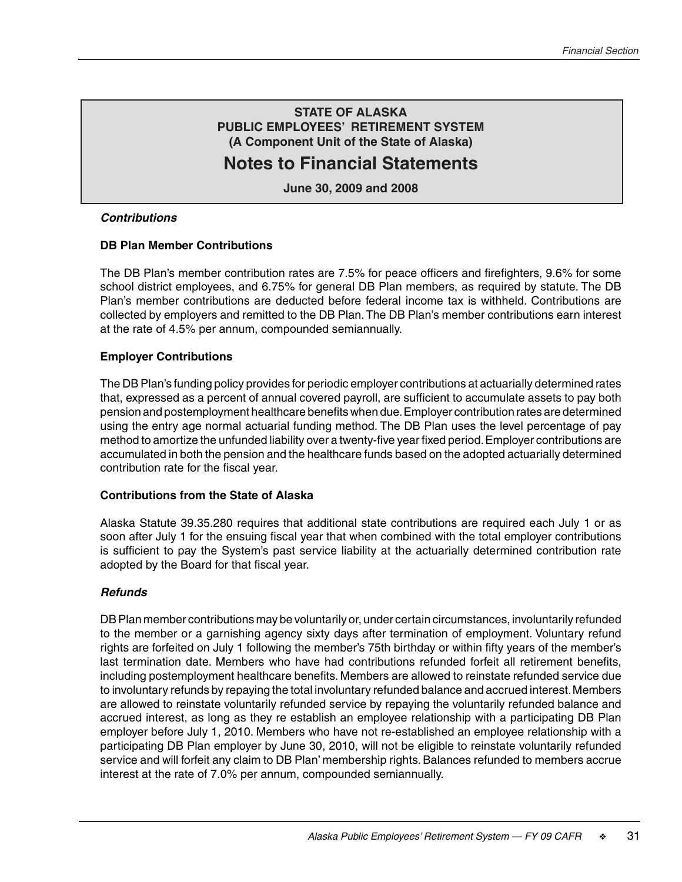# STATE OF ALASKA
## PUBLIC EMPLOYEES' RETIREMENT SYSTEM
### (A Component Unit of the State of Alaska)

# Notes to Financial Statements

**June 30, 2009 and 2008**

***Contributions***

**DB Plan Member Contributions**

The DB Plan's member contribution rates are 7.5% for peace officers and firefighters, 9.6% for some school district employees, and 6.75% for general DB Plan members, as required by statute. The DB Plan's member contributions are deducted before federal income tax is withheld. Contributions are collected by employers and remitted to the DB Plan. The DB Plan's member contributions earn interest at the rate of 4.5% per annum, compounded semiannually.

**Employer Contributions**

The DB Plan's funding policy provides for periodic employer contributions at actuarially determined rates that, expressed as a percent of annual covered payroll, are sufficient to accumulate assets to pay both pension and postemployment healthcare benefits when due. Employer contribution rates are determined using the entry age normal actuarial funding method. The DB Plan uses the level percentage of pay method to amortize the unfunded liability over a twenty-five year fixed period. Employer contributions are accumulated in both the pension and the healthcare funds based on the adopted actuarially determined contribution rate for the fiscal year.

**Contributions from the State of Alaska**

Alaska Statute 39.35.280 requires that additional state contributions are required each July 1 or as soon after July 1 for the ensuing fiscal year that when combined with the total employer contributions is sufficient to pay the System's past service liability at the actuarially determined contribution rate adopted by the Board for that fiscal year.

***Refunds***

DB Plan member contributions may be voluntarily or, under certain circumstances, involuntarily refunded to the member or a garnishing agency sixty days after termination of employment. Voluntary refund rights are forfeited on July 1 following the member's 75th birthday or within fifty years of the member's last termination date. Members who have had contributions refunded forfeit all retirement benefits, including postemployment healthcare benefits. Members are allowed to reinstate refunded service due to involuntary refunds by repaying the total involuntary refunded balance and accrued interest. Members are allowed to reinstate voluntarily refunded service by repaying the voluntarily refunded balance and accrued interest, as long as they re establish an employee relationship with a participating DB Plan employer before July 1, 2010. Members who have not re-established an employee relationship with a participating DB Plan employer by June 30, 2010, will not be eligible to reinstate voluntarily refunded service and will forfeit any claim to DB Plan' membership rights. Balances refunded to members accrue interest at the rate of 7.0% per annum, compounded semiannually.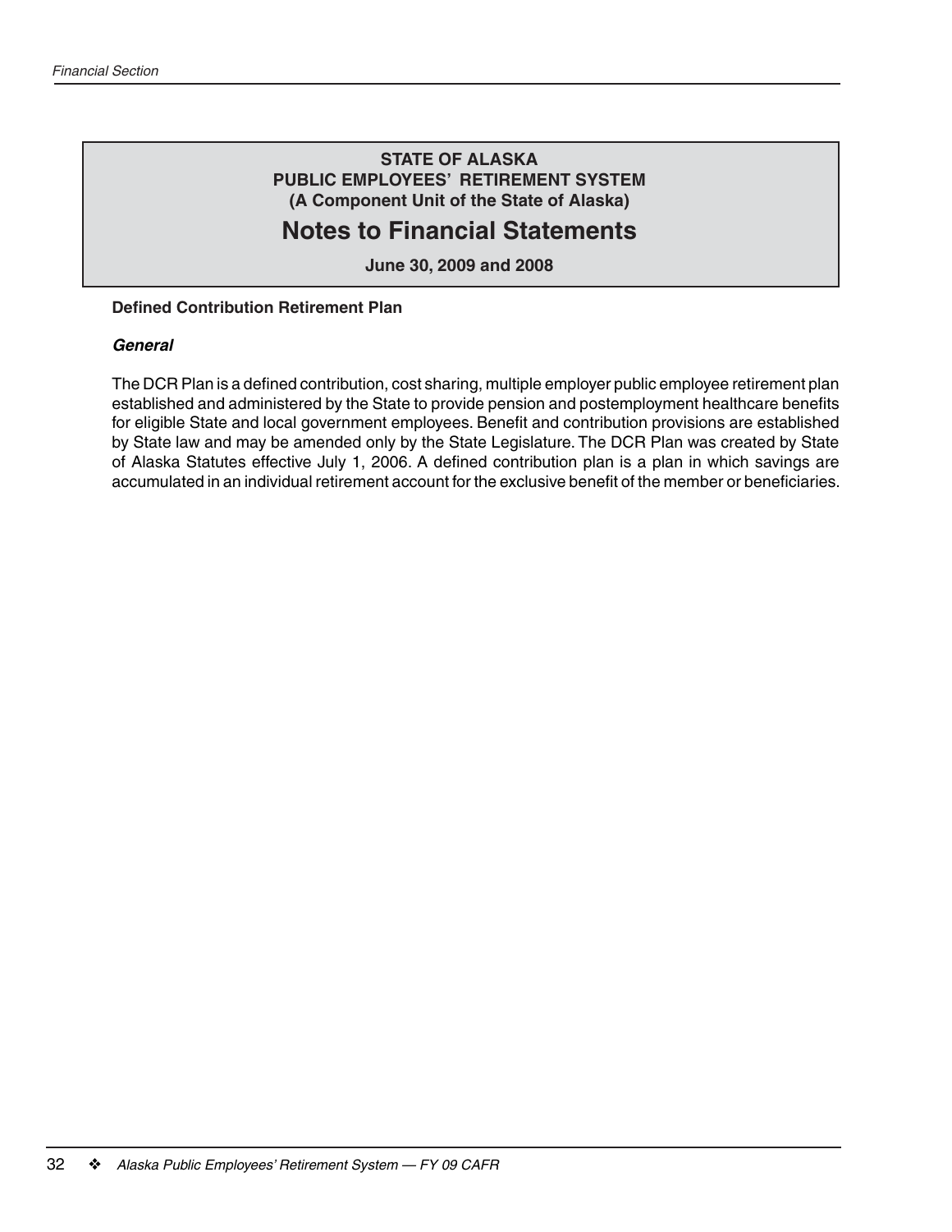# STATE OF ALASKA
# PUBLIC EMPLOYEES' RETIREMENT SYSTEM
# (A Component Unit of the State of Alaska)

# Notes to Financial Statements

**June 30, 2009 and 2008**

**Defined Contribution Retirement Plan**

***General***

The DCR Plan is a defined contribution, cost sharing, multiple employer public employee retirement plan established and administered by the State to provide pension and postemployment healthcare benefits for eligible State and local government employees. Benefit and contribution provisions are established by State law and may be amended only by the State Legislature. The DCR Plan was created by State of Alaska Statutes effective July 1, 2006. A defined contribution plan is a plan in which savings are accumulated in an individual retirement account for the exclusive benefit of the member or beneficiaries.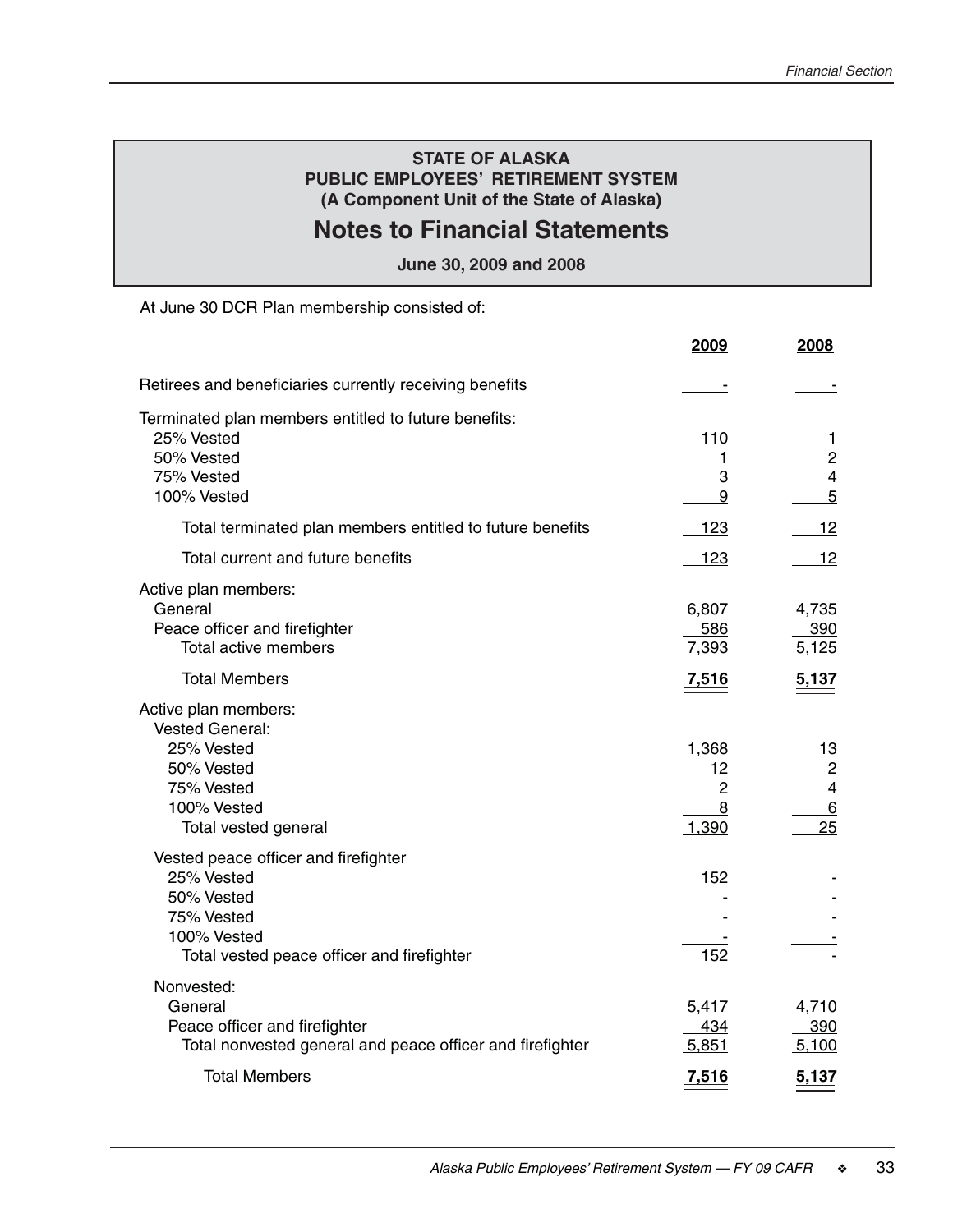**STATE OF ALASKA**
**PUBLIC EMPLOYEES' RETIREMENT SYSTEM**
**(A Component Unit of the State of Alaska)**

# Notes to Financial Statements

**June 30, 2009 and 2008**

At June 30 DCR Plan membership consisted of:

| | 2009 | 2008 |
|---|---|---|
| Retirees and beneficiaries currently receiving benefits | - | - |
| Terminated plan members entitled to future benefits: | | |
| 25% Vested | 110 | 1 |
| 50% Vested | 1 | 2 |
| 75% Vested | 3 | 4 |
| 100% Vested | 9 | 5 |
| Total terminated plan members entitled to future benefits | 123 | 12 |
| Total current and future benefits | 123 | 12 |
| Active plan members: | | |
| General | 6,807 | 4,735 |
| Peace officer and firefighter | 586 | 390 |
| Total active members | 7,393 | 5,125 |
| **Total Members** | **7,516** | **5,137** |
| Active plan members: | | |
| Vested General: | | |
| 25% Vested | 1,368 | 13 |
| 50% Vested | 12 | 2 |
| 75% Vested | 2 | 4 |
| 100% Vested | 8 | 6 |
| Total vested general | 1,390 | 25 |
| Vested peace officer and firefighter | | |
| 25% Vested | 152 | - |
| 50% Vested | - | - |
| 75% Vested | - | - |
| 100% Vested | - | - |
| Total vested peace officer and firefighter | 152 | - |
| Nonvested: | | |
| General | 5,417 | 4,710 |
| Peace officer and firefighter | 434 | 390 |
| Total nonvested general and peace officer and firefighter | 5,851 | 5,100 |
| **Total Members** | **7,516** | **5,137** |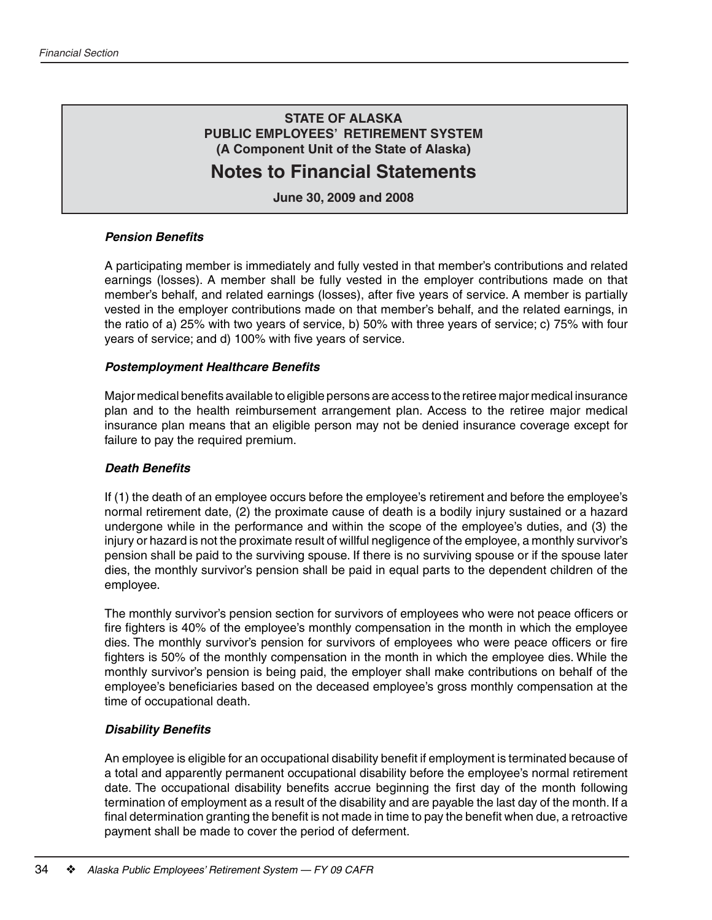**STATE OF ALASKA**
**PUBLIC EMPLOYEES' RETIREMENT SYSTEM**
**(A Component Unit of the State of Alaska)**

# Notes to Financial Statements

**June 30, 2009 and 2008**

### *Pension Benefits*

A participating member is immediately and fully vested in that member's contributions and related earnings (losses). A member shall be fully vested in the employer contributions made on that member's behalf, and related earnings (losses), after five years of service. A member is partially vested in the employer contributions made on that member's behalf, and the related earnings, in the ratio of a) 25% with two years of service, b) 50% with three years of service; c) 75% with four years of service; and d) 100% with five years of service.

### *Postemployment Healthcare Benefits*

Major medical benefits available to eligible persons are access to the retiree major medical insurance plan and to the health reimbursement arrangement plan. Access to the retiree major medical insurance plan means that an eligible person may not be denied insurance coverage except for failure to pay the required premium.

### *Death Benefits*

If (1) the death of an employee occurs before the employee's retirement and before the employee's normal retirement date, (2) the proximate cause of death is a bodily injury sustained or a hazard undergone while in the performance and within the scope of the employee's duties, and (3) the injury or hazard is not the proximate result of willful negligence of the employee, a monthly survivor's pension shall be paid to the surviving spouse. If there is no surviving spouse or if the spouse later dies, the monthly survivor's pension shall be paid in equal parts to the dependent children of the employee.

The monthly survivor's pension section for survivors of employees who were not peace officers or fire fighters is 40% of the employee's monthly compensation in the month in which the employee dies. The monthly survivor's pension for survivors of employees who were peace officers or fire fighters is 50% of the monthly compensation in the month in which the employee dies. While the monthly survivor's pension is being paid, the employer shall make contributions on behalf of the employee's beneficiaries based on the deceased employee's gross monthly compensation at the time of occupational death.

### *Disability Benefits*

An employee is eligible for an occupational disability benefit if employment is terminated because of a total and apparently permanent occupational disability before the employee's normal retirement date. The occupational disability benefits accrue beginning the first day of the month following termination of employment as a result of the disability and are payable the last day of the month. If a final determination granting the benefit is not made in time to pay the benefit when due, a retroactive payment shall be made to cover the period of deferment.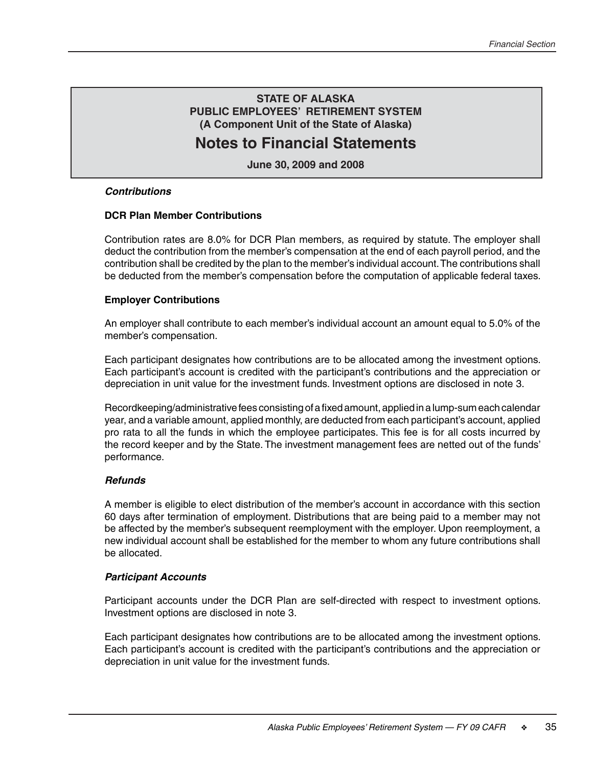**STATE OF ALASKA**
**PUBLIC EMPLOYEES' RETIREMENT SYSTEM**
**(A Component Unit of the State of Alaska)**

# Notes to Financial Statements

**June 30, 2009 and 2008**

***Contributions***

**DCR Plan Member Contributions**

Contribution rates are 8.0% for DCR Plan members, as required by statute. The employer shall deduct the contribution from the member's compensation at the end of each payroll period, and the contribution shall be credited by the plan to the member's individual account. The contributions shall be deducted from the member's compensation before the computation of applicable federal taxes.

**Employer Contributions**

An employer shall contribute to each member's individual account an amount equal to 5.0% of the member's compensation.

Each participant designates how contributions are to be allocated among the investment options. Each participant's account is credited with the participant's contributions and the appreciation or depreciation in unit value for the investment funds. Investment options are disclosed in note 3.

Recordkeeping/administrative fees consisting of a fixed amount, applied in a lump-sum each calendar year, and a variable amount, applied monthly, are deducted from each participant's account, applied pro rata to all the funds in which the employee participates. This fee is for all costs incurred by the record keeper and by the State. The investment management fees are netted out of the funds' performance.

***Refunds***

A member is eligible to elect distribution of the member's account in accordance with this section 60 days after termination of employment. Distributions that are being paid to a member may not be affected by the member's subsequent reemployment with the employer. Upon reemployment, a new individual account shall be established for the member to whom any future contributions shall be allocated.

***Participant Accounts***

Participant accounts under the DCR Plan are self-directed with respect to investment options. Investment options are disclosed in note 3.

Each participant designates how contributions are to be allocated among the investment options. Each participant's account is credited with the participant's contributions and the appreciation or depreciation in unit value for the investment funds.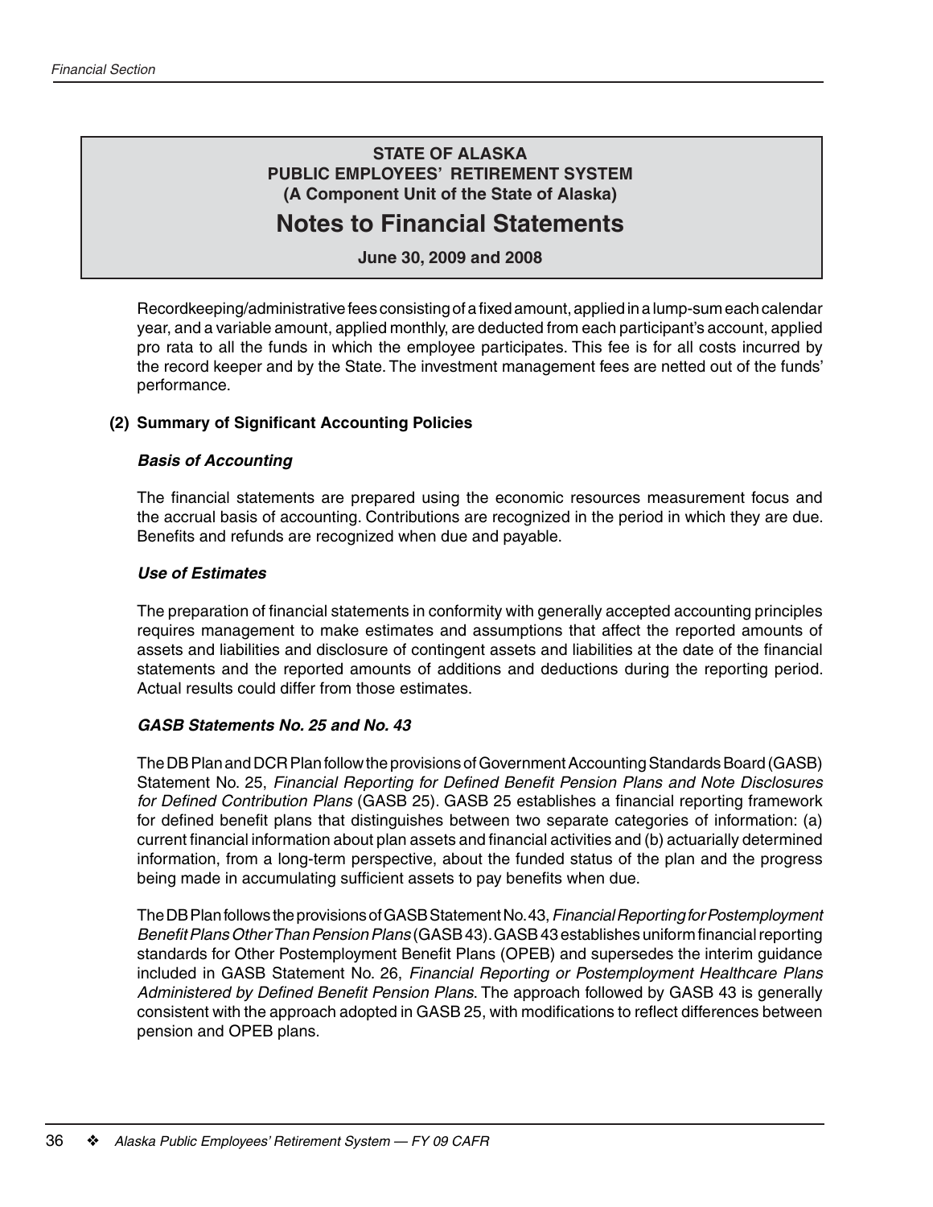Recordkeeping/administrative fees consisting of a fixed amount, applied in a lump-sum each calendar year, and a variable amount, applied monthly, are deducted from each participant's account, applied pro rata to all the funds in which the employee participates. This fee is for all costs incurred by the record keeper and by the State. The investment management fees are netted out of the funds' performance.

## (2) Summary of Significant Accounting Policies

### *Basis of Accounting*

The financial statements are prepared using the economic resources measurement focus and the accrual basis of accounting. Contributions are recognized in the period in which they are due. Benefits and refunds are recognized when due and payable.

### *Use of Estimates*

The preparation of financial statements in conformity with generally accepted accounting principles requires management to make estimates and assumptions that affect the reported amounts of assets and liabilities and disclosure of contingent assets and liabilities at the date of the financial statements and the reported amounts of additions and deductions during the reporting period. Actual results could differ from those estimates.

### *GASB Statements No. 25 and No. 43*

The DB Plan and DCR Plan follow the provisions of Government Accounting Standards Board (GASB) Statement No. 25, *Financial Reporting for Defined Benefit Pension Plans and Note Disclosures for Defined Contribution Plans* (GASB 25). GASB 25 establishes a financial reporting framework for defined benefit plans that distinguishes between two separate categories of information: (a) current financial information about plan assets and financial activities and (b) actuarially determined information, from a long-term perspective, about the funded status of the plan and the progress being made in accumulating sufficient assets to pay benefits when due.

The DB Plan follows the provisions of GASB Statement No. 43, *Financial Reporting for Postemployment Benefit Plans Other Than Pension Plans* (GASB 43). GASB 43 establishes uniform financial reporting standards for Other Postemployment Benefit Plans (OPEB) and supersedes the interim guidance included in GASB Statement No. 26, *Financial Reporting or Postemployment Healthcare Plans Administered by Defined Benefit Pension Plans*. The approach followed by GASB 43 is generally consistent with the approach adopted in GASB 25, with modifications to reflect differences between pension and OPEB plans.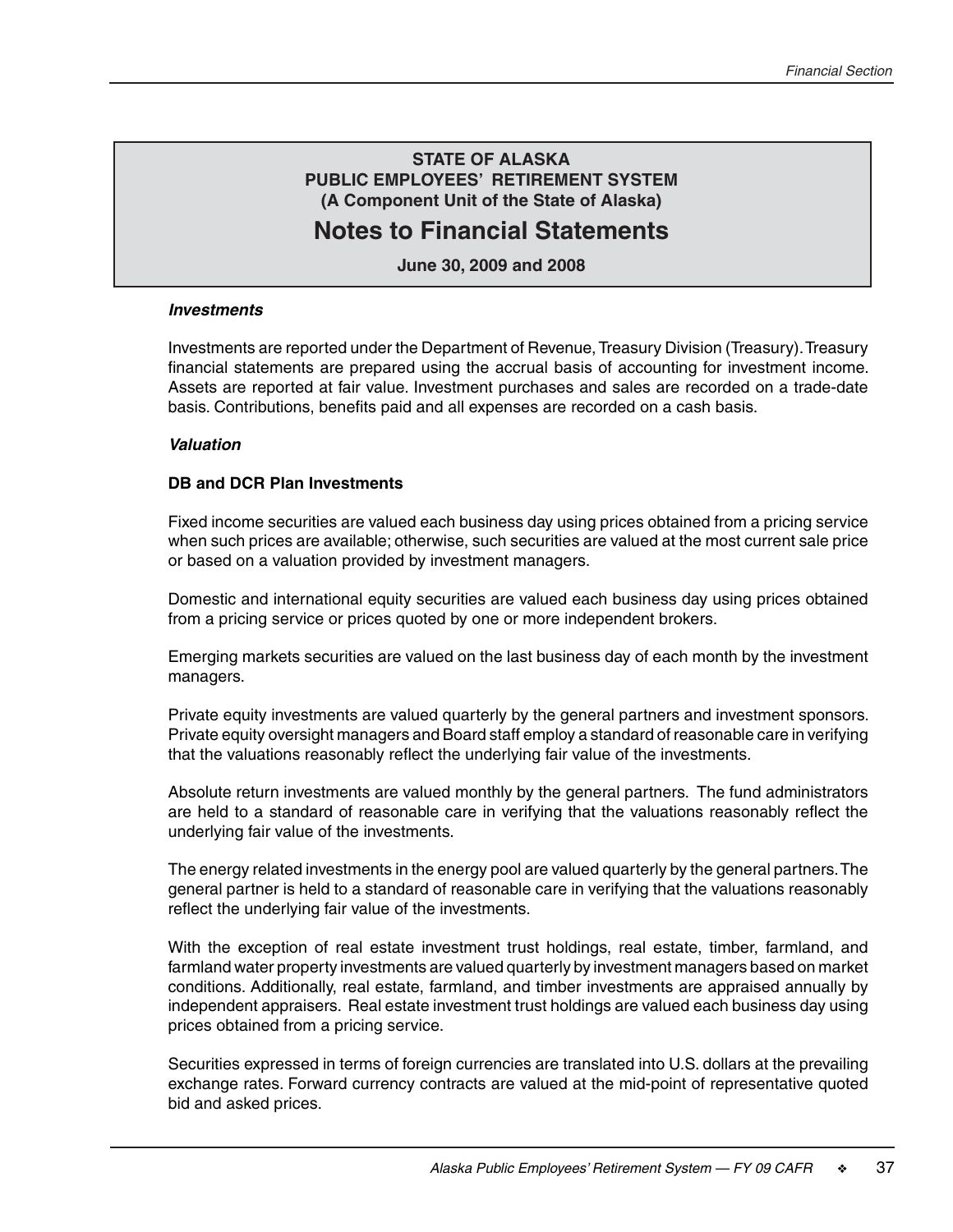## STATE OF ALASKA
## PUBLIC EMPLOYEES' RETIREMENT SYSTEM
## (A Component Unit of the State of Alaska)

# Notes to Financial Statements

**June 30, 2009 and 2008**

***Investments***

Investments are reported under the Department of Revenue, Treasury Division (Treasury). Treasury financial statements are prepared using the accrual basis of accounting for investment income. Assets are reported at fair value. Investment purchases and sales are recorded on a trade-date basis. Contributions, benefits paid and all expenses are recorded on a cash basis.

***Valuation***

**DB and DCR Plan Investments**

Fixed income securities are valued each business day using prices obtained from a pricing service when such prices are available; otherwise, such securities are valued at the most current sale price or based on a valuation provided by investment managers.

Domestic and international equity securities are valued each business day using prices obtained from a pricing service or prices quoted by one or more independent brokers.

Emerging markets securities are valued on the last business day of each month by the investment managers.

Private equity investments are valued quarterly by the general partners and investment sponsors. Private equity oversight managers and Board staff employ a standard of reasonable care in verifying that the valuations reasonably reflect the underlying fair value of the investments.

Absolute return investments are valued monthly by the general partners. The fund administrators are held to a standard of reasonable care in verifying that the valuations reasonably reflect the underlying fair value of the investments.

The energy related investments in the energy pool are valued quarterly by the general partners. The general partner is held to a standard of reasonable care in verifying that the valuations reasonably reflect the underlying fair value of the investments.

With the exception of real estate investment trust holdings, real estate, timber, farmland, and farmland water property investments are valued quarterly by investment managers based on market conditions. Additionally, real estate, farmland, and timber investments are appraised annually by independent appraisers. Real estate investment trust holdings are valued each business day using prices obtained from a pricing service.

Securities expressed in terms of foreign currencies are translated into U.S. dollars at the prevailing exchange rates. Forward currency contracts are valued at the mid-point of representative quoted bid and asked prices.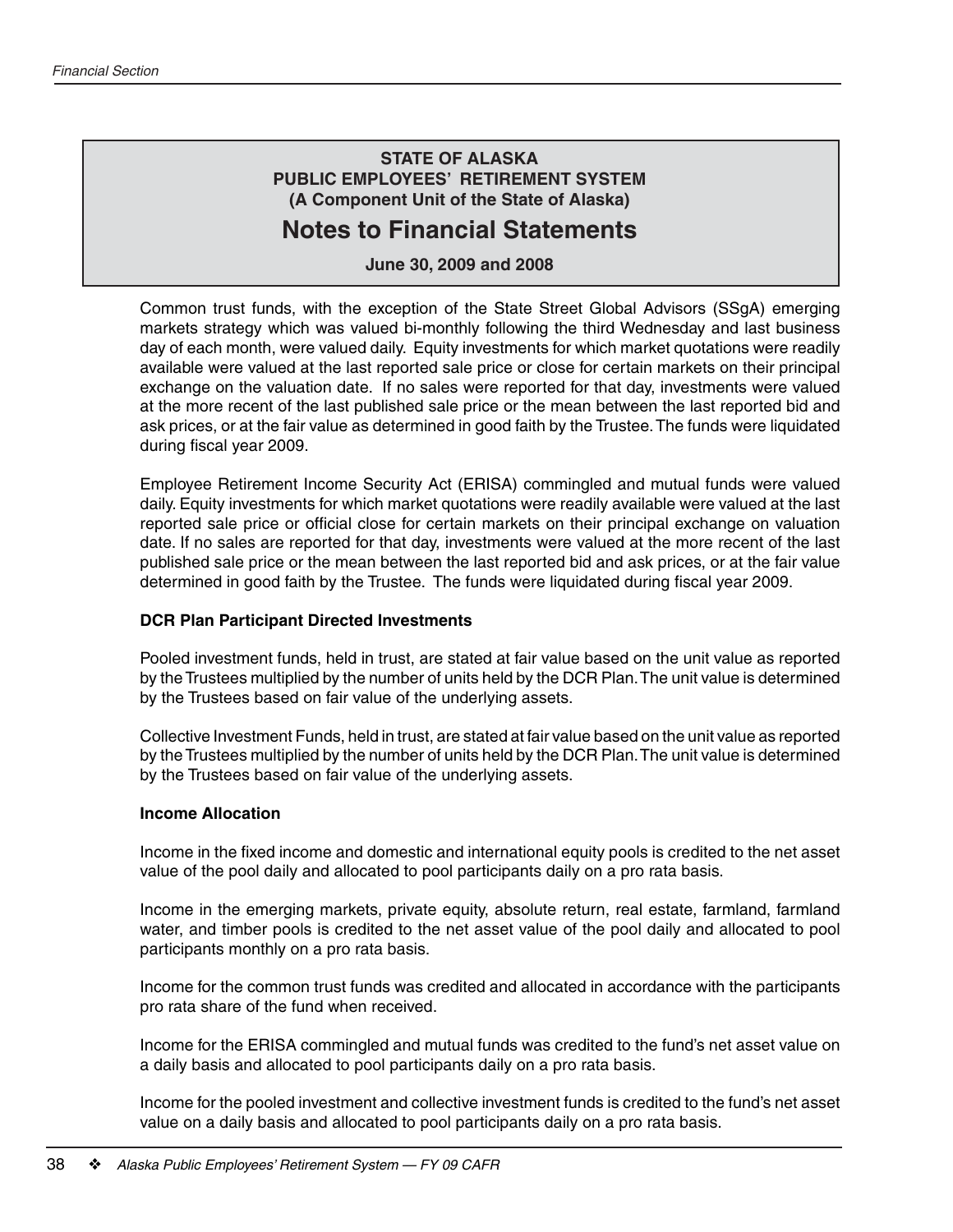Common trust funds, with the exception of the State Street Global Advisors (SSgA) emerging markets strategy which was valued bi-monthly following the third Wednesday and last business day of each month, were valued daily. Equity investments for which market quotations were readily available were valued at the last reported sale price or close for certain markets on their principal exchange on the valuation date. If no sales were reported for that day, investments were valued at the more recent of the last published sale price or the mean between the last reported bid and ask prices, or at the fair value as determined in good faith by the Trustee. The funds were liquidated during fiscal year 2009.

Employee Retirement Income Security Act (ERISA) commingled and mutual funds were valued daily. Equity investments for which market quotations were readily available were valued at the last reported sale price or official close for certain markets on their principal exchange on valuation date. If no sales are reported for that day, investments were valued at the more recent of the last published sale price or the mean between the last reported bid and ask prices, or at the fair value determined in good faith by the Trustee. The funds were liquidated during fiscal year 2009.

**DCR Plan Participant Directed Investments**

Pooled investment funds, held in trust, are stated at fair value based on the unit value as reported by the Trustees multiplied by the number of units held by the DCR Plan. The unit value is determined by the Trustees based on fair value of the underlying assets.

Collective Investment Funds, held in trust, are stated at fair value based on the unit value as reported by the Trustees multiplied by the number of units held by the DCR Plan. The unit value is determined by the Trustees based on fair value of the underlying assets.

**Income Allocation**

Income in the fixed income and domestic and international equity pools is credited to the net asset value of the pool daily and allocated to pool participants daily on a pro rata basis.

Income in the emerging markets, private equity, absolute return, real estate, farmland, farmland water, and timber pools is credited to the net asset value of the pool daily and allocated to pool participants monthly on a pro rata basis.

Income for the common trust funds was credited and allocated in accordance with the participants pro rata share of the fund when received.

Income for the ERISA commingled and mutual funds was credited to the fund's net asset value on a daily basis and allocated to pool participants daily on a pro rata basis.

Income for the pooled investment and collective investment funds is credited to the fund's net asset value on a daily basis and allocated to pool participants daily on a pro rata basis.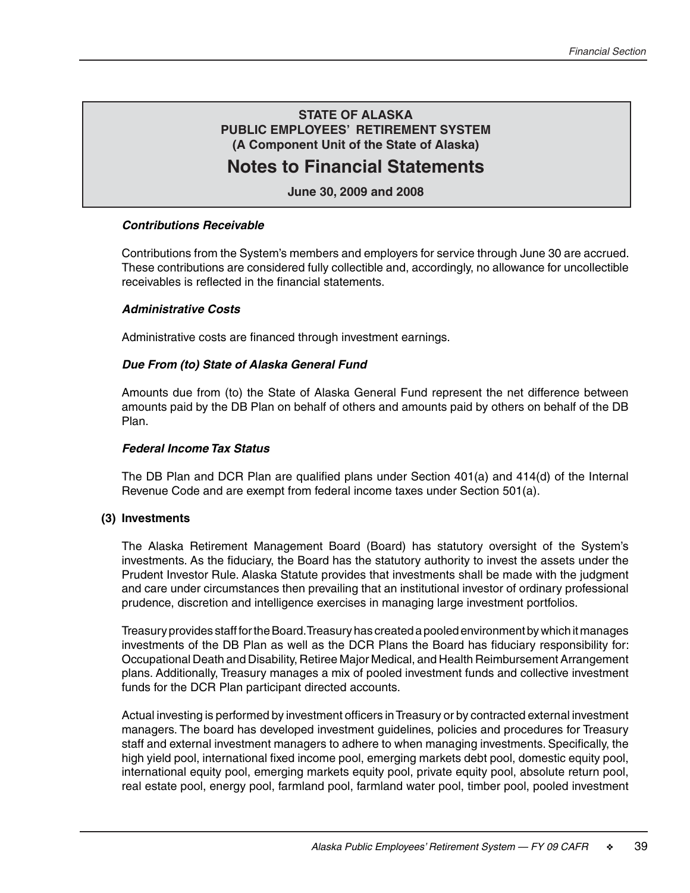## STATE OF ALASKA
## PUBLIC EMPLOYEES' RETIREMENT SYSTEM
## (A Component Unit of the State of Alaska)

# Notes to Financial Statements

**June 30, 2009 and 2008**

***Contributions Receivable***

Contributions from the System's members and employers for service through June 30 are accrued. These contributions are considered fully collectible and, accordingly, no allowance for uncollectible receivables is reflected in the financial statements.

***Administrative Costs***

Administrative costs are financed through investment earnings.

***Due From (to) State of Alaska General Fund***

Amounts due from (to) the State of Alaska General Fund represent the net difference between amounts paid by the DB Plan on behalf of others and amounts paid by others on behalf of the DB Plan.

***Federal Income Tax Status***

The DB Plan and DCR Plan are qualified plans under Section 401(a) and 414(d) of the Internal Revenue Code and are exempt from federal income taxes under Section 501(a).

**(3) Investments**

The Alaska Retirement Management Board (Board) has statutory oversight of the System's investments. As the fiduciary, the Board has the statutory authority to invest the assets under the Prudent Investor Rule. Alaska Statute provides that investments shall be made with the judgment and care under circumstances then prevailing that an institutional investor of ordinary professional prudence, discretion and intelligence exercises in managing large investment portfolios.

Treasury provides staff for the Board. Treasury has created a pooled environment by which it manages investments of the DB Plan as well as the DCR Plans the Board has fiduciary responsibility for: Occupational Death and Disability, Retiree Major Medical, and Health Reimbursement Arrangement plans. Additionally, Treasury manages a mix of pooled investment funds and collective investment funds for the DCR Plan participant directed accounts.

Actual investing is performed by investment officers in Treasury or by contracted external investment managers. The board has developed investment guidelines, policies and procedures for Treasury staff and external investment managers to adhere to when managing investments. Specifically, the high yield pool, international fixed income pool, emerging markets debt pool, domestic equity pool, international equity pool, emerging markets equity pool, private equity pool, absolute return pool, real estate pool, energy pool, farmland pool, farmland water pool, timber pool, pooled investment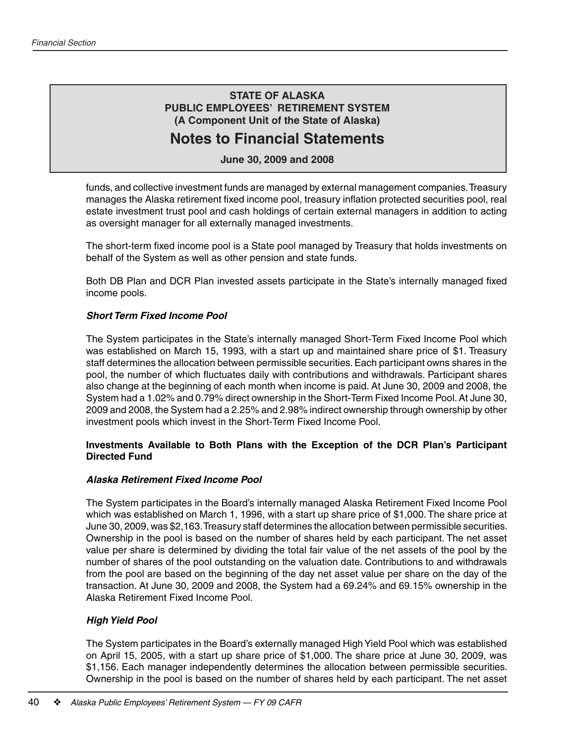funds, and collective investment funds are managed by external management companies. Treasury manages the Alaska retirement fixed income pool, treasury inflation protected securities pool, real estate investment trust pool and cash holdings of certain external managers in addition to acting as oversight manager for all externally managed investments.

The short-term fixed income pool is a State pool managed by Treasury that holds investments on behalf of the System as well as other pension and state funds.

Both DB Plan and DCR Plan invested assets participate in the State's internally managed fixed income pools.

***Short Term Fixed Income Pool***

The System participates in the State's internally managed Short-Term Fixed Income Pool which was established on March 15, 1993, with a start up and maintained share price of $1. Treasury staff determines the allocation between permissible securities. Each participant owns shares in the pool, the number of which fluctuates daily with contributions and withdrawals. Participant shares also change at the beginning of each month when income is paid. At June 30, 2009 and 2008, the System had a 1.02% and 0.79% direct ownership in the Short-Term Fixed Income Pool. At June 30, 2009 and 2008, the System had a 2.25% and 2.98% indirect ownership through ownership by other investment pools which invest in the Short-Term Fixed Income Pool.

**Investments Available to Both Plans with the Exception of the DCR Plan's Participant Directed Fund**

***Alaska Retirement Fixed Income Pool***

The System participates in the Board's internally managed Alaska Retirement Fixed Income Pool which was established on March 1, 1996, with a start up share price of $1,000. The share price at June 30, 2009, was $2,163. Treasury staff determines the allocation between permissible securities. Ownership in the pool is based on the number of shares held by each participant. The net asset value per share is determined by dividing the total fair value of the net assets of the pool by the number of shares of the pool outstanding on the valuation date. Contributions to and withdrawals from the pool are based on the beginning of the day net asset value per share on the day of the transaction. At June 30, 2009 and 2008, the System had a 69.24% and 69.15% ownership in the Alaska Retirement Fixed Income Pool.

***High Yield Pool***

The System participates in the Board's externally managed High Yield Pool which was established on April 15, 2005, with a start up share price of $1,000. The share price at June 30, 2009, was $1,156. Each manager independently determines the allocation between permissible securities. Ownership in the pool is based on the number of shares held by each participant. The net asset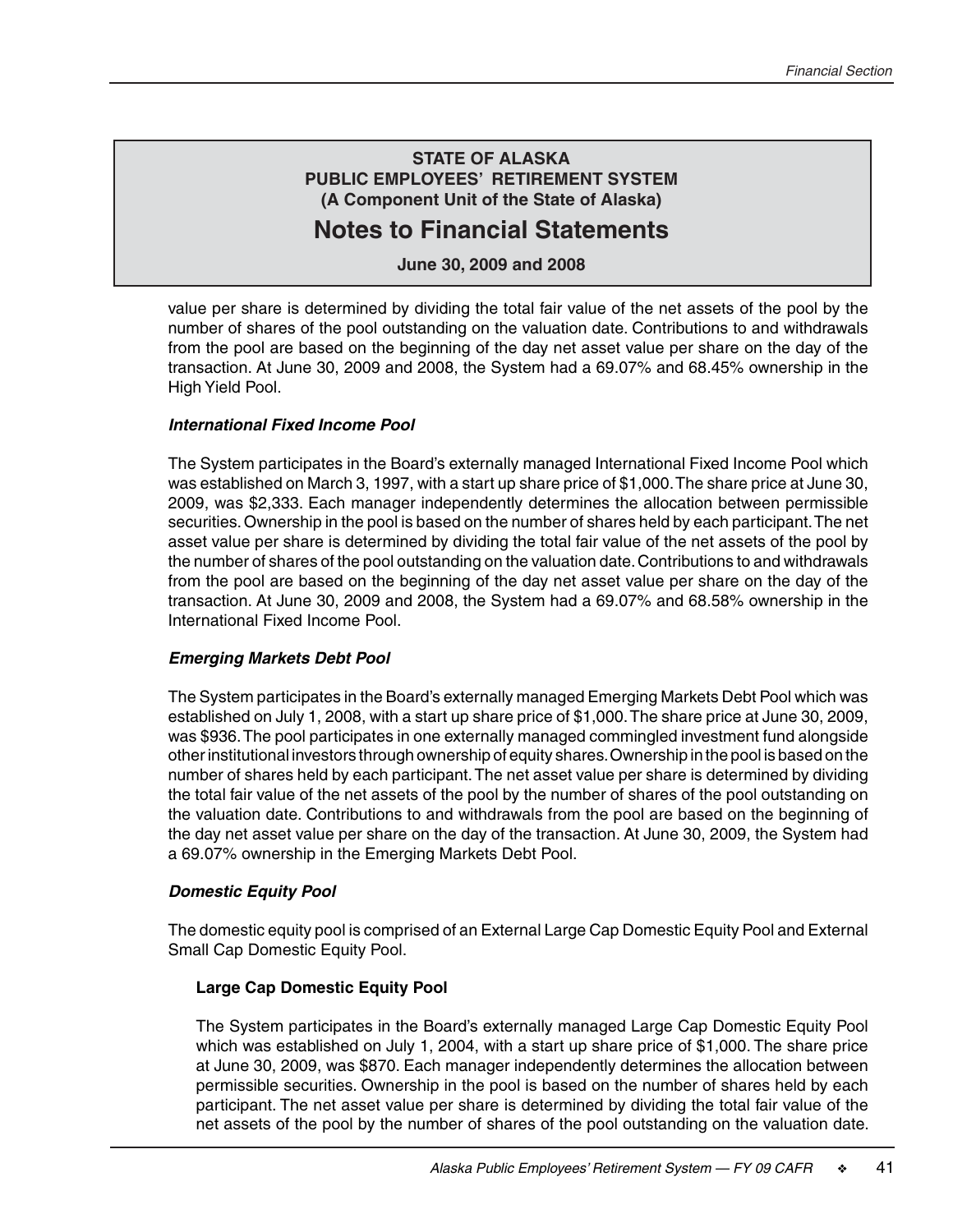## STATE OF ALASKA
## PUBLIC EMPLOYEES' RETIREMENT SYSTEM
## (A Component Unit of the State of Alaska)
# Notes to Financial Statements
**June 30, 2009 and 2008**

value per share is determined by dividing the total fair value of the net assets of the pool by the number of shares of the pool outstanding on the valuation date. Contributions to and withdrawals from the pool are based on the beginning of the day net asset value per share on the day of the transaction. At June 30, 2009 and 2008, the System had a 69.07% and 68.45% ownership in the High Yield Pool.

### *International Fixed Income Pool*

The System participates in the Board's externally managed International Fixed Income Pool which was established on March 3, 1997, with a start up share price of $1,000. The share price at June 30, 2009, was $2,333. Each manager independently determines the allocation between permissible securities. Ownership in the pool is based on the number of shares held by each participant. The net asset value per share is determined by dividing the total fair value of the net assets of the pool by the number of shares of the pool outstanding on the valuation date. Contributions to and withdrawals from the pool are based on the beginning of the day net asset value per share on the day of the transaction. At June 30, 2009 and 2008, the System had a 69.07% and 68.58% ownership in the International Fixed Income Pool.

### *Emerging Markets Debt Pool*

The System participates in the Board's externally managed Emerging Markets Debt Pool which was established on July 1, 2008, with a start up share price of $1,000. The share price at June 30, 2009, was $936. The pool participates in one externally managed commingled investment fund alongside other institutional investors through ownership of equity shares. Ownership in the pool is based on the number of shares held by each participant. The net asset value per share is determined by dividing the total fair value of the net assets of the pool by the number of shares of the pool outstanding on the valuation date. Contributions to and withdrawals from the pool are based on the beginning of the day net asset value per share on the day of the transaction. At June 30, 2009, the System had a 69.07% ownership in the Emerging Markets Debt Pool.

### *Domestic Equity Pool*

The domestic equity pool is comprised of an External Large Cap Domestic Equity Pool and External Small Cap Domestic Equity Pool.

#### Large Cap Domestic Equity Pool

The System participates in the Board's externally managed Large Cap Domestic Equity Pool which was established on July 1, 2004, with a start up share price of $1,000. The share price at June 30, 2009, was $870. Each manager independently determines the allocation between permissible securities. Ownership in the pool is based on the number of shares held by each participant. The net asset value per share is determined by dividing the total fair value of the net assets of the pool by the number of shares of the pool outstanding on the valuation date.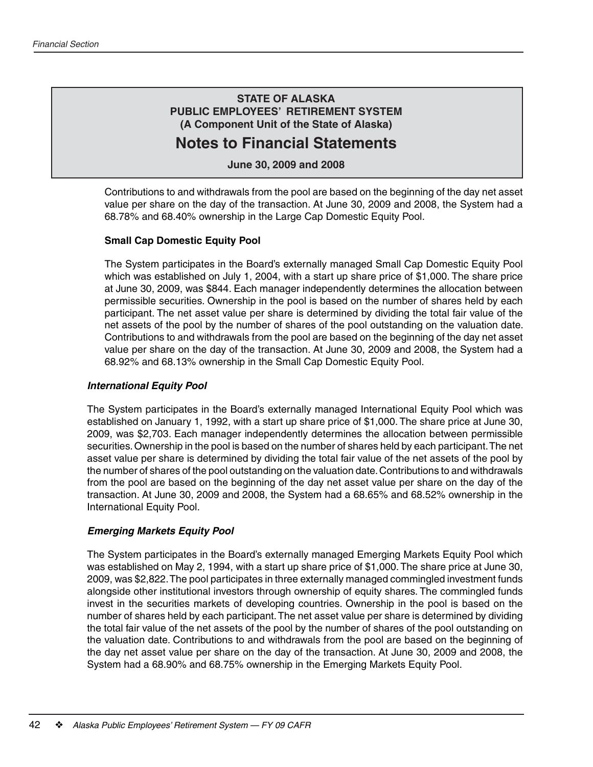# STATE OF ALASKA
## PUBLIC EMPLOYEES' RETIREMENT SYSTEM
### (A Component Unit of the State of Alaska)

# Notes to Financial Statements

**June 30, 2009 and 2008**

Contributions to and withdrawals from the pool are based on the beginning of the day net asset value per share on the day of the transaction. At June 30, 2009 and 2008, the System had a 68.78% and 68.40% ownership in the Large Cap Domestic Equity Pool.

**Small Cap Domestic Equity Pool**

The System participates in the Board's externally managed Small Cap Domestic Equity Pool which was established on July 1, 2004, with a start up share price of $1,000. The share price at June 30, 2009, was $844. Each manager independently determines the allocation between permissible securities. Ownership in the pool is based on the number of shares held by each participant. The net asset value per share is determined by dividing the total fair value of the net assets of the pool by the number of shares of the pool outstanding on the valuation date. Contributions to and withdrawals from the pool are based on the beginning of the day net asset value per share on the day of the transaction. At June 30, 2009 and 2008, the System had a 68.92% and 68.13% ownership in the Small Cap Domestic Equity Pool.

***International Equity Pool***

The System participates in the Board's externally managed International Equity Pool which was established on January 1, 1992, with a start up share price of $1,000. The share price at June 30, 2009, was $2,703. Each manager independently determines the allocation between permissible securities. Ownership in the pool is based on the number of shares held by each participant. The net asset value per share is determined by dividing the total fair value of the net assets of the pool by the number of shares of the pool outstanding on the valuation date. Contributions to and withdrawals from the pool are based on the beginning of the day net asset value per share on the day of the transaction. At June 30, 2009 and 2008, the System had a 68.65% and 68.52% ownership in the International Equity Pool.

***Emerging Markets Equity Pool***

The System participates in the Board's externally managed Emerging Markets Equity Pool which was established on May 2, 1994, with a start up share price of $1,000. The share price at June 30, 2009, was $2,822. The pool participates in three externally managed commingled investment funds alongside other institutional investors through ownership of equity shares. The commingled funds invest in the securities markets of developing countries. Ownership in the pool is based on the number of shares held by each participant. The net asset value per share is determined by dividing the total fair value of the net assets of the pool by the number of shares of the pool outstanding on the valuation date. Contributions to and withdrawals from the pool are based on the beginning of the day net asset value per share on the day of the transaction. At June 30, 2009 and 2008, the System had a 68.90% and 68.75% ownership in the Emerging Markets Equity Pool.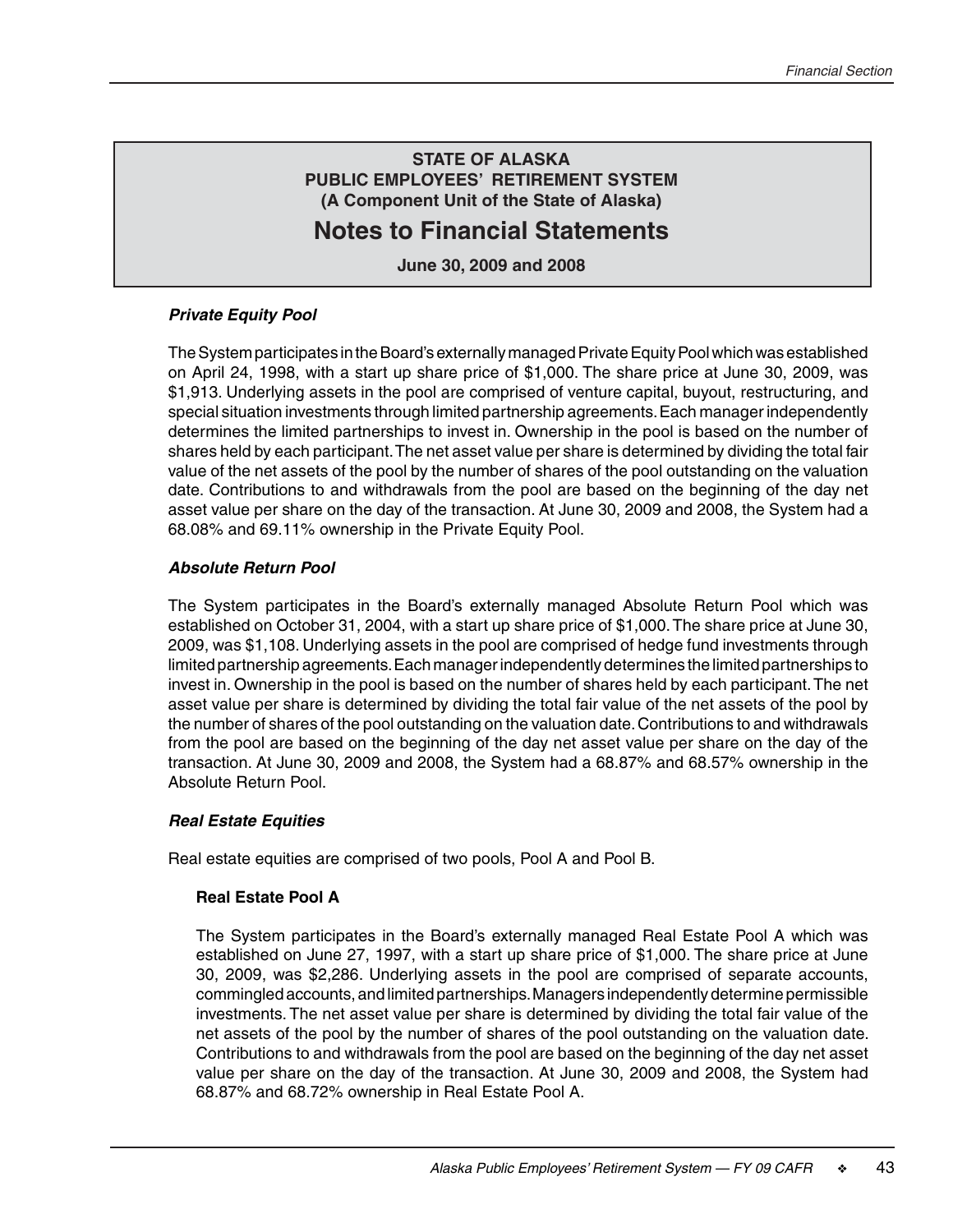## STATE OF ALASKA
## PUBLIC EMPLOYEES' RETIREMENT SYSTEM
## (A Component Unit of the State of Alaska)

# Notes to Financial Statements

**June 30, 2009 and 2008**

***Private Equity Pool***

The System participates in the Board's externally managed Private Equity Pool which was established on April 24, 1998, with a start up share price of $1,000. The share price at June 30, 2009, was $1,913. Underlying assets in the pool are comprised of venture capital, buyout, restructuring, and special situation investments through limited partnership agreements. Each manager independently determines the limited partnerships to invest in. Ownership in the pool is based on the number of shares held by each participant. The net asset value per share is determined by dividing the total fair value of the net assets of the pool by the number of shares of the pool outstanding on the valuation date. Contributions to and withdrawals from the pool are based on the beginning of the day net asset value per share on the day of the transaction. At June 30, 2009 and 2008, the System had a 68.08% and 69.11% ownership in the Private Equity Pool.

***Absolute Return Pool***

The System participates in the Board's externally managed Absolute Return Pool which was established on October 31, 2004, with a start up share price of $1,000. The share price at June 30, 2009, was $1,108. Underlying assets in the pool are comprised of hedge fund investments through limited partnership agreements. Each manager independently determines the limited partnerships to invest in. Ownership in the pool is based on the number of shares held by each participant. The net asset value per share is determined by dividing the total fair value of the net assets of the pool by the number of shares of the pool outstanding on the valuation date. Contributions to and withdrawals from the pool are based on the beginning of the day net asset value per share on the day of the transaction. At June 30, 2009 and 2008, the System had a 68.87% and 68.57% ownership in the Absolute Return Pool.

***Real Estate Equities***

Real estate equities are comprised of two pools, Pool A and Pool B.

**Real Estate Pool A**

The System participates in the Board's externally managed Real Estate Pool A which was established on June 27, 1997, with a start up share price of $1,000. The share price at June 30, 2009, was $2,286. Underlying assets in the pool are comprised of separate accounts, commingled accounts, and limited partnerships. Managers independently determine permissible investments. The net asset value per share is determined by dividing the total fair value of the net assets of the pool by the number of shares of the pool outstanding on the valuation date. Contributions to and withdrawals from the pool are based on the beginning of the day net asset value per share on the day of the transaction. At June 30, 2009 and 2008, the System had 68.87% and 68.72% ownership in Real Estate Pool A.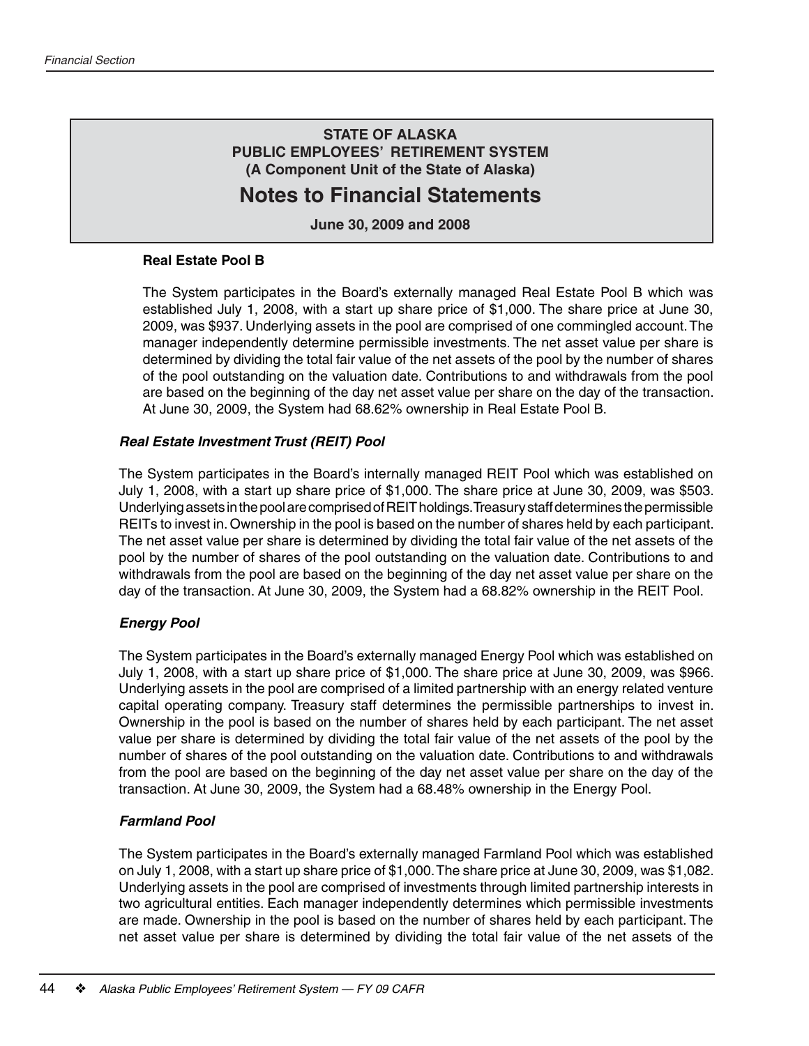**Real Estate Pool B**

The System participates in the Board's externally managed Real Estate Pool B which was established July 1, 2008, with a start up share price of $1,000. The share price at June 30, 2009, was $937. Underlying assets in the pool are comprised of one commingled account. The manager independently determine permissible investments. The net asset value per share is determined by dividing the total fair value of the net assets of the pool by the number of shares of the pool outstanding on the valuation date. Contributions to and withdrawals from the pool are based on the beginning of the day net asset value per share on the day of the transaction. At June 30, 2009, the System had 68.62% ownership in Real Estate Pool B.

***Real Estate Investment Trust (REIT) Pool***

The System participates in the Board's internally managed REIT Pool which was established on July 1, 2008, with a start up share price of $1,000. The share price at June 30, 2009, was $503. Underlying assets in the pool are comprised of REIT holdings. Treasury staff determines the permissible REITs to invest in. Ownership in the pool is based on the number of shares held by each participant. The net asset value per share is determined by dividing the total fair value of the net assets of the pool by the number of shares of the pool outstanding on the valuation date. Contributions to and withdrawals from the pool are based on the beginning of the day net asset value per share on the day of the transaction. At June 30, 2009, the System had a 68.82% ownership in the REIT Pool.

***Energy Pool***

The System participates in the Board's externally managed Energy Pool which was established on July 1, 2008, with a start up share price of $1,000. The share price at June 30, 2009, was $966. Underlying assets in the pool are comprised of a limited partnership with an energy related venture capital operating company. Treasury staff determines the permissible partnerships to invest in. Ownership in the pool is based on the number of shares held by each participant. The net asset value per share is determined by dividing the total fair value of the net assets of the pool by the number of shares of the pool outstanding on the valuation date. Contributions to and withdrawals from the pool are based on the beginning of the day net asset value per share on the day of the transaction. At June 30, 2009, the System had a 68.48% ownership in the Energy Pool.

***Farmland Pool***

The System participates in the Board's externally managed Farmland Pool which was established on July 1, 2008, with a start up share price of $1,000. The share price at June 30, 2009, was $1,082. Underlying assets in the pool are comprised of investments through limited partnership interests in two agricultural entities. Each manager independently determines which permissible investments are made. Ownership in the pool is based on the number of shares held by each participant. The net asset value per share is determined by dividing the total fair value of the net assets of the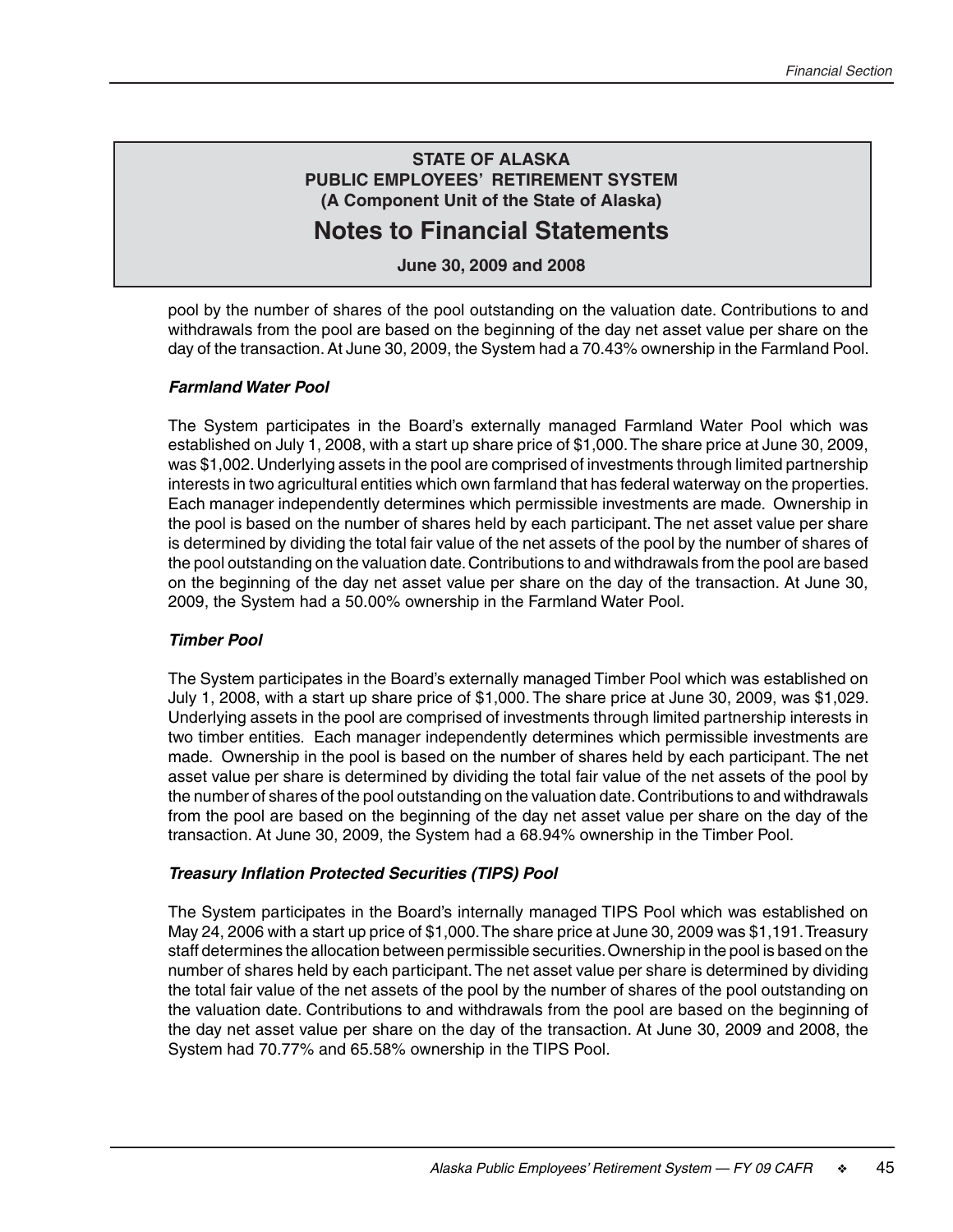pool by the number of shares of the pool outstanding on the valuation date. Contributions to and withdrawals from the pool are based on the beginning of the day net asset value per share on the day of the transaction. At June 30, 2009, the System had a 70.43% ownership in the Farmland Pool.

***Farmland Water Pool***

The System participates in the Board's externally managed Farmland Water Pool which was established on July 1, 2008, with a start up share price of $1,000. The share price at June 30, 2009, was $1,002. Underlying assets in the pool are comprised of investments through limited partnership interests in two agricultural entities which own farmland that has federal waterway on the properties. Each manager independently determines which permissible investments are made. Ownership in the pool is based on the number of shares held by each participant. The net asset value per share is determined by dividing the total fair value of the net assets of the pool by the number of shares of the pool outstanding on the valuation date. Contributions to and withdrawals from the pool are based on the beginning of the day net asset value per share on the day of the transaction. At June 30, 2009, the System had a 50.00% ownership in the Farmland Water Pool.

***Timber Pool***

The System participates in the Board's externally managed Timber Pool which was established on July 1, 2008, with a start up share price of $1,000. The share price at June 30, 2009, was $1,029. Underlying assets in the pool are comprised of investments through limited partnership interests in two timber entities. Each manager independently determines which permissible investments are made. Ownership in the pool is based on the number of shares held by each participant. The net asset value per share is determined by dividing the total fair value of the net assets of the pool by the number of shares of the pool outstanding on the valuation date. Contributions to and withdrawals from the pool are based on the beginning of the day net asset value per share on the day of the transaction. At June 30, 2009, the System had a 68.94% ownership in the Timber Pool.

***Treasury Inflation Protected Securities (TIPS) Pool***

The System participates in the Board's internally managed TIPS Pool which was established on May 24, 2006 with a start up price of $1,000. The share price at June 30, 2009 was $1,191. Treasury staff determines the allocation between permissible securities. Ownership in the pool is based on the number of shares held by each participant. The net asset value per share is determined by dividing the total fair value of the net assets of the pool by the number of shares of the pool outstanding on the valuation date. Contributions to and withdrawals from the pool are based on the beginning of the day net asset value per share on the day of the transaction. At June 30, 2009 and 2008, the System had 70.77% and 65.58% ownership in the TIPS Pool.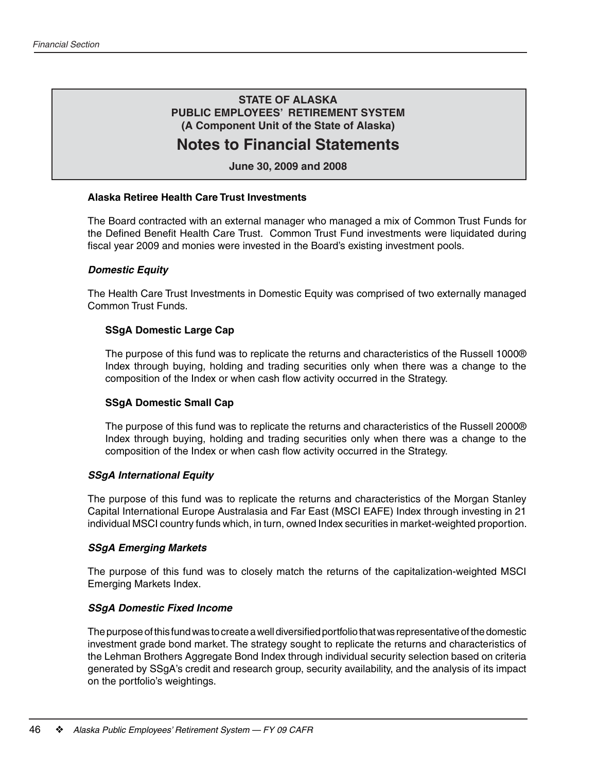# STATE OF ALASKA
## PUBLIC EMPLOYEES' RETIREMENT SYSTEM
### (A Component Unit of the State of Alaska)

# Notes to Financial Statements

**June 30, 2009 and 2008**

**Alaska Retiree Health Care Trust Investments**

The Board contracted with an external manager who managed a mix of Common Trust Funds for the Defined Benefit Health Care Trust. Common Trust Fund investments were liquidated during fiscal year 2009 and monies were invested in the Board's existing investment pools.

***Domestic Equity***

The Health Care Trust Investments in Domestic Equity was comprised of two externally managed Common Trust Funds.

**SSgA Domestic Large Cap**

The purpose of this fund was to replicate the returns and characteristics of the Russell 1000® Index through buying, holding and trading securities only when there was a change to the composition of the Index or when cash flow activity occurred in the Strategy.

**SSgA Domestic Small Cap**

The purpose of this fund was to replicate the returns and characteristics of the Russell 2000® Index through buying, holding and trading securities only when there was a change to the composition of the Index or when cash flow activity occurred in the Strategy.

***SSgA International Equity***

The purpose of this fund was to replicate the returns and characteristics of the Morgan Stanley Capital International Europe Australasia and Far East (MSCI EAFE) Index through investing in 21 individual MSCI country funds which, in turn, owned Index securities in market-weighted proportion.

***SSgA Emerging Markets***

The purpose of this fund was to closely match the returns of the capitalization-weighted MSCI Emerging Markets Index.

***SSgA Domestic Fixed Income***

The purpose of this fund was to create a well diversified portfolio that was representative of the domestic investment grade bond market. The strategy sought to replicate the returns and characteristics of the Lehman Brothers Aggregate Bond Index through individual security selection based on criteria generated by SSgA's credit and research group, security availability, and the analysis of its impact on the portfolio's weightings.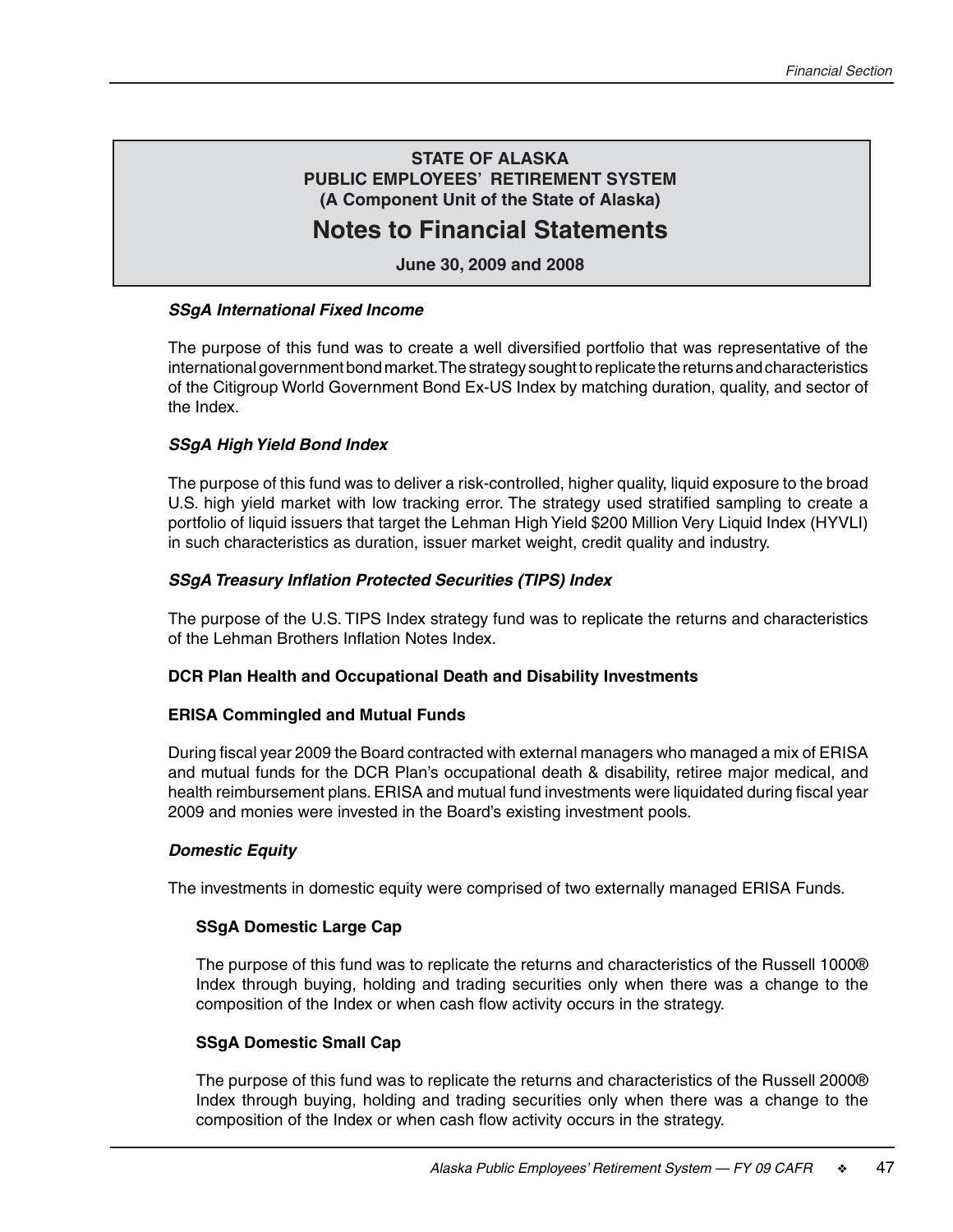### STATE OF ALASKA
### PUBLIC EMPLOYEES' RETIREMENT SYSTEM
### (A Component Unit of the State of Alaska)

# Notes to Financial Statements

**June 30, 2009 and 2008**

***SSgA International Fixed Income***

The purpose of this fund was to create a well diversified portfolio that was representative of the international government bond market. The strategy sought to replicate the returns and characteristics of the Citigroup World Government Bond Ex-US Index by matching duration, quality, and sector of the Index.

***SSgA High Yield Bond Index***

The purpose of this fund was to deliver a risk-controlled, higher quality, liquid exposure to the broad U.S. high yield market with low tracking error. The strategy used stratified sampling to create a portfolio of liquid issuers that target the Lehman High Yield $200 Million Very Liquid Index (HYVLI) in such characteristics as duration, issuer market weight, credit quality and industry.

***SSgA Treasury Inflation Protected Securities (TIPS) Index***

The purpose of the U.S. TIPS Index strategy fund was to replicate the returns and characteristics of the Lehman Brothers Inflation Notes Index.

**DCR Plan Health and Occupational Death and Disability Investments**

**ERISA Commingled and Mutual Funds**

During fiscal year 2009 the Board contracted with external managers who managed a mix of ERISA and mutual funds for the DCR Plan's occupational death & disability, retiree major medical, and health reimbursement plans. ERISA and mutual fund investments were liquidated during fiscal year 2009 and monies were invested in the Board's existing investment pools.

***Domestic Equity***

The investments in domestic equity were comprised of two externally managed ERISA Funds.

**SSgA Domestic Large Cap**

The purpose of this fund was to replicate the returns and characteristics of the Russell 1000® Index through buying, holding and trading securities only when there was a change to the composition of the Index or when cash flow activity occurs in the strategy.

**SSgA Domestic Small Cap**

The purpose of this fund was to replicate the returns and characteristics of the Russell 2000® Index through buying, holding and trading securities only when there was a change to the composition of the Index or when cash flow activity occurs in the strategy.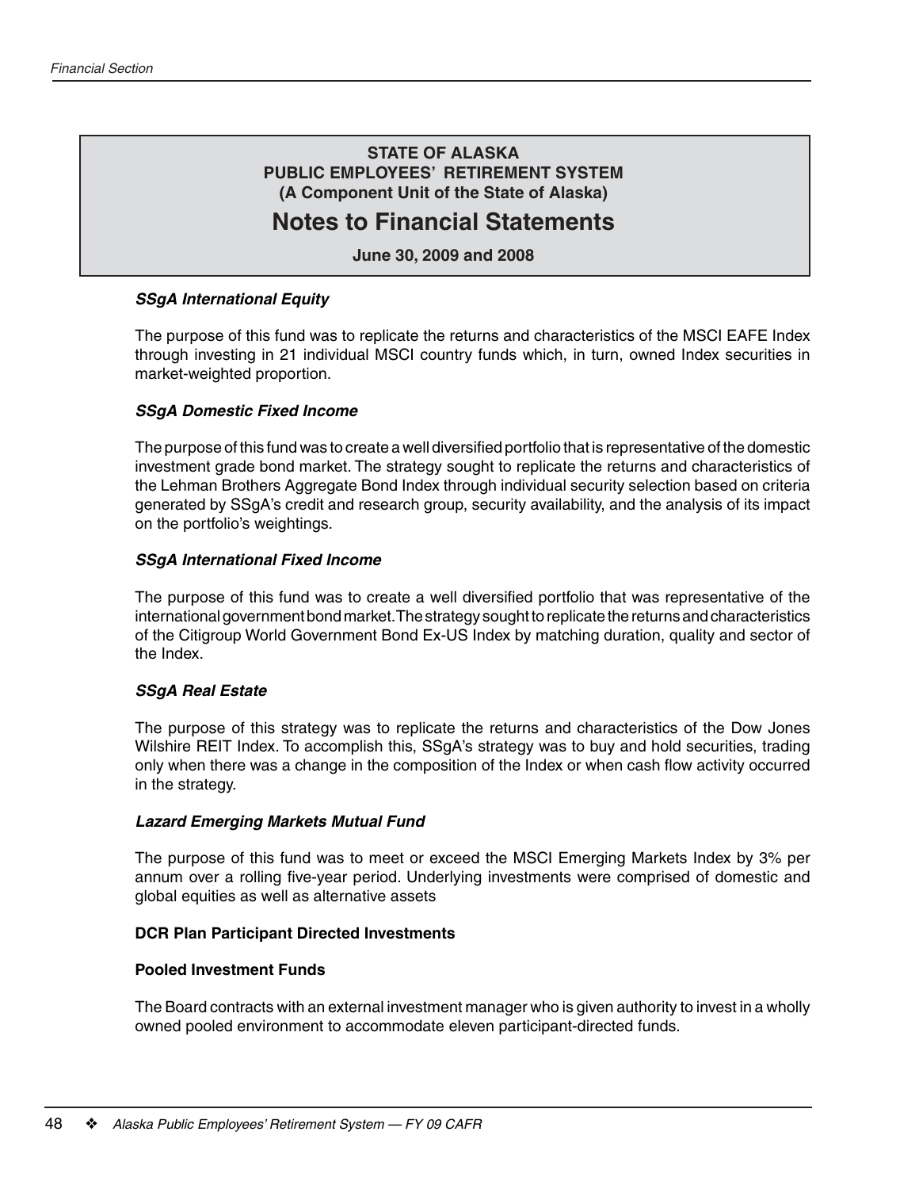# STATE OF ALASKA
## PUBLIC EMPLOYEES' RETIREMENT SYSTEM
### (A Component Unit of the State of Alaska)

# Notes to Financial Statements

**June 30, 2009 and 2008**

***SSgA International Equity***

The purpose of this fund was to replicate the returns and characteristics of the MSCI EAFE Index through investing in 21 individual MSCI country funds which, in turn, owned Index securities in market-weighted proportion.

***SSgA Domestic Fixed Income***

The purpose of this fund was to create a well diversified portfolio that is representative of the domestic investment grade bond market. The strategy sought to replicate the returns and characteristics of the Lehman Brothers Aggregate Bond Index through individual security selection based on criteria generated by SSgA's credit and research group, security availability, and the analysis of its impact on the portfolio's weightings.

***SSgA International Fixed Income***

The purpose of this fund was to create a well diversified portfolio that was representative of the international government bond market. The strategy sought to replicate the returns and characteristics of the Citigroup World Government Bond Ex-US Index by matching duration, quality and sector of the Index.

***SSgA Real Estate***

The purpose of this strategy was to replicate the returns and characteristics of the Dow Jones Wilshire REIT Index. To accomplish this, SSgA's strategy was to buy and hold securities, trading only when there was a change in the composition of the Index or when cash flow activity occurred in the strategy.

***Lazard Emerging Markets Mutual Fund***

The purpose of this fund was to meet or exceed the MSCI Emerging Markets Index by 3% per annum over a rolling five-year period. Underlying investments were comprised of domestic and global equities as well as alternative assets

**DCR Plan Participant Directed Investments**

**Pooled Investment Funds**

The Board contracts with an external investment manager who is given authority to invest in a wholly owned pooled environment to accommodate eleven participant-directed funds.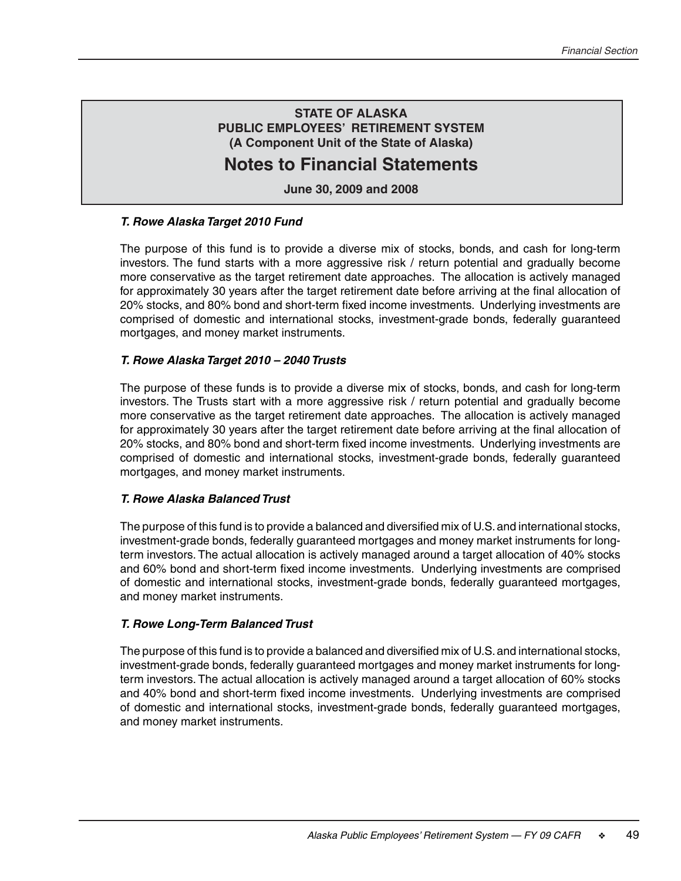### T. Rowe Alaska Target 2010 Fund

The purpose of this fund is to provide a diverse mix of stocks, bonds, and cash for long-term investors. The fund starts with a more aggressive risk / return potential and gradually become more conservative as the target retirement date approaches. The allocation is actively managed for approximately 30 years after the target retirement date before arriving at the final allocation of 20% stocks, and 80% bond and short-term fixed income investments. Underlying investments are comprised of domestic and international stocks, investment-grade bonds, federally guaranteed mortgages, and money market instruments.

### T. Rowe Alaska Target 2010 – 2040 Trusts

The purpose of these funds is to provide a diverse mix of stocks, bonds, and cash for long-term investors. The Trusts start with a more aggressive risk / return potential and gradually become more conservative as the target retirement date approaches. The allocation is actively managed for approximately 30 years after the target retirement date before arriving at the final allocation of 20% stocks, and 80% bond and short-term fixed income investments. Underlying investments are comprised of domestic and international stocks, investment-grade bonds, federally guaranteed mortgages, and money market instruments.

### T. Rowe Alaska Balanced Trust

The purpose of this fund is to provide a balanced and diversified mix of U.S. and international stocks, investment-grade bonds, federally guaranteed mortgages and money market instruments for long-term investors. The actual allocation is actively managed around a target allocation of 40% stocks and 60% bond and short-term fixed income investments. Underlying investments are comprised of domestic and international stocks, investment-grade bonds, federally guaranteed mortgages, and money market instruments.

### T. Rowe Long-Term Balanced Trust

The purpose of this fund is to provide a balanced and diversified mix of U.S. and international stocks, investment-grade bonds, federally guaranteed mortgages and money market instruments for long-term investors. The actual allocation is actively managed around a target allocation of 60% stocks and 40% bond and short-term fixed income investments. Underlying investments are comprised of domestic and international stocks, investment-grade bonds, federally guaranteed mortgages, and money market instruments.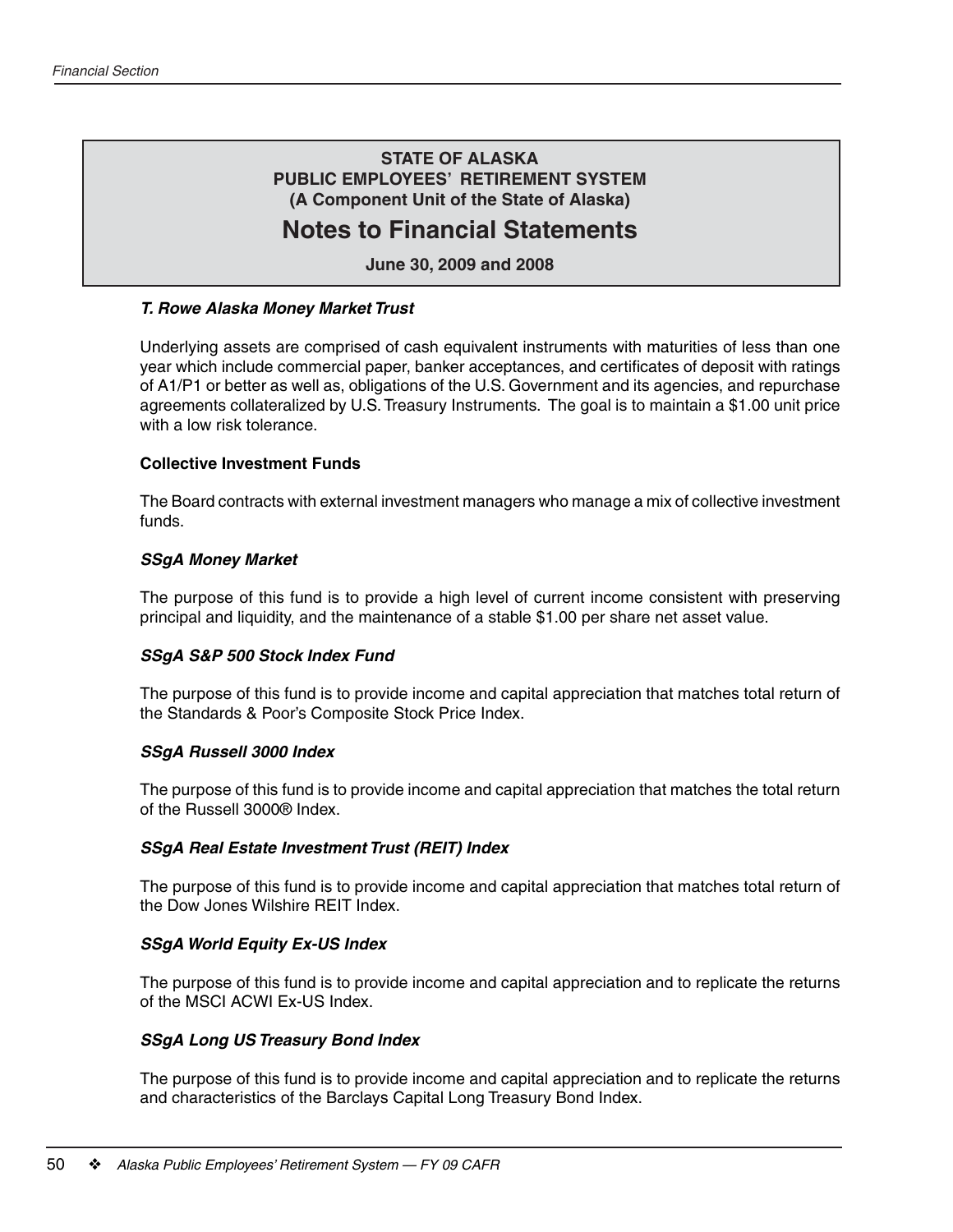# STATE OF ALASKA
## PUBLIC EMPLOYEES' RETIREMENT SYSTEM
### (A Component Unit of the State of Alaska)
# Notes to Financial Statements
**June 30, 2009 and 2008**

***T. Rowe Alaska Money Market Trust***

Underlying assets are comprised of cash equivalent instruments with maturities of less than one year which include commercial paper, banker acceptances, and certificates of deposit with ratings of A1/P1 or better as well as, obligations of the U.S. Government and its agencies, and repurchase agreements collateralized by U.S. Treasury Instruments. The goal is to maintain a $1.00 unit price with a low risk tolerance.

**Collective Investment Funds**

The Board contracts with external investment managers who manage a mix of collective investment funds.

***SSgA Money Market***

The purpose of this fund is to provide a high level of current income consistent with preserving principal and liquidity, and the maintenance of a stable $1.00 per share net asset value.

***SSgA S&P 500 Stock Index Fund***

The purpose of this fund is to provide income and capital appreciation that matches total return of the Standards & Poor's Composite Stock Price Index.

***SSgA Russell 3000 Index***

The purpose of this fund is to provide income and capital appreciation that matches the total return of the Russell 3000® Index.

***SSgA Real Estate Investment Trust (REIT) Index***

The purpose of this fund is to provide income and capital appreciation that matches total return of the Dow Jones Wilshire REIT Index.

***SSgA World Equity Ex-US Index***

The purpose of this fund is to provide income and capital appreciation and to replicate the returns of the MSCI ACWI Ex-US Index.

***SSgA Long US Treasury Bond Index***

The purpose of this fund is to provide income and capital appreciation and to replicate the returns and characteristics of the Barclays Capital Long Treasury Bond Index.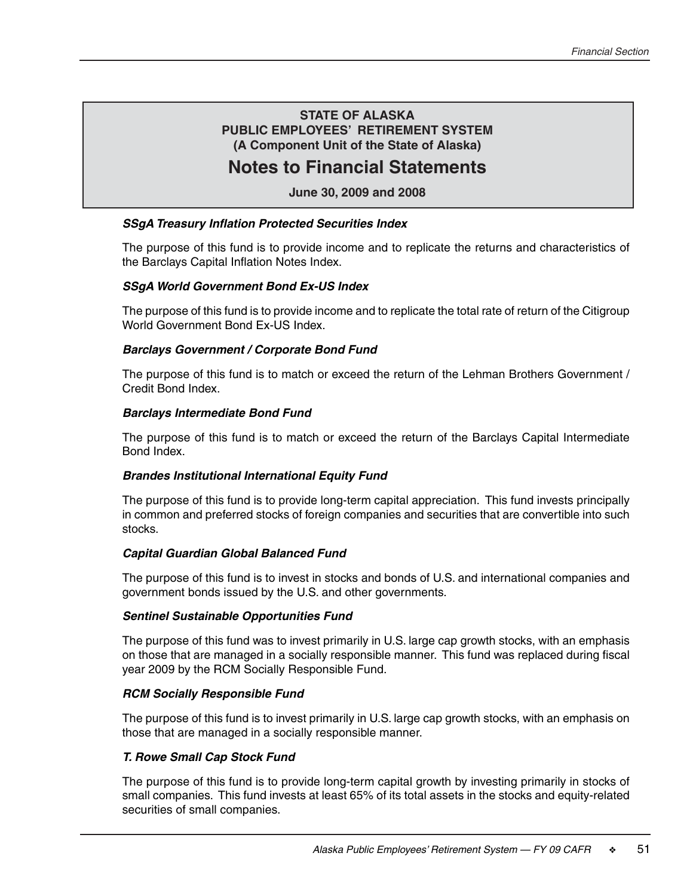**STATE OF ALASKA**
**PUBLIC EMPLOYEES' RETIREMENT SYSTEM**
**(A Component Unit of the State of Alaska)**

# Notes to Financial Statements

**June 30, 2009 and 2008**

***SSgA Treasury Inflation Protected Securities Index***

The purpose of this fund is to provide income and to replicate the returns and characteristics of the Barclays Capital Inflation Notes Index.

***SSgA World Government Bond Ex-US Index***

The purpose of this fund is to provide income and to replicate the total rate of return of the Citigroup World Government Bond Ex-US Index.

***Barclays Government / Corporate Bond Fund***

The purpose of this fund is to match or exceed the return of the Lehman Brothers Government / Credit Bond Index.

***Barclays Intermediate Bond Fund***

The purpose of this fund is to match or exceed the return of the Barclays Capital Intermediate Bond Index.

***Brandes Institutional International Equity Fund***

The purpose of this fund is to provide long-term capital appreciation. This fund invests principally in common and preferred stocks of foreign companies and securities that are convertible into such stocks.

***Capital Guardian Global Balanced Fund***

The purpose of this fund is to invest in stocks and bonds of U.S. and international companies and government bonds issued by the U.S. and other governments.

***Sentinel Sustainable Opportunities Fund***

The purpose of this fund was to invest primarily in U.S. large cap growth stocks, with an emphasis on those that are managed in a socially responsible manner. This fund was replaced during fiscal year 2009 by the RCM Socially Responsible Fund.

***RCM Socially Responsible Fund***

The purpose of this fund is to invest primarily in U.S. large cap growth stocks, with an emphasis on those that are managed in a socially responsible manner.

***T. Rowe Small Cap Stock Fund***

The purpose of this fund is to provide long-term capital growth by investing primarily in stocks of small companies. This fund invests at least 65% of its total assets in the stocks and equity-related securities of small companies.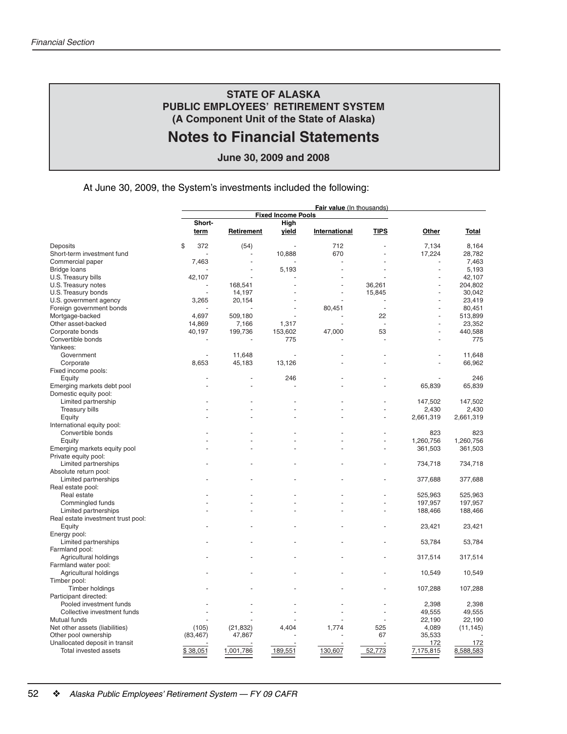## STATE OF ALASKA
## PUBLIC EMPLOYEES' RETIREMENT SYSTEM
## (A Component Unit of the State of Alaska)

# Notes to Financial Statements

**June 30, 2009 and 2008**

At June 30, 2009, the System's investments included the following:

| | **Fair value** (In thousands) | | | | | | |
|---|---|---|---|---|---|---|---|
| | **Fixed Income Pools** | | | | | | |
| | **Short-term** | **Retirement** | **High yield** | **International** | **TIPS** | **Other** | **Total** |
| Deposits | $ 372 | (54) | - | 712 | - | 7,134 | 8,164 |
| Short-term investment fund | - | - | 10,888 | 670 | - | 17,224 | 28,782 |
| Commercial paper | 7,463 | - | - | - | - | - | 7,463 |
| Bridge loans | - | - | 5,193 | - | - | - | 5,193 |
| U.S. Treasury bills | 42,107 | - | - | - | - | - | 42,107 |
| U.S. Treasury notes | - | 168,541 | - | - | 36,261 | - | 204,802 |
| U.S. Treasury bonds | - | 14,197 | - | - | 15,845 | - | 30,042 |
| U.S. government agency | 3,265 | 20,154 | - | - | - | - | 23,419 |
| Foreign government bonds | - | - | - | 80,451 | - | - | 80,451 |
| Mortgage-backed | 4,697 | 509,180 | - | - | 22 | - | 513,899 |
| Other asset-backed | 14,869 | 7,166 | 1,317 | - | - | - | 23,352 |
| Corporate bonds | 40,197 | 199,736 | 153,602 | 47,000 | 53 | - | 440,588 |
| Convertible bonds | - | - | 775 | - | - | - | 775 |
| Yankees: | | | | | | | |
| Government | - | 11,648 | - | - | - | - | 11,648 |
| Corporate | 8,653 | 45,183 | 13,126 | - | - | - | 66,962 |
| Fixed income pools: | | | | | | | |
| Equity | - | - | 246 | - | - | - | 246 |
| Emerging markets debt pool | - | - | - | - | - | 65,839 | 65,839 |
| Domestic equity pool: | | | | | | | |
| Limited partnership | - | - | - | - | - | 147,502 | 147,502 |
| Treasury bills | - | - | - | - | - | 2,430 | 2,430 |
| Equity | - | - | - | - | - | 2,661,319 | 2,661,319 |
| International equity pool: | | | | | | | |
| Convertible bonds | - | - | - | - | - | 823 | 823 |
| Equity | - | - | - | - | - | 1,260,756 | 1,260,756 |
| Emerging markets equity pool | - | - | - | - | - | 361,503 | 361,503 |
| Private equity pool: | | | | | | | |
| Limited partnerships | - | - | - | - | - | 734,718 | 734,718 |
| Absolute return pool: | | | | | | | |
| Limited partnerships | - | - | - | - | - | 377,688 | 377,688 |
| Real estate pool: | | | | | | | |
| Real estate | - | - | - | - | - | 525,963 | 525,963 |
| Commingled funds | - | - | - | - | - | 197,957 | 197,957 |
| Limited partnerships | - | - | - | - | - | 188,466 | 188,466 |
| Real estate investment trust pool: | | | | | | | |
| Equity | - | - | - | - | - | 23,421 | 23,421 |
| Energy pool: | | | | | | | |
| Limited partnerships | - | - | - | - | - | 53,784 | 53,784 |
| Farmland pool: | | | | | | | |
| Agricultural holdings | - | - | - | - | - | 317,514 | 317,514 |
| Farmland water pool: | | | | | | | |
| Agricultural holdings | - | - | - | - | - | 10,549 | 10,549 |
| Timber pool: | | | | | | | |
| Timber holdings | - | - | - | - | - | 107,288 | 107,288 |
| Participant directed: | | | | | | | |
| Pooled investment funds | - | - | - | - | - | 2,398 | 2,398 |
| Collective investment funds | - | - | - | - | - | 49,555 | 49,555 |
| Mutual funds | - | - | - | - | - | 22,190 | 22,190 |
| Net other assets (liabilities) | (105) | (21,832) | 4,404 | 1,774 | 525 | 4,089 | (11,145) |
| Other pool ownership | (83,467) | 47,867 | - | - | 67 | 35,533 | - |
| Unallocated deposit in transit | - | - | - | - | - | 172 | 172 |
| Total invested assets | $ 38,051 | 1,001,786 | 189,551 | 130,607 | 52,773 | 7,175,815 | 8,588,583 |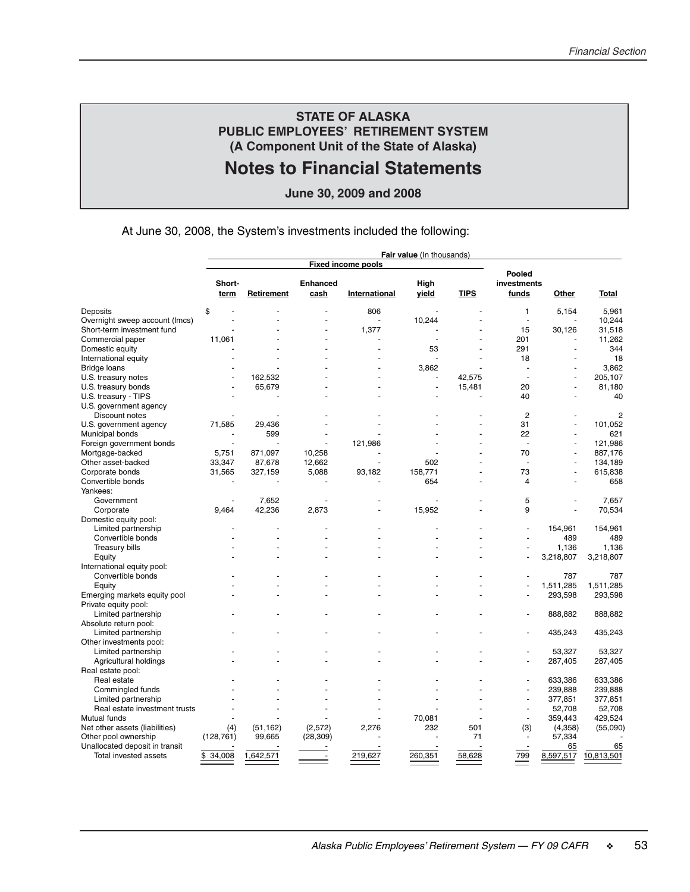# STATE OF ALASKA
## PUBLIC EMPLOYEES' RETIREMENT SYSTEM
### (A Component Unit of the State of Alaska)

# Notes to Financial Statements

**June 30, 2009 and 2008**

At June 30, 2008, the System's investments included the following:

| | **Fair value** (In thousands) | | | | | | | | |
|---|---|---|---|---|---|---|---|---|---|
| | **Fixed income pools** | | | | | | | | |
| | **Short-term** | **Retirement** | **Enhanced cash** | **International** | **High yield** | **TIPS** | **Pooled investments funds** | **Other** | **Total** |
| Deposits | $ - | - | - | 806 | - | - | 1 | 5,154 | 5,961 |
| Overnight sweep account (lmcs) | - | - | - | - | 10,244 | - | - | - | 10,244 |
| Short-term investment fund | - | - | - | 1,377 | - | - | 15 | 30,126 | 31,518 |
| Commercial paper | 11,061 | - | - | - | - | - | 201 | - | 11,262 |
| Domestic equity | - | - | - | - | 53 | - | 291 | - | 344 |
| International equity | - | - | - | - | - | - | 18 | - | 18 |
| Bridge loans | - | - | - | - | 3,862 | - | - | - | 3,862 |
| U.S. treasury notes | - | 162,532 | - | - | - | 42,575 | - | - | 205,107 |
| U.S. treasury bonds | - | 65,679 | - | - | - | 15,481 | 20 | - | 81,180 |
| U.S. treasury - TIPS | - | - | - | - | - | - | 40 | - | 40 |
| U.S. government agency | | | | | | | | | |
| Discount notes | - | - | - | - | - | - | 2 | - | 2 |
| U.S. government agency | 71,585 | 29,436 | - | - | - | - | 31 | - | 101,052 |
| Municipal bonds | - | 599 | - | - | - | - | 22 | - | 621 |
| Foreign government bonds | - | - | - | 121,986 | - | - | - | - | 121,986 |
| Mortgage-backed | 5,751 | 871,097 | 10,258 | - | - | - | 70 | - | 887,176 |
| Other asset-backed | 33,347 | 87,678 | 12,662 | - | 502 | - | - | - | 134,189 |
| Corporate bonds | 31,565 | 327,159 | 5,088 | 93,182 | 158,771 | - | 73 | - | 615,838 |
| Convertible bonds | - | - | - | - | 654 | - | 4 | - | 658 |
| Yankees: | | | | | | | | | |
| Government | - | 7,652 | - | - | - | - | 5 | - | 7,657 |
| Corporate | 9,464 | 42,236 | 2,873 | - | 15,952 | - | 9 | - | 70,534 |
| Domestic equity pool: | | | | | | | | | |
| Limited partnership | - | - | - | - | - | - | - | 154,961 | 154,961 |
| Convertible bonds | - | - | - | - | - | - | - | 489 | 489 |
| Treasury bills | - | - | - | - | - | - | - | 1,136 | 1,136 |
| Equity | - | - | - | - | - | - | - | 3,218,807 | 3,218,807 |
| International equity pool: | | | | | | | | | |
| Convertible bonds | - | - | - | - | - | - | - | 787 | 787 |
| Equity | - | - | - | - | - | - | - | 1,511,285 | 1,511,285 |
| Emerging markets equity pool | - | - | - | - | - | - | - | 293,598 | 293,598 |
| Private equity pool: | | | | | | | | | |
| Limited partnership | - | - | - | - | - | - | - | 888,882 | 888,882 |
| Absolute return pool: | | | | | | | | | |
| Limited partnership | - | - | - | - | - | - | - | 435,243 | 435,243 |
| Other investments pool: | | | | | | | | | |
| Limited partnership | - | - | - | - | - | - | - | 53,327 | 53,327 |
| Agricultural holdings | - | - | - | - | - | - | - | 287,405 | 287,405 |
| Real estate pool: | | | | | | | | | |
| Real estate | - | - | - | - | - | - | - | 633,386 | 633,386 |
| Commingled funds | - | - | - | - | - | - | - | 239,888 | 239,888 |
| Limited partnership | - | - | - | - | - | - | - | 377,851 | 377,851 |
| Real estate investment trusts | - | - | - | - | - | - | - | 52,708 | 52,708 |
| Mutual funds | - | - | - | - | 70,081 | - | - | 359,443 | 429,524 |
| Net other assets (liabilities) | (4) | (51,162) | (2,572) | 2,276 | 232 | 501 | (3) | (4,358) | (55,090) |
| Other pool ownership | (128,761) | 99,665 | (28,309) | - | - | 71 | - | 57,334 | - |
| Unallocated deposit in transit | - | - | - | - | - | - | - | 65 | 65 |
| Total invested assets | $ 34,008 | 1,642,571 | - | 219,627 | 260,351 | 58,628 | 799 | 8,597,517 | 10,813,501 |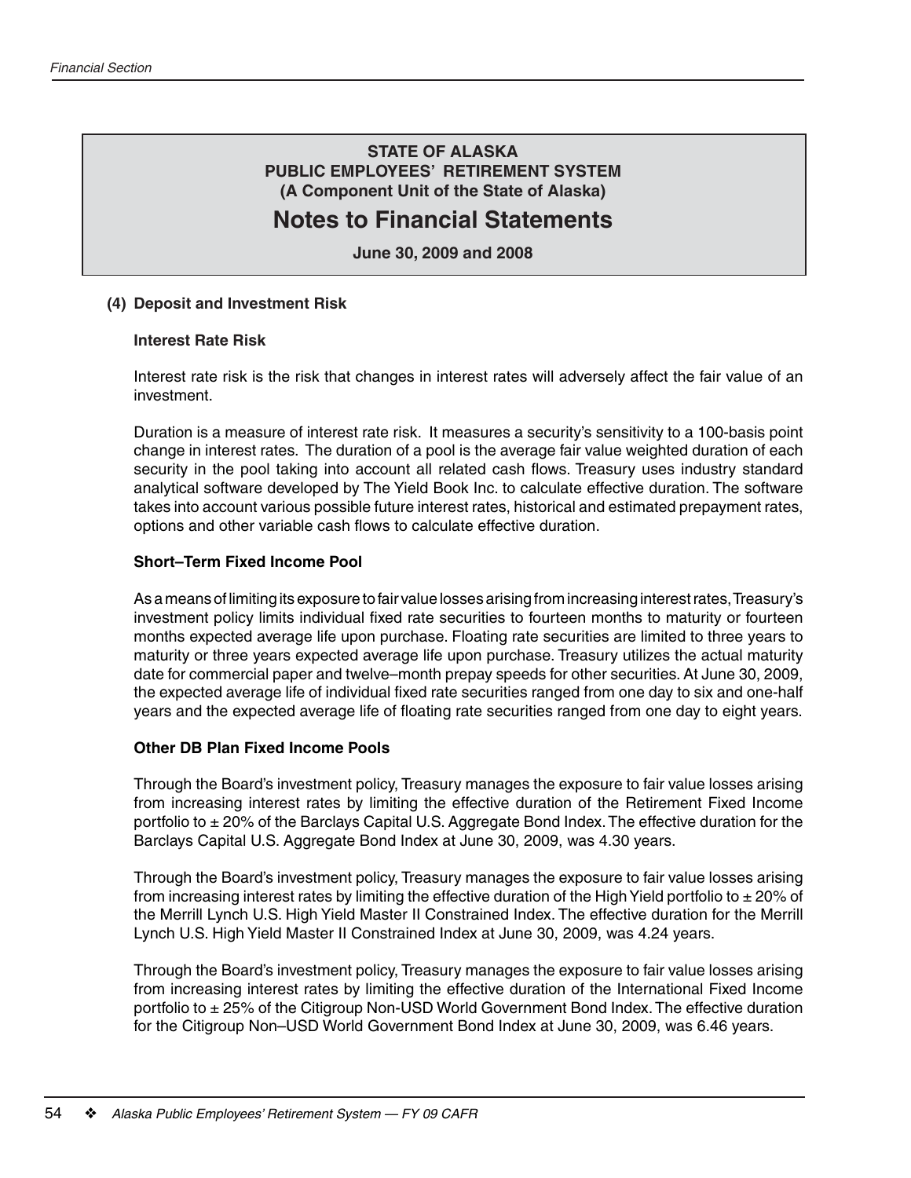## STATE OF ALASKA
## PUBLIC EMPLOYEES' RETIREMENT SYSTEM
## (A Component Unit of the State of Alaska)

# Notes to Financial Statements

**June 30, 2009 and 2008**

### (4) Deposit and Investment Risk

#### Interest Rate Risk

Interest rate risk is the risk that changes in interest rates will adversely affect the fair value of an investment.

Duration is a measure of interest rate risk. It measures a security's sensitivity to a 100-basis point change in interest rates. The duration of a pool is the average fair value weighted duration of each security in the pool taking into account all related cash flows. Treasury uses industry standard analytical software developed by The Yield Book Inc. to calculate effective duration. The software takes into account various possible future interest rates, historical and estimated prepayment rates, options and other variable cash flows to calculate effective duration.

#### Short–Term Fixed Income Pool

As a means of limiting its exposure to fair value losses arising from increasing interest rates, Treasury's investment policy limits individual fixed rate securities to fourteen months to maturity or fourteen months expected average life upon purchase. Floating rate securities are limited to three years to maturity or three years expected average life upon purchase. Treasury utilizes the actual maturity date for commercial paper and twelve–month prepay speeds for other securities. At June 30, 2009, the expected average life of individual fixed rate securities ranged from one day to six and one-half years and the expected average life of floating rate securities ranged from one day to eight years.

#### Other DB Plan Fixed Income Pools

Through the Board's investment policy, Treasury manages the exposure to fair value losses arising from increasing interest rates by limiting the effective duration of the Retirement Fixed Income portfolio to ± 20% of the Barclays Capital U.S. Aggregate Bond Index. The effective duration for the Barclays Capital U.S. Aggregate Bond Index at June 30, 2009, was 4.30 years.

Through the Board's investment policy, Treasury manages the exposure to fair value losses arising from increasing interest rates by limiting the effective duration of the High Yield portfolio to ± 20% of the Merrill Lynch U.S. High Yield Master II Constrained Index. The effective duration for the Merrill Lynch U.S. High Yield Master II Constrained Index at June 30, 2009, was 4.24 years.

Through the Board's investment policy, Treasury manages the exposure to fair value losses arising from increasing interest rates by limiting the effective duration of the International Fixed Income portfolio to ± 25% of the Citigroup Non-USD World Government Bond Index. The effective duration for the Citigroup Non–USD World Government Bond Index at June 30, 2009, was 6.46 years.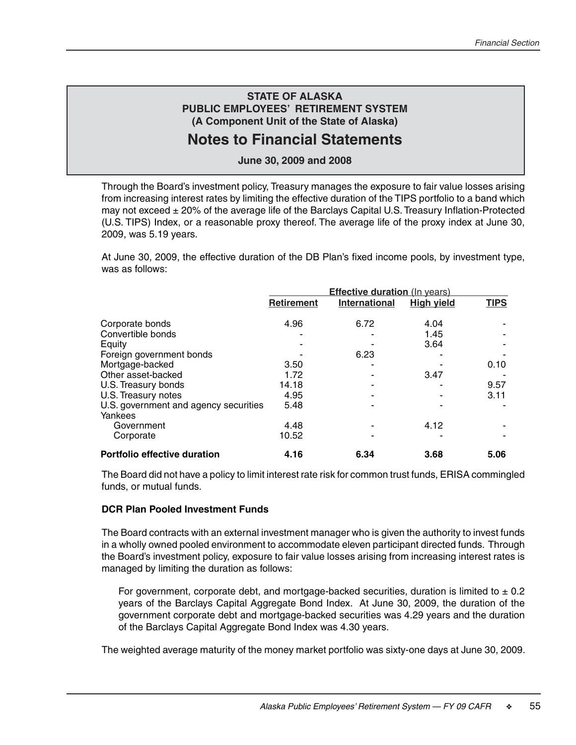**STATE OF ALASKA**
**PUBLIC EMPLOYEES' RETIREMENT SYSTEM**
**(A Component Unit of the State of Alaska)**

# Notes to Financial Statements

**June 30, 2009 and 2008**

Through the Board's investment policy, Treasury manages the exposure to fair value losses arising from increasing interest rates by limiting the effective duration of the TIPS portfolio to a band which may not exceed ± 20% of the average life of the Barclays Capital U.S. Treasury Inflation-Protected (U.S. TIPS) Index, or a reasonable proxy thereof. The average life of the proxy index at June 30, 2009, was 5.19 years.

At June 30, 2009, the effective duration of the DB Plan's fixed income pools, by investment type, was as follows:

| | Effective duration (In years) | | | |
|---|---|---|---|---|
| | Retirement | International | High yield | TIPS |
| Corporate bonds | 4.96 | 6.72 | 4.04 | - |
| Convertible bonds | - | - | 1.45 | - |
| Equity | - | - | 3.64 | - |
| Foreign government bonds | - | 6.23 | - | - |
| Mortgage-backed | 3.50 | - | - | 0.10 |
| Other asset-backed | 1.72 | - | 3.47 | - |
| U.S. Treasury bonds | 14.18 | - | - | 9.57 |
| U.S. Treasury notes | 4.95 | - | - | 3.11 |
| U.S. government and agency securities | 5.48 | - | - | - |
| Yankees | | | | |
| Government | 4.48 | - | 4.12 | - |
| Corporate | 10.52 | - | - | - |
| **Portfolio effective duration** | **4.16** | **6.34** | **3.68** | **5.06** |

The Board did not have a policy to limit interest rate risk for common trust funds, ERISA commingled funds, or mutual funds.

**DCR Plan Pooled Investment Funds**

The Board contracts with an external investment manager who is given the authority to invest funds in a wholly owned pooled environment to accommodate eleven participant directed funds. Through the Board's investment policy, exposure to fair value losses arising from increasing interest rates is managed by limiting the duration as follows:

For government, corporate debt, and mortgage-backed securities, duration is limited to ± 0.2 years of the Barclays Capital Aggregate Bond Index. At June 30, 2009, the duration of the government corporate debt and mortgage-backed securities was 4.29 years and the duration of the Barclays Capital Aggregate Bond Index was 4.30 years.

The weighted average maturity of the money market portfolio was sixty-one days at June 30, 2009.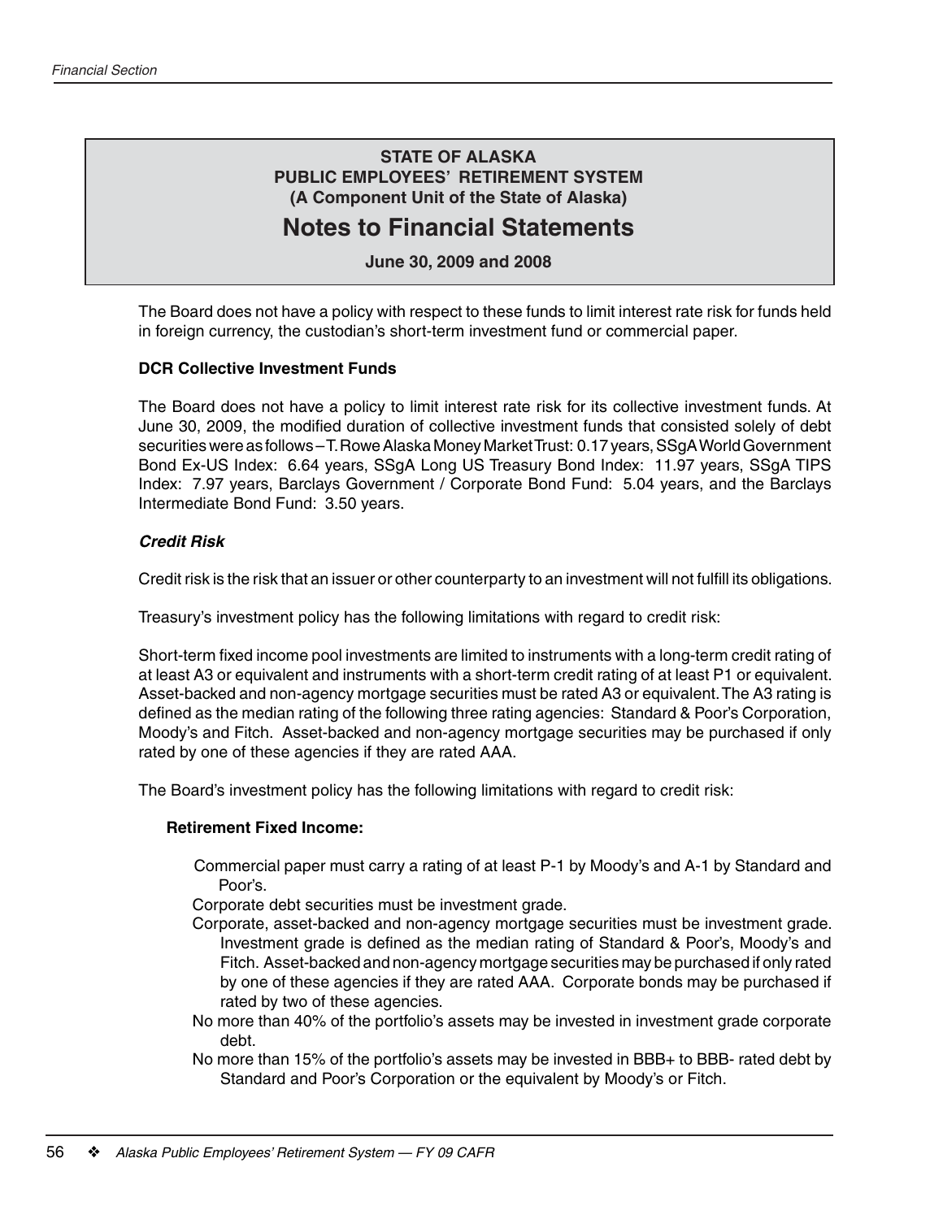**STATE OF ALASKA**
**PUBLIC EMPLOYEES' RETIREMENT SYSTEM**
**(A Component Unit of the State of Alaska)**

# Notes to Financial Statements

**June 30, 2009 and 2008**

The Board does not have a policy with respect to these funds to limit interest rate risk for funds held in foreign currency, the custodian's short-term investment fund or commercial paper.

**DCR Collective Investment Funds**

The Board does not have a policy to limit interest rate risk for its collective investment funds. At June 30, 2009, the modified duration of collective investment funds that consisted solely of debt securities were as follows – T. Rowe Alaska Money Market Trust: 0.17 years, SSgA World Government Bond Ex-US Index: 6.64 years, SSgA Long US Treasury Bond Index: 11.97 years, SSgA TIPS Index: 7.97 years, Barclays Government / Corporate Bond Fund: 5.04 years, and the Barclays Intermediate Bond Fund: 3.50 years.

***Credit Risk***

Credit risk is the risk that an issuer or other counterparty to an investment will not fulfill its obligations.

Treasury's investment policy has the following limitations with regard to credit risk:

Short-term fixed income pool investments are limited to instruments with a long-term credit rating of at least A3 or equivalent and instruments with a short-term credit rating of at least P1 or equivalent. Asset-backed and non-agency mortgage securities must be rated A3 or equivalent. The A3 rating is defined as the median rating of the following three rating agencies: Standard & Poor's Corporation, Moody's and Fitch. Asset-backed and non-agency mortgage securities may be purchased if only rated by one of these agencies if they are rated AAA.

The Board's investment policy has the following limitations with regard to credit risk:

**Retirement Fixed Income:**

Commercial paper must carry a rating of at least P-1 by Moody's and A-1 by Standard and Poor's.

Corporate debt securities must be investment grade.

Corporate, asset-backed and non-agency mortgage securities must be investment grade. Investment grade is defined as the median rating of Standard & Poor's, Moody's and Fitch. Asset-backed and non-agency mortgage securities may be purchased if only rated by one of these agencies if they are rated AAA. Corporate bonds may be purchased if rated by two of these agencies.

No more than 40% of the portfolio's assets may be invested in investment grade corporate debt.

No more than 15% of the portfolio's assets may be invested in BBB+ to BBB- rated debt by Standard and Poor's Corporation or the equivalent by Moody's or Fitch.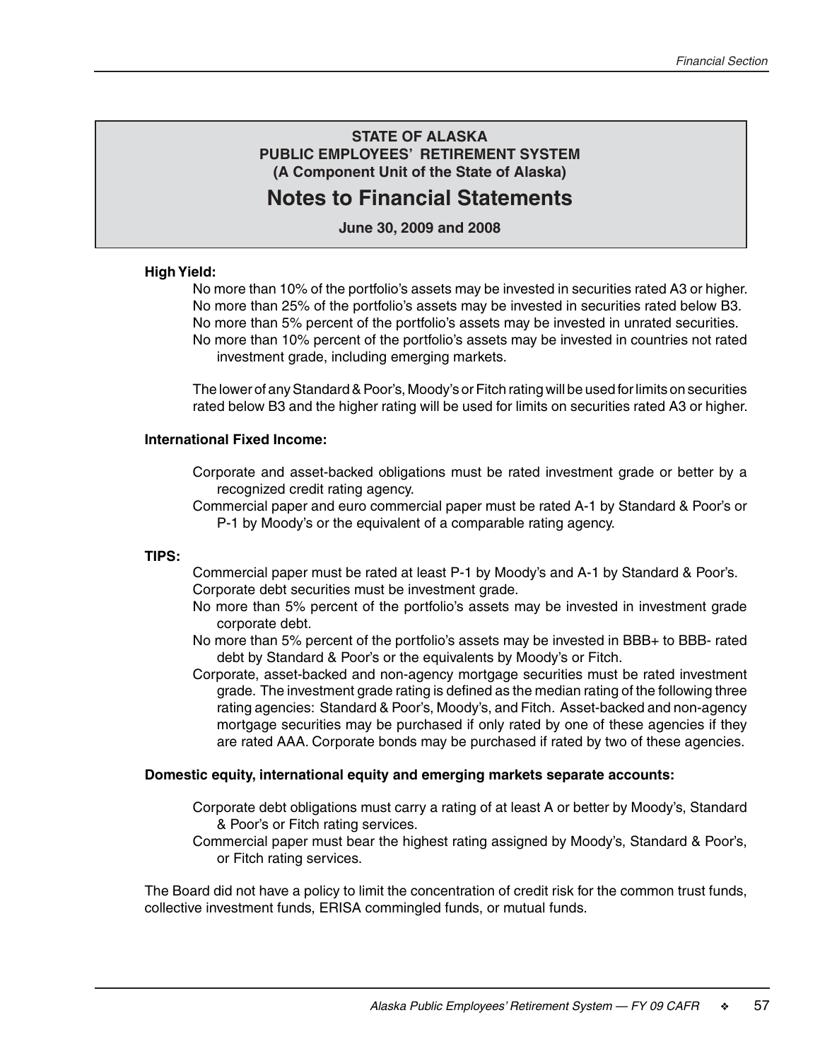**STATE OF ALASKA**
**PUBLIC EMPLOYEES' RETIREMENT SYSTEM**
**(A Component Unit of the State of Alaska)**

## Notes to Financial Statements

**June 30, 2009 and 2008**

**High Yield:**

No more than 10% of the portfolio's assets may be invested in securities rated A3 or higher.
No more than 25% of the portfolio's assets may be invested in securities rated below B3.
No more than 5% percent of the portfolio's assets may be invested in unrated securities.
No more than 10% percent of the portfolio's assets may be invested in countries not rated investment grade, including emerging markets.

The lower of any Standard & Poor's, Moody's or Fitch rating will be used for limits on securities rated below B3 and the higher rating will be used for limits on securities rated A3 or higher.

**International Fixed Income:**

Corporate and asset-backed obligations must be rated investment grade or better by a recognized credit rating agency.
Commercial paper and euro commercial paper must be rated A-1 by Standard & Poor's or P-1 by Moody's or the equivalent of a comparable rating agency.

**TIPS:**

Commercial paper must be rated at least P-1 by Moody's and A-1 by Standard & Poor's.
Corporate debt securities must be investment grade.
No more than 5% percent of the portfolio's assets may be invested in investment grade corporate debt.
No more than 5% percent of the portfolio's assets may be invested in BBB+ to BBB- rated debt by Standard & Poor's or the equivalents by Moody's or Fitch.
Corporate, asset-backed and non-agency mortgage securities must be rated investment grade. The investment grade rating is defined as the median rating of the following three rating agencies: Standard & Poor's, Moody's, and Fitch. Asset-backed and non-agency mortgage securities may be purchased if only rated by one of these agencies if they are rated AAA. Corporate bonds may be purchased if rated by two of these agencies.

**Domestic equity, international equity and emerging markets separate accounts:**

Corporate debt obligations must carry a rating of at least A or better by Moody's, Standard & Poor's or Fitch rating services.
Commercial paper must bear the highest rating assigned by Moody's, Standard & Poor's, or Fitch rating services.

The Board did not have a policy to limit the concentration of credit risk for the common trust funds, collective investment funds, ERISA commingled funds, or mutual funds.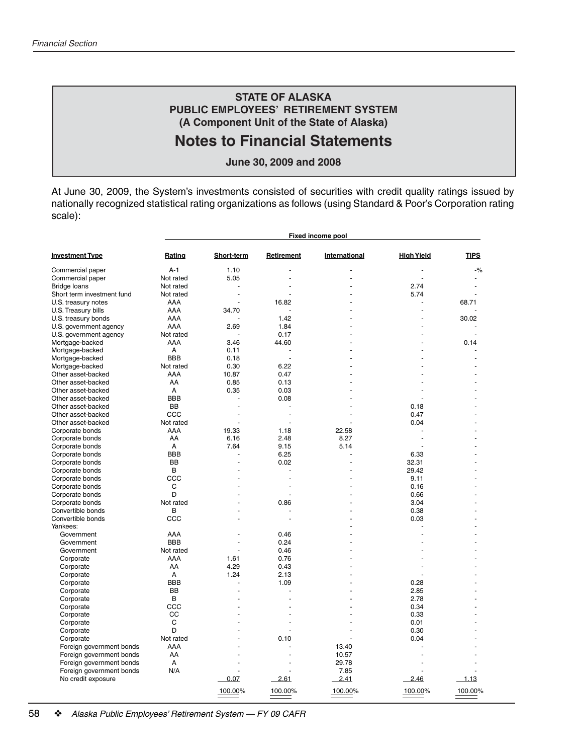## STATE OF ALASKA
## PUBLIC EMPLOYEES' RETIREMENT SYSTEM
## (A Component Unit of the State of Alaska)

# Notes to Financial Statements

**June 30, 2009 and 2008**

At June 30, 2009, the System's investments consisted of securities with credit quality ratings issued by nationally recognized statistical rating organizations as follows (using Standard & Poor's Corporation rating scale):

| | | Fixed income pool | | | | |
|---|---|---|---|---|---|---|
| **Investment Type** | **Rating** | **Short-term** | **Retirement** | **International** | **High Yield** | **TIPS** |
| Commercial paper | A-1 | 1.10 | - | - | - | -% |
| Commercial paper | Not rated | 5.05 | - | - | - | - |
| Bridge loans | Not rated | - | - | - | 2.74 | - |
| Short term investment fund | Not rated | - | - | - | 5.74 | - |
| U.S. treasury notes | AAA | - | 16.82 | - | - | 68.71 |
| U.S. Treasury bills | AAA | 34.70 | - | - | - | - |
| U.S. treasury bonds | AAA | - | 1.42 | - | - | 30.02 |
| U.S. government agency | AAA | 2.69 | 1.84 | - | - | - |
| U.S. government agency | Not rated | - | 0.17 | - | - | - |
| Mortgage-backed | AAA | 3.46 | 44.60 | - | - | 0.14 |
| Mortgage-backed | A | 0.11 | - | - | - | - |
| Mortgage-backed | BBB | 0.18 | - | - | - | - |
| Mortgage-backed | Not rated | 0.30 | 6.22 | - | - | - |
| Other asset-backed | AAA | 10.87 | 0.47 | - | - | - |
| Other asset-backed | AA | 0.85 | 0.13 | - | - | - |
| Other asset-backed | A | 0.35 | 0.03 | - | - | - |
| Other asset-backed | BBB | - | 0.08 | - | - | - |
| Other asset-backed | BB | - | - | - | 0.18 | - |
| Other asset-backed | CCC | - | - | - | 0.47 | - |
| Other asset-backed | Not rated | - | - | - | 0.04 | - |
| Corporate bonds | AAA | 19.33 | 1.18 | 22.58 | - | - |
| Corporate bonds | AA | 6.16 | 2.48 | 8.27 | - | - |
| Corporate bonds | A | 7.64 | 9.15 | 5.14 | - | - |
| Corporate bonds | BBB | - | 6.25 | - | 6.33 | - |
| Corporate bonds | BB | - | 0.02 | - | 32.31 | - |
| Corporate bonds | B | - | - | - | 29.42 | - |
| Corporate bonds | CCC | - | - | - | 9.11 | - |
| Corporate bonds | C | - | - | - | 0.16 | - |
| Corporate bonds | D | - | - | - | 0.66 | - |
| Corporate bonds | Not rated | - | 0.86 | - | 3.04 | - |
| Convertible bonds | B | - | - | - | 0.38 | - |
| Convertible bonds | CCC | - | - | - | 0.03 | - |
| Yankees: | | | | - | - | - |
| Government | AAA | - | 0.46 | - | - | - |
| Government | BBB | - | 0.24 | - | - | - |
| Government | Not rated | - | 0.46 | - | - | - |
| Corporate | AAA | 1.61 | 0.76 | - | - | - |
| Corporate | AA | 4.29 | 0.43 | - | - | - |
| Corporate | A | 1.24 | 2.13 | - | - | - |
| Corporate | BBB | - | 1.09 | - | 0.28 | - |
| Corporate | BB | - | - | - | 2.85 | - |
| Corporate | B | - | - | - | 2.78 | - |
| Corporate | CCC | - | - | - | 0.34 | - |
| Corporate | CC | - | - | - | 0.33 | - |
| Corporate | C | - | - | - | 0.01 | - |
| Corporate | D | - | - | - | 0.30 | - |
| Corporate | Not rated | - | 0.10 | - | 0.04 | - |
| Foreign government bonds | AAA | - | - | 13.40 | - | - |
| Foreign government bonds | AA | - | - | 10.57 | - | - |
| Foreign government bonds | A | - | - | 29.78 | - | - |
| Foreign government bonds | N/A | - | - | 7.85 | - | - |
| No credit exposure | | 0.07 | 2.61 | 2.41 | 2.46 | 1.13 |
| | | 100.00% | 100.00% | 100.00% | 100.00% | 100.00% |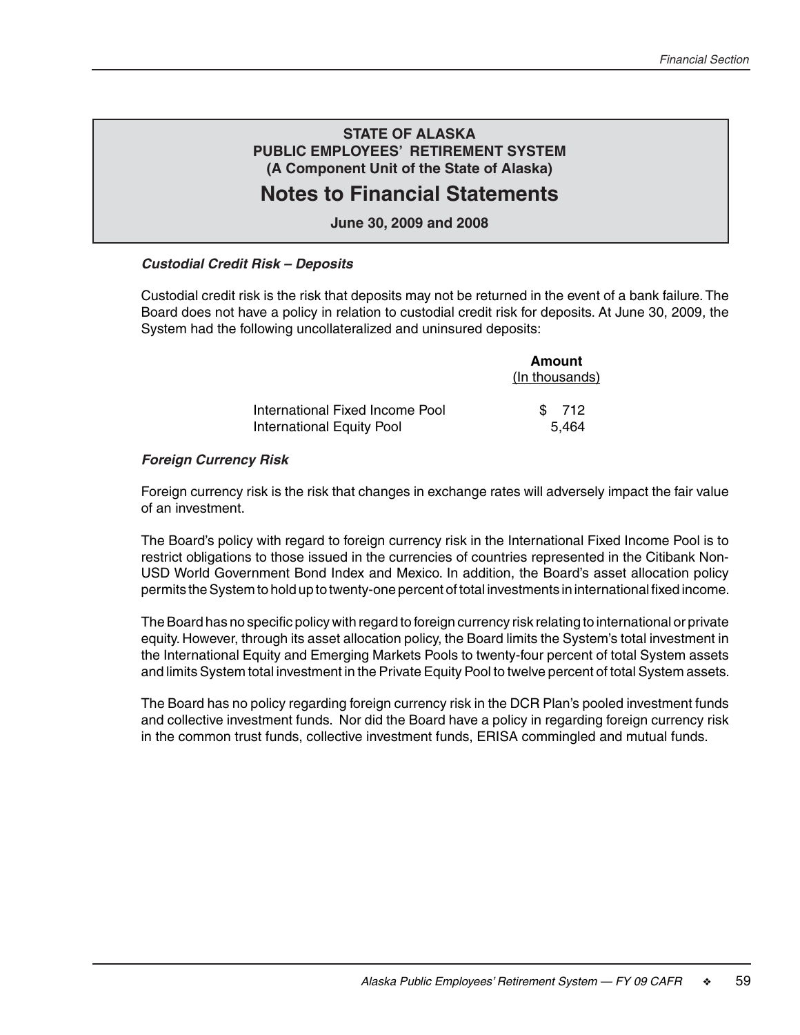**STATE OF ALASKA**
**PUBLIC EMPLOYEES' RETIREMENT SYSTEM**
**(A Component Unit of the State of Alaska)**

# Notes to Financial Statements

**June 30, 2009 and 2008**

***Custodial Credit Risk – Deposits***

Custodial credit risk is the risk that deposits may not be returned in the event of a bank failure. The Board does not have a policy in relation to custodial credit risk for deposits. At June 30, 2009, the System had the following uncollateralized and uninsured deposits:

| | Amount (In thousands) |
|---|---|
| International Fixed Income Pool | $ 712 |
| International Equity Pool | 5,464 |

***Foreign Currency Risk***

Foreign currency risk is the risk that changes in exchange rates will adversely impact the fair value of an investment.

The Board's policy with regard to foreign currency risk in the International Fixed Income Pool is to restrict obligations to those issued in the currencies of countries represented in the Citibank Non-USD World Government Bond Index and Mexico. In addition, the Board's asset allocation policy permits the System to hold up to twenty-one percent of total investments in international fixed income.

The Board has no specific policy with regard to foreign currency risk relating to international or private equity. However, through its asset allocation policy, the Board limits the System's total investment in the International Equity and Emerging Markets Pools to twenty-four percent of total System assets and limits System total investment in the Private Equity Pool to twelve percent of total System assets.

The Board has no policy regarding foreign currency risk in the DCR Plan's pooled investment funds and collective investment funds. Nor did the Board have a policy in regarding foreign currency risk in the common trust funds, collective investment funds, ERISA commingled and mutual funds.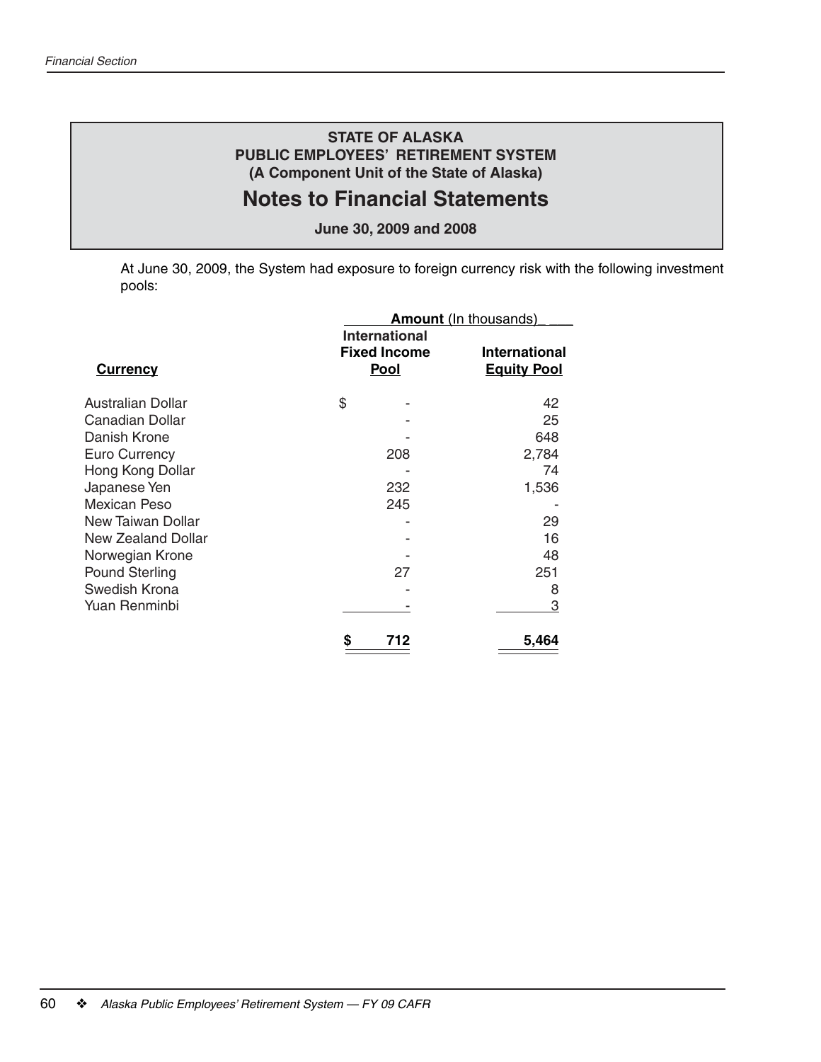**STATE OF ALASKA**
**PUBLIC EMPLOYEES' RETIREMENT SYSTEM**
**(A Component Unit of the State of Alaska)**

# Notes to Financial Statements

**June 30, 2009 and 2008**

At June 30, 2009, the System had exposure to foreign currency risk with the following investment pools:

| | **Amount** (In thousands) | |
|---|---|---|
| **Currency** | **International Fixed Income Pool** | **International Equity Pool** |
| Australian Dollar | $ - | 42 |
| Canadian Dollar | - | 25 |
| Danish Krone | - | 648 |
| Euro Currency | 208 | 2,784 |
| Hong Kong Dollar | - | 74 |
| Japanese Yen | 232 | 1,536 |
| Mexican Peso | 245 | - |
| New Taiwan Dollar | - | 29 |
| New Zealand Dollar | - | 16 |
| Norwegian Krone | - | 48 |
| Pound Sterling | 27 | 251 |
| Swedish Krona | - | 8 |
| Yuan Renminbi | - | 3 |
| | **$ 712** | **5,464** |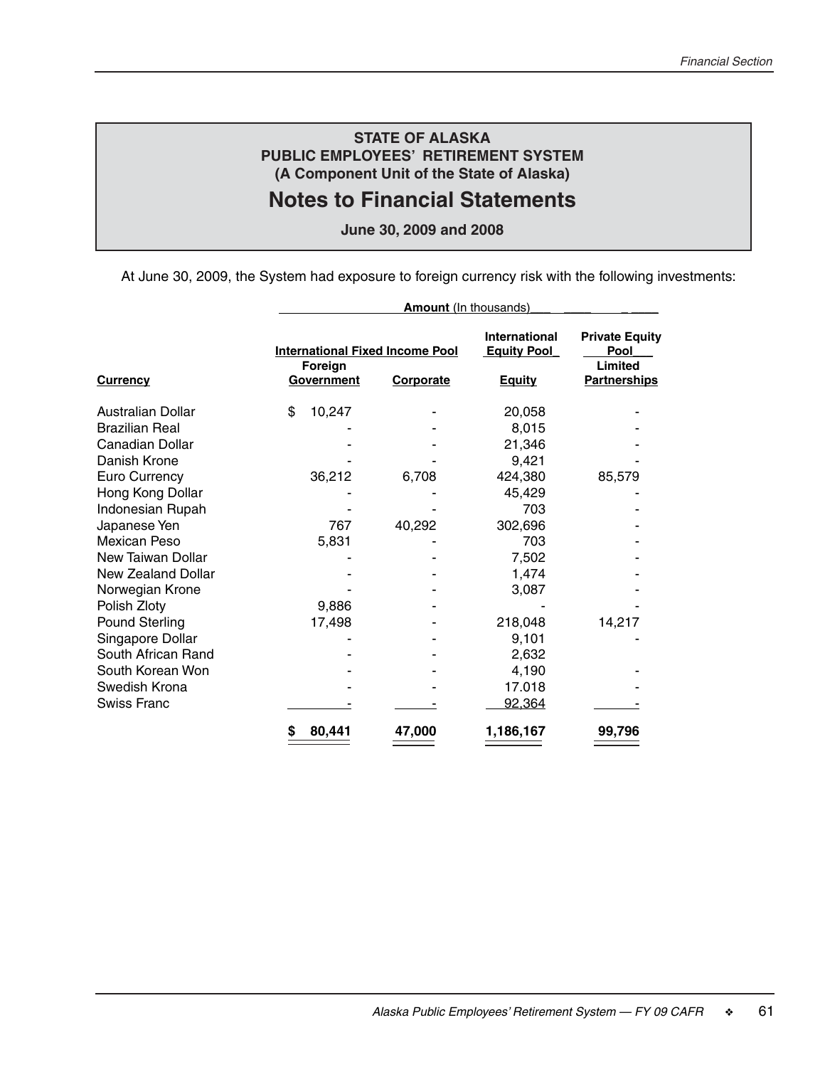**STATE OF ALASKA**
**PUBLIC EMPLOYEES' RETIREMENT SYSTEM**
**(A Component Unit of the State of Alaska)**

# Notes to Financial Statements

**June 30, 2009 and 2008**

At June 30, 2009, the System had exposure to foreign currency risk with the following investments:

| | **Amount** (In thousands) | | | |
|---|---|---|---|---|
| | **International Fixed Income Pool** | | **International Equity Pool** | **Private Equity Pool** |
| **Currency** | **Foreign Government** | **Corporate** | **Equity** | **Limited Partnerships** |
| Australian Dollar | $ 10,247 | - | 20,058 | - |
| Brazilian Real | - | - | 8,015 | - |
| Canadian Dollar | - | - | 21,346 | - |
| Danish Krone | - | - | 9,421 | - |
| Euro Currency | 36,212 | 6,708 | 424,380 | 85,579 |
| Hong Kong Dollar | - | - | 45,429 | - |
| Indonesian Rupah | - | - | 703 | - |
| Japanese Yen | 767 | 40,292 | 302,696 | - |
| Mexican Peso | 5,831 | - | 703 | - |
| New Taiwan Dollar | - | - | 7,502 | - |
| New Zealand Dollar | - | - | 1,474 | - |
| Norwegian Krone | - | - | 3,087 | - |
| Polish Zloty | 9,886 | - | - | - |
| Pound Sterling | 17,498 | - | 218,048 | 14,217 |
| Singapore Dollar | - | - | 9,101 | - |
| South African Rand | - | - | 2,632 | |
| South Korean Won | - | - | 4,190 | - |
| Swedish Krona | - | - | 17.018 | - |
| Swiss Franc | - | - | 92,364 | - |
| | **$ 80,441** | **47,000** | **1,186,167** | **99,796** |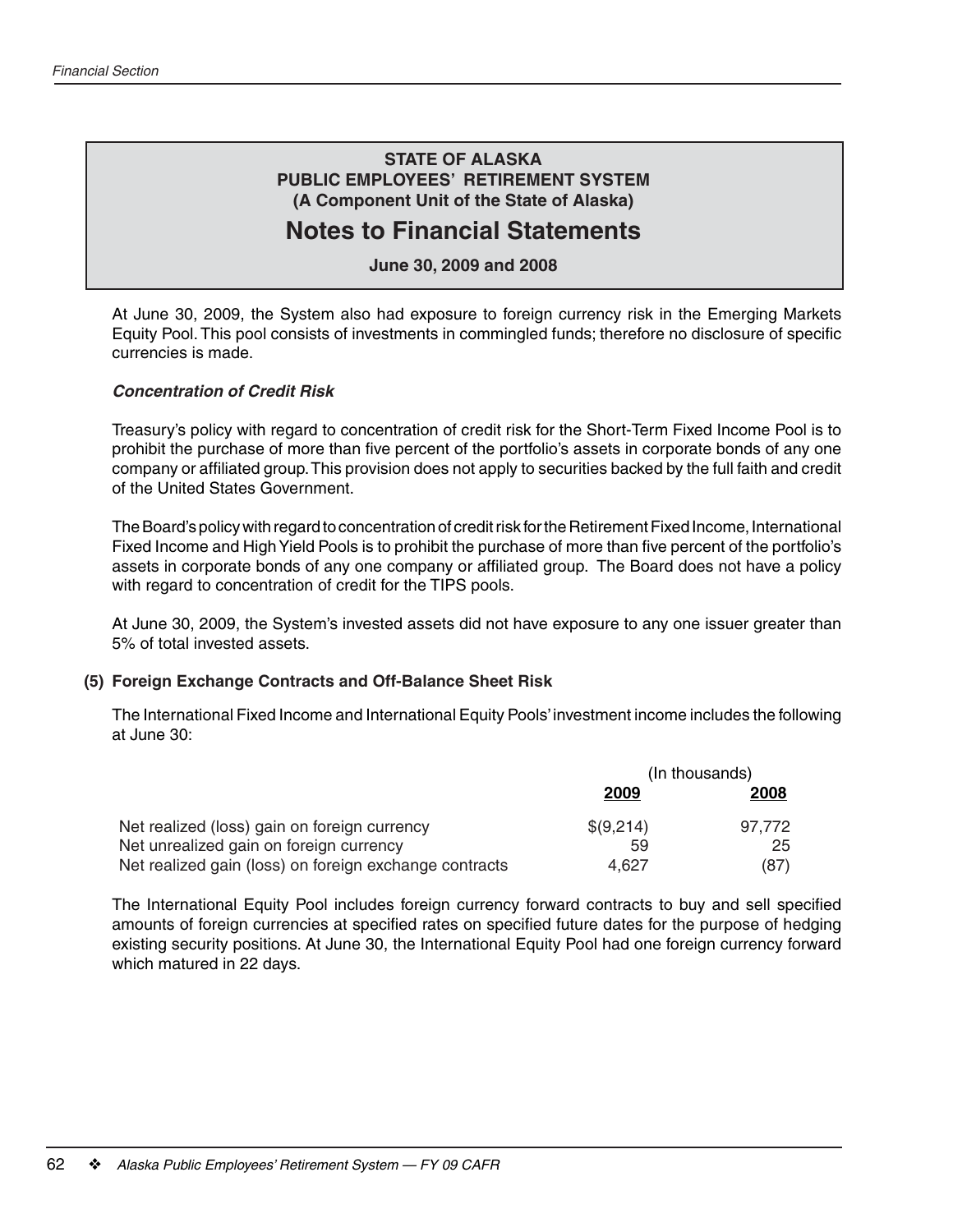## STATE OF ALASKA
## PUBLIC EMPLOYEES' RETIREMENT SYSTEM
## (A Component Unit of the State of Alaska)

# Notes to Financial Statements

**June 30, 2009 and 2008**

At June 30, 2009, the System also had exposure to foreign currency risk in the Emerging Markets Equity Pool. This pool consists of investments in commingled funds; therefore no disclosure of specific currencies is made.

### *Concentration of Credit Risk*

Treasury's policy with regard to concentration of credit risk for the Short-Term Fixed Income Pool is to prohibit the purchase of more than five percent of the portfolio's assets in corporate bonds of any one company or affiliated group. This provision does not apply to securities backed by the full faith and credit of the United States Government.

The Board's policy with regard to concentration of credit risk for the Retirement Fixed Income, International Fixed Income and High Yield Pools is to prohibit the purchase of more than five percent of the portfolio's assets in corporate bonds of any one company or affiliated group. The Board does not have a policy with regard to concentration of credit for the TIPS pools.

At June 30, 2009, the System's invested assets did not have exposure to any one issuer greater than 5% of total invested assets.

### (5) Foreign Exchange Contracts and Off-Balance Sheet Risk

The International Fixed Income and International Equity Pools' investment income includes the following at June 30:

| | (In thousands) | |
|---|---|---|
| | **2009** | **2008** |
| Net realized (loss) gain on foreign currency | $(9,214) | 97,772 |
| Net unrealized gain on foreign currency | 59 | 25 |
| Net realized gain (loss) on foreign exchange contracts | 4,627 | (87) |

The International Equity Pool includes foreign currency forward contracts to buy and sell specified amounts of foreign currencies at specified rates on specified future dates for the purpose of hedging existing security positions. At June 30, the International Equity Pool had one foreign currency forward which matured in 22 days.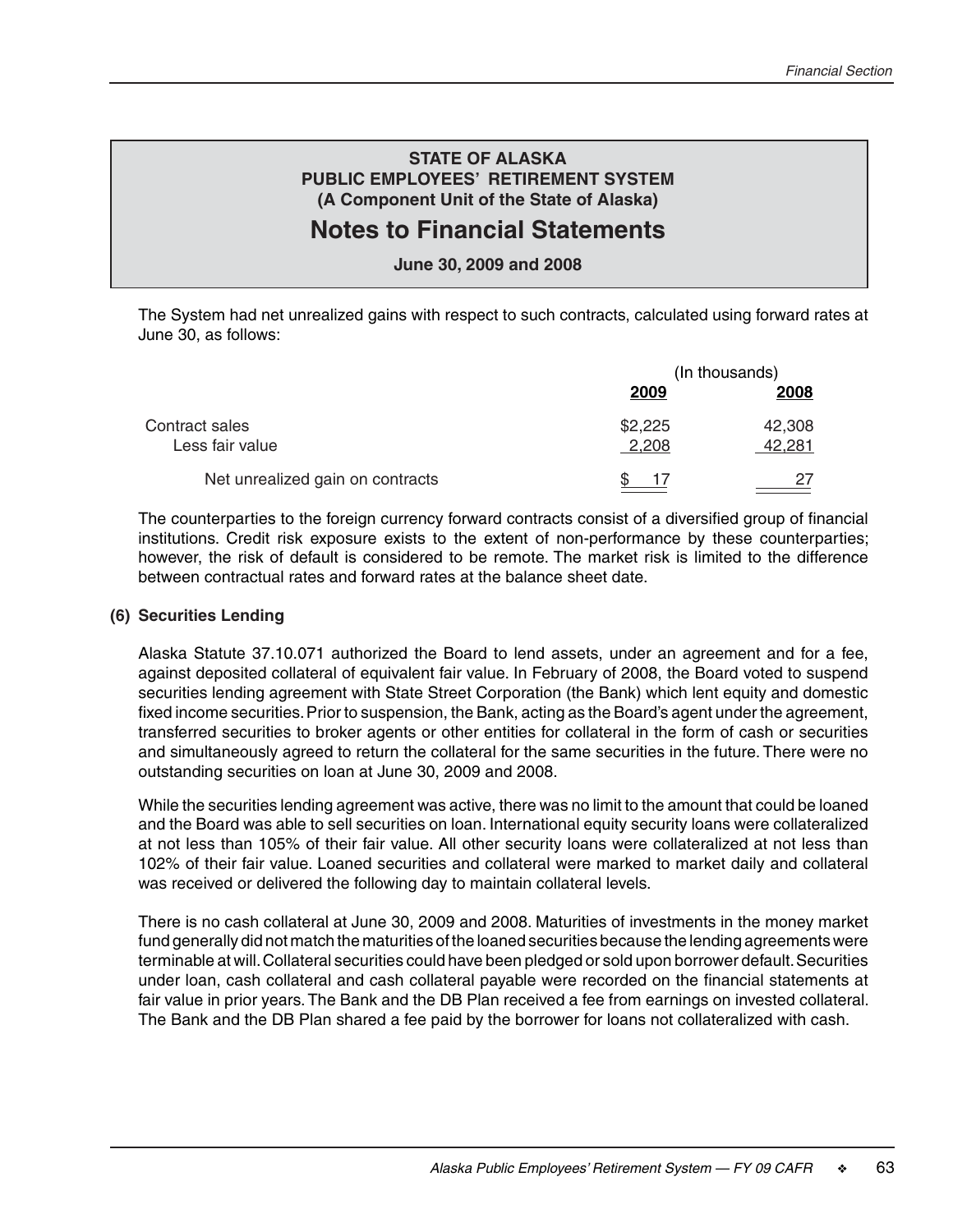**STATE OF ALASKA**
**PUBLIC EMPLOYEES' RETIREMENT SYSTEM**
**(A Component Unit of the State of Alaska)**

# Notes to Financial Statements

**June 30, 2009 and 2008**

The System had net unrealized gains with respect to such contracts, calculated using forward rates at June 30, as follows:

| | (In thousands) | |
|---|---|---|
| | **2009** | **2008** |
| Contract sales | $2,225 | 42,308 |
| Less fair value | 2,208 | 42,281 |
| Net unrealized gain on contracts | $ 17 | 27 |

The counterparties to the foreign currency forward contracts consist of a diversified group of financial institutions. Credit risk exposure exists to the extent of non-performance by these counterparties; however, the risk of default is considered to be remote. The market risk is limited to the difference between contractual rates and forward rates at the balance sheet date.

## (6) Securities Lending

Alaska Statute 37.10.071 authorized the Board to lend assets, under an agreement and for a fee, against deposited collateral of equivalent fair value. In February of 2008, the Board voted to suspend securities lending agreement with State Street Corporation (the Bank) which lent equity and domestic fixed income securities. Prior to suspension, the Bank, acting as the Board's agent under the agreement, transferred securities to broker agents or other entities for collateral in the form of cash or securities and simultaneously agreed to return the collateral for the same securities in the future. There were no outstanding securities on loan at June 30, 2009 and 2008.

While the securities lending agreement was active, there was no limit to the amount that could be loaned and the Board was able to sell securities on loan. International equity security loans were collateralized at not less than 105% of their fair value. All other security loans were collateralized at not less than 102% of their fair value. Loaned securities and collateral were marked to market daily and collateral was received or delivered the following day to maintain collateral levels.

There is no cash collateral at June 30, 2009 and 2008. Maturities of investments in the money market fund generally did not match the maturities of the loaned securities because the lending agreements were terminable at will. Collateral securities could have been pledged or sold upon borrower default. Securities under loan, cash collateral and cash collateral payable were recorded on the financial statements at fair value in prior years. The Bank and the DB Plan received a fee from earnings on invested collateral. The Bank and the DB Plan shared a fee paid by the borrower for loans not collateralized with cash.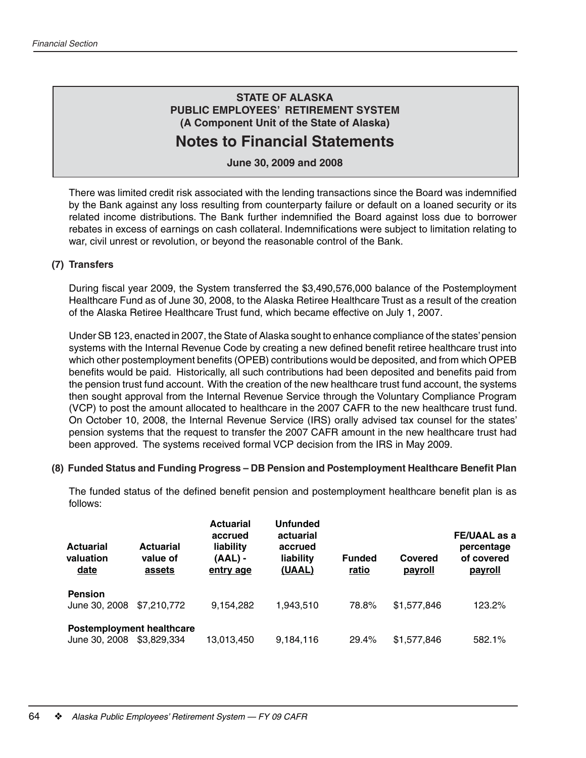**STATE OF ALASKA**
**PUBLIC EMPLOYEES' RETIREMENT SYSTEM**
**(A Component Unit of the State of Alaska)**

# Notes to Financial Statements

**June 30, 2009 and 2008**

There was limited credit risk associated with the lending transactions since the Board was indemnified by the Bank against any loss resulting from counterparty failure or default on a loaned security or its related income distributions. The Bank further indemnified the Board against loss due to borrower rebates in excess of earnings on cash collateral. Indemnifications were subject to limitation relating to war, civil unrest or revolution, or beyond the reasonable control of the Bank.

### (7) Transfers

During fiscal year 2009, the System transferred the $3,490,576,000 balance of the Postemployment Healthcare Fund as of June 30, 2008, to the Alaska Retiree Healthcare Trust as a result of the creation of the Alaska Retiree Healthcare Trust fund, which became effective on July 1, 2007.

Under SB 123, enacted in 2007, the State of Alaska sought to enhance compliance of the states' pension systems with the Internal Revenue Code by creating a new defined benefit retiree healthcare trust into which other postemployment benefits (OPEB) contributions would be deposited, and from which OPEB benefits would be paid. Historically, all such contributions had been deposited and benefits paid from the pension trust fund account. With the creation of the new healthcare trust fund account, the systems then sought approval from the Internal Revenue Service through the Voluntary Compliance Program (VCP) to post the amount allocated to healthcare in the 2007 CAFR to the new healthcare trust fund. On October 10, 2008, the Internal Revenue Service (IRS) orally advised tax counsel for the states' pension systems that the request to transfer the 2007 CAFR amount in the new healthcare trust had been approved. The systems received formal VCP decision from the IRS in May 2009.

### (8) Funded Status and Funding Progress – DB Pension and Postemployment Healthcare Benefit Plan

The funded status of the defined benefit pension and postemployment healthcare benefit plan is as follows:

| Actuarial valuation date | Actuarial value of assets | Actuarial accrued liability (AAL) - entry age | Unfunded actuarial accrued liability (UAAL) | Funded ratio | Covered payroll | FE/UAAL as a percentage of covered payroll |
|---|---|---|---|---|---|---|
| **Pension** | | | | | | |
| June 30, 2008 | $7,210,772 | 9,154,282 | 1,943,510 | 78.8% | $1,577,846 | 123.2% |
| **Postemployment healthcare** | | | | | | |
| June 30, 2008 | $3,829,334 | 13,013,450 | 9,184,116 | 29.4% | $1,577,846 | 582.1% |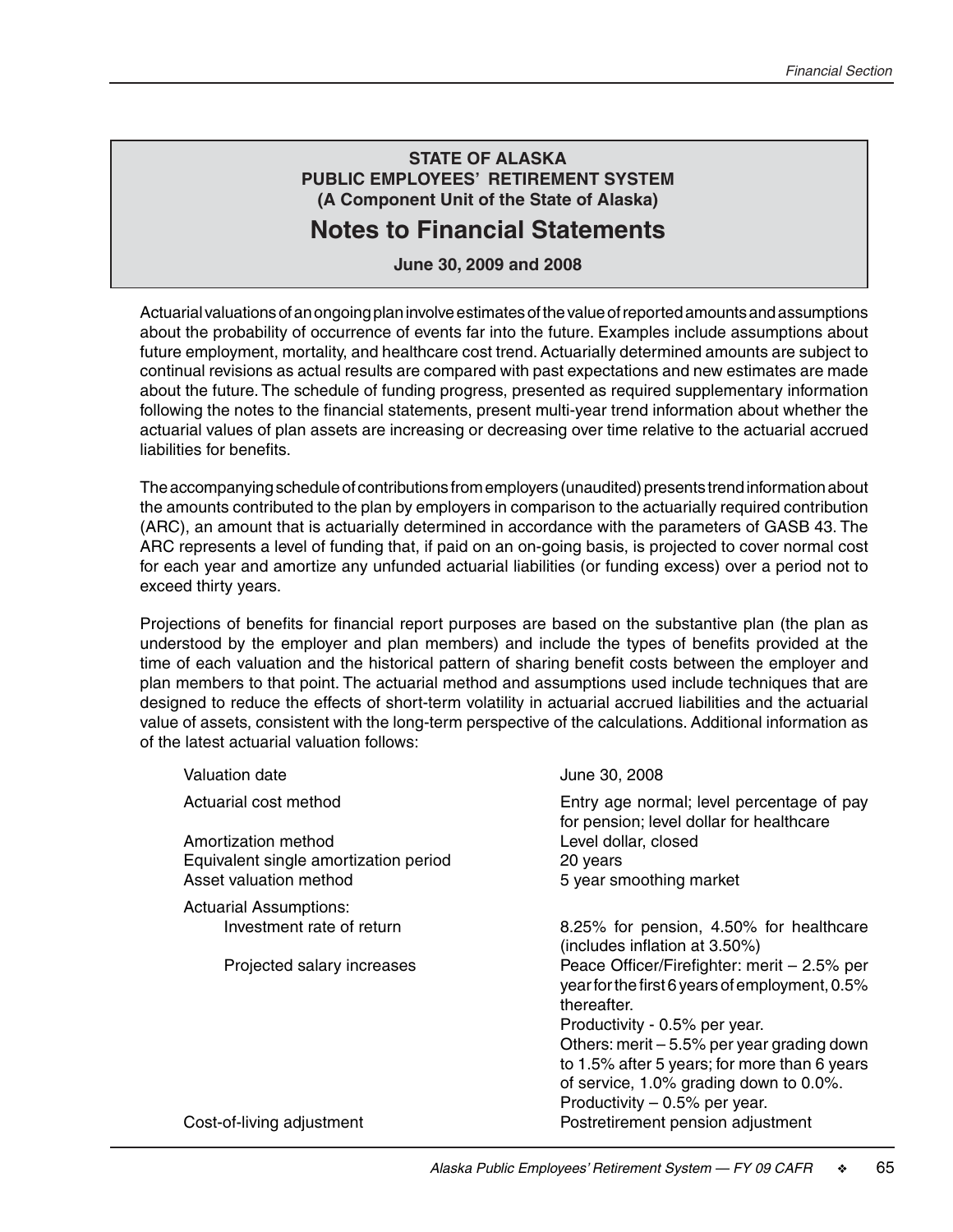**STATE OF ALASKA**
**PUBLIC EMPLOYEES' RETIREMENT SYSTEM**
**(A Component Unit of the State of Alaska)**

# Notes to Financial Statements

**June 30, 2009 and 2008**

Actuarial valuations of an ongoing plan involve estimates of the value of reported amounts and assumptions about the probability of occurrence of events far into the future. Examples include assumptions about future employment, mortality, and healthcare cost trend. Actuarially determined amounts are subject to continual revisions as actual results are compared with past expectations and new estimates are made about the future. The schedule of funding progress, presented as required supplementary information following the notes to the financial statements, present multi-year trend information about whether the actuarial values of plan assets are increasing or decreasing over time relative to the actuarial accrued liabilities for benefits.

The accompanying schedule of contributions from employers (unaudited) presents trend information about the amounts contributed to the plan by employers in comparison to the actuarially required contribution (ARC), an amount that is actuarially determined in accordance with the parameters of GASB 43. The ARC represents a level of funding that, if paid on an on-going basis, is projected to cover normal cost for each year and amortize any unfunded actuarial liabilities (or funding excess) over a period not to exceed thirty years.

Projections of benefits for financial report purposes are based on the substantive plan (the plan as understood by the employer and plan members) and include the types of benefits provided at the time of each valuation and the historical pattern of sharing benefit costs between the employer and plan members to that point. The actuarial method and assumptions used include techniques that are designed to reduce the effects of short-term volatility in actuarial accrued liabilities and the actuarial value of assets, consistent with the long-term perspective of the calculations. Additional information as of the latest actuarial valuation follows:

| | |
|---|---|
| Valuation date | June 30, 2008 |
| Actuarial cost method | Entry age normal; level percentage of pay for pension; level dollar for healthcare |
| Amortization method | Level dollar, closed |
| Equivalent single amortization period | 20 years |
| Asset valuation method | 5 year smoothing market |
| Actuarial Assumptions: | |
| Investment rate of return | 8.25% for pension, 4.50% for healthcare (includes inflation at 3.50%) |
| Projected salary increases | Peace Officer/Firefighter: merit – 2.5% per year for the first 6 years of employment, 0.5% thereafter.<br>Productivity - 0.5% per year.<br>Others: merit – 5.5% per year grading down to 1.5% after 5 years; for more than 6 years of service, 1.0% grading down to 0.0%.<br>Productivity – 0.5% per year. |
| Cost-of-living adjustment | Postretirement pension adjustment |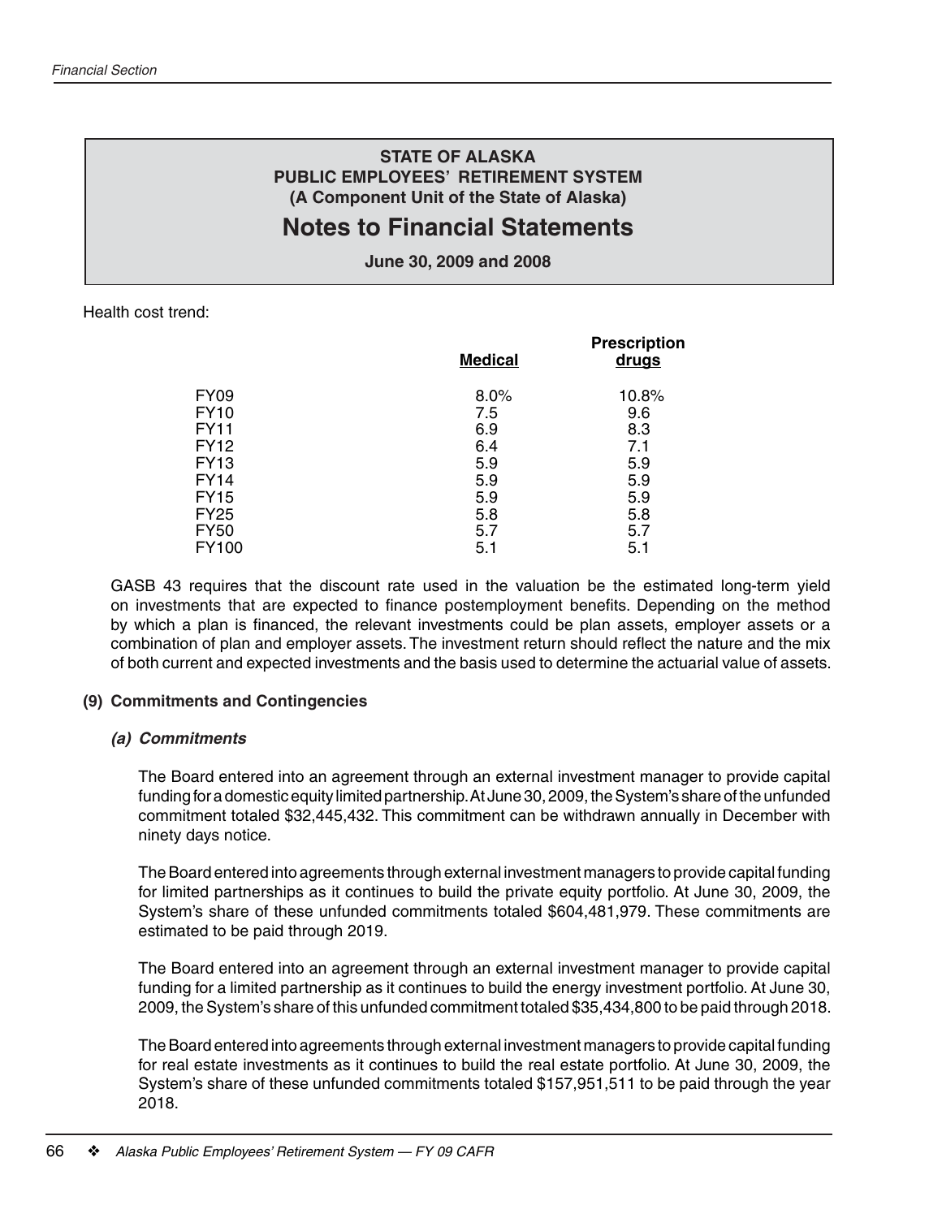# STATE OF ALASKA
## PUBLIC EMPLOYEES' RETIREMENT SYSTEM
### (A Component Unit of the State of Alaska)

# Notes to Financial Statements

**June 30, 2009 and 2008**

Health cost trend:

| | Medical | Prescription drugs |
|---|---|---|
| FY09 | 8.0% | 10.8% |
| FY10 | 7.5 | 9.6 |
| FY11 | 6.9 | 8.3 |
| FY12 | 6.4 | 7.1 |
| FY13 | 5.9 | 5.9 |
| FY14 | 5.9 | 5.9 |
| FY15 | 5.9 | 5.9 |
| FY25 | 5.8 | 5.8 |
| FY50 | 5.7 | 5.7 |
| FY100 | 5.1 | 5.1 |

GASB 43 requires that the discount rate used in the valuation be the estimated long-term yield on investments that are expected to finance postemployment benefits. Depending on the method by which a plan is financed, the relevant investments could be plan assets, employer assets or a combination of plan and employer assets. The investment return should reflect the nature and the mix of both current and expected investments and the basis used to determine the actuarial value of assets.

### (9) Commitments and Contingencies

#### *(a) Commitments*

The Board entered into an agreement through an external investment manager to provide capital funding for a domestic equity limited partnership. At June 30, 2009, the System's share of the unfunded commitment totaled $32,445,432. This commitment can be withdrawn annually in December with ninety days notice.

The Board entered into agreements through external investment managers to provide capital funding for limited partnerships as it continues to build the private equity portfolio. At June 30, 2009, the System's share of these unfunded commitments totaled $604,481,979. These commitments are estimated to be paid through 2019.

The Board entered into an agreement through an external investment manager to provide capital funding for a limited partnership as it continues to build the energy investment portfolio. At June 30, 2009, the System's share of this unfunded commitment totaled $35,434,800 to be paid through 2018.

The Board entered into agreements through external investment managers to provide capital funding for real estate investments as it continues to build the real estate portfolio. At June 30, 2009, the System's share of these unfunded commitments totaled $157,951,511 to be paid through the year 2018.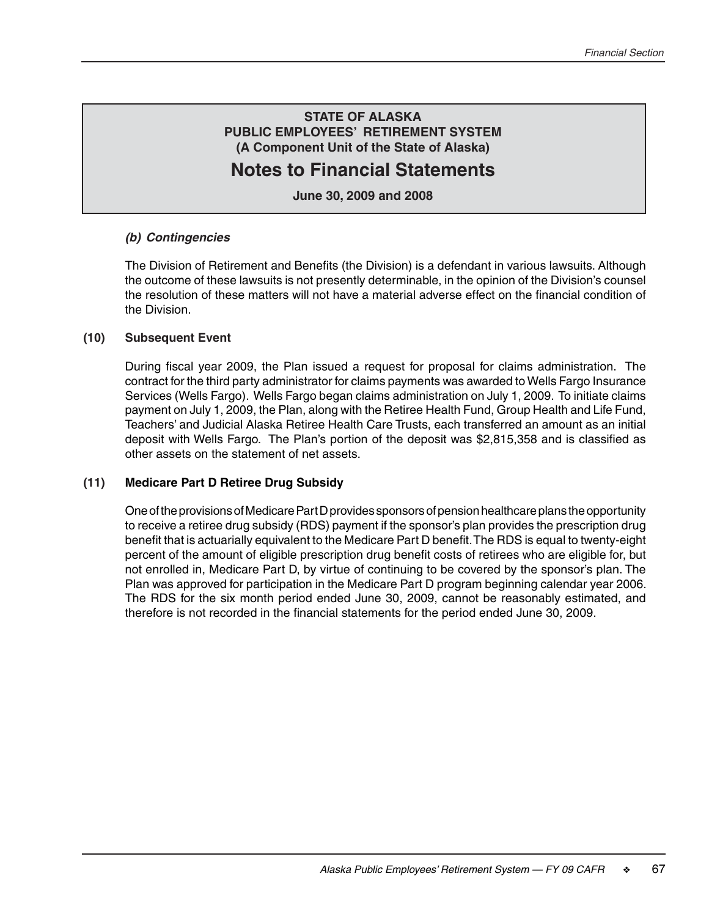**STATE OF ALASKA**
**PUBLIC EMPLOYEES' RETIREMENT SYSTEM**
**(A Component Unit of the State of Alaska)**

# Notes to Financial Statements

**June 30, 2009 and 2008**

### *(b) Contingencies*

The Division of Retirement and Benefits (the Division) is a defendant in various lawsuits. Although the outcome of these lawsuits is not presently determinable, in the opinion of the Division's counsel the resolution of these matters will not have a material adverse effect on the financial condition of the Division.

## (10) Subsequent Event

During fiscal year 2009, the Plan issued a request for proposal for claims administration. The contract for the third party administrator for claims payments was awarded to Wells Fargo Insurance Services (Wells Fargo). Wells Fargo began claims administration on July 1, 2009. To initiate claims payment on July 1, 2009, the Plan, along with the Retiree Health Fund, Group Health and Life Fund, Teachers' and Judicial Alaska Retiree Health Care Trusts, each transferred an amount as an initial deposit with Wells Fargo. The Plan's portion of the deposit was $2,815,358 and is classified as other assets on the statement of net assets.

## (11) Medicare Part D Retiree Drug Subsidy

One of the provisions of Medicare Part D provides sponsors of pension healthcare plans the opportunity to receive a retiree drug subsidy (RDS) payment if the sponsor's plan provides the prescription drug benefit that is actuarially equivalent to the Medicare Part D benefit. The RDS is equal to twenty-eight percent of the amount of eligible prescription drug benefit costs of retirees who are eligible for, but not enrolled in, Medicare Part D, by virtue of continuing to be covered by the sponsor's plan. The Plan was approved for participation in the Medicare Part D program beginning calendar year 2006. The RDS for the six month period ended June 30, 2009, cannot be reasonably estimated, and therefore is not recorded in the financial statements for the period ended June 30, 2009.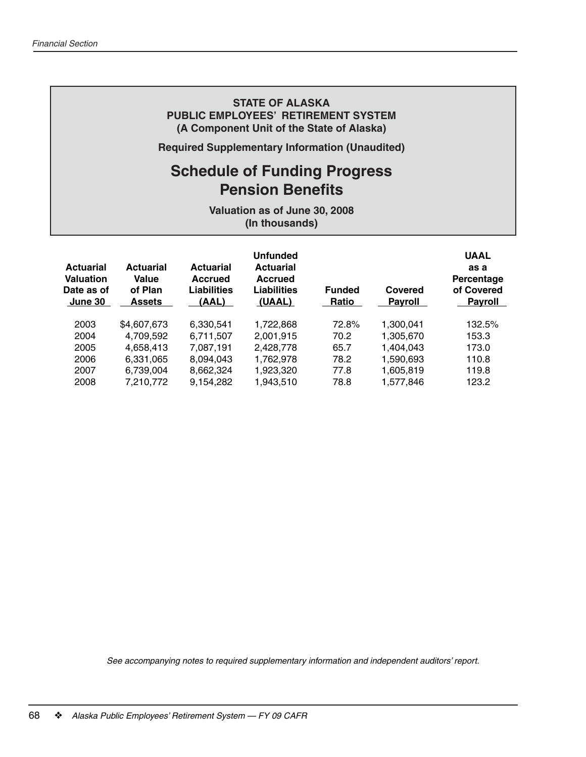**STATE OF ALASKA**
**PUBLIC EMPLOYEES' RETIREMENT SYSTEM**
**(A Component Unit of the State of Alaska)**

**Required Supplementary Information (Unaudited)**

# Schedule of Funding Progress
# Pension Benefits

**Valuation as of June 30, 2008**
**(In thousands)**

| Actuarial Valuation Date as of June 30 | Actuarial Value of Plan Assets | Actuarial Accrued Liabilities (AAL) | Unfunded Actuarial Accrued Liabilities (UAAL) | Funded Ratio | Covered Payroll | UAAL as a Percentage of Covered Payroll |
|---|---|---|---|---|---|---|
| 2003 | $4,607,673 | 6,330,541 | 1,722,868 | 72.8% | 1,300,041 | 132.5% |
| 2004 | 4,709,592 | 6,711,507 | 2,001,915 | 70.2 | 1,305,670 | 153.3 |
| 2005 | 4,658,413 | 7,087,191 | 2,428,778 | 65.7 | 1,404,043 | 173.0 |
| 2006 | 6,331,065 | 8,094,043 | 1,762,978 | 78.2 | 1,590,693 | 110.8 |
| 2007 | 6,739,004 | 8,662,324 | 1,923,320 | 77.8 | 1,605,819 | 119.8 |
| 2008 | 7,210,772 | 9,154,282 | 1,943,510 | 78.8 | 1,577,846 | 123.2 |

*See accompanying notes to required supplementary information and independent auditors' report.*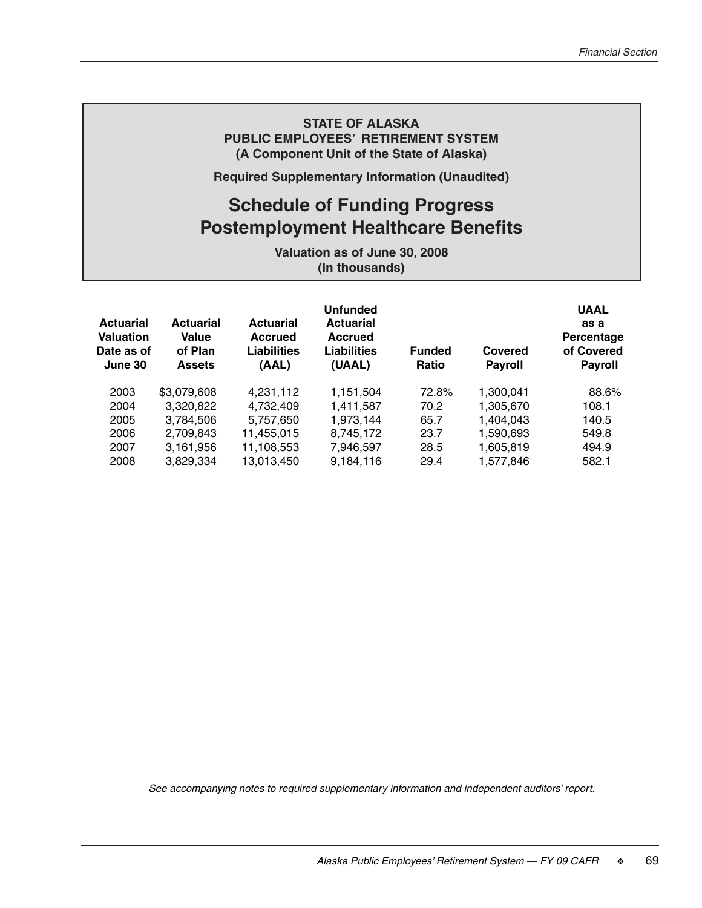**STATE OF ALASKA**
**PUBLIC EMPLOYEES' RETIREMENT SYSTEM**
**(A Component Unit of the State of Alaska)**

**Required Supplementary Information (Unaudited)**

# Schedule of Funding Progress
# Postemployment Healthcare Benefits

**Valuation as of June 30, 2008**
**(In thousands)**

| Actuarial Valuation Date as of June 30 | Actuarial Value of Plan Assets | Actuarial Accrued Liabilities (AAL) | Unfunded Actuarial Accrued Liabilities (UAAL) | Funded Ratio | Covered Payroll | UAAL as a Percentage of Covered Payroll |
|---|---|---|---|---|---|---|
| 2003 | $3,079,608 | 4,231,112 | 1,151,504 | 72.8% | 1,300,041 | 88.6% |
| 2004 | 3,320,822 | 4,732,409 | 1,411,587 | 70.2 | 1,305,670 | 108.1 |
| 2005 | 3,784,506 | 5,757,650 | 1,973,144 | 65.7 | 1,404,043 | 140.5 |
| 2006 | 2,709,843 | 11,455,015 | 8,745,172 | 23.7 | 1,590,693 | 549.8 |
| 2007 | 3,161,956 | 11,108,553 | 7,946,597 | 28.5 | 1,605,819 | 494.9 |
| 2008 | 3,829,334 | 13,013,450 | 9,184,116 | 29.4 | 1,577,846 | 582.1 |

*See accompanying notes to required supplementary information and independent auditors' report.*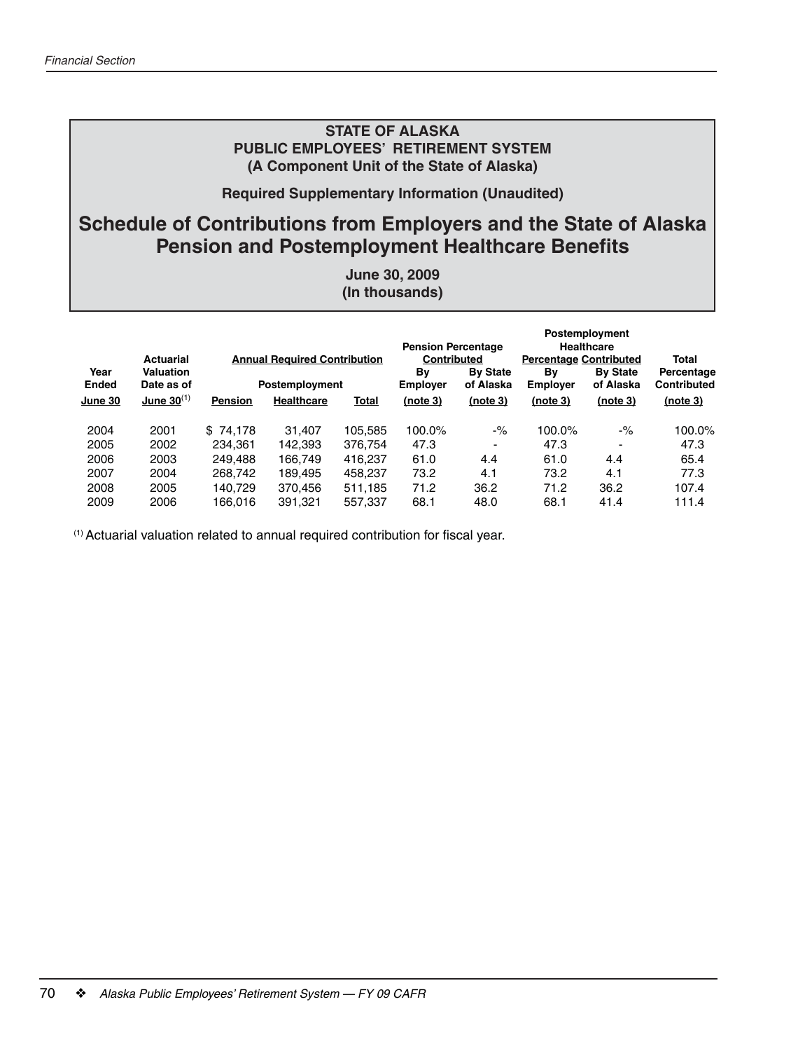# STATE OF ALASKA
## PUBLIC EMPLOYEES' RETIREMENT SYSTEM
### (A Component Unit of the State of Alaska)

**Required Supplementary Information (Unaudited)**

# Schedule of Contributions from Employers and the State of Alaska Pension and Postemployment Healthcare Benefits

**June 30, 2009**
**(In thousands)**

| Year Ended June 30 | Actuarial Valuation Date as of June 30[1] | Annual Required Contribution | | | Pension Percentage Contributed | | Postemployment Healthcare Percentage Contributed | | Total Percentage Contributed (note 3) |
|---|---|---|---|---|---|---|---|---|---|
| | | Pension | Postemployment Healthcare | Total | By Employer (note 3) | By State of Alaska (note 3) | By Employer (note 3) | By State of Alaska (note 3) | |
| 2004 | 2001 | $ 74,178 | 31,407 | 105,585 | 100.0% | -% | 100.0% | -% | 100.0% |
| 2005 | 2002 | 234,361 | 142,393 | 376,754 | 47.3 | - | 47.3 | - | 47.3 |
| 2006 | 2003 | 249,488 | 166,749 | 416,237 | 61.0 | 4.4 | 61.0 | 4.4 | 65.4 |
| 2007 | 2004 | 268,742 | 189,495 | 458,237 | 73.2 | 4.1 | 73.2 | 4.1 | 77.3 |
| 2008 | 2005 | 140,729 | 370,456 | 511,185 | 71.2 | 36.2 | 71.2 | 36.2 | 107.4 |
| 2009 | 2006 | 166,016 | 391,321 | 557,337 | 68.1 | 48.0 | 68.1 | 41.4 | 111.4 |

[1] Actuarial valuation related to annual required contribution for fiscal year.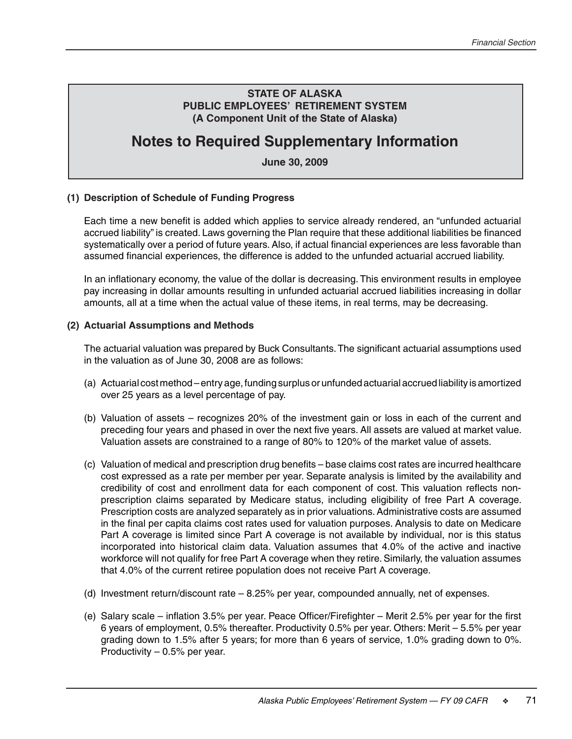**STATE OF ALASKA**
**PUBLIC EMPLOYEES' RETIREMENT SYSTEM**
**(A Component Unit of the State of Alaska)**

# Notes to Required Supplementary Information

**June 30, 2009**

### (1) Description of Schedule of Funding Progress

Each time a new benefit is added which applies to service already rendered, an "unfunded actuarial accrued liability" is created. Laws governing the Plan require that these additional liabilities be financed systematically over a period of future years. Also, if actual financial experiences are less favorable than assumed financial experiences, the difference is added to the unfunded actuarial accrued liability.

In an inflationary economy, the value of the dollar is decreasing. This environment results in employee pay increasing in dollar amounts resulting in unfunded actuarial accrued liabilities increasing in dollar amounts, all at a time when the actual value of these items, in real terms, may be decreasing.

### (2) Actuarial Assumptions and Methods

The actuarial valuation was prepared by Buck Consultants. The significant actuarial assumptions used in the valuation as of June 30, 2008 are as follows:

(a) Actuarial cost method – entry age, funding surplus or unfunded actuarial accrued liability is amortized over 25 years as a level percentage of pay.

(b) Valuation of assets – recognizes 20% of the investment gain or loss in each of the current and preceding four years and phased in over the next five years. All assets are valued at market value. Valuation assets are constrained to a range of 80% to 120% of the market value of assets.

(c) Valuation of medical and prescription drug benefits – base claims cost rates are incurred healthcare cost expressed as a rate per member per year. Separate analysis is limited by the availability and credibility of cost and enrollment data for each component of cost. This valuation reflects non-prescription claims separated by Medicare status, including eligibility of free Part A coverage. Prescription costs are analyzed separately as in prior valuations. Administrative costs are assumed in the final per capita claims cost rates used for valuation purposes. Analysis to date on Medicare Part A coverage is limited since Part A coverage is not available by individual, nor is this status incorporated into historical claim data. Valuation assumes that 4.0% of the active and inactive workforce will not qualify for free Part A coverage when they retire. Similarly, the valuation assumes that 4.0% of the current retiree population does not receive Part A coverage.

(d) Investment return/discount rate – 8.25% per year, compounded annually, net of expenses.

(e) Salary scale – inflation 3.5% per year. Peace Officer/Firefighter – Merit 2.5% per year for the first 6 years of employment, 0.5% thereafter. Productivity 0.5% per year. Others: Merit – 5.5% per year grading down to 1.5% after 5 years; for more than 6 years of service, 1.0% grading down to 0%. Productivity – 0.5% per year.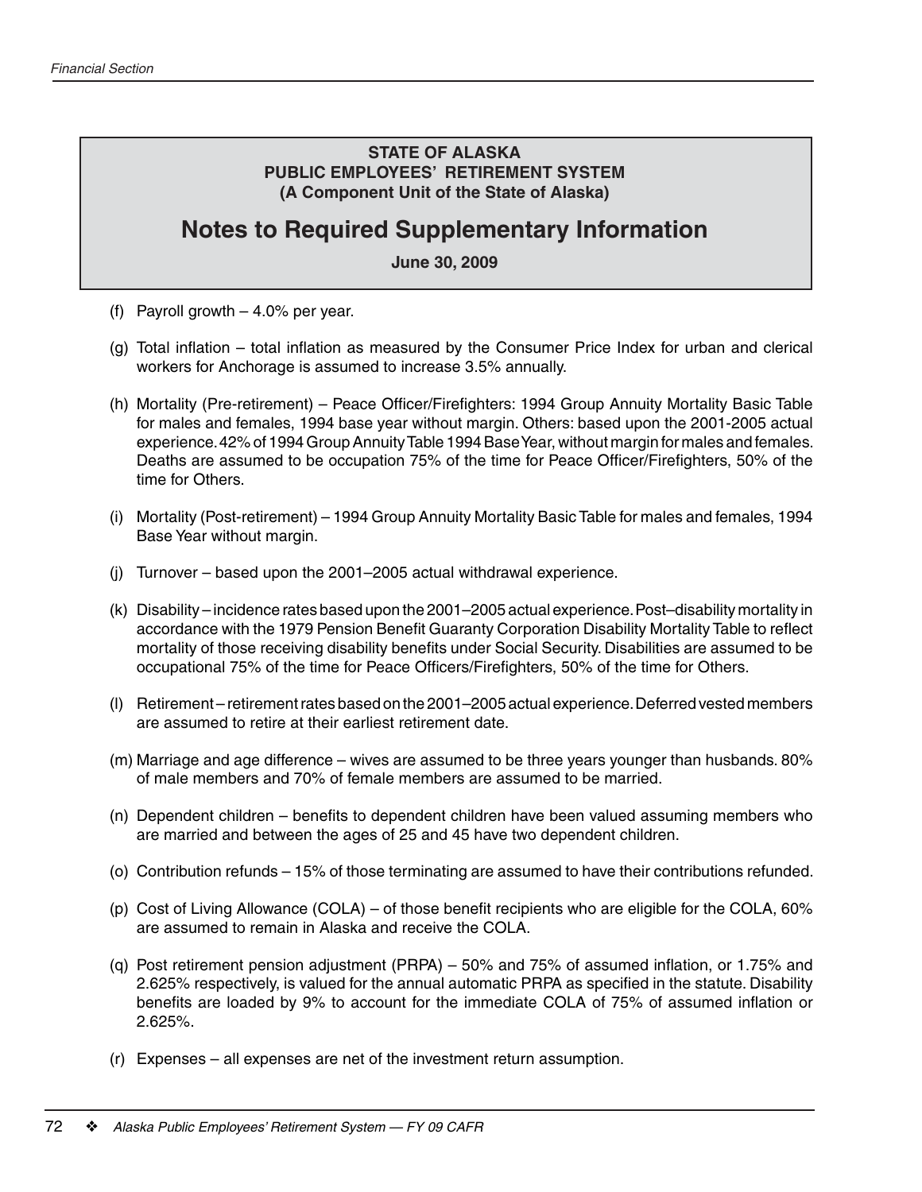**STATE OF ALASKA**
**PUBLIC EMPLOYEES' RETIREMENT SYSTEM**
**(A Component Unit of the State of Alaska)**

# Notes to Required Supplementary Information

**June 30, 2009**

(f) Payroll growth – 4.0% per year.

(g) Total inflation – total inflation as measured by the Consumer Price Index for urban and clerical workers for Anchorage is assumed to increase 3.5% annually.

(h) Mortality (Pre-retirement) – Peace Officer/Firefighters: 1994 Group Annuity Mortality Basic Table for males and females, 1994 base year without margin. Others: based upon the 2001-2005 actual experience. 42% of 1994 Group Annuity Table 1994 Base Year, without margin for males and females. Deaths are assumed to be occupation 75% of the time for Peace Officer/Firefighters, 50% of the time for Others.

(i) Mortality (Post-retirement) – 1994 Group Annuity Mortality Basic Table for males and females, 1994 Base Year without margin.

(j) Turnover – based upon the 2001–2005 actual withdrawal experience.

(k) Disability – incidence rates based upon the 2001–2005 actual experience. Post–disability mortality in accordance with the 1979 Pension Benefit Guaranty Corporation Disability Mortality Table to reflect mortality of those receiving disability benefits under Social Security. Disabilities are assumed to be occupational 75% of the time for Peace Officers/Firefighters, 50% of the time for Others.

(l) Retirement – retirement rates based on the 2001–2005 actual experience. Deferred vested members are assumed to retire at their earliest retirement date.

(m) Marriage and age difference – wives are assumed to be three years younger than husbands. 80% of male members and 70% of female members are assumed to be married.

(n) Dependent children – benefits to dependent children have been valued assuming members who are married and between the ages of 25 and 45 have two dependent children.

(o) Contribution refunds – 15% of those terminating are assumed to have their contributions refunded.

(p) Cost of Living Allowance (COLA) – of those benefit recipients who are eligible for the COLA, 60% are assumed to remain in Alaska and receive the COLA.

(q) Post retirement pension adjustment (PRPA) – 50% and 75% of assumed inflation, or 1.75% and 2.625% respectively, is valued for the annual automatic PRPA as specified in the statute. Disability benefits are loaded by 9% to account for the immediate COLA of 75% of assumed inflation or 2.625%.

(r) Expenses – all expenses are net of the investment return assumption.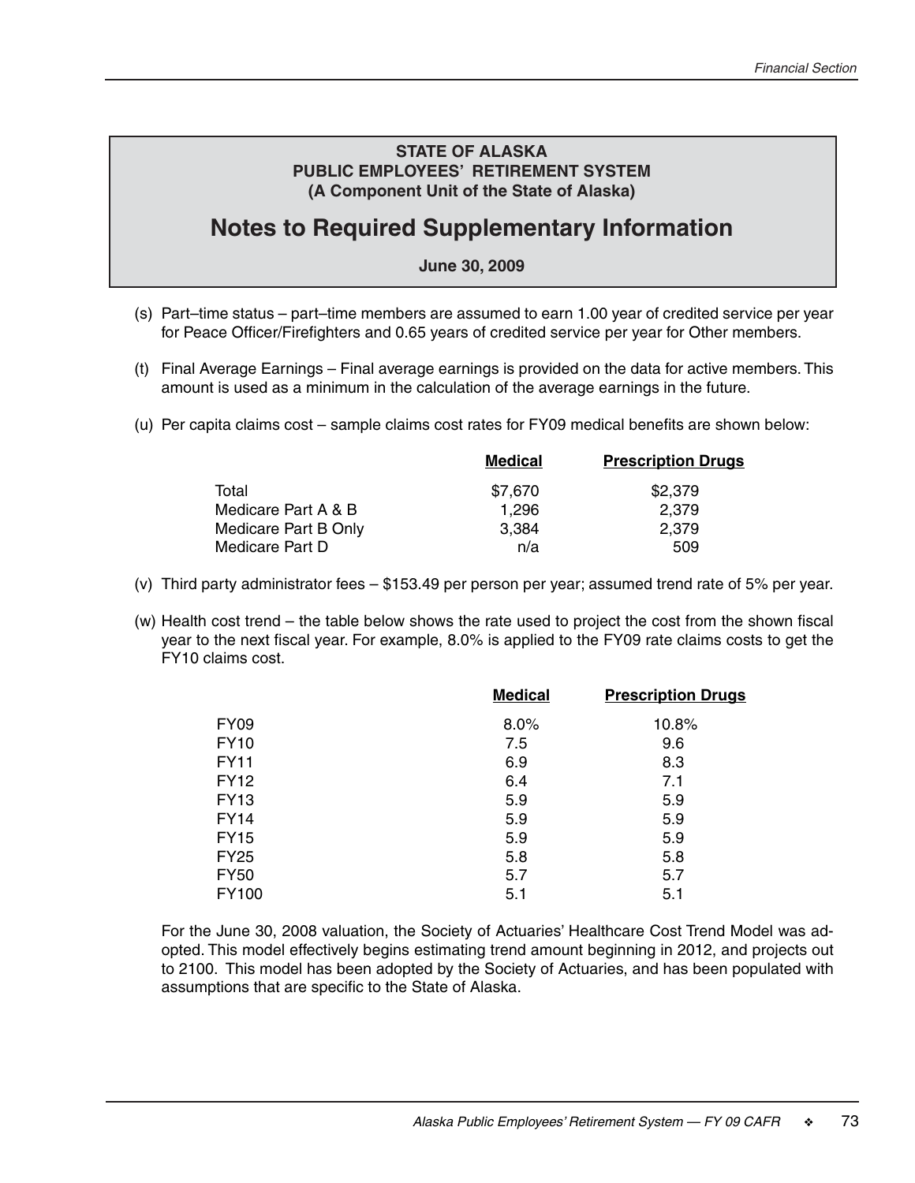**STATE OF ALASKA**
**PUBLIC EMPLOYEES' RETIREMENT SYSTEM**
**(A Component Unit of the State of Alaska)**

# Notes to Required Supplementary Information

**June 30, 2009**

(s) Part–time status – part–time members are assumed to earn 1.00 year of credited service per year for Peace Officer/Firefighters and 0.65 years of credited service per year for Other members.

(t) Final Average Earnings – Final average earnings is provided on the data for active members. This amount is used as a minimum in the calculation of the average earnings in the future.

(u) Per capita claims cost – sample claims cost rates for FY09 medical benefits are shown below:

| | Medical | Prescription Drugs |
|---|---|---|
| Total | $7,670 | $2,379 |
| Medicare Part A & B | 1,296 | 2,379 |
| Medicare Part B Only | 3,384 | 2,379 |
| Medicare Part D | n/a | 509 |

(v) Third party administrator fees – $153.49 per person per year; assumed trend rate of 5% per year.

(w) Health cost trend – the table below shows the rate used to project the cost from the shown fiscal year to the next fiscal year. For example, 8.0% is applied to the FY09 rate claims costs to get the FY10 claims cost.

| | Medical | Prescription Drugs |
|---|---|---|
| FY09 | 8.0% | 10.8% |
| FY10 | 7.5 | 9.6 |
| FY11 | 6.9 | 8.3 |
| FY12 | 6.4 | 7.1 |
| FY13 | 5.9 | 5.9 |
| FY14 | 5.9 | 5.9 |
| FY15 | 5.9 | 5.9 |
| FY25 | 5.8 | 5.8 |
| FY50 | 5.7 | 5.7 |
| FY100 | 5.1 | 5.1 |

For the June 30, 2008 valuation, the Society of Actuaries' Healthcare Cost Trend Model was adopted. This model effectively begins estimating trend amount beginning in 2012, and projects out to 2100. This model has been adopted by the Society of Actuaries, and has been populated with assumptions that are specific to the State of Alaska.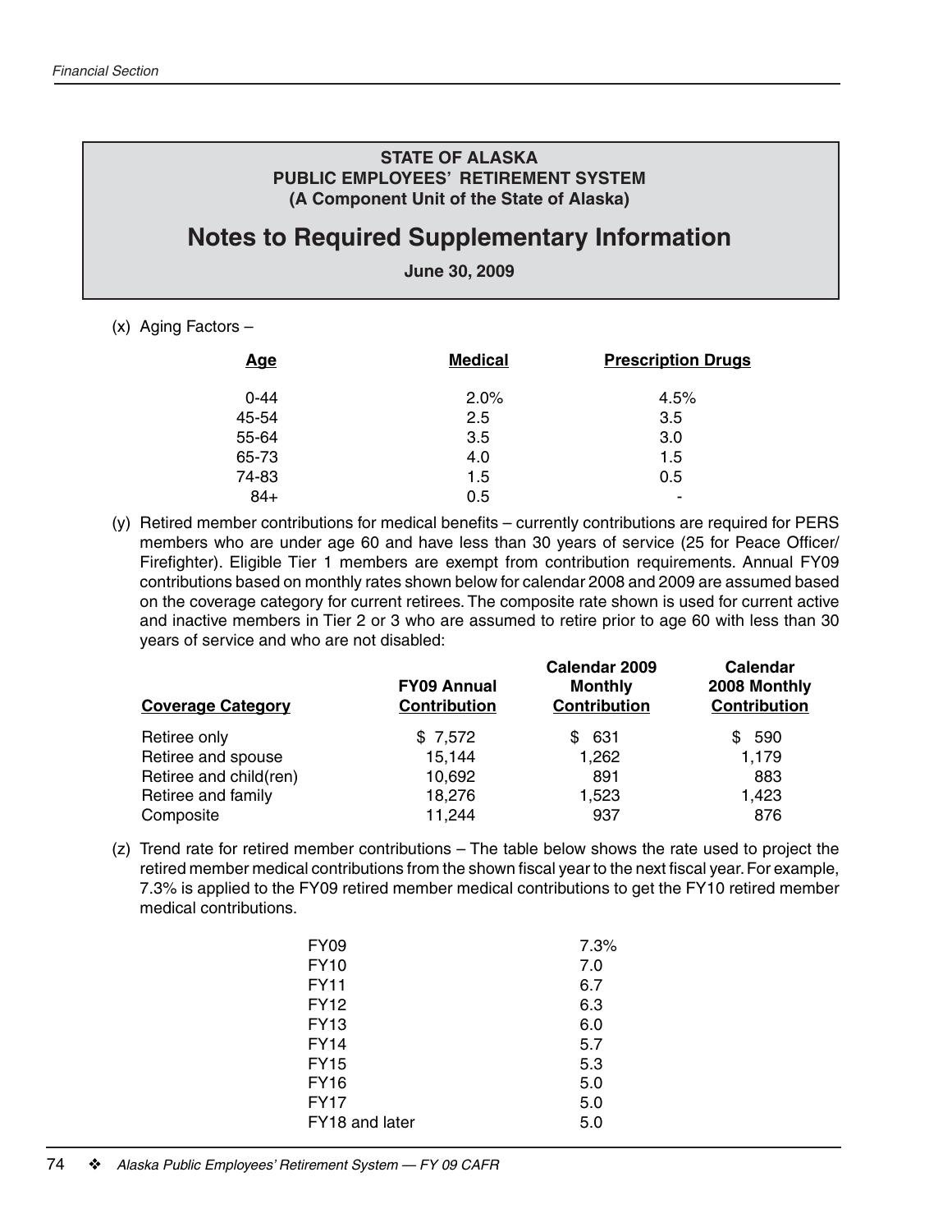**STATE OF ALASKA**
**PUBLIC EMPLOYEES' RETIREMENT SYSTEM**
**(A Component Unit of the State of Alaska)**

# Notes to Required Supplementary Information

**June 30, 2009**

(x) Aging Factors –

| Age | Medical | Prescription Drugs |
|---|---|---|
| 0-44 | 2.0% | 4.5% |
| 45-54 | 2.5 | 3.5 |
| 55-64 | 3.5 | 3.0 |
| 65-73 | 4.0 | 1.5 |
| 74-83 | 1.5 | 0.5 |
| 84+ | 0.5 | - |

(y) Retired member contributions for medical benefits – currently contributions are required for PERS members who are under age 60 and have less than 30 years of service (25 for Peace Officer/Firefighter). Eligible Tier 1 members are exempt from contribution requirements. Annual FY09 contributions based on monthly rates shown below for calendar 2008 and 2009 are assumed based on the coverage category for current retirees. The composite rate shown is used for current active and inactive members in Tier 2 or 3 who are assumed to retire prior to age 60 with less than 30 years of service and who are not disabled:

| Coverage Category | FY09 Annual Contribution | Calendar 2009 Monthly Contribution | Calendar 2008 Monthly Contribution |
|---|---|---|---|
| Retiree only | $ 7,572 | $ 631 | $ 590 |
| Retiree and spouse | 15,144 | 1,262 | 1,179 |
| Retiree and child(ren) | 10,692 | 891 | 883 |
| Retiree and family | 18,276 | 1,523 | 1,423 |
| Composite | 11,244 | 937 | 876 |

(z) Trend rate for retired member contributions – The table below shows the rate used to project the retired member medical contributions from the shown fiscal year to the next fiscal year. For example, 7.3% is applied to the FY09 retired member medical contributions to get the FY10 retired member medical contributions.

| | |
|---|---|
| FY09 | 7.3% |
| FY10 | 7.0 |
| FY11 | 6.7 |
| FY12 | 6.3 |
| FY13 | 6.0 |
| FY14 | 5.7 |
| FY15 | 5.3 |
| FY16 | 5.0 |
| FY17 | 5.0 |
| FY18 and later | 5.0 |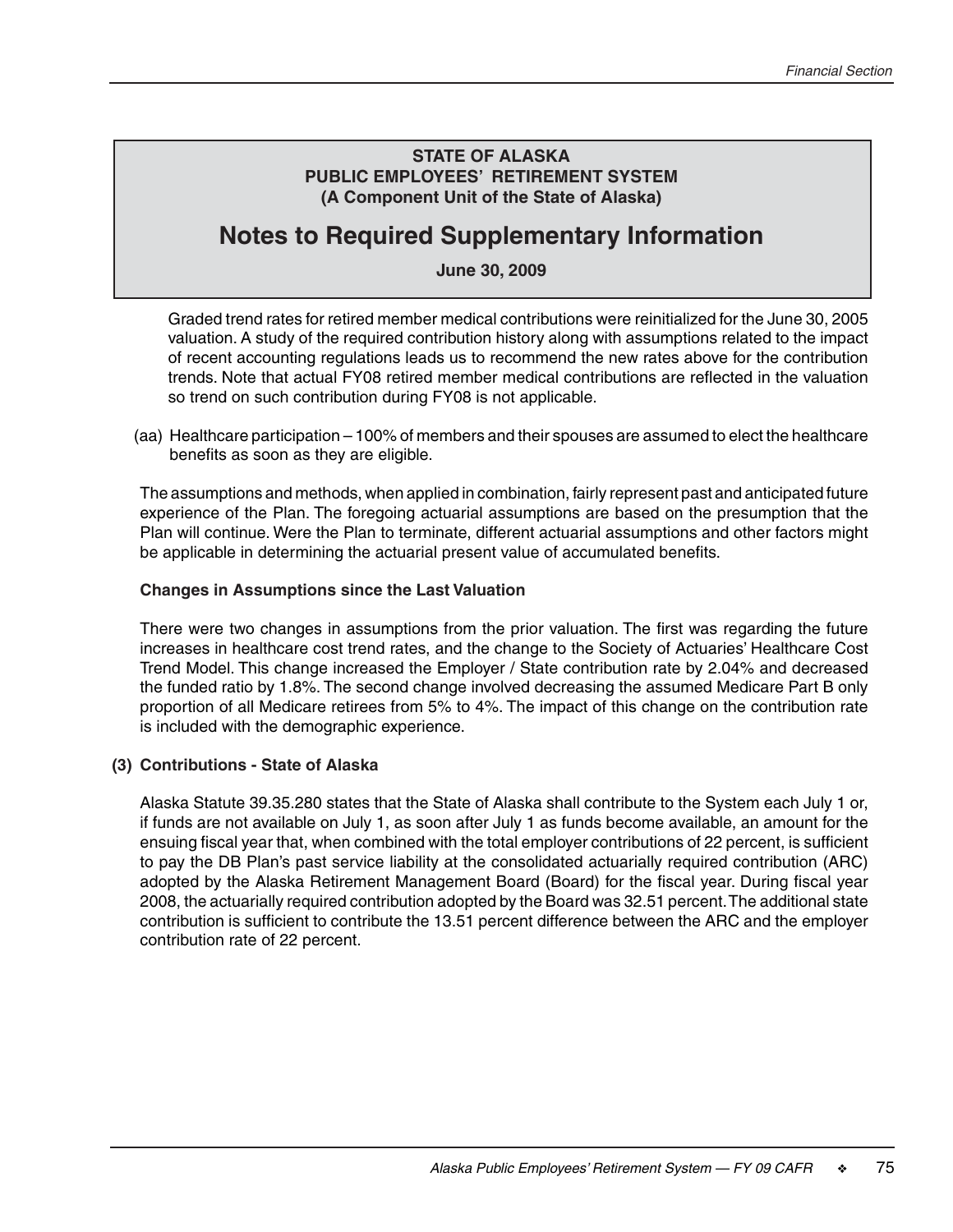## STATE OF ALASKA
## PUBLIC EMPLOYEES' RETIREMENT SYSTEM
## (A Component Unit of the State of Alaska)

# Notes to Required Supplementary Information

**June 30, 2009**

Graded trend rates for retired member medical contributions were reinitialized for the June 30, 2005 valuation. A study of the required contribution history along with assumptions related to the impact of recent accounting regulations leads us to recommend the new rates above for the contribution trends. Note that actual FY08 retired member medical contributions are reflected in the valuation so trend on such contribution during FY08 is not applicable.

(aa) Healthcare participation – 100% of members and their spouses are assumed to elect the healthcare benefits as soon as they are eligible.

The assumptions and methods, when applied in combination, fairly represent past and anticipated future experience of the Plan. The foregoing actuarial assumptions are based on the presumption that the Plan will continue. Were the Plan to terminate, different actuarial assumptions and other factors might be applicable in determining the actuarial present value of accumulated benefits.

**Changes in Assumptions since the Last Valuation**

There were two changes in assumptions from the prior valuation. The first was regarding the future increases in healthcare cost trend rates, and the change to the Society of Actuaries' Healthcare Cost Trend Model. This change increased the Employer / State contribution rate by 2.04% and decreased the funded ratio by 1.8%. The second change involved decreasing the assumed Medicare Part B only proportion of all Medicare retirees from 5% to 4%. The impact of this change on the contribution rate is included with the demographic experience.

### (3) Contributions - State of Alaska

Alaska Statute 39.35.280 states that the State of Alaska shall contribute to the System each July 1 or, if funds are not available on July 1, as soon after July 1 as funds become available, an amount for the ensuing fiscal year that, when combined with the total employer contributions of 22 percent, is sufficient to pay the DB Plan's past service liability at the consolidated actuarially required contribution (ARC) adopted by the Alaska Retirement Management Board (Board) for the fiscal year. During fiscal year 2008, the actuarially required contribution adopted by the Board was 32.51 percent. The additional state contribution is sufficient to contribute the 13.51 percent difference between the ARC and the employer contribution rate of 22 percent.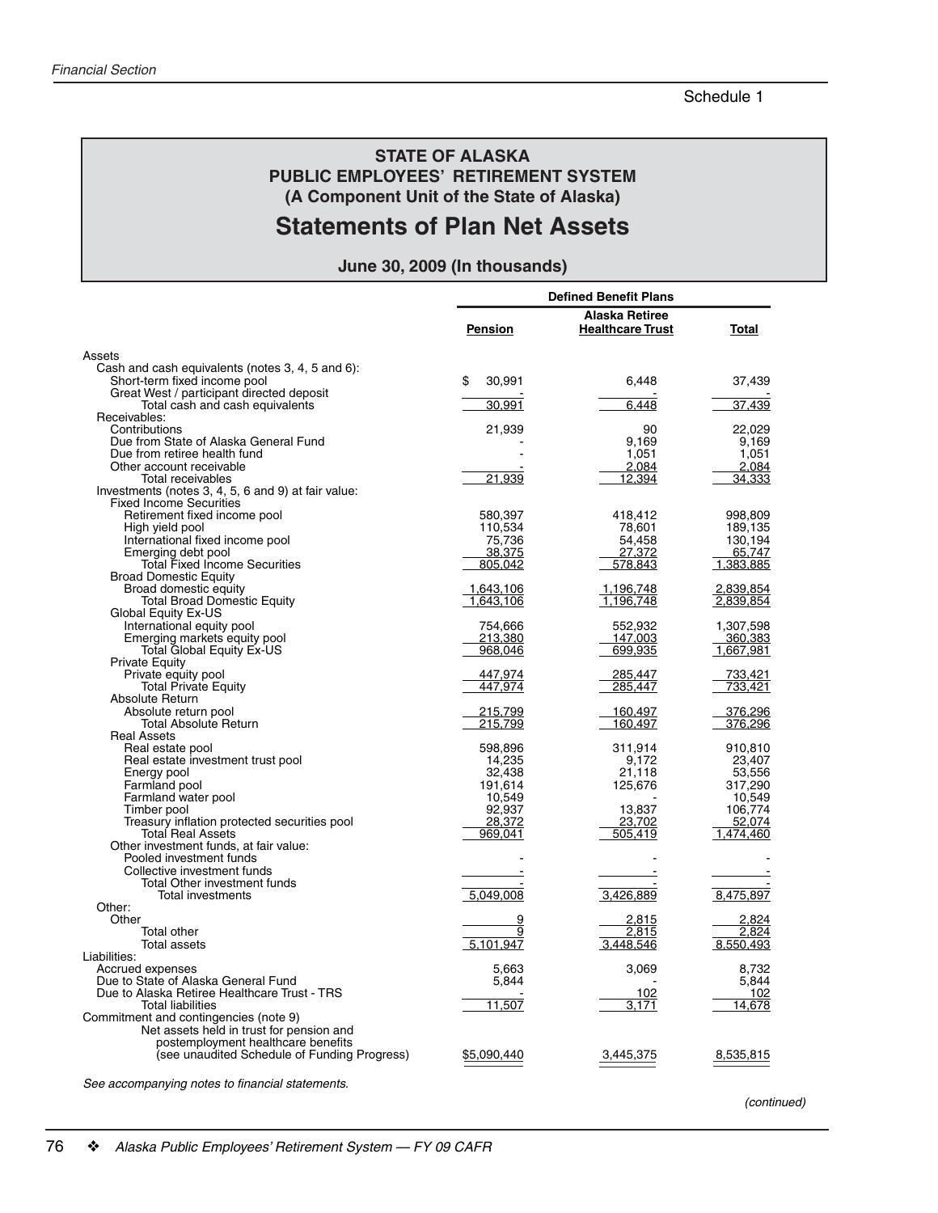Schedule 1

# STATE OF ALASKA
## PUBLIC EMPLOYEES' RETIREMENT SYSTEM
### (A Component Unit of the State of Alaska)

# Statements of Plan Net Assets

### June 30, 2009 (In thousands)

| | Defined Benefit Plans | | |
|---|---|---|---|
| | **Pension** | **Alaska Retiree Healthcare Trust** | **Total** |
| Assets | | | |
| Cash and cash equivalents (notes 3, 4, 5 and 6): | | | |
| Short-term fixed income pool | $ 30,991 | 6,448 | 37,439 |
| Great West / participant directed deposit | - | - | - |
| Total cash and cash equivalents | 30,991 | 6,448 | 37,439 |
| Receivables: | | | |
| Contributions | 21,939 | 90 | 22,029 |
| Due from State of Alaska General Fund | - | 9,169 | 9,169 |
| Due from retiree health fund | - | 1,051 | 1,051 |
| Other account receivable | - | 2,084 | 2,084 |
| Total receivables | 21,939 | 12,394 | 34,333 |
| Investments (notes 3, 4, 5, 6 and 9) at fair value: | | | |
| Fixed Income Securities | | | |
| Retirement fixed income pool | 580,397 | 418,412 | 998,809 |
| High yield pool | 110,534 | 78,601 | 189,135 |
| International fixed income pool | 75,736 | 54,458 | 130,194 |
| Emerging debt pool | 38,375 | 27,372 | 65,747 |
| Total Fixed Income Securities | 805,042 | 578,843 | 1,383,885 |
| Broad Domestic Equity | | | |
| Broad domestic equity | 1,643,106 | 1,196,748 | 2,839,854 |
| Total Broad Domestic Equity | 1,643,106 | 1,196,748 | 2,839,854 |
| Global Equity Ex-US | | | |
| International equity pool | 754,666 | 552,932 | 1,307,598 |
| Emerging markets equity pool | 213,380 | 147,003 | 360,383 |
| Total Global Equity Ex-US | 968,046 | 699,935 | 1,667,981 |
| Private Equity | | | |
| Private equity pool | 447,974 | 285,447 | 733,421 |
| Total Private Equity | 447,974 | 285,447 | 733,421 |
| Absolute Return | | | |
| Absolute return pool | 215,799 | 160,497 | 376,296 |
| Total Absolute Return | 215,799 | 160,497 | 376,296 |
| Real Assets | | | |
| Real estate pool | 598,896 | 311,914 | 910,810 |
| Real estate investment trust pool | 14,235 | 9,172 | 23,407 |
| Energy pool | 32,438 | 21,118 | 53,556 |
| Farmland pool | 191,614 | 125,676 | 317,290 |
| Farmland water pool | 10,549 | - | 10,549 |
| Timber pool | 92,937 | 13,837 | 106,774 |
| Treasury inflation protected securities pool | 28,372 | 23,702 | 52,074 |
| Total Real Assets | 969,041 | 505,419 | 1,474,460 |
| Other investment funds, at fair value: | | | |
| Pooled investment funds | - | - | - |
| Collective investment funds | - | - | - |
| Total Other investment funds | - | - | - |
| Total investments | 5,049,008 | 3,426,889 | 8,475,897 |
| Other: | | | |
| Other | 9 | 2,815 | 2,824 |
| Total other | 9 | 2,815 | 2,824 |
| Total assets | 5,101,947 | 3,448,546 | 8,550,493 |
| Liabilities: | | | |
| Accrued expenses | 5,663 | 3,069 | 8,732 |
| Due to State of Alaska General Fund | 5,844 | - | 5,844 |
| Due to Alaska Retiree Healthcare Trust - TRS | - | 102 | 102 |
| Total liabilities | 11,507 | 3,171 | 14,678 |
| Commitment and contingencies (note 9) | | | |
| Net assets held in trust for pension and postemployment healthcare benefits (see unaudited Schedule of Funding Progress) | $5,090,440 | 3,445,375 | 8,535,815 |

*See accompanying notes to financial statements.*

*(continued)*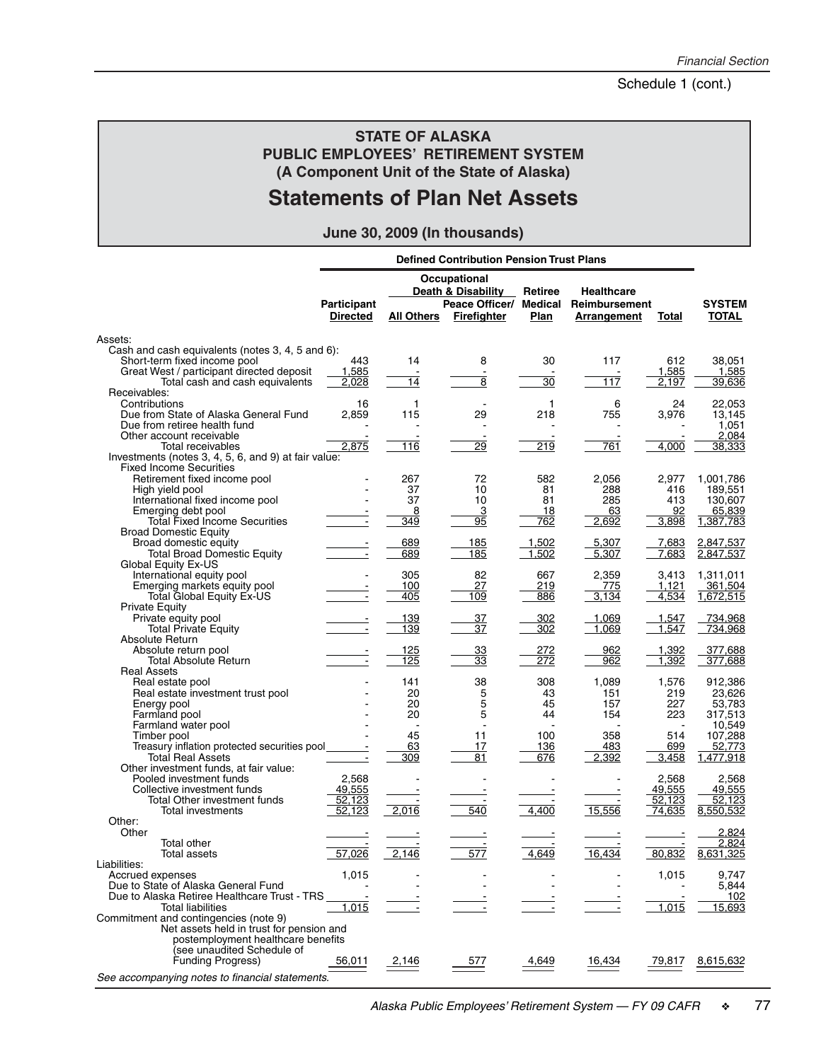Schedule 1 (cont.)

# STATE OF ALASKA
## PUBLIC EMPLOYEES' RETIREMENT SYSTEM
### (A Component Unit of the State of Alaska)
# Statements of Plan Net Assets

**June 30, 2009 (In thousands)**

| | Defined Contribution Pension Trust Plans | | | | | | |
|---|---|---|---|---|---|---|---|
| | | Occupational Death & Disability | | | | | |
| | Participant Directed | All Others | Peace Officer/ Firefighter | Retiree Medical Plan | Healthcare Reimbursement Arrangement | Total | SYSTEM TOTAL |
| Assets: | | | | | | | |
| Cash and cash equivalents (notes 3, 4, 5 and 6): | | | | | | | |
| Short-term fixed income pool | 443 | 14 | 8 | 30 | 117 | 612 | 38,051 |
| Great West / participant directed deposit | 1,585 | - | - | - | - | 1,585 | 1,585 |
| Total cash and cash equivalents | 2,028 | 14 | 8 | 30 | 117 | 2,197 | 39,636 |
| Receivables: | | | | | | | |
| Contributions | 16 | 1 | - | 1 | 6 | 24 | 22,053 |
| Due from State of Alaska General Fund | 2,859 | 115 | 29 | 218 | 755 | 3,976 | 13,145 |
| Due from retiree health fund | - | - | - | - | - | - | 1,051 |
| Other account receivable | - | - | - | - | - | - | 2,084 |
| Total receivables | 2,875 | 116 | 29 | 219 | 761 | 4,000 | 38,333 |
| Investments (notes 3, 4, 5, 6, and 9) at fair value: | | | | | | | |
| Fixed Income Securities | | | | | | | |
| Retirement fixed income pool | - | 267 | 72 | 582 | 2,056 | 2,977 | 1,001,786 |
| High yield pool | - | 37 | 10 | 81 | 288 | 416 | 189,551 |
| International fixed income pool | - | 37 | 10 | 81 | 285 | 413 | 130,607 |
| Emerging debt pool | - | 8 | 3 | 18 | 63 | 92 | 65,839 |
| Total Fixed Income Securities | - | 349 | 95 | 762 | 2,692 | 3,898 | 1,387,783 |
| Broad Domestic Equity | | | | | | | |
| Broad domestic equity | - | 689 | 185 | 1,502 | 5,307 | 7,683 | 2,847,537 |
| Total Broad Domestic Equity | - | 689 | 185 | 1,502 | 5,307 | 7,683 | 2,847,537 |
| Global Equity Ex-US | | | | | | | |
| International equity pool | - | 305 | 82 | 667 | 2,359 | 3,413 | 1,311,011 |
| Emerging markets equity pool | - | 100 | 27 | 219 | 775 | 1,121 | 361,504 |
| Total Global Equity Ex-US | - | 405 | 109 | 886 | 3,134 | 4,534 | 1,672,515 |
| Private Equity | | | | | | | |
| Private equity pool | - | 139 | 37 | 302 | 1,069 | 1,547 | 734,968 |
| Total Private Equity | - | 139 | 37 | 302 | 1,069 | 1,547 | 734,968 |
| Absolute Return | | | | | | | |
| Absolute return pool | - | 125 | 33 | 272 | 962 | 1,392 | 377,688 |
| Total Absolute Return | - | 125 | 33 | 272 | 962 | 1,392 | 377,688 |
| Real Assets | | | | | | | |
| Real estate pool | - | 141 | 38 | 308 | 1,089 | 1,576 | 912,386 |
| Real estate investment trust pool | - | 20 | 5 | 43 | 151 | 219 | 23,626 |
| Energy pool | - | 20 | 5 | 45 | 157 | 227 | 53,783 |
| Farmland pool | - | 20 | 5 | 44 | 154 | 223 | 317,513 |
| Farmland water pool | - | - | - | - | - | - | 10,549 |
| Timber pool | - | 45 | 11 | 100 | 358 | 514 | 107,288 |
| Treasury inflation protected securities pool | - | 63 | 17 | 136 | 483 | 699 | 52,773 |
| Total Real Assets | - | 309 | 81 | 676 | 2,392 | 3,458 | 1,477,918 |
| Other investment funds, at fair value: | | | | | | | |
| Pooled investment funds | 2,568 | - | - | - | - | 2,568 | 2,568 |
| Collective investment funds | 49,555 | - | - | - | - | 49,555 | 49,555 |
| Total Other investment funds | 52,123 | - | - | - | - | 52,123 | 52,123 |
| Total investments | 52,123 | 2,016 | 540 | 4,400 | 15,556 | 74,635 | 8,550,532 |
| Other: | | | | | | | |
| Other | - | - | - | - | - | - | 2,824 |
| Total other | - | - | - | - | - | - | 2,824 |
| Total assets | 57,026 | 2,146 | 577 | 4,649 | 16,434 | 80,832 | 8,631,325 |
| Liabilities: | | | | | | | |
| Accrued expenses | 1,015 | - | - | - | - | 1,015 | 9,747 |
| Due to State of Alaska General Fund | - | - | - | - | - | - | 5,844 |
| Due to Alaska Retiree Healthcare Trust - TRS | - | - | - | - | - | - | 102 |
| Total liabilities | 1,015 | - | - | - | - | 1,015 | 15,693 |
| Commitment and contingencies (note 9) | | | | | | | |
| Net assets held in trust for pension and postemployment healthcare benefits (see unaudited Schedule of Funding Progress) | 56,011 | 2,146 | 577 | 4,649 | 16,434 | 79,817 | 8,615,632 |

*See accompanying notes to financial statements.*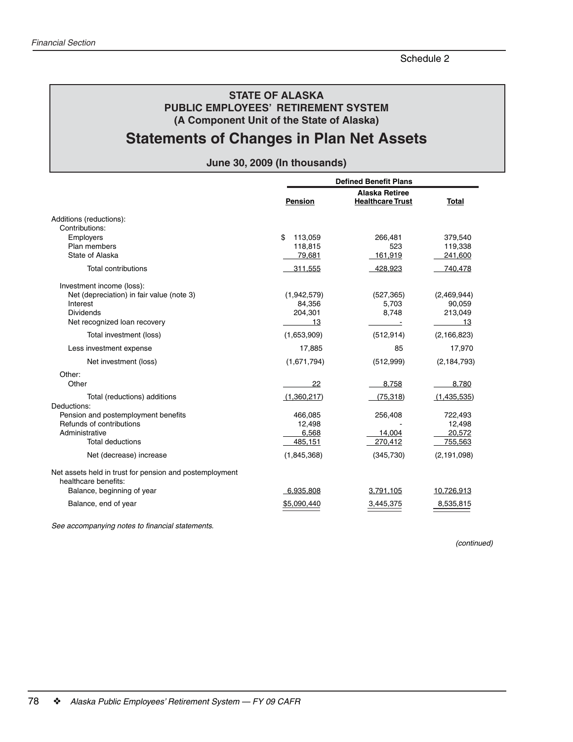Schedule 2

# STATE OF ALASKA
## PUBLIC EMPLOYEES' RETIREMENT SYSTEM
### (A Component Unit of the State of Alaska)

# Statements of Changes in Plan Net Assets

**June 30, 2009 (In thousands)**

| | Defined Benefit Plans | | |
|---|---|---|---|
| | **Pension** | **Alaska Retiree Healthcare Trust** | **Total** |
| Additions (reductions): | | | |
| Contributions: | | | |
| Employers | $ 113,059 | 266,481 | 379,540 |
| Plan members | 118,815 | 523 | 119,338 |
| State of Alaska | 79,681 | 161,919 | 241,600 |
| Total contributions | 311,555 | 428,923 | 740,478 |
| Investment income (loss): | | | |
| Net (depreciation) in fair value (note 3) | (1,942,579) | (527,365) | (2,469,944) |
| Interest | 84,356 | 5,703 | 90,059 |
| Dividends | 204,301 | 8,748 | 213,049 |
| Net recognized loan recovery | 13 | - | 13 |
| Total investment (loss) | (1,653,909) | (512,914) | (2,166,823) |
| Less investment expense | 17,885 | 85 | 17,970 |
| Net investment (loss) | (1,671,794) | (512,999) | (2,184,793) |
| Other: | | | |
| Other | 22 | 8,758 | 8,780 |
| Total (reductions) additions | (1,360,217) | (75,318) | (1,435,535) |
| Deductions: | | | |
| Pension and postemployment benefits | 466,085 | 256,408 | 722,493 |
| Refunds of contributions | 12,498 | - | 12,498 |
| Administrative | 6,568 | 14,004 | 20,572 |
| Total deductions | 485,151 | 270,412 | 755,563 |
| Net (decrease) increase | (1,845,368) | (345,730) | (2,191,098) |
| Net assets held in trust for pension and postemployment healthcare benefits: | | | |
| Balance, beginning of year | 6,935,808 | 3,791,105 | 10,726,913 |
| Balance, end of year | $5,090,440 | 3,445,375 | 8,535,815 |

*See accompanying notes to financial statements.*

*(continued)*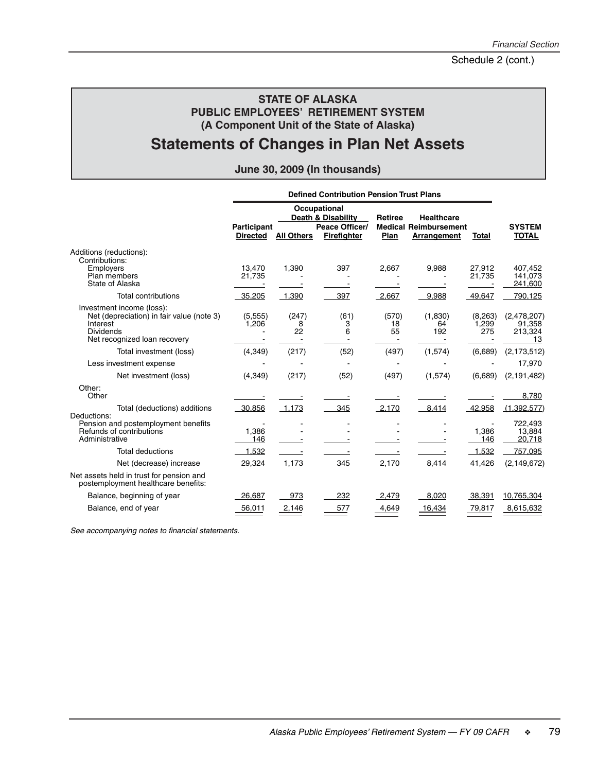Schedule 2 (cont.)

# STATE OF ALASKA
## PUBLIC EMPLOYEES' RETIREMENT SYSTEM
### (A Component Unit of the State of Alaska)

# Statements of Changes in Plan Net Assets

### June 30, 2009 (In thousands)

| | Defined Contribution Pension Trust Plans | | | | | | |
|---|---|---|---|---|---|---|---|
| | | Occupational Death & Disability | | | | | |
| | Participant Directed | All Others | Peace Officer/ Firefighter | Retiree Medical Plan | Healthcare Reimbursement Arrangement | Total | SYSTEM TOTAL |
| Additions (reductions): | | | | | | | |
| Contributions: | | | | | | | |
| Employers | 13,470 | 1,390 | 397 | 2,667 | 9,988 | 27,912 | 407,452 |
| Plan members | 21,735 | - | - | - | - | 21,735 | 141,073 |
| State of Alaska | - | - | - | - | - | - | 241,600 |
| Total contributions | 35,205 | 1,390 | 397 | 2,667 | 9,988 | 49,647 | 790,125 |
| Investment income (loss): | | | | | | | |
| Net (depreciation) in fair value (note 3) | (5,555) | (247) | (61) | (570) | (1,830) | (8,263) | (2,478,207) |
| Interest | 1,206 | 8 | 3 | 18 | 64 | 1,299 | 91,358 |
| Dividends | - | 22 | 6 | 55 | 192 | 275 | 213,324 |
| Net recognized loan recovery | - | - | - | - | - | - | 13 |
| Total investment (loss) | (4,349) | (217) | (52) | (497) | (1,574) | (6,689) | (2,173,512) |
| Less investment expense | - | - | - | - | - | - | 17,970 |
| Net investment (loss) | (4,349) | (217) | (52) | (497) | (1,574) | (6,689) | (2,191,482) |
| Other: | | | | | | | |
| Other | - | - | - | - | - | - | 8,780 |
| Total (deductions) additions | 30,856 | 1,173 | 345 | 2,170 | 8,414 | 42,958 | (1,392,577) |
| Deductions: | | | | | | | |
| Pension and postemployment benefits | - | - | - | - | - | - | 722,493 |
| Refunds of contributions | 1,386 | - | - | - | - | 1,386 | 13,884 |
| Administrative | 146 | - | - | - | - | 146 | 20,718 |
| Total deductions | 1,532 | - | - | - | - | 1,532 | 757,095 |
| Net (decrease) increase | 29,324 | 1,173 | 345 | 2,170 | 8,414 | 41,426 | (2,149,672) |
| Net assets held in trust for pension and postemployment healthcare benefits: | | | | | | | |
| Balance, beginning of year | 26,687 | 973 | 232 | 2,479 | 8,020 | 38,391 | 10,765,304 |
| Balance, end of year | 56,011 | 2,146 | 577 | 4,649 | 16,434 | 79,817 | 8,615,632 |

*See accompanying notes to financial statements.*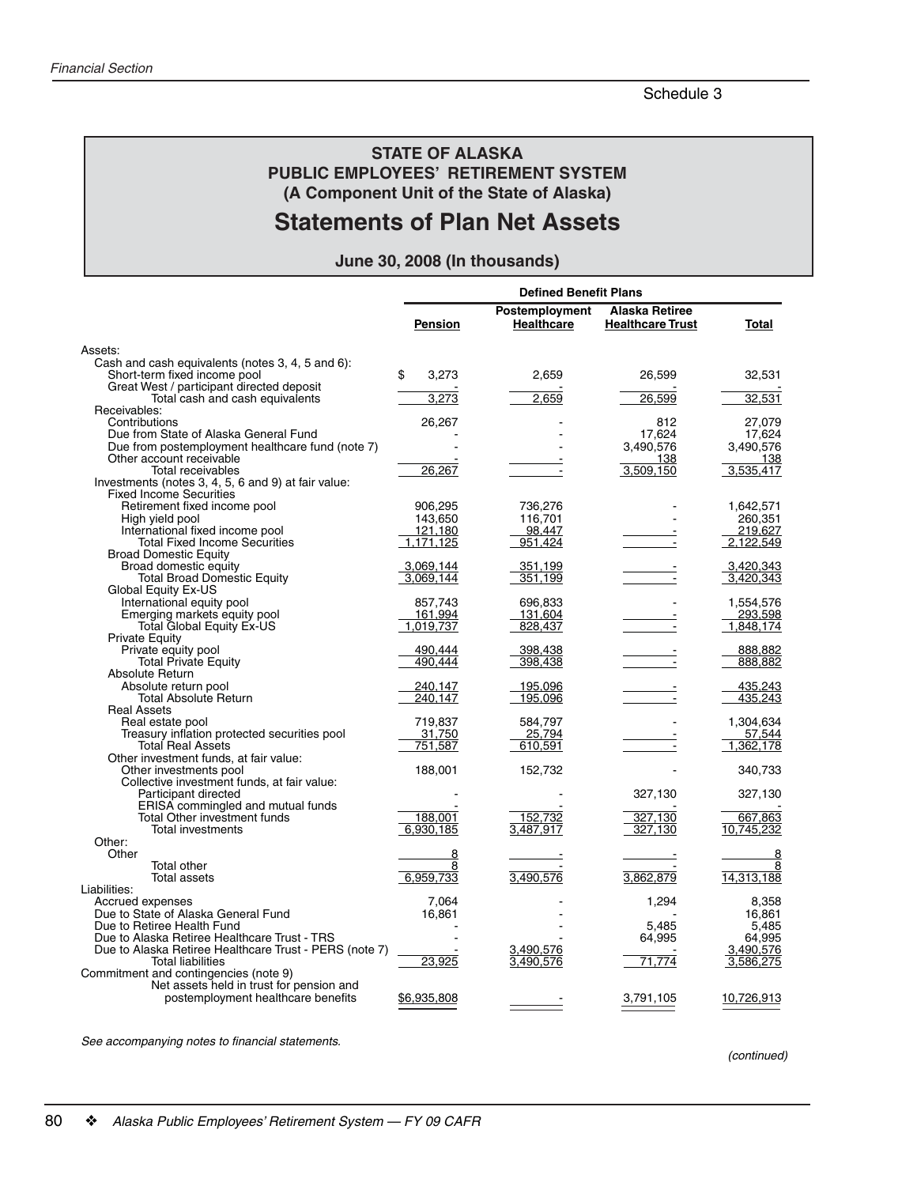Schedule 3

# STATE OF ALASKA
## PUBLIC EMPLOYEES' RETIREMENT SYSTEM
### (A Component Unit of the State of Alaska)

# Statements of Plan Net Assets

### June 30, 2008 (In thousands)

| | Defined Benefit Plans | | | |
|---|---|---|---|---|
| | **Pension** | **Postemployment Healthcare** | **Alaska Retiree Healthcare Trust** | **Total** |
| Assets: | | | | |
| Cash and cash equivalents (notes 3, 4, 5 and 6): | | | | |
| Short-term fixed income pool | $ 3,273 | 2,659 | 26,599 | 32,531 |
| Great West / participant directed deposit | - | - | - | - |
| Total cash and cash equivalents | 3,273 | 2,659 | 26,599 | 32,531 |
| Receivables: | | | | |
| Contributions | 26,267 | - | 812 | 27,079 |
| Due from State of Alaska General Fund | - | - | 17,624 | 17,624 |
| Due from postemployment healthcare fund (note 7) | - | - | 3,490,576 | 3,490,576 |
| Other account receivable | - | - | 138 | 138 |
| Total receivables | 26,267 | - | 3,509,150 | 3,535,417 |
| Investments (notes 3, 4, 5, 6 and 9) at fair value: | | | | |
| Fixed Income Securities | | | | |
| Retirement fixed income pool | 906,295 | 736,276 | - | 1,642,571 |
| High yield pool | 143,650 | 116,701 | - | 260,351 |
| International fixed income pool | 121,180 | 98,447 | - | 219,627 |
| Total Fixed Income Securities | 1,171,125 | 951,424 | - | 2,122,549 |
| Broad Domestic Equity | | | | |
| Broad domestic equity | 3,069,144 | 351,199 | - | 3,420,343 |
| Total Broad Domestic Equity | 3,069,144 | 351,199 | - | 3,420,343 |
| Global Equity Ex-US | | | | |
| International equity pool | 857,743 | 696,833 | - | 1,554,576 |
| Emerging markets equity pool | 161,994 | 131,604 | - | 293,598 |
| Total Global Equity Ex-US | 1,019,737 | 828,437 | - | 1,848,174 |
| Private Equity | | | | |
| Private equity pool | 490,444 | 398,438 | - | 888,882 |
| Total Private Equity | 490,444 | 398,438 | - | 888,882 |
| Absolute Return | | | | |
| Absolute return pool | 240,147 | 195,096 | - | 435,243 |
| Total Absolute Return | 240,147 | 195,096 | - | 435,243 |
| Real Assets | | | | |
| Real estate pool | 719,837 | 584,797 | - | 1,304,634 |
| Treasury inflation protected securities pool | 31,750 | 25,794 | - | 57,544 |
| Total Real Assets | 751,587 | 610,591 | - | 1,362,178 |
| Other investment funds, at fair value: | | | | |
| Other investments pool | 188,001 | 152,732 | - | 340,733 |
| Collective investment funds, at fair value: | | | | |
| Participant directed | - | - | 327,130 | 327,130 |
| ERISA commingled and mutual funds | - | - | - | - |
| Total Other investment funds | 188,001 | 152,732 | 327,130 | 667,863 |
| Total investments | 6,930,185 | 3,487,917 | 327,130 | 10,745,232 |
| Other: | | | | |
| Other | 8 | - | - | 8 |
| Total other | 8 | - | - | 8 |
| Total assets | 6,959,733 | 3,490,576 | 3,862,879 | 14,313,188 |
| Liabilities: | | | | |
| Accrued expenses | 7,064 | - | 1,294 | 8,358 |
| Due to State of Alaska General Fund | 16,861 | - | - | 16,861 |
| Due to Retiree Health Fund | - | - | 5,485 | 5,485 |
| Due to Alaska Retiree Healthcare Trust - TRS | - | - | 64,995 | 64,995 |
| Due to Alaska Retiree Healthcare Trust - PERS (note 7) | - | 3,490,576 | - | 3,490,576 |
| Total liabilities | 23,925 | 3,490,576 | 71,774 | 3,586,275 |
| Commitment and contingencies (note 9) | | | | |
| Net assets held in trust for pension and postemployment healthcare benefits | $6,935,808 | - | 3,791,105 | 10,726,913 |

*See accompanying notes to financial statements.*

*(continued)*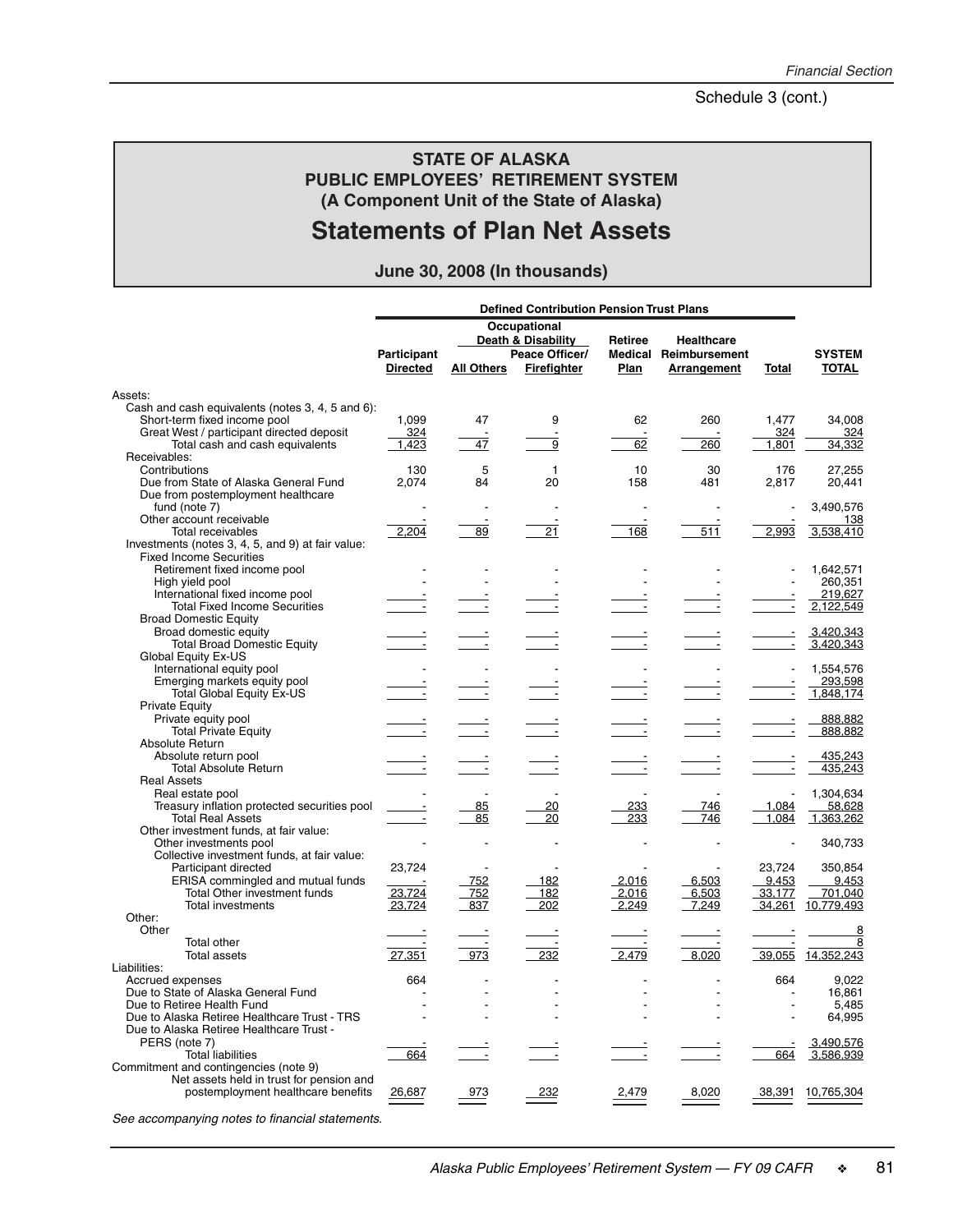Schedule 3 (cont.)

# STATE OF ALASKA
## PUBLIC EMPLOYEES' RETIREMENT SYSTEM
### (A Component Unit of the State of Alaska)

# Statements of Plan Net Assets

### June 30, 2008 (In thousands)

| | Defined Contribution Pension Trust Plans | | | | | | |
|---|---|---|---|---|---|---|---|
| | | Occupational Death & Disability | | | | | |
| | Participant Directed | All Others | Peace Officer/ Firefighter | Retiree Medical Plan | Healthcare Reimbursement Arrangement | Total | SYSTEM TOTAL |
| Assets: | | | | | | | |
| Cash and cash equivalents (notes 3, 4, 5 and 6): | | | | | | | |
| Short-term fixed income pool | 1,099 | 47 | 9 | 62 | 260 | 1,477 | 34,008 |
| Great West / participant directed deposit | 324 | - | - | - | - | 324 | 324 |
| Total cash and cash equivalents | 1,423 | 47 | 9 | 62 | 260 | 1,801 | 34,332 |
| Receivables: | | | | | | | |
| Contributions | 130 | 5 | 1 | 10 | 30 | 176 | 27,255 |
| Due from State of Alaska General Fund | 2,074 | 84 | 20 | 158 | 481 | 2,817 | 20,441 |
| Due from postemployment healthcare fund (note 7) | - | - | - | - | - | - | 3,490,576 |
| Other account receivable | - | - | - | - | - | - | 138 |
| Total receivables | 2,204 | 89 | 21 | 168 | 511 | 2,993 | 3,538,410 |
| Investments (notes 3, 4, 5, and 9) at fair value: | | | | | | | |
| Fixed Income Securities | | | | | | | |
| Retirement fixed income pool | - | - | - | - | - | - | 1,642,571 |
| High yield pool | - | - | - | - | - | - | 260,351 |
| International fixed income pool | - | - | - | - | - | - | 219,627 |
| Total Fixed Income Securities | - | - | - | - | - | - | 2,122,549 |
| Broad Domestic Equity | | | | | | | |
| Broad domestic equity | - | - | - | - | - | - | 3,420,343 |
| Total Broad Domestic Equity | - | - | - | - | - | - | 3,420,343 |
| Global Equity Ex-US | | | | | | | |
| International equity pool | - | - | - | - | - | - | 1,554,576 |
| Emerging markets equity pool | - | - | - | - | - | - | 293,598 |
| Total Global Equity Ex-US | - | - | - | - | - | - | 1,848,174 |
| Private Equity | | | | | | | |
| Private equity pool | - | - | - | - | - | - | 888,882 |
| Total Private Equity | - | - | - | - | - | - | 888,882 |
| Absolute Return | | | | | | | |
| Absolute return pool | - | - | - | - | - | - | 435,243 |
| Total Absolute Return | - | - | - | - | - | - | 435,243 |
| Real Assets | | | | | | | |
| Real estate pool | - | - | - | - | - | - | 1,304,634 |
| Treasury inflation protected securities pool | - | 85 | 20 | 233 | 746 | 1,084 | 58,628 |
| Total Real Assets | - | 85 | 20 | 233 | 746 | 1,084 | 1,363,262 |
| Other investment funds, at fair value: | | | | | | | |
| Other investments pool | - | - | - | - | - | - | 340,733 |
| Collective investment funds, at fair value: | | | | | | | |
| Participant directed | 23,724 | - | - | - | - | 23,724 | 350,854 |
| ERISA commingled and mutual funds | - | 752 | 182 | 2,016 | 6,503 | 9,453 | 9,453 |
| Total Other investment funds | 23,724 | 752 | 182 | 2,016 | 6,503 | 33,177 | 701,040 |
| Total investments | 23,724 | 837 | 202 | 2,249 | 7,249 | 34,261 | 10,779,493 |
| Other: | | | | | | | |
| Other | - | - | - | - | - | - | 8 |
| Total other | - | - | - | - | - | - | 8 |
| Total assets | 27,351 | 973 | 232 | 2,479 | 8,020 | 39,055 | 14,352,243 |
| Liabilities: | | | | | | | |
| Accrued expenses | 664 | - | - | - | - | 664 | 9,022 |
| Due to State of Alaska General Fund | - | - | - | - | - | - | 16,861 |
| Due to Retiree Health Fund | - | - | - | - | - | - | 5,485 |
| Due to Alaska Retiree Healthcare Trust - TRS | - | - | - | - | - | - | 64,995 |
| Due to Alaska Retiree Healthcare Trust - PERS (note 7) | - | - | - | - | - | - | 3,490,576 |
| Total liabilities | 664 | - | - | - | - | 664 | 3,586,939 |
| Commitment and contingencies (note 9) | | | | | | | |
| Net assets held in trust for pension and postemployment healthcare benefits | 26,687 | 973 | 232 | 2,479 | 8,020 | 38,391 | 10,765,304 |

*See accompanying notes to financial statements.*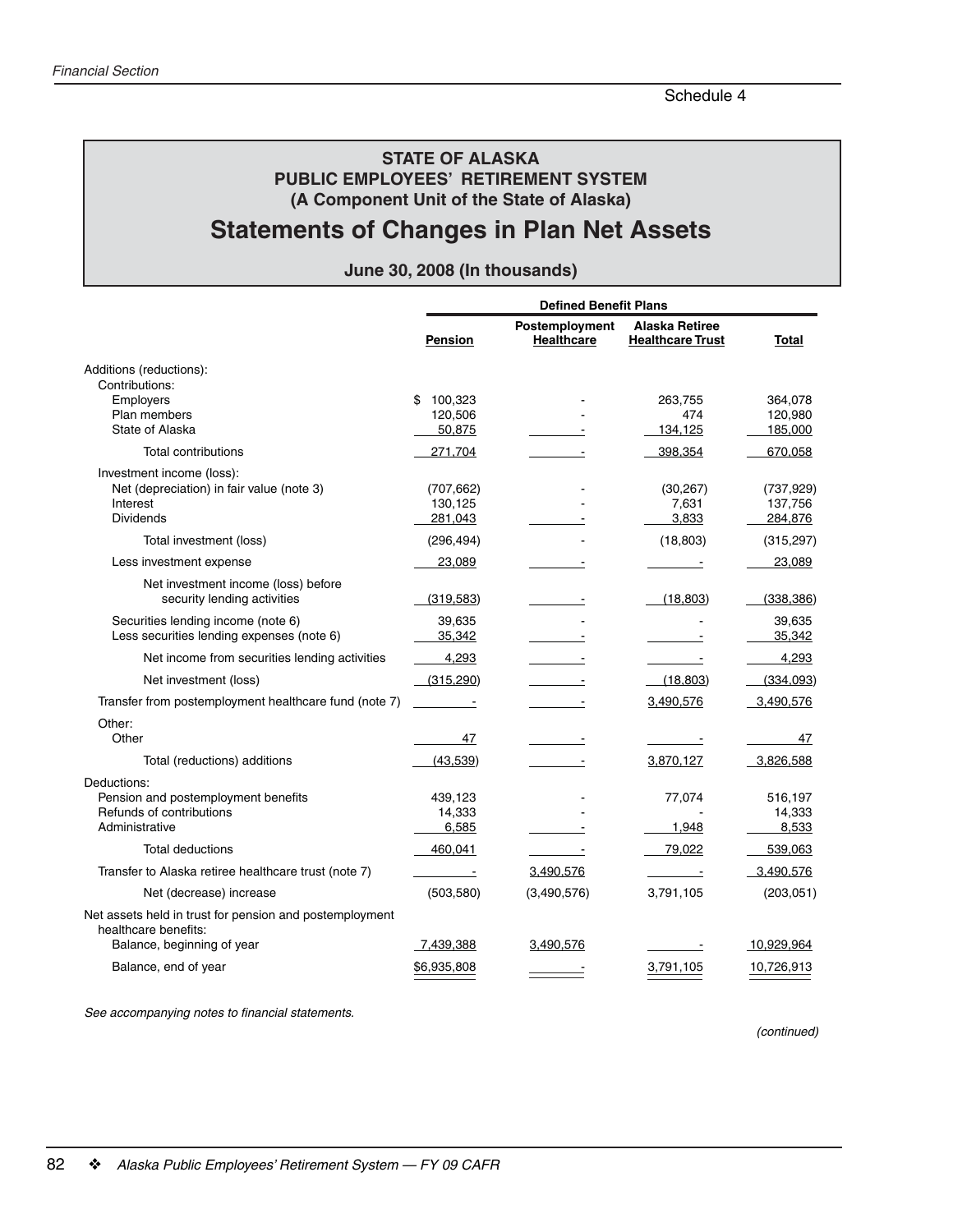Schedule 4

# STATE OF ALASKA
## PUBLIC EMPLOYEES' RETIREMENT SYSTEM
### (A Component Unit of the State of Alaska)

# Statements of Changes in Plan Net Assets

### June 30, 2008 (In thousands)

| | Defined Benefit Plans | | | |
|---|---|---|---|---|
| | **Pension** | **Postemployment Healthcare** | **Alaska Retiree Healthcare Trust** | **Total** |
| Additions (reductions): | | | | |
| Contributions: | | | | |
| Employers | $ 100,323 | - | 263,755 | 364,078 |
| Plan members | 120,506 | - | 474 | 120,980 |
| State of Alaska | 50,875 | - | 134,125 | 185,000 |
| Total contributions | 271,704 | - | 398,354 | 670,058 |
| Investment income (loss): | | | | |
| Net (depreciation) in fair value (note 3) | (707,662) | - | (30,267) | (737,929) |
| Interest | 130,125 | - | 7,631 | 137,756 |
| Dividends | 281,043 | - | 3,833 | 284,876 |
| Total investment (loss) | (296,494) | - | (18,803) | (315,297) |
| Less investment expense | 23,089 | - | - | 23,089 |
| Net investment income (loss) before security lending activities | (319,583) | - | (18,803) | (338,386) |
| Securities lending income (note 6) | 39,635 | - | - | 39,635 |
| Less securities lending expenses (note 6) | 35,342 | - | - | 35,342 |
| Net income from securities lending activities | 4,293 | - | - | 4,293 |
| Net investment (loss) | (315,290) | - | (18,803) | (334,093) |
| Transfer from postemployment healthcare fund (note 7) | - | - | 3,490,576 | 3,490,576 |
| Other: | | | | |
| Other | 47 | - | - | 47 |
| Total (reductions) additions | (43,539) | - | 3,870,127 | 3,826,588 |
| Deductions: | | | | |
| Pension and postemployment benefits | 439,123 | - | 77,074 | 516,197 |
| Refunds of contributions | 14,333 | - | - | 14,333 |
| Administrative | 6,585 | - | 1,948 | 8,533 |
| Total deductions | 460,041 | - | 79,022 | 539,063 |
| Transfer to Alaska retiree healthcare trust (note 7) | - | 3,490,576 | - | 3,490,576 |
| Net (decrease) increase | (503,580) | (3,490,576) | 3,791,105 | (203,051) |
| Net assets held in trust for pension and postemployment healthcare benefits: | | | | |
| Balance, beginning of year | 7,439,388 | 3,490,576 | - | 10,929,964 |
| Balance, end of year | $6,935,808 | - | 3,791,105 | 10,726,913 |

*See accompanying notes to financial statements.*

*(continued)*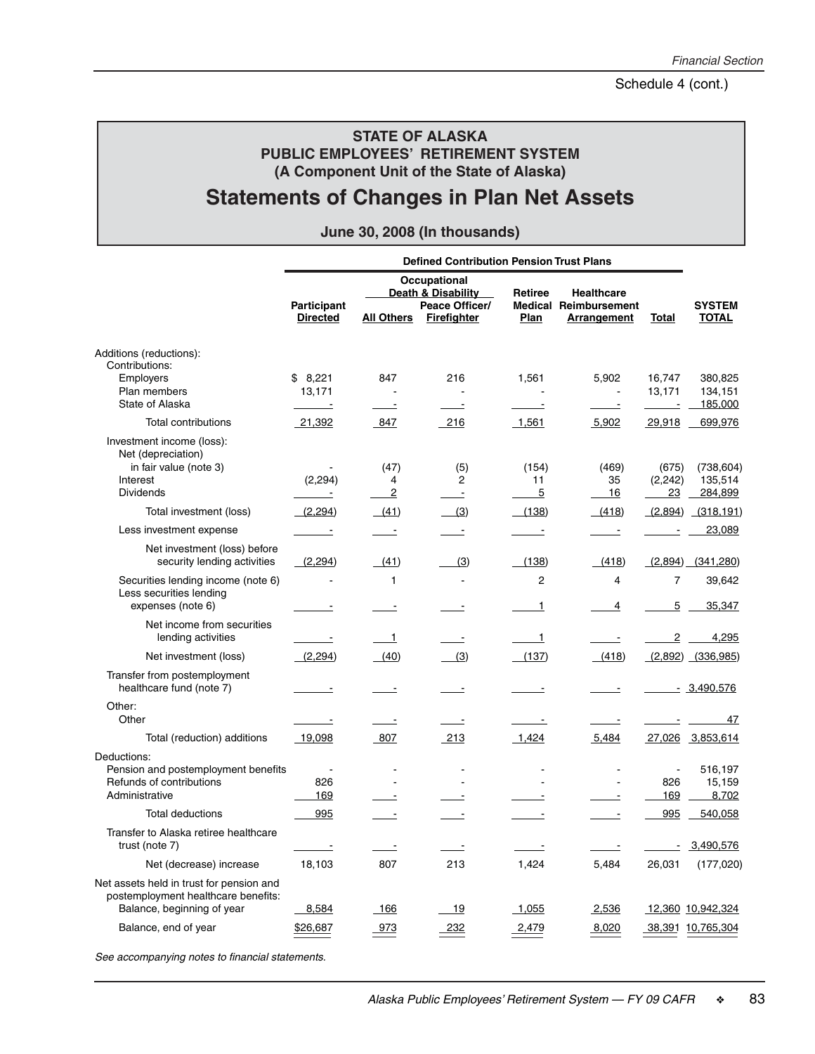Schedule 4 (cont.)

**STATE OF ALASKA**
**PUBLIC EMPLOYEES' RETIREMENT SYSTEM**
**(A Component Unit of the State of Alaska)**

# Statements of Changes in Plan Net Assets

**June 30, 2008 (In thousands)**

| | Defined Contribution Pension Trust Plans | | | | | | |
|---|---|---|---|---|---|---|---|
| | | Occupational Death & Disability | | | | | |
| | Participant Directed | All Others | Peace Officer/ Firefighter | Retiree Medical Plan | Healthcare Reimbursement Arrangement | Total | SYSTEM TOTAL |
| Additions (reductions): | | | | | | | |
| Contributions: | | | | | | | |
| Employers | $ 8,221 | 847 | 216 | 1,561 | 5,902 | 16,747 | 380,825 |
| Plan members | 13,171 | - | - | - | - | 13,171 | 134,151 |
| State of Alaska | - | - | - | - | - | - | 185,000 |
| Total contributions | 21,392 | 847 | 216 | 1,561 | 5,902 | 29,918 | 699,976 |
| Investment income (loss): | | | | | | | |
| Net (depreciation) in fair value (note 3) | - | (47) | (5) | (154) | (469) | (675) | (738,604) |
| Interest | (2,294) | 4 | 2 | 11 | 35 | (2,242) | 135,514 |
| Dividends | - | 2 | - | 5 | 16 | 23 | 284,899 |
| Total investment (loss) | (2,294) | (41) | (3) | (138) | (418) | (2,894) | (318,191) |
| Less investment expense | - | - | - | - | - | - | 23,089 |
| Net investment (loss) before security lending activities | (2,294) | (41) | (3) | (138) | (418) | (2,894) | (341,280) |
| Securities lending income (note 6) | - | 1 | - | 2 | 4 | 7 | 39,642 |
| Less securities lending expenses (note 6) | - | - | - | 1 | 4 | 5 | 35,347 |
| Net income from securities lending activities | - | 1 | - | 1 | - | 2 | 4,295 |
| Net investment (loss) | (2,294) | (40) | (3) | (137) | (418) | (2,892) | (336,985) |
| Transfer from postemployment healthcare fund (note 7) | - | - | - | - | - | - | 3,490,576 |
| Other: | | | | | | | |
| Other | - | - | - | - | - | - | 47 |
| Total (reduction) additions | 19,098 | 807 | 213 | 1,424 | 5,484 | 27,026 | 3,853,614 |
| Deductions: | | | | | | | |
| Pension and postemployment benefits | - | - | - | - | - | - | 516,197 |
| Refunds of contributions | 826 | - | - | - | - | 826 | 15,159 |
| Administrative | 169 | - | - | - | - | 169 | 8,702 |
| Total deductions | 995 | - | - | - | - | 995 | 540,058 |
| Transfer to Alaska retiree healthcare trust (note 7) | - | - | - | - | - | - | 3,490,576 |
| Net (decrease) increase | 18,103 | 807 | 213 | 1,424 | 5,484 | 26,031 | (177,020) |
| Net assets held in trust for pension and postemployment healthcare benefits: | | | | | | | |
| Balance, beginning of year | 8,584 | 166 | 19 | 1,055 | 2,536 | 12,360 | 10,942,324 |
| Balance, end of year | $26,687 | 973 | 232 | 2,479 | 8,020 | 38,391 | 10,765,304 |

*See accompanying notes to financial statements.*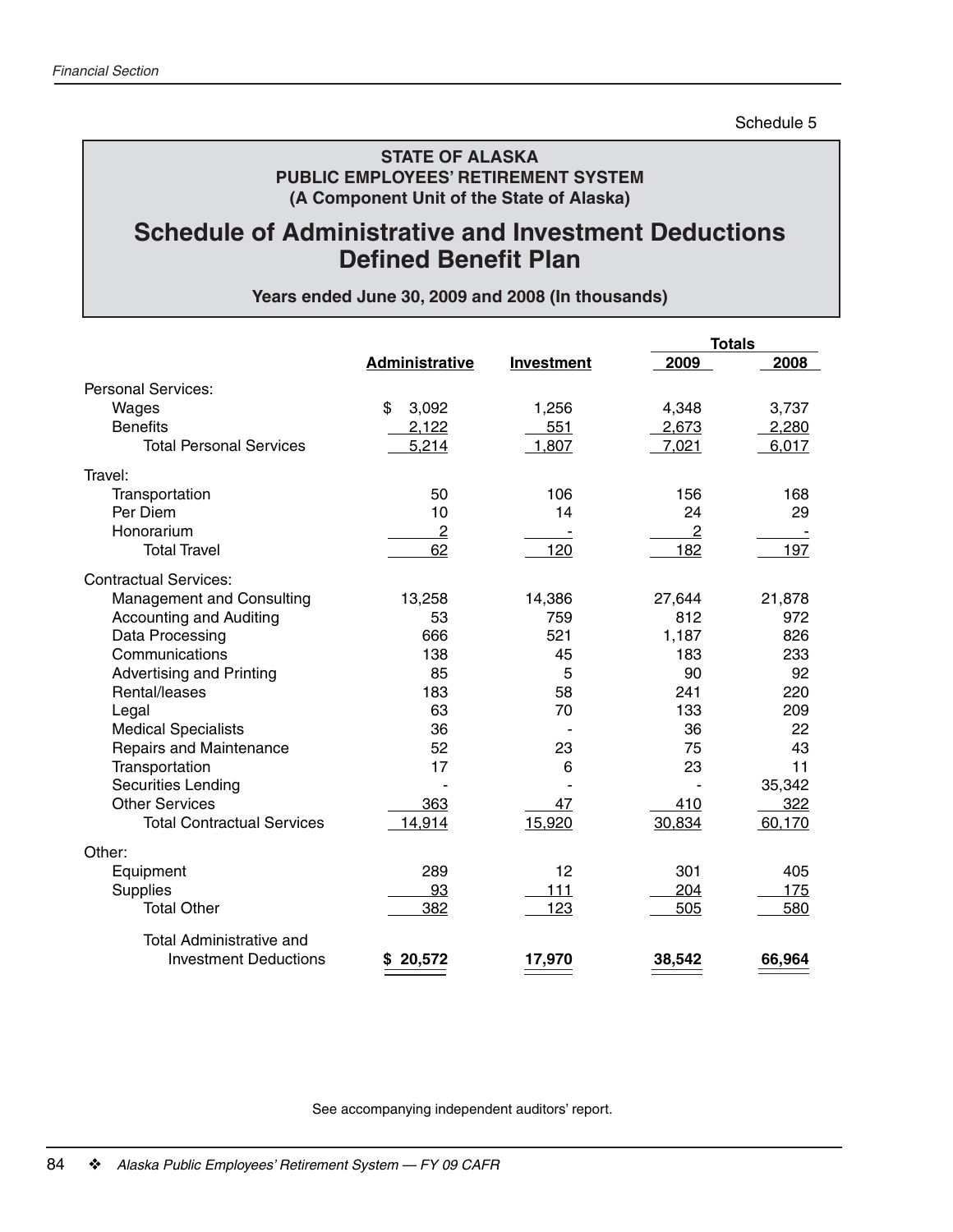Schedule 5

**STATE OF ALASKA**
**PUBLIC EMPLOYEES' RETIREMENT SYSTEM**
**(A Component Unit of the State of Alaska)**

# Schedule of Administrative and Investment Deductions Defined Benefit Plan

**Years ended June 30, 2009 and 2008 (In thousands)**

| | Administrative | Investment | Totals 2009 | Totals 2008 |
|---|---|---|---|---|
| Personal Services: | | | | |
| Wages | $ 3,092 | 1,256 | 4,348 | 3,737 |
| Benefits | 2,122 | 551 | 2,673 | 2,280 |
| Total Personal Services | 5,214 | 1,807 | 7,021 | 6,017 |
| Travel: | | | | |
| Transportation | 50 | 106 | 156 | 168 |
| Per Diem | 10 | 14 | 24 | 29 |
| Honorarium | 2 | - | 2 | - |
| Total Travel | 62 | 120 | 182 | 197 |
| Contractual Services: | | | | |
| Management and Consulting | 13,258 | 14,386 | 27,644 | 21,878 |
| Accounting and Auditing | 53 | 759 | 812 | 972 |
| Data Processing | 666 | 521 | 1,187 | 826 |
| Communications | 138 | 45 | 183 | 233 |
| Advertising and Printing | 85 | 5 | 90 | 92 |
| Rental/leases | 183 | 58 | 241 | 220 |
| Legal | 63 | 70 | 133 | 209 |
| Medical Specialists | 36 | - | 36 | 22 |
| Repairs and Maintenance | 52 | 23 | 75 | 43 |
| Transportation | 17 | 6 | 23 | 11 |
| Securities Lending | - | - | - | 35,342 |
| Other Services | 363 | 47 | 410 | 322 |
| Total Contractual Services | 14,914 | 15,920 | 30,834 | 60,170 |
| Other: | | | | |
| Equipment | 289 | 12 | 301 | 405 |
| Supplies | 93 | 111 | 204 | 175 |
| Total Other | 382 | 123 | 505 | 580 |
| Total Administrative and Investment Deductions | **$ 20,572** | **17,970** | **38,542** | **66,964** |

See accompanying independent auditors' report.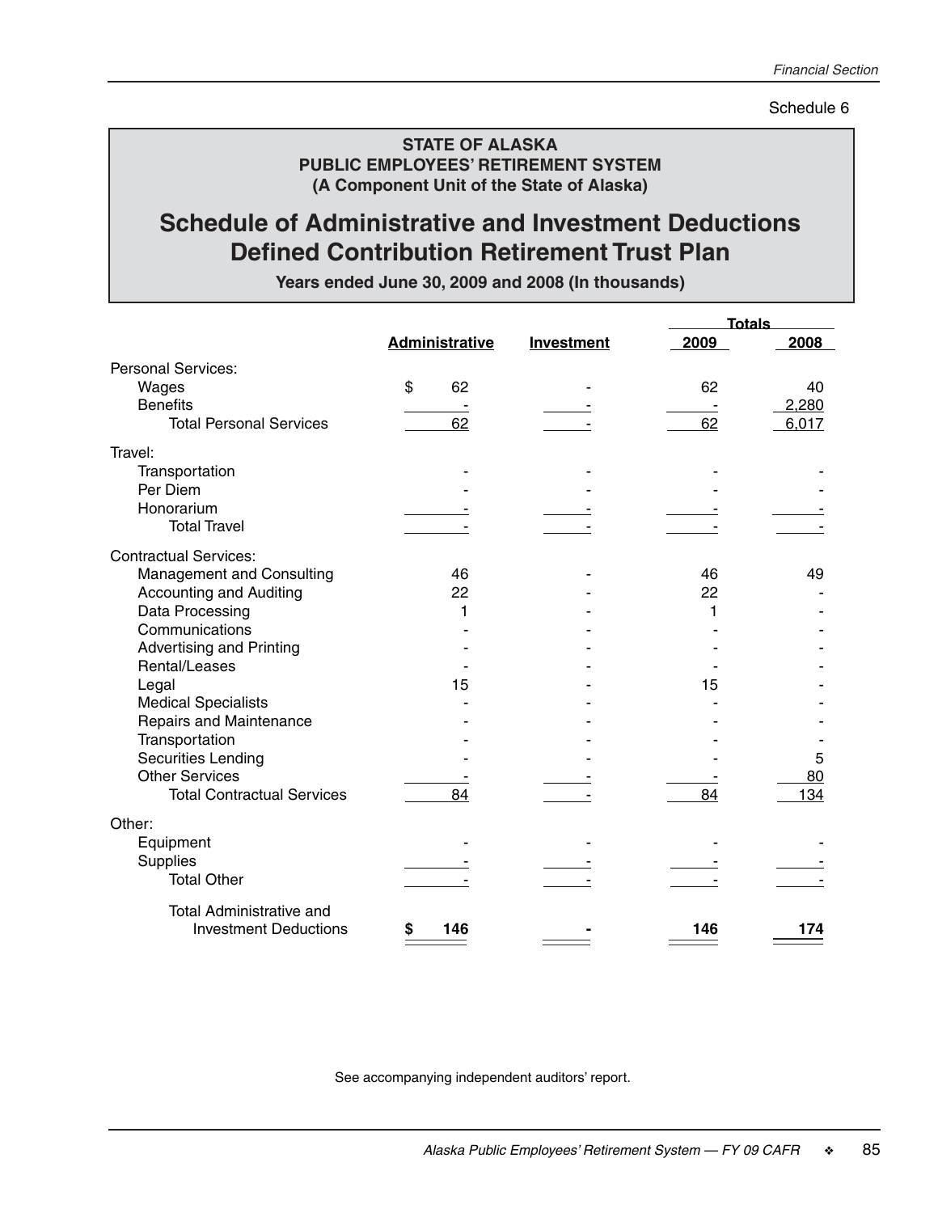Schedule 6

**STATE OF ALASKA**
**PUBLIC EMPLOYEES' RETIREMENT SYSTEM**
**(A Component Unit of the State of Alaska)**

# Schedule of Administrative and Investment Deductions Defined Contribution Retirement Trust Plan

**Years ended June 30, 2009 and 2008 (In thousands)**

| | Administrative | Investment | Totals 2009 | Totals 2008 |
|---|---|---|---|---|
| Personal Services: | | | | |
| Wages | $ 62 | - | 62 | 40 |
| Benefits | - | - | - | 2,280 |
| Total Personal Services | 62 | - | 62 | 6,017 |
| Travel: | | | | |
| Transportation | - | - | - | - |
| Per Diem | - | - | - | - |
| Honorarium | - | - | - | - |
| Total Travel | - | - | - | - |
| Contractual Services: | | | | |
| Management and Consulting | 46 | - | 46 | 49 |
| Accounting and Auditing | 22 | - | 22 | - |
| Data Processing | 1 | - | 1 | - |
| Communications | - | - | - | - |
| Advertising and Printing | - | - | - | - |
| Rental/Leases | - | - | - | - |
| Legal | 15 | - | 15 | - |
| Medical Specialists | - | - | - | - |
| Repairs and Maintenance | - | - | - | - |
| Transportation | - | - | - | - |
| Securities Lending | - | - | - | 5 |
| Other Services | - | - | - | 80 |
| Total Contractual Services | 84 | - | 84 | 134 |
| Other: | | | | |
| Equipment | - | - | - | - |
| Supplies | - | - | - | - |
| Total Other | - | - | - | - |
| Total Administrative and Investment Deductions | **$ 146** | **-** | **146** | **174** |

See accompanying independent auditors' report.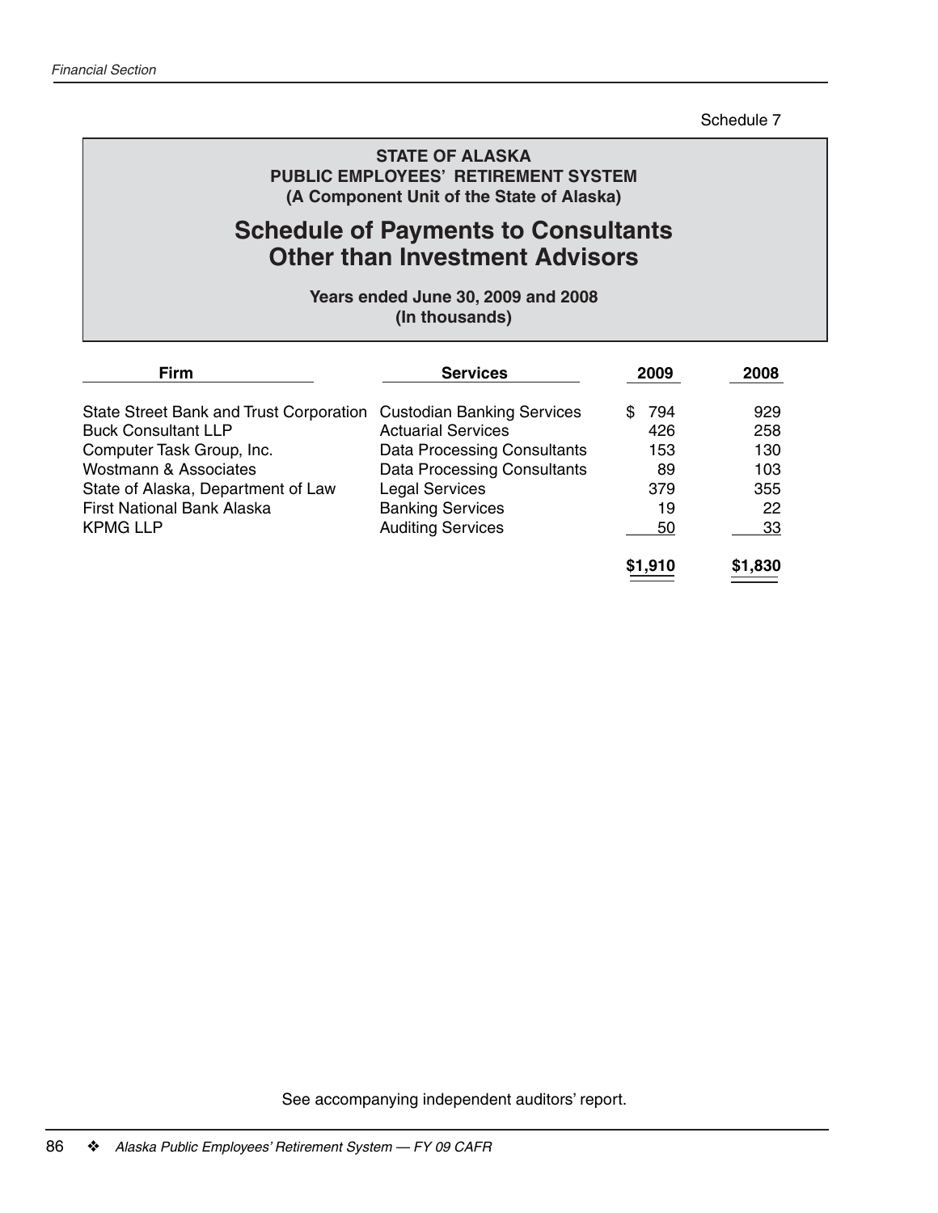Schedule 7

**STATE OF ALASKA**
**PUBLIC EMPLOYEES' RETIREMENT SYSTEM**
**(A Component Unit of the State of Alaska)**

# Schedule of Payments to Consultants Other than Investment Advisors

**Years ended June 30, 2009 and 2008**
**(In thousands)**

| Firm | Services | 2009 | 2008 |
|---|---|---|---|
| State Street Bank and Trust Corporation | Custodian Banking Services | $ 794 | 929 |
| Buck Consultant LLP | Actuarial Services | 426 | 258 |
| Computer Task Group, Inc. | Data Processing Consultants | 153 | 130 |
| Wostmann & Associates | Data Processing Consultants | 89 | 103 |
| State of Alaska, Department of Law | Legal Services | 379 | 355 |
| First National Bank Alaska | Banking Services | 19 | 22 |
| KPMG LLP | Auditing Services | 50 | 33 |
| | | $1,910 | $1,830 |

See accompanying independent auditors' report.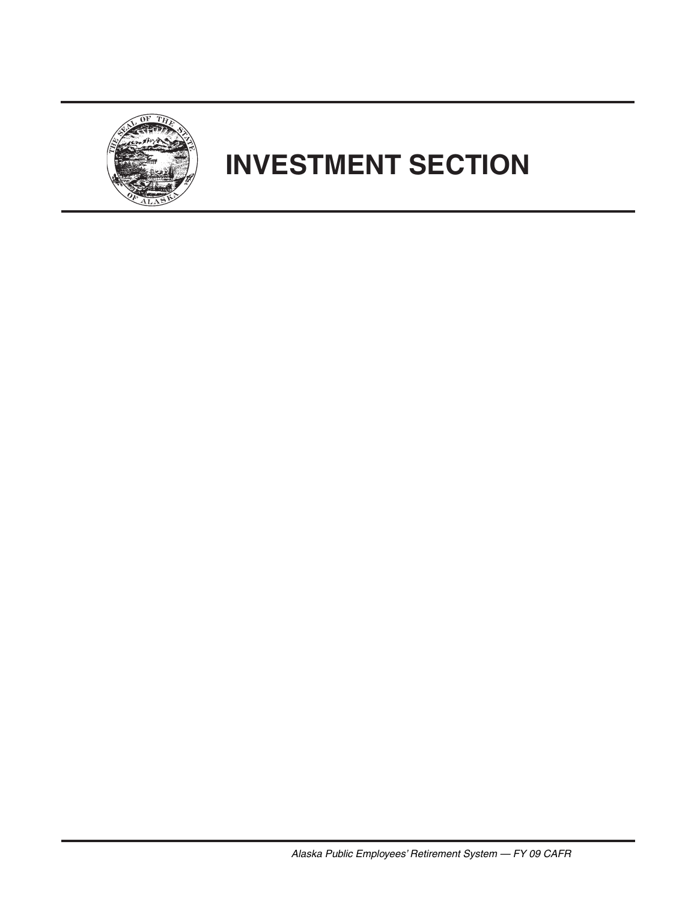# INVESTMENT SECTION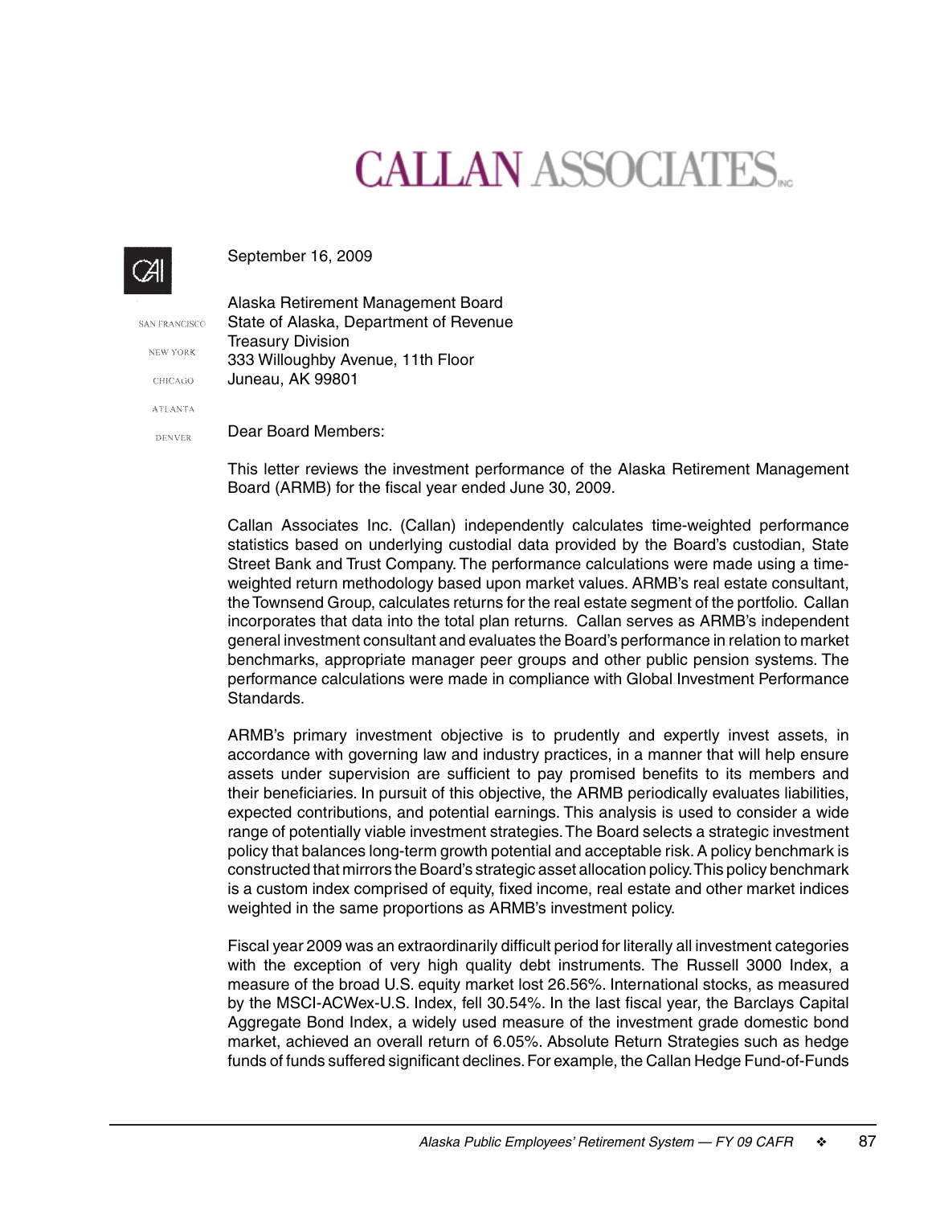# CALLAN ASSOCIATES INC

SAN FRANCISCO
NEW YORK
CHICAGO
ATLANTA
DENVER

September 16, 2009

Alaska Retirement Management Board
State of Alaska, Department of Revenue
Treasury Division
333 Willoughby Avenue, 11th Floor
Juneau, AK 99801

Dear Board Members:

This letter reviews the investment performance of the Alaska Retirement Management Board (ARMB) for the fiscal year ended June 30, 2009.

Callan Associates Inc. (Callan) independently calculates time-weighted performance statistics based on underlying custodial data provided by the Board's custodian, State Street Bank and Trust Company. The performance calculations were made using a time-weighted return methodology based upon market values. ARMB's real estate consultant, the Townsend Group, calculates returns for the real estate segment of the portfolio. Callan incorporates that data into the total plan returns. Callan serves as ARMB's independent general investment consultant and evaluates the Board's performance in relation to market benchmarks, appropriate manager peer groups and other public pension systems. The performance calculations were made in compliance with Global Investment Performance Standards.

ARMB's primary investment objective is to prudently and expertly invest assets, in accordance with governing law and industry practices, in a manner that will help ensure assets under supervision are sufficient to pay promised benefits to its members and their beneficiaries. In pursuit of this objective, the ARMB periodically evaluates liabilities, expected contributions, and potential earnings. This analysis is used to consider a wide range of potentially viable investment strategies. The Board selects a strategic investment policy that balances long-term growth potential and acceptable risk. A policy benchmark is constructed that mirrors the Board's strategic asset allocation policy. This policy benchmark is a custom index comprised of equity, fixed income, real estate and other market indices weighted in the same proportions as ARMB's investment policy.

Fiscal year 2009 was an extraordinarily difficult period for literally all investment categories with the exception of very high quality debt instruments. The Russell 3000 Index, a measure of the broad U.S. equity market lost 26.56%. International stocks, as measured by the MSCI-ACWex-U.S. Index, fell 30.54%. In the last fiscal year, the Barclays Capital Aggregate Bond Index, a widely used measure of the investment grade domestic bond market, achieved an overall return of 6.05%. Absolute Return Strategies such as hedge funds of funds suffered significant declines. For example, the Callan Hedge Fund-of-Funds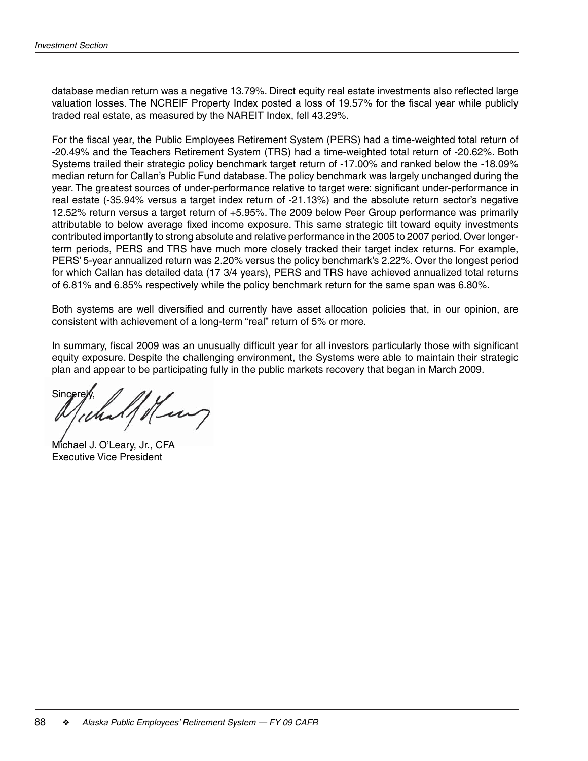database median return was a negative 13.79%. Direct equity real estate investments also reflected large valuation losses. The NCREIF Property Index posted a loss of 19.57% for the fiscal year while publicly traded real estate, as measured by the NAREIT Index, fell 43.29%.

For the fiscal year, the Public Employees Retirement System (PERS) had a time-weighted total return of -20.49% and the Teachers Retirement System (TRS) had a time-weighted total return of -20.62%. Both Systems trailed their strategic policy benchmark target return of -17.00% and ranked below the -18.09% median return for Callan's Public Fund database. The policy benchmark was largely unchanged during the year. The greatest sources of under-performance relative to target were: significant under-performance in real estate (-35.94% versus a target index return of -21.13%) and the absolute return sector's negative 12.52% return versus a target return of +5.95%. The 2009 below Peer Group performance was primarily attributable to below average fixed income exposure. This same strategic tilt toward equity investments contributed importantly to strong absolute and relative performance in the 2005 to 2007 period. Over longer-term periods, PERS and TRS have much more closely tracked their target index returns. For example, PERS' 5-year annualized return was 2.20% versus the policy benchmark's 2.22%. Over the longest period for which Callan has detailed data (17 3/4 years), PERS and TRS have achieved annualized total returns of 6.81% and 6.85% respectively while the policy benchmark return for the same span was 6.80%.

Both systems are well diversified and currently have asset allocation policies that, in our opinion, are consistent with achievement of a long-term "real" return of 5% or more.

In summary, fiscal 2009 was an unusually difficult year for all investors particularly those with significant equity exposure. Despite the challenging environment, the Systems were able to maintain their strategic plan and appear to be participating fully in the public markets recovery that began in March 2009.

Sincerely,

Michael J. O'Leary, Jr., CFA
Executive Vice President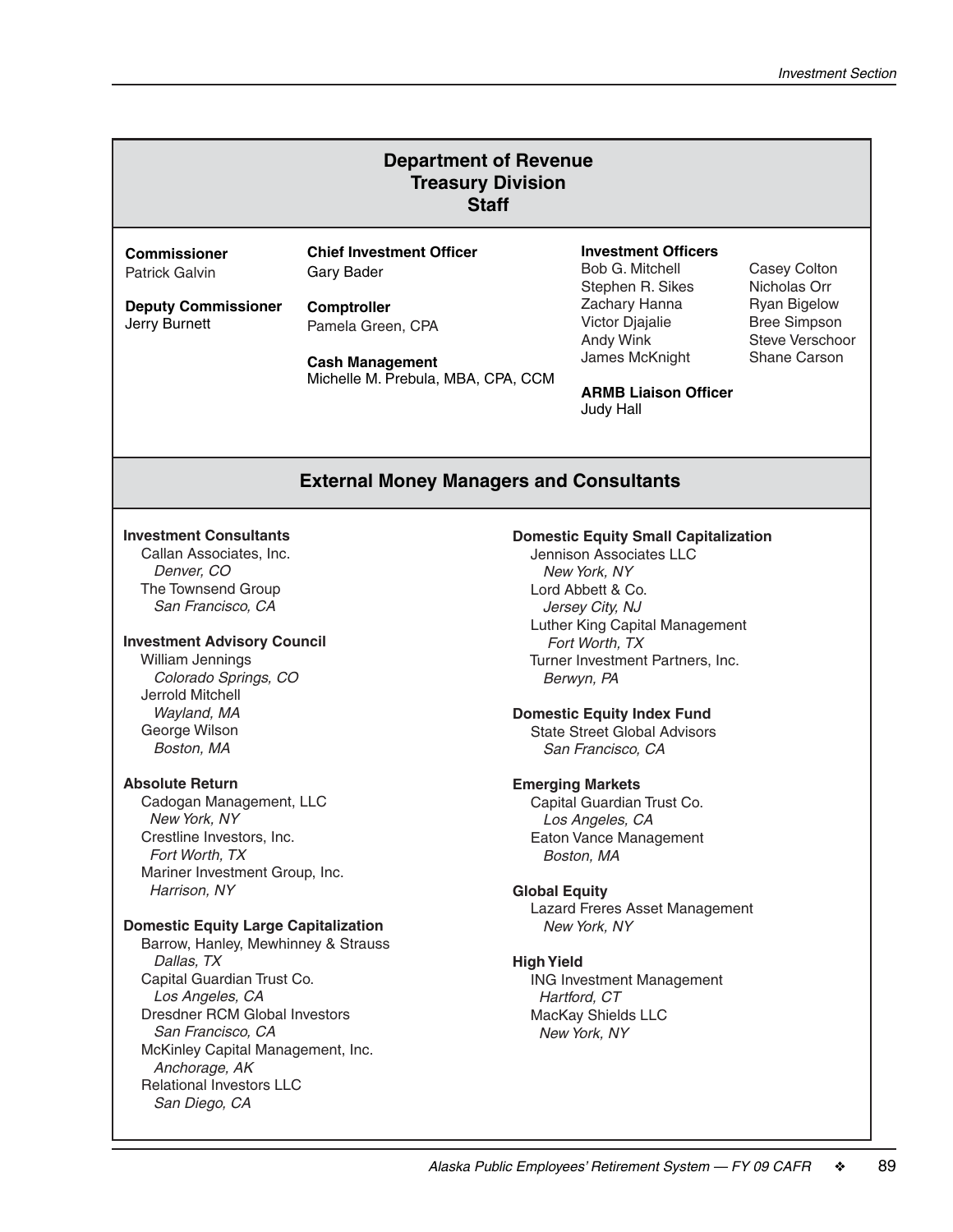## Department of Revenue
## Treasury Division
## Staff

**Commissioner**
Patrick Galvin

**Deputy Commissioner**
Jerry Burnett

**Chief Investment Officer**
Gary Bader

**Comptroller**
Pamela Green, CPA

**Cash Management**
Michelle M. Prebula, MBA, CPA, CCM

**Investment Officers**
Bob G. Mitchell
Stephen R. Sikes
Zachary Hanna
Victor Djajalie
Andy Wink
James McKnight
Casey Colton
Nicholas Orr
Ryan Bigelow
Bree Simpson
Steve Verschoor
Shane Carson

**ARMB Liaison Officer**
Judy Hall

## External Money Managers and Consultants

**Investment Consultants**
Callan Associates, Inc.
*Denver, CO*
The Townsend Group
*San Francisco, CA*

**Investment Advisory Council**
William Jennings
*Colorado Springs, CO*
Jerrold Mitchell
*Wayland, MA*
George Wilson
*Boston, MA*

**Absolute Return**
Cadogan Management, LLC
*New York, NY*
Crestline Investors, Inc.
*Fort Worth, TX*
Mariner Investment Group, Inc.
*Harrison, NY*

**Domestic Equity Large Capitalization**
Barrow, Hanley, Mewhinney & Strauss
*Dallas, TX*
Capital Guardian Trust Co.
*Los Angeles, CA*
Dresdner RCM Global Investors
*San Francisco, CA*
McKinley Capital Management, Inc.
*Anchorage, AK*
Relational Investors LLC
*San Diego, CA*

**Domestic Equity Small Capitalization**
Jennison Associates LLC
*New York, NY*
Lord Abbett & Co.
*Jersey City, NJ*
Luther King Capital Management
*Fort Worth, TX*
Turner Investment Partners, Inc.
*Berwyn, PA*

**Domestic Equity Index Fund**
State Street Global Advisors
*San Francisco, CA*

**Emerging Markets**
Capital Guardian Trust Co.
*Los Angeles, CA*
Eaton Vance Management
*Boston, MA*

**Global Equity**
Lazard Freres Asset Management
*New York, NY*

**High Yield**
ING Investment Management
*Hartford, CT*
MacKay Shields LLC
*New York, NY*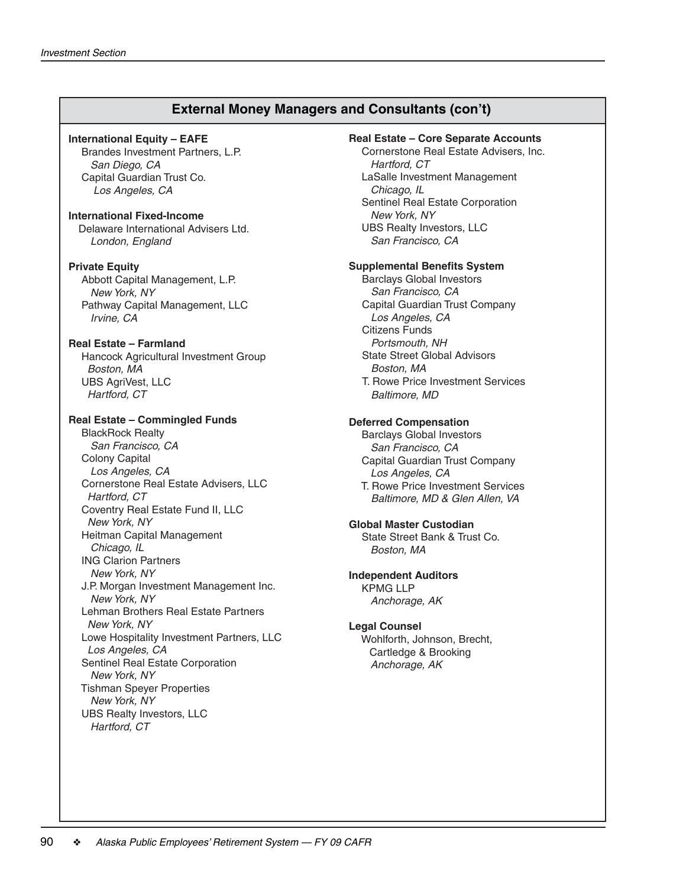## External Money Managers and Consultants (con't)

**International Equity – EAFE**

Brandes Investment Partners, L.P.
*San Diego, CA*

Capital Guardian Trust Co.
*Los Angeles, CA*

**International Fixed-Income**

Delaware International Advisers Ltd.
*London, England*

**Private Equity**

Abbott Capital Management, L.P.
*New York, NY*

Pathway Capital Management, LLC
*Irvine, CA*

**Real Estate – Farmland**

Hancock Agricultural Investment Group
*Boston, MA*

UBS AgriVest, LLC
*Hartford, CT*

**Real Estate – Commingled Funds**

BlackRock Realty
*San Francisco, CA*

Colony Capital
*Los Angeles, CA*

Cornerstone Real Estate Advisers, LLC
*Hartford, CT*

Coventry Real Estate Fund II, LLC
*New York, NY*

Heitman Capital Management
*Chicago, IL*

ING Clarion Partners
*New York, NY*

J.P. Morgan Investment Management Inc.
*New York, NY*

Lehman Brothers Real Estate Partners
*New York, NY*

Lowe Hospitality Investment Partners, LLC
*Los Angeles, CA*

Sentinel Real Estate Corporation
*New York, NY*

Tishman Speyer Properties
*New York, NY*

UBS Realty Investors, LLC
*Hartford, CT*

**Real Estate – Core Separate Accounts**

Cornerstone Real Estate Advisers, Inc.
*Hartford, CT*

LaSalle Investment Management
*Chicago, IL*

Sentinel Real Estate Corporation
*New York, NY*

UBS Realty Investors, LLC
*San Francisco, CA*

**Supplemental Benefits System**

Barclays Global Investors
*San Francisco, CA*

Capital Guardian Trust Company
*Los Angeles, CA*

Citizens Funds
*Portsmouth, NH*

State Street Global Advisors
*Boston, MA*

T. Rowe Price Investment Services
*Baltimore, MD*

**Deferred Compensation**

Barclays Global Investors
*San Francisco, CA*

Capital Guardian Trust Company
*Los Angeles, CA*

T. Rowe Price Investment Services
*Baltimore, MD & Glen Allen, VA*

**Global Master Custodian**

State Street Bank & Trust Co.
*Boston, MA*

**Independent Auditors**

KPMG LLP
*Anchorage, AK*

**Legal Counsel**

Wohlforth, Johnson, Brecht, Cartledge & Brooking
*Anchorage, AK*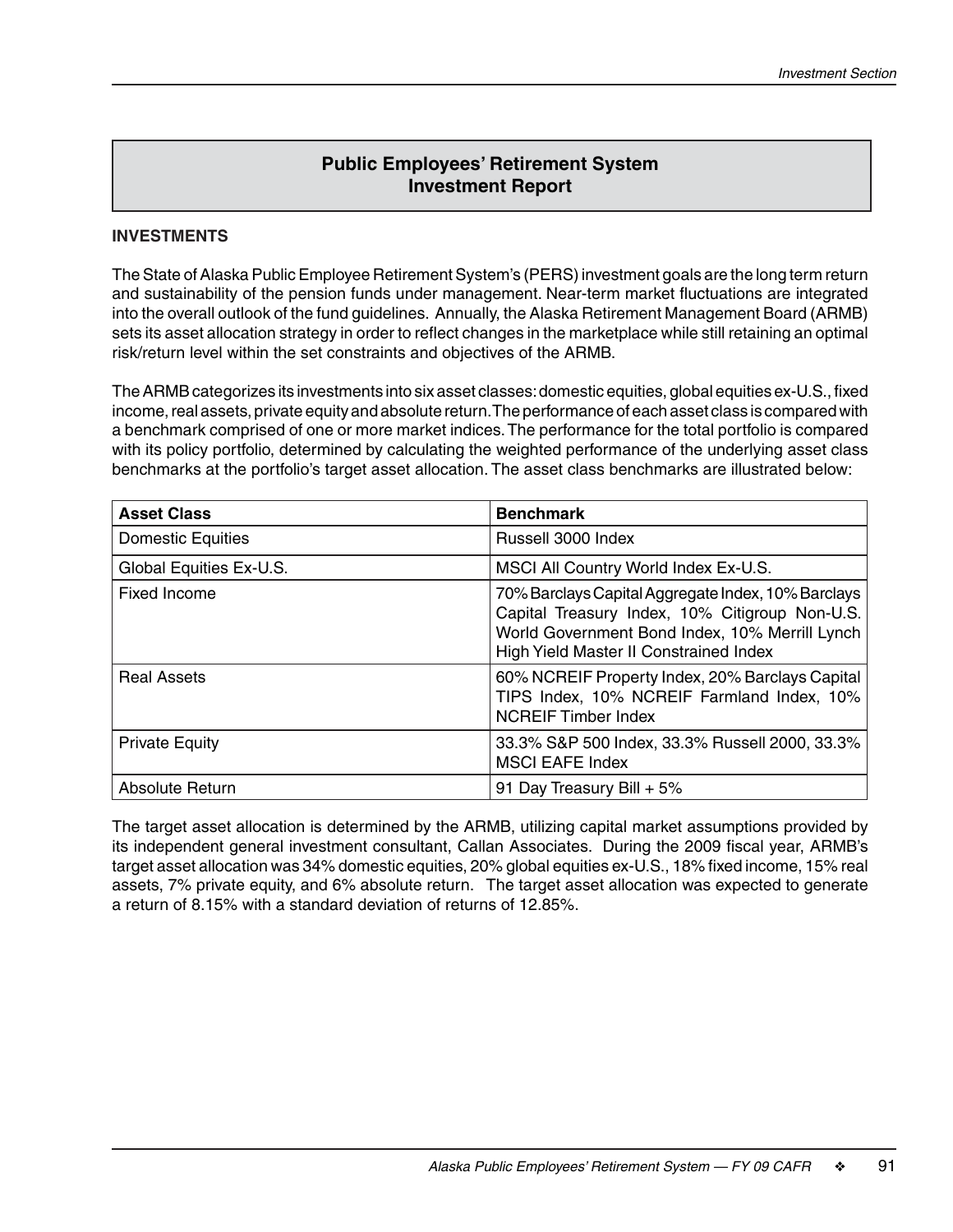# Public Employees' Retirement System Investment Report

**INVESTMENTS**

The State of Alaska Public Employee Retirement System's (PERS) investment goals are the long term return and sustainability of the pension funds under management. Near-term market fluctuations are integrated into the overall outlook of the fund guidelines. Annually, the Alaska Retirement Management Board (ARMB) sets its asset allocation strategy in order to reflect changes in the marketplace while still retaining an optimal risk/return level within the set constraints and objectives of the ARMB.

The ARMB categorizes its investments into six asset classes: domestic equities, global equities ex-U.S., fixed income, real assets, private equity and absolute return. The performance of each asset class is compared with a benchmark comprised of one or more market indices. The performance for the total portfolio is compared with its policy portfolio, determined by calculating the weighted performance of the underlying asset class benchmarks at the portfolio's target asset allocation. The asset class benchmarks are illustrated below:

| Asset Class | Benchmark |
|---|---|
| Domestic Equities | Russell 3000 Index |
| Global Equities Ex-U.S. | MSCI All Country World Index Ex-U.S. |
| Fixed Income | 70% Barclays Capital Aggregate Index, 10% Barclays Capital Treasury Index, 10% Citigroup Non-U.S. World Government Bond Index, 10% Merrill Lynch High Yield Master II Constrained Index |
| Real Assets | 60% NCREIF Property Index, 20% Barclays Capital TIPS Index, 10% NCREIF Farmland Index, 10% NCREIF Timber Index |
| Private Equity | 33.3% S&P 500 Index, 33.3% Russell 2000, 33.3% MSCI EAFE Index |
| Absolute Return | 91 Day Treasury Bill + 5% |

The target asset allocation is determined by the ARMB, utilizing capital market assumptions provided by its independent general investment consultant, Callan Associates. During the 2009 fiscal year, ARMB's target asset allocation was 34% domestic equities, 20% global equities ex-U.S., 18% fixed income, 15% real assets, 7% private equity, and 6% absolute return. The target asset allocation was expected to generate a return of 8.15% with a standard deviation of returns of 12.85%.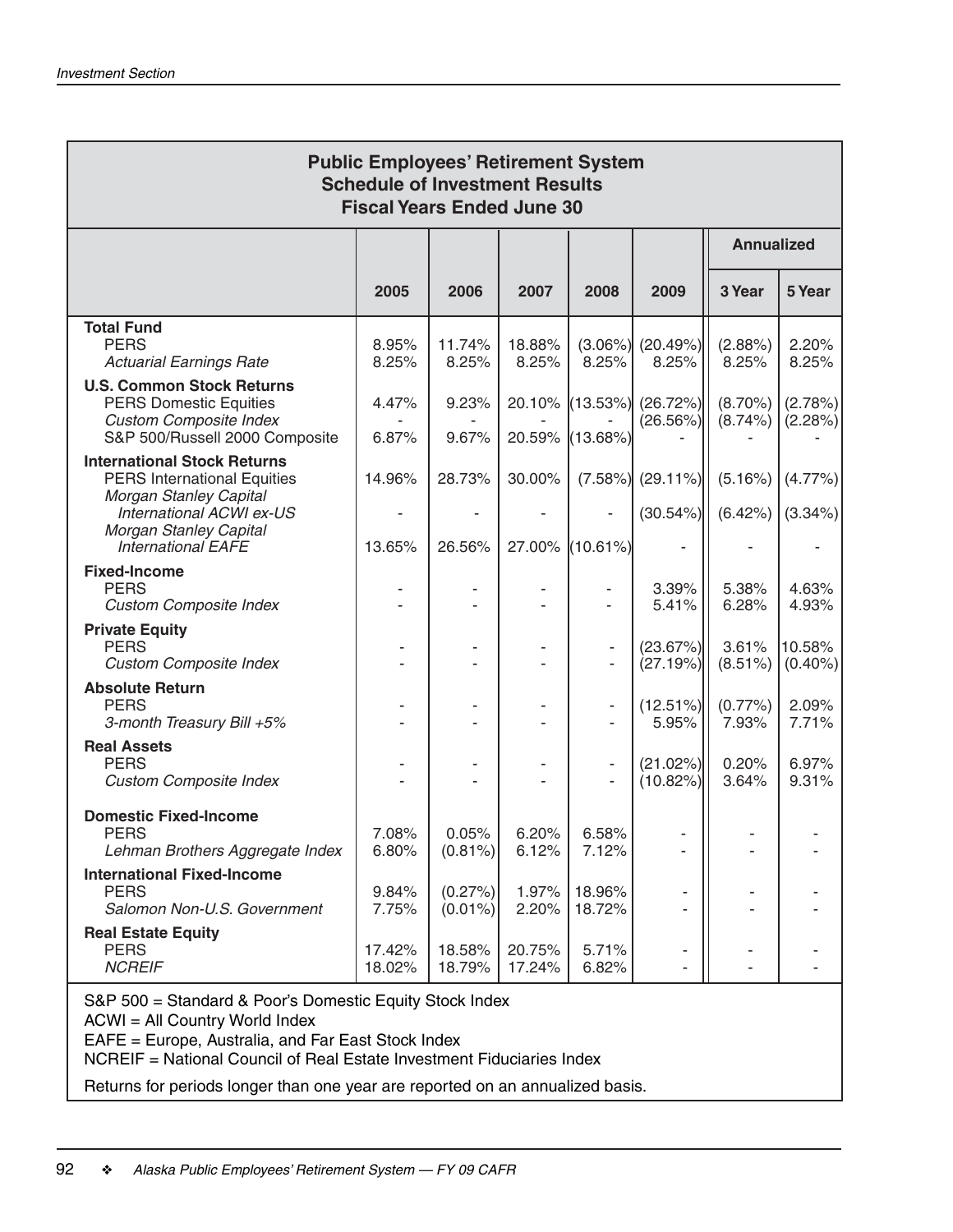## Public Employees' Retirement System
## Schedule of Investment Results
## Fiscal Years Ended June 30

| | 2005 | 2006 | 2007 | 2008 | 2009 | Annualized 3 Year | Annualized 5 Year |
|---|---|---|---|---|---|---|---|
| **Total Fund** | | | | | | | |
| PERS | 8.95% | 11.74% | 18.88% | (3.06%) | (20.49%) | (2.88%) | 2.20% |
| *Actuarial Earnings Rate* | 8.25% | 8.25% | 8.25% | 8.25% | 8.25% | 8.25% | 8.25% |
| **U.S. Common Stock Returns** | | | | | | | |
| PERS Domestic Equities | 4.47% | 9.23% | 20.10% | (13.53%) | (26.72%) | (8.70%) | (2.78%) |
| *Custom Composite Index* | - | - | - | - | (26.56%) | (8.74%) | (2.28%) |
| S&P 500/Russell 2000 Composite | 6.87% | 9.67% | 20.59% | (13.68%) | - | - | - |
| **International Stock Returns** | | | | | | | |
| PERS International Equities | 14.96% | 28.73% | 30.00% | (7.58%) | (29.11%) | (5.16%) | (4.77%) |
| *Morgan Stanley Capital International ACWI ex-US* | - | - | - | - | (30.54%) | (6.42%) | (3.34%) |
| *Morgan Stanley Capital International EAFE* | 13.65% | 26.56% | 27.00% | (10.61%) | - | - | - |
| **Fixed-Income** | | | | | | | |
| PERS | - | - | - | - | 3.39% | 5.38% | 4.63% |
| *Custom Composite Index* | - | - | - | - | 5.41% | 6.28% | 4.93% |
| **Private Equity** | | | | | | | |
| PERS | - | - | - | - | (23.67%) | 3.61% | 10.58% |
| *Custom Composite Index* | - | - | - | - | (27.19%) | (8.51%) | (0.40%) |
| **Absolute Return** | | | | | | | |
| PERS | - | - | - | - | (12.51%) | (0.77%) | 2.09% |
| *3-month Treasury Bill +5%* | - | - | - | - | 5.95% | 7.93% | 7.71% |
| **Real Assets** | | | | | | | |
| PERS | - | - | - | - | (21.02%) | 0.20% | 6.97% |
| *Custom Composite Index* | - | - | - | - | (10.82%) | 3.64% | 9.31% |
| **Domestic Fixed-Income** | | | | | | | |
| PERS | 7.08% | 0.05% | 6.20% | 6.58% | - | - | - |
| *Lehman Brothers Aggregate Index* | 6.80% | (0.81%) | 6.12% | 7.12% | - | - | - |
| **International Fixed-Income** | | | | | | | |
| PERS | 9.84% | (0.27%) | 1.97% | 18.96% | - | - | - |
| *Salomon Non-U.S. Government* | 7.75% | (0.01%) | 2.20% | 18.72% | - | - | - |
| **Real Estate Equity** | | | | | | | |
| PERS | 17.42% | 18.58% | 20.75% | 5.71% | - | - | - |
| *NCREIF* | 18.02% | 18.79% | 17.24% | 6.82% | - | - | - |

S&P 500 = Standard & Poor's Domestic Equity Stock Index
ACWI = All Country World Index
EAFE = Europe, Australia, and Far East Stock Index
NCREIF = National Council of Real Estate Investment Fiduciaries Index

Returns for periods longer than one year are reported on an annualized basis.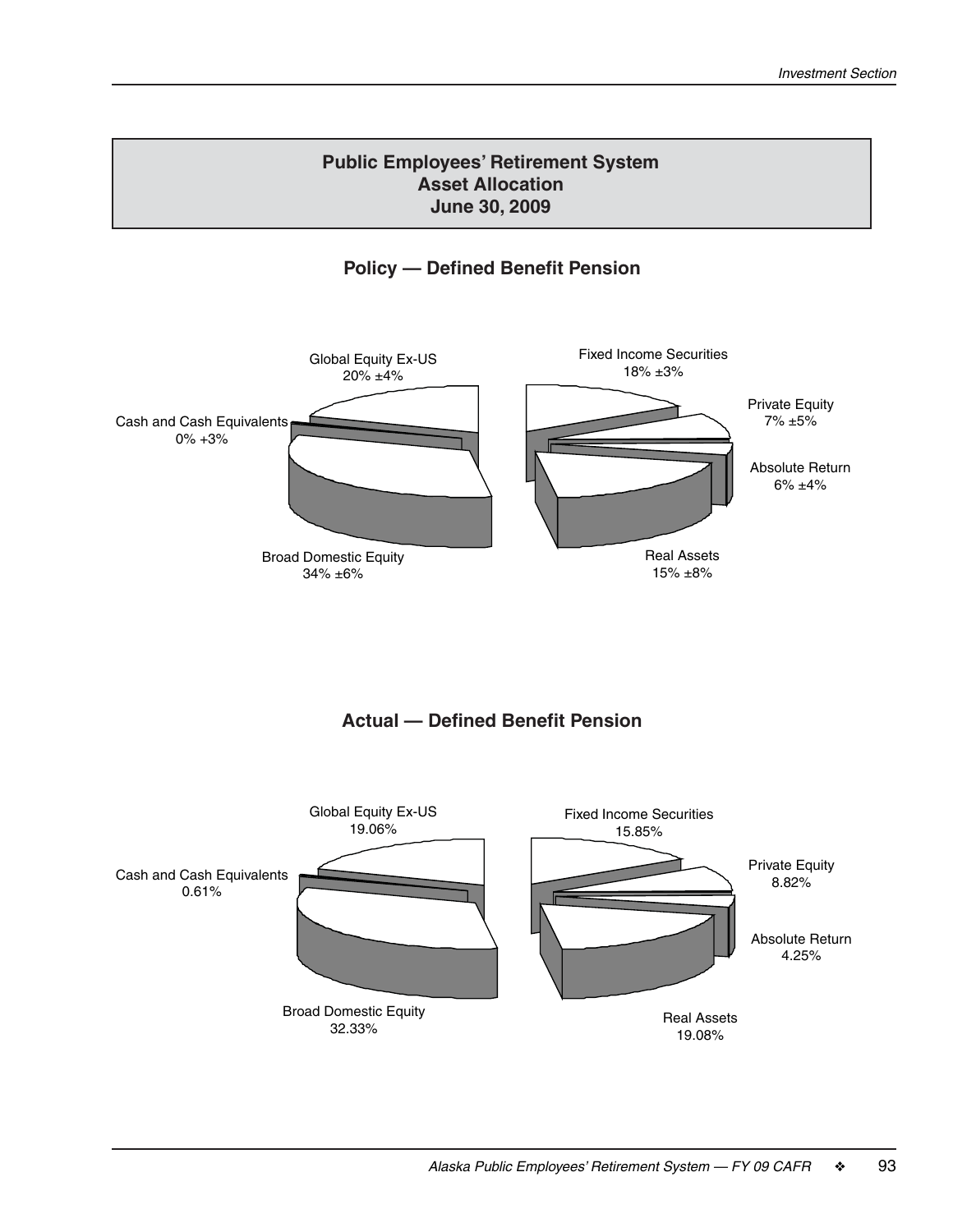## Public Employees' Retirement System Asset Allocation June 30, 2009

### Policy — Defined Benefit Pension

Global Equity Ex-US
20% ±4%

Cash and Cash Equivalents
0% +3%

Broad Domestic Equity
34% ±6%

Fixed Income Securities
18% ±3%

Private Equity
7% ±5%

Absolute Return
6% ±4%

Real Assets
15% ±8%

### Actual — Defined Benefit Pension

Global Equity Ex-US
19.06%

Cash and Cash Equivalents
0.61%

Broad Domestic Equity
32.33%

Fixed Income Securities
15.85%

Private Equity
8.82%

Absolute Return
4.25%

Real Assets
19.08%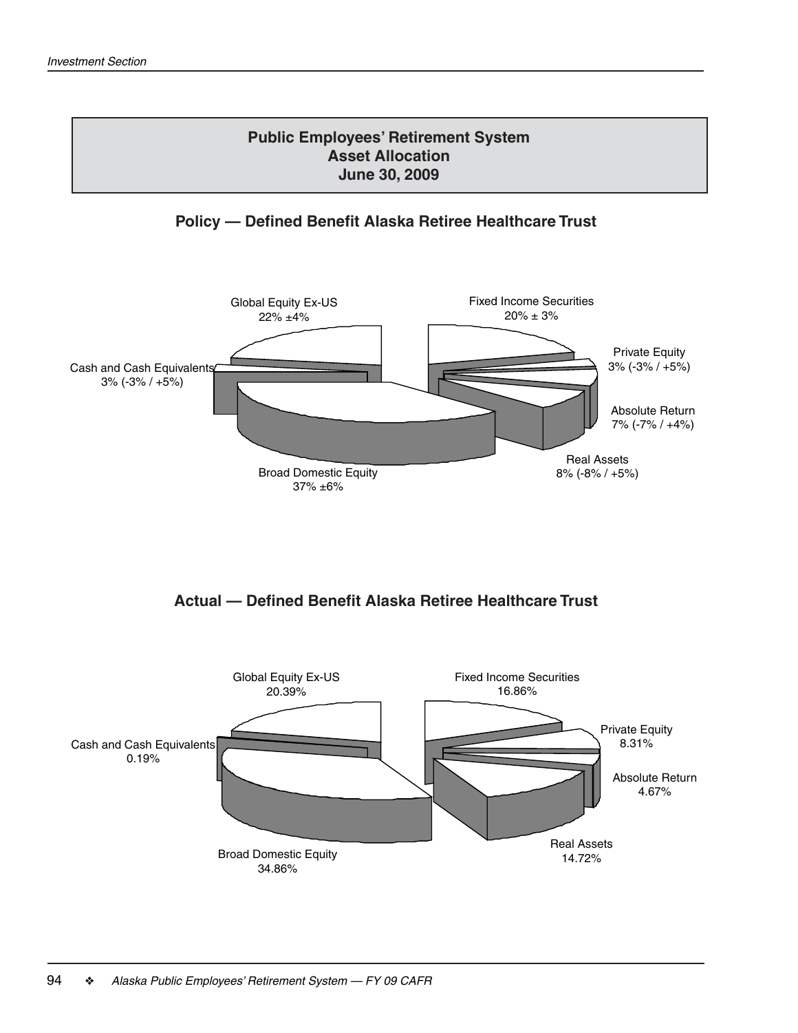## Public Employees' Retirement System
## Asset Allocation
## June 30, 2009

### Policy — Defined Benefit Alaska Retiree Healthcare Trust

Global Equity Ex-US
22% ±4%

Fixed Income Securities
20% ± 3%

Private Equity
3% (-3% / +5%)

Absolute Return
7% (-7% / +4%)

Real Assets
8% (-8% / +5%)

Broad Domestic Equity
37% ±6%

Cash and Cash Equivalents
3% (-3% / +5%)

### Actual — Defined Benefit Alaska Retiree Healthcare Trust

Global Equity Ex-US
20.39%

Fixed Income Securities
16.86%

Private Equity
8.31%

Absolute Return
4.67%

Real Assets
14.72%

Broad Domestic Equity
34.86%

Cash and Cash Equivalents
0.19%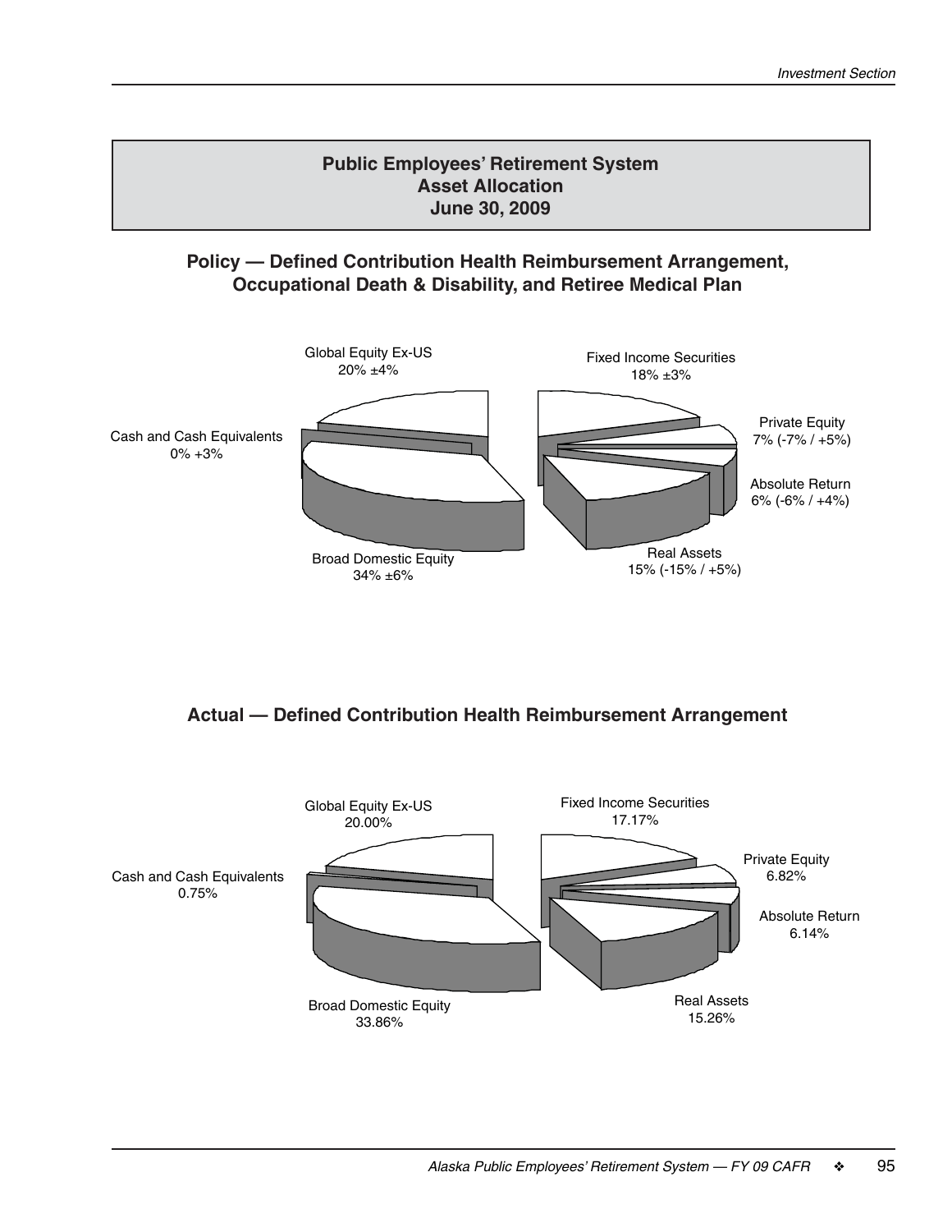## Public Employees' Retirement System
## Asset Allocation
## June 30, 2009

### Policy — Defined Contribution Health Reimbursement Arrangement, Occupational Death & Disability, and Retiree Medical Plan

Global Equity Ex-US
20% ±4%

Fixed Income Securities
18% ±3%

Private Equity
7% (-7% / +5%)

Cash and Cash Equivalents
0% +3%

Absolute Return
6% (-6% / +4%)

Real Assets
15% (-15% / +5%)

Broad Domestic Equity
34% ±6%

### Actual — Defined Contribution Health Reimbursement Arrangement

Global Equity Ex-US
20.00%

Fixed Income Securities
17.17%

Private Equity
6.82%

Cash and Cash Equivalents
0.75%

Absolute Return
6.14%

Real Assets
15.26%

Broad Domestic Equity
33.86%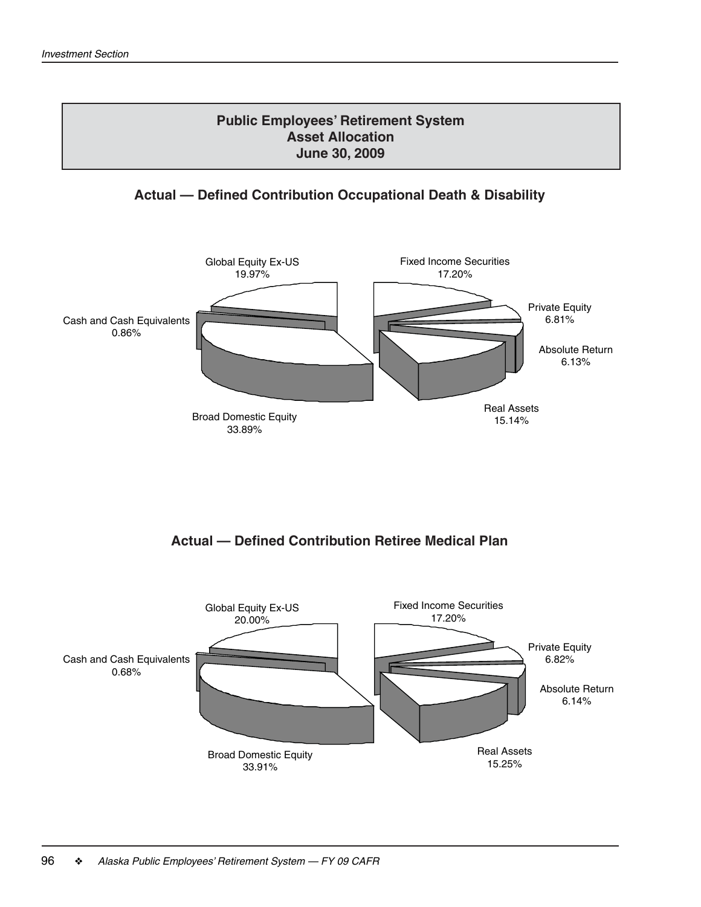## Public Employees' Retirement System
## Asset Allocation
## June 30, 2009

### Actual — Defined Contribution Occupational Death & Disability

Global Equity Ex-US
19.97%

Fixed Income Securities
17.20%

Private Equity
6.81%

Cash and Cash Equivalents
0.86%

Absolute Return
6.13%

Real Assets
15.14%

Broad Domestic Equity
33.89%

### Actual — Defined Contribution Retiree Medical Plan

Global Equity Ex-US
20.00%

Fixed Income Securities
17.20%

Private Equity
6.82%

Cash and Cash Equivalents
0.68%

Absolute Return
6.14%

Real Assets
15.25%

Broad Domestic Equity
33.91%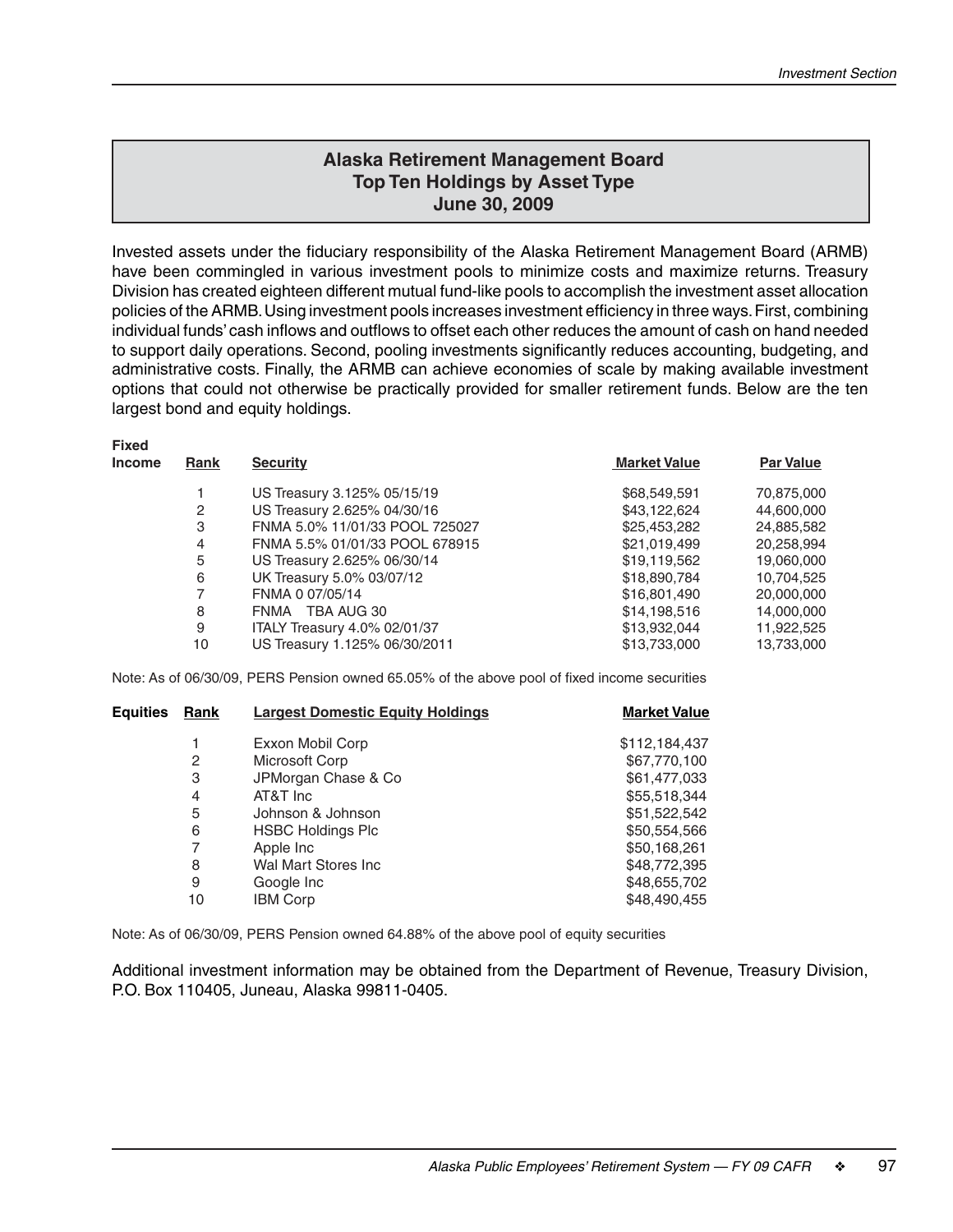## Alaska Retirement Management Board
## Top Ten Holdings by Asset Type
## June 30, 2009

Invested assets under the fiduciary responsibility of the Alaska Retirement Management Board (ARMB) have been commingled in various investment pools to minimize costs and maximize returns. Treasury Division has created eighteen different mutual fund-like pools to accomplish the investment asset allocation policies of the ARMB. Using investment pools increases investment efficiency in three ways. First, combining individual funds' cash inflows and outflows to offset each other reduces the amount of cash on hand needed to support daily operations. Second, pooling investments significantly reduces accounting, budgeting, and administrative costs. Finally, the ARMB can achieve economies of scale by making available investment options that could not otherwise be practically provided for smaller retirement funds. Below are the ten largest bond and equity holdings.

| Fixed Income | Rank | Security | Market Value | Par Value |
|---|---|---|---|---|
| | 1 | US Treasury 3.125% 05/15/19 | $68,549,591 | 70,875,000 |
| | 2 | US Treasury 2.625% 04/30/16 | $43,122,624 | 44,600,000 |
| | 3 | FNMA 5.0% 11/01/33 POOL 725027 | $25,453,282 | 24,885,582 |
| | 4 | FNMA 5.5% 01/01/33 POOL 678915 | $21,019,499 | 20,258,994 |
| | 5 | US Treasury 2.625% 06/30/14 | $19,119,562 | 19,060,000 |
| | 6 | UK Treasury 5.0% 03/07/12 | $18,890,784 | 10,704,525 |
| | 7 | FNMA 0 07/05/14 | $16,801,490 | 20,000,000 |
| | 8 | FNMA TBA AUG 30 | $14,198,516 | 14,000,000 |
| | 9 | ITALY Treasury 4.0% 02/01/37 | $13,932,044 | 11,922,525 |
| | 10 | US Treasury 1.125% 06/30/2011 | $13,733,000 | 13,733,000 |

Note: As of 06/30/09, PERS Pension owned 65.05% of the above pool of fixed income securities

| Equities | Rank | Largest Domestic Equity Holdings | Market Value |
|---|---|---|---|
| | 1 | Exxon Mobil Corp | $112,184,437 |
| | 2 | Microsoft Corp | $67,770,100 |
| | 3 | JPMorgan Chase & Co | $61,477,033 |
| | 4 | AT&T Inc | $55,518,344 |
| | 5 | Johnson & Johnson | $51,522,542 |
| | 6 | HSBC Holdings Plc | $50,554,566 |
| | 7 | Apple Inc | $50,168,261 |
| | 8 | Wal Mart Stores Inc | $48,772,395 |
| | 9 | Google Inc | $48,655,702 |
| | 10 | IBM Corp | $48,490,455 |

Note: As of 06/30/09, PERS Pension owned 64.88% of the above pool of equity securities

Additional investment information may be obtained from the Department of Revenue, Treasury Division, P.O. Box 110405, Juneau, Alaska 99811-0405.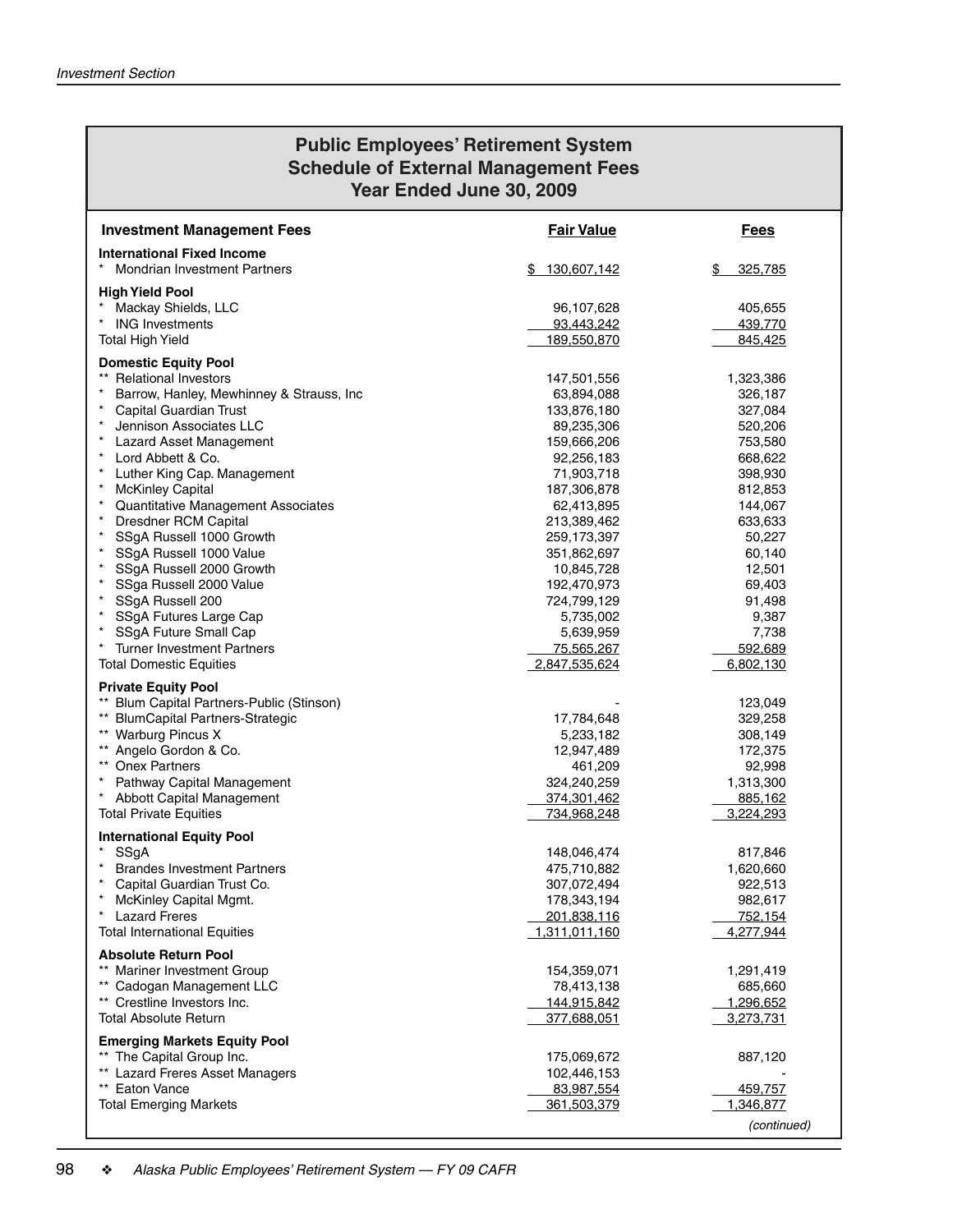## Public Employees' Retirement System
## Schedule of External Management Fees
## Year Ended June 30, 2009

| Investment Management Fees | Fair Value | Fees |
|---|---|---|
| **International Fixed Income** | | |
| * Mondrian Investment Partners | $ 130,607,142 | $ 325,785 |
| **High Yield Pool** | | |
| * Mackay Shields, LLC | 96,107,628 | 405,655 |
| * ING Investments | 93,443,242 | 439,770 |
| Total High Yield | 189,550,870 | 845,425 |
| **Domestic Equity Pool** | | |
| ** Relational Investors | 147,501,556 | 1,323,386 |
| * Barrow, Hanley, Mewhinney & Strauss, Inc | 63,894,088 | 326,187 |
| * Capital Guardian Trust | 133,876,180 | 327,084 |
| * Jennison Associates LLC | 89,235,306 | 520,206 |
| * Lazard Asset Management | 159,666,206 | 753,580 |
| * Lord Abbett & Co. | 92,256,183 | 668,622 |
| * Luther King Cap. Management | 71,903,718 | 398,930 |
| * McKinley Capital | 187,306,878 | 812,853 |
| * Quantitative Management Associates | 62,413,895 | 144,067 |
| * Dresdner RCM Capital | 213,389,462 | 633,633 |
| * SSgA Russell 1000 Growth | 259,173,397 | 50,227 |
| * SSgA Russell 1000 Value | 351,862,697 | 60,140 |
| * SSgA Russell 2000 Growth | 10,845,728 | 12,501 |
| * SSga Russell 2000 Value | 192,470,973 | 69,403 |
| * SSgA Russell 200 | 724,799,129 | 91,498 |
| * SSgA Futures Large Cap | 5,735,002 | 9,387 |
| * SSgA Future Small Cap | 5,639,959 | 7,738 |
| * Turner Investment Partners | 75,565,267 | 592,689 |
| Total Domestic Equities | 2,847,535,624 | 6,802,130 |
| **Private Equity Pool** | | |
| ** Blum Capital Partners-Public (Stinson) | - | 123,049 |
| ** BlumCapital Partners-Strategic | 17,784,648 | 329,258 |
| ** Warburg Pincus X | 5,233,182 | 308,149 |
| ** Angelo Gordon & Co. | 12,947,489 | 172,375 |
| ** Onex Partners | 461,209 | 92,998 |
| * Pathway Capital Management | 324,240,259 | 1,313,300 |
| * Abbott Capital Management | 374,301,462 | 885,162 |
| Total Private Equities | 734,968,248 | 3,224,293 |
| **International Equity Pool** | | |
| * SSgA | 148,046,474 | 817,846 |
| * Brandes Investment Partners | 475,710,882 | 1,620,660 |
| * Capital Guardian Trust Co. | 307,072,494 | 922,513 |
| * McKinley Capital Mgmt. | 178,343,194 | 982,617 |
| * Lazard Freres | 201,838,116 | 752,154 |
| Total International Equities | 1,311,011,160 | 4,277,944 |
| **Absolute Return Pool** | | |
| ** Mariner Investment Group | 154,359,071 | 1,291,419 |
| ** Cadogan Management LLC | 78,413,138 | 685,660 |
| ** Crestline Investors Inc. | 144,915,842 | 1,296,652 |
| Total Absolute Return | 377,688,051 | 3,273,731 |
| **Emerging Markets Equity Pool** | | |
| ** The Capital Group Inc. | 175,069,672 | 887,120 |
| ** Lazard Freres Asset Managers | 102,446,153 | - |
| ** Eaton Vance | 83,987,554 | 459,757 |
| Total Emerging Markets | 361,503,379 | 1,346,877 |

*(continued)*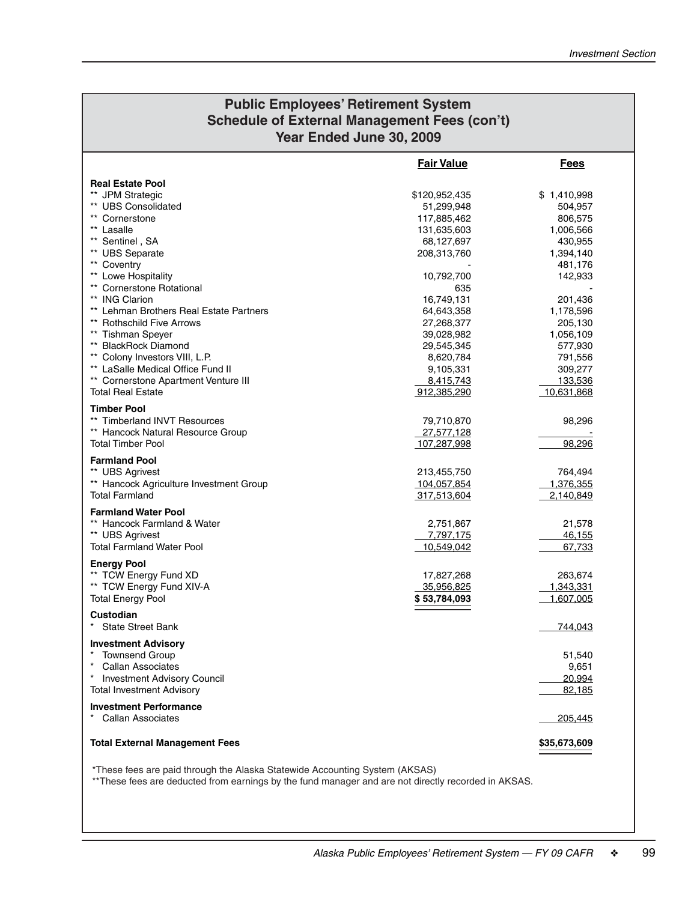## Public Employees' Retirement System
## Schedule of External Management Fees (con't)
## Year Ended June 30, 2009

| | Fair Value | Fees |
|---|---|---|
| **Real Estate Pool** | | |
| ** JPM Strategic | $120,952,435 | $ 1,410,998 |
| ** UBS Consolidated | 51,299,948 | 504,957 |
| ** Cornerstone | 117,885,462 | 806,575 |
| ** Lasalle | 131,635,603 | 1,006,566 |
| ** Sentinel , SA | 68,127,697 | 430,955 |
| ** UBS Separate | 208,313,760 | 1,394,140 |
| ** Coventry | - | 481,176 |
| ** Lowe Hospitality | 10,792,700 | 142,933 |
| ** Cornerstone Rotational | 635 | - |
| ** ING Clarion | 16,749,131 | 201,436 |
| ** Lehman Brothers Real Estate Partners | 64,643,358 | 1,178,596 |
| ** Rothschild Five Arrows | 27,268,377 | 205,130 |
| ** Tishman Speyer | 39,028,982 | 1,056,109 |
| ** BlackRock Diamond | 29,545,345 | 577,930 |
| ** Colony Investors VIII, L.P. | 8,620,784 | 791,556 |
| ** LaSalle Medical Office Fund II | 9,105,331 | 309,277 |
| ** Cornerstone Apartment Venture III | 8,415,743 | 133,536 |
| Total Real Estate | 912,385,290 | 10,631,868 |
| **Timber Pool** | | |
| ** Timberland INVT Resources | 79,710,870 | 98,296 |
| ** Hancock Natural Resource Group | 27,577,128 | - |
| Total Timber Pool | 107,287,998 | 98,296 |
| **Farmland Pool** | | |
| ** UBS Agrivest | 213,455,750 | 764,494 |
| ** Hancock Agriculture Investment Group | 104,057,854 | 1,376,355 |
| Total Farmland | 317,513,604 | 2,140,849 |
| **Farmland Water Pool** | | |
| ** Hancock Farmland & Water | 2,751,867 | 21,578 |
| ** UBS Agrivest | 7,797,175 | 46,155 |
| Total Farmland Water Pool | 10,549,042 | 67,733 |
| **Energy Pool** | | |
| ** TCW Energy Fund XD | 17,827,268 | 263,674 |
| ** TCW Energy Fund XIV-A | 35,956,825 | 1,343,331 |
| Total Energy Pool | $ 53,784,093 | 1,607,005 |
| **Custodian** | | |
| * State Street Bank | | 744,043 |
| **Investment Advisory** | | |
| * Townsend Group | | 51,540 |
| * Callan Associates | | 9,651 |
| * Investment Advisory Council | | 20,994 |
| Total Investment Advisory | | 82,185 |
| **Investment Performance** | | |
| * Callan Associates | | 205,445 |
| **Total External Management Fees** | | **$35,673,609** |

*These fees are paid through the Alaska Statewide Accounting System (AKSAS)

**These fees are deducted from earnings by the fund manager and are not directly recorded in AKSAS.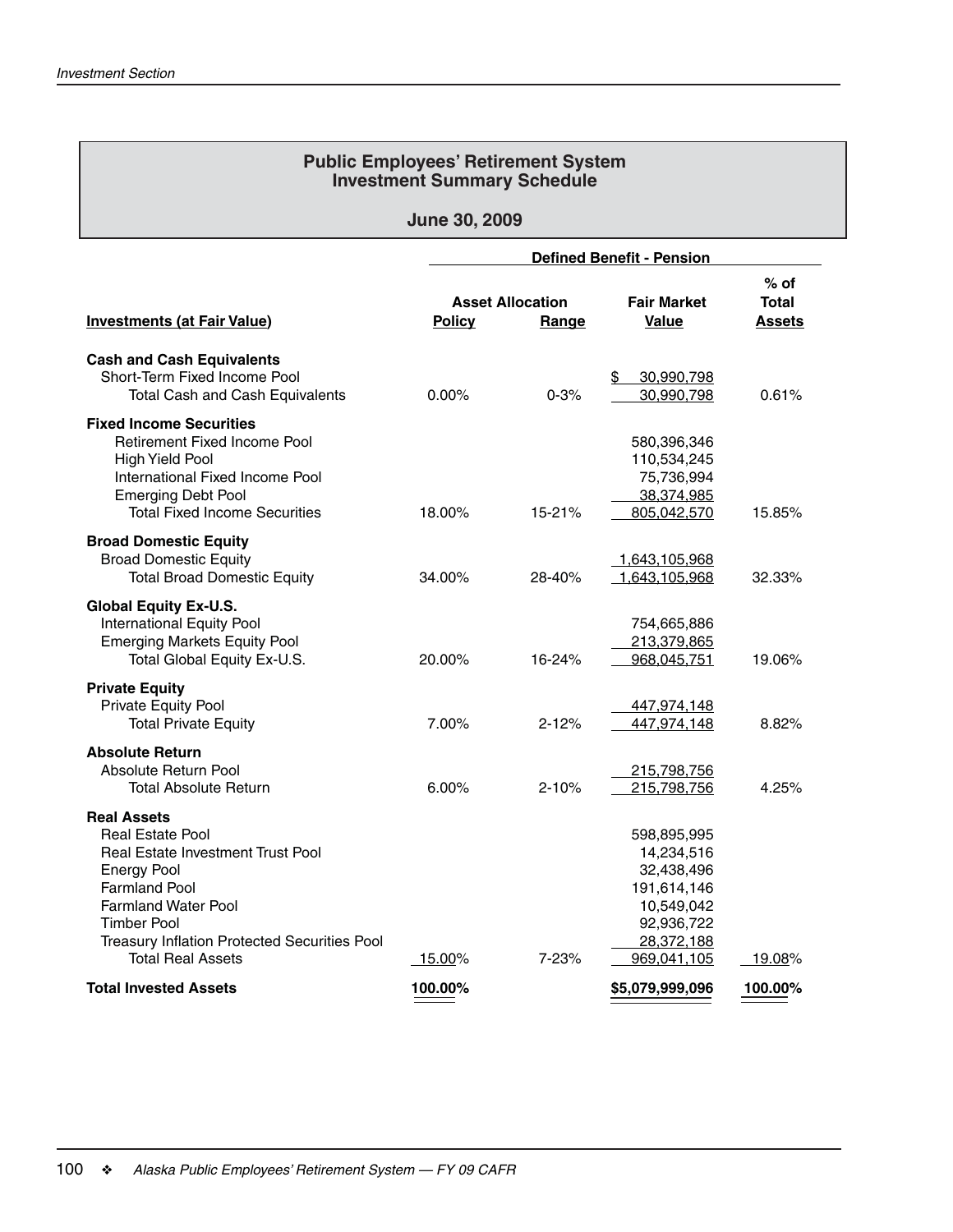## Public Employees' Retirement System
## Investment Summary Schedule

### June 30, 2009

| Investments (at Fair Value) | Defined Benefit - Pension | | | |
|---|---|---|---|---|
| | Asset Allocation Policy | Asset Allocation Range | Fair Market Value | % of Total Assets |
| **Cash and Cash Equivalents** | | | | |
| Short-Term Fixed Income Pool | | | $ 30,990,798 | |
| Total Cash and Cash Equivalents | 0.00% | 0-3% | 30,990,798 | 0.61% |
| **Fixed Income Securities** | | | | |
| Retirement Fixed Income Pool | | | 580,396,346 | |
| High Yield Pool | | | 110,534,245 | |
| International Fixed Income Pool | | | 75,736,994 | |
| Emerging Debt Pool | | | 38,374,985 | |
| Total Fixed Income Securities | 18.00% | 15-21% | 805,042,570 | 15.85% |
| **Broad Domestic Equity** | | | | |
| Broad Domestic Equity | | | 1,643,105,968 | |
| Total Broad Domestic Equity | 34.00% | 28-40% | 1,643,105,968 | 32.33% |
| **Global Equity Ex-U.S.** | | | | |
| International Equity Pool | | | 754,665,886 | |
| Emerging Markets Equity Pool | | | 213,379,865 | |
| Total Global Equity Ex-U.S. | 20.00% | 16-24% | 968,045,751 | 19.06% |
| **Private Equity** | | | | |
| Private Equity Pool | | | 447,974,148 | |
| Total Private Equity | 7.00% | 2-12% | 447,974,148 | 8.82% |
| **Absolute Return** | | | | |
| Absolute Return Pool | | | 215,798,756 | |
| Total Absolute Return | 6.00% | 2-10% | 215,798,756 | 4.25% |
| **Real Assets** | | | | |
| Real Estate Pool | | | 598,895,995 | |
| Real Estate Investment Trust Pool | | | 14,234,516 | |
| Energy Pool | | | 32,438,496 | |
| Farmland Pool | | | 191,614,146 | |
| Farmland Water Pool | | | 10,549,042 | |
| Timber Pool | | | 92,936,722 | |
| Treasury Inflation Protected Securities Pool | | | 28,372,188 | |
| Total Real Assets | 15.00% | 7-23% | 969,041,105 | 19.08% |
| **Total Invested Assets** | **100.00%** | | **$5,079,999,096** | **100.00%** |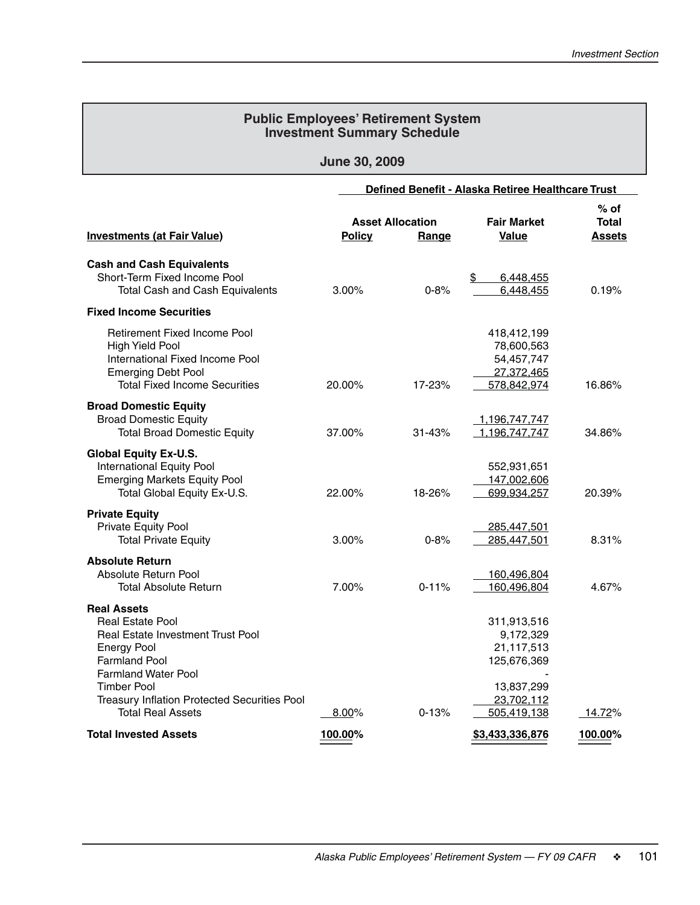## Public Employees' Retirement System
## Investment Summary Schedule

### June 30, 2009

| Investments (at Fair Value) | Defined Benefit - Alaska Retiree Healthcare Trust | | | |
|---|---|---|---|---|
| | Asset Allocation | | Fair Market | % of Total |
| | Policy | Range | Value | Assets |
| **Cash and Cash Equivalents** | | | | |
| Short-Term Fixed Income Pool | | | $ 6,448,455 | |
| Total Cash and Cash Equivalents | 3.00% | 0-8% | 6,448,455 | 0.19% |
| **Fixed Income Securities** | | | | |
| Retirement Fixed Income Pool | | | 418,412,199 | |
| High Yield Pool | | | 78,600,563 | |
| International Fixed Income Pool | | | 54,457,747 | |
| Emerging Debt Pool | | | 27,372,465 | |
| Total Fixed Income Securities | 20.00% | 17-23% | 578,842,974 | 16.86% |
| **Broad Domestic Equity** | | | | |
| Broad Domestic Equity | | | 1,196,747,747 | |
| Total Broad Domestic Equity | 37.00% | 31-43% | 1,196,747,747 | 34.86% |
| **Global Equity Ex-U.S.** | | | | |
| International Equity Pool | | | 552,931,651 | |
| Emerging Markets Equity Pool | | | 147,002,606 | |
| Total Global Equity Ex-U.S. | 22.00% | 18-26% | 699,934,257 | 20.39% |
| **Private Equity** | | | | |
| Private Equity Pool | | | 285,447,501 | |
| Total Private Equity | 3.00% | 0-8% | 285,447,501 | 8.31% |
| **Absolute Return** | | | | |
| Absolute Return Pool | | | 160,496,804 | |
| Total Absolute Return | 7.00% | 0-11% | 160,496,804 | 4.67% |
| **Real Assets** | | | | |
| Real Estate Pool | | | 311,913,516 | |
| Real Estate Investment Trust Pool | | | 9,172,329 | |
| Energy Pool | | | 21,117,513 | |
| Farmland Pool | | | 125,676,369 | |
| Farmland Water Pool | | | - | |
| Timber Pool | | | 13,837,299 | |
| Treasury Inflation Protected Securities Pool | | | 23,702,112 | |
| Total Real Assets | 8.00% | 0-13% | 505,419,138 | 14.72% |
| **Total Invested Assets** | **100.00%** | | **$3,433,336,876** | **100.00%** |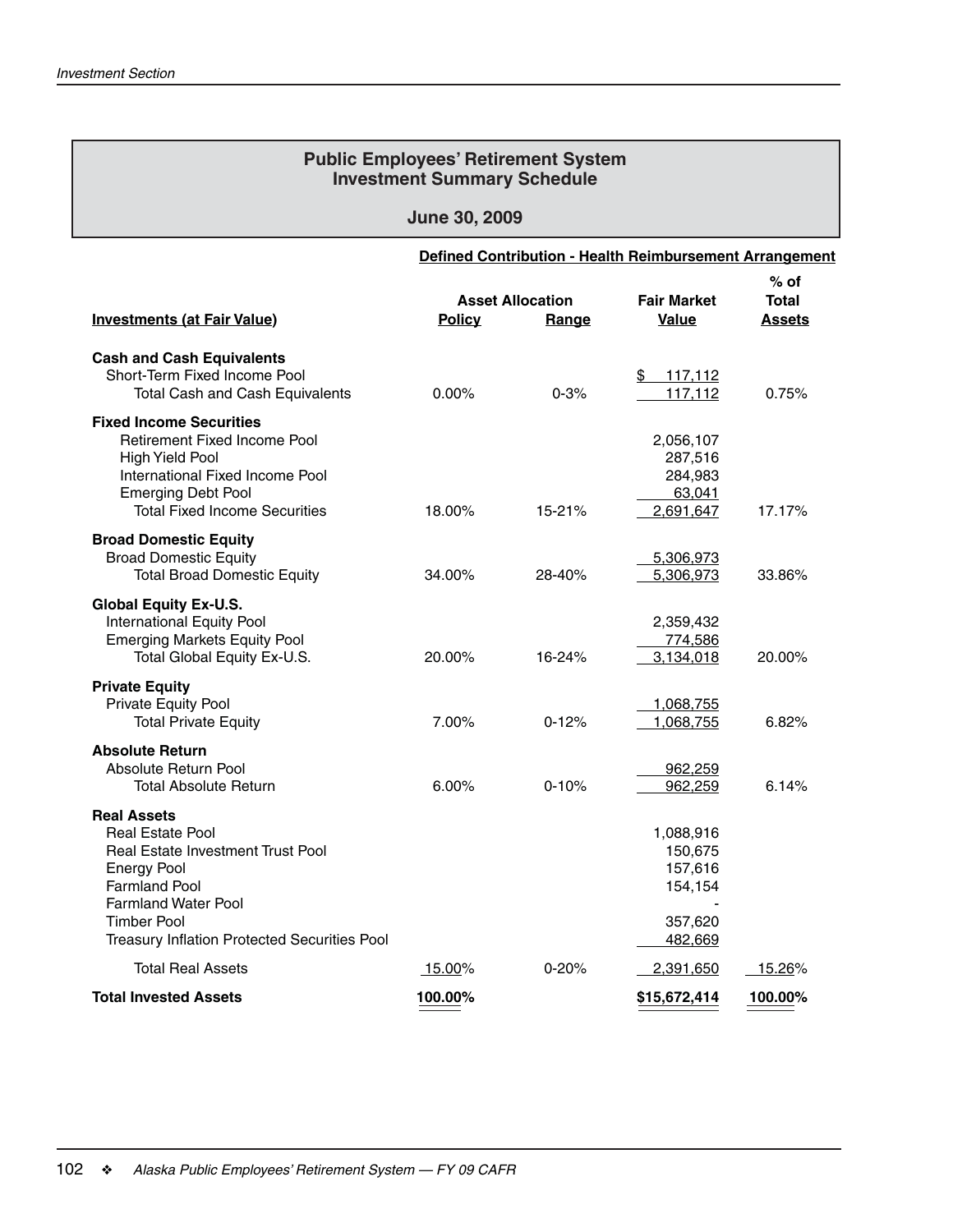## Public Employees' Retirement System
## Investment Summary Schedule

### June 30, 2009

**Defined Contribution - Health Reimbursement Arrangement**

| Investments (at Fair Value) | Asset Allocation Policy | Asset Allocation Range | Fair Market Value | % of Total Assets |
|---|---|---|---|---|
| **Cash and Cash Equivalents** | | | | |
| Short-Term Fixed Income Pool | | | $ 117,112 | |
| Total Cash and Cash Equivalents | 0.00% | 0-3% | 117,112 | 0.75% |
| **Fixed Income Securities** | | | | |
| Retirement Fixed Income Pool | | | 2,056,107 | |
| High Yield Pool | | | 287,516 | |
| International Fixed Income Pool | | | 284,983 | |
| Emerging Debt Pool | | | 63,041 | |
| Total Fixed Income Securities | 18.00% | 15-21% | 2,691,647 | 17.17% |
| **Broad Domestic Equity** | | | | |
| Broad Domestic Equity | | | 5,306,973 | |
| Total Broad Domestic Equity | 34.00% | 28-40% | 5,306,973 | 33.86% |
| **Global Equity Ex-U.S.** | | | | |
| International Equity Pool | | | 2,359,432 | |
| Emerging Markets Equity Pool | | | 774,586 | |
| Total Global Equity Ex-U.S. | 20.00% | 16-24% | 3,134,018 | 20.00% |
| **Private Equity** | | | | |
| Private Equity Pool | | | 1,068,755 | |
| Total Private Equity | 7.00% | 0-12% | 1,068,755 | 6.82% |
| **Absolute Return** | | | | |
| Absolute Return Pool | | | 962,259 | |
| Total Absolute Return | 6.00% | 0-10% | 962,259 | 6.14% |
| **Real Assets** | | | | |
| Real Estate Pool | | | 1,088,916 | |
| Real Estate Investment Trust Pool | | | 150,675 | |
| Energy Pool | | | 157,616 | |
| Farmland Pool | | | 154,154 | |
| Farmland Water Pool | | | - | |
| Timber Pool | | | 357,620 | |
| Treasury Inflation Protected Securities Pool | | | 482,669 | |
| Total Real Assets | 15.00% | 0-20% | 2,391,650 | 15.26% |
| **Total Invested Assets** | **100.00%** | | **$15,672,414** | **100.00%** |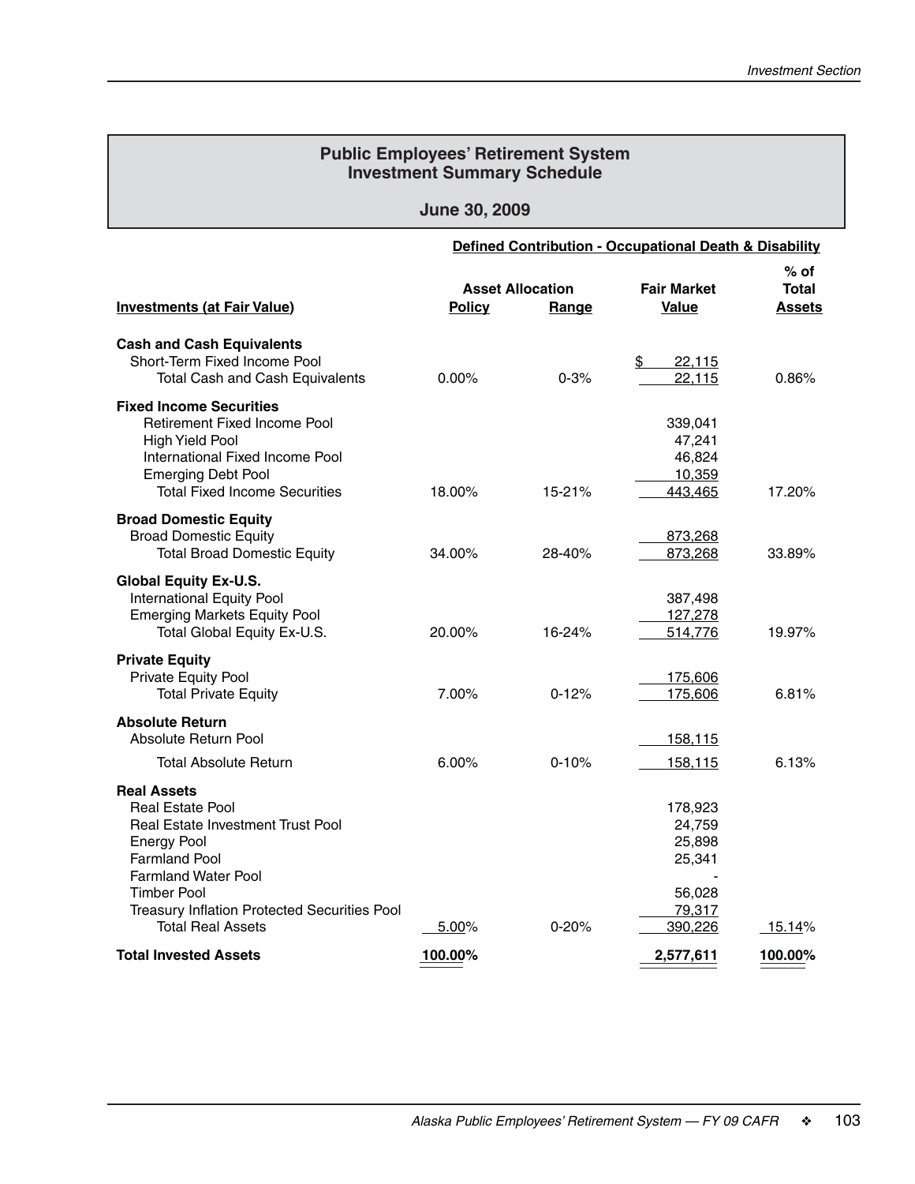## Public Employees' Retirement System
## Investment Summary Schedule

### June 30, 2009

**Defined Contribution - Occupational Death & Disability**

| Investments (at Fair Value) | Asset Allocation Policy | Asset Allocation Range | Fair Market Value | % of Total Assets |
|---|---|---|---|---|
| **Cash and Cash Equivalents** | | | | |
| Short-Term Fixed Income Pool | | | $ 22,115 | |
| Total Cash and Cash Equivalents | 0.00% | 0-3% | 22,115 | 0.86% |
| **Fixed Income Securities** | | | | |
| Retirement Fixed Income Pool | | | 339,041 | |
| High Yield Pool | | | 47,241 | |
| International Fixed Income Pool | | | 46,824 | |
| Emerging Debt Pool | | | 10,359 | |
| Total Fixed Income Securities | 18.00% | 15-21% | 443,465 | 17.20% |
| **Broad Domestic Equity** | | | | |
| Broad Domestic Equity | | | 873,268 | |
| Total Broad Domestic Equity | 34.00% | 28-40% | 873,268 | 33.89% |
| **Global Equity Ex-U.S.** | | | | |
| International Equity Pool | | | 387,498 | |
| Emerging Markets Equity Pool | | | 127,278 | |
| Total Global Equity Ex-U.S. | 20.00% | 16-24% | 514,776 | 19.97% |
| **Private Equity** | | | | |
| Private Equity Pool | | | 175,606 | |
| Total Private Equity | 7.00% | 0-12% | 175,606 | 6.81% |
| **Absolute Return** | | | | |
| Absolute Return Pool | | | 158,115 | |
| Total Absolute Return | 6.00% | 0-10% | 158,115 | 6.13% |
| **Real Assets** | | | | |
| Real Estate Pool | | | 178,923 | |
| Real Estate Investment Trust Pool | | | 24,759 | |
| Energy Pool | | | 25,898 | |
| Farmland Pool | | | 25,341 | |
| Farmland Water Pool | | | - | |
| Timber Pool | | | 56,028 | |
| Treasury Inflation Protected Securities Pool | | | 79,317 | |
| Total Real Assets | 5.00% | 0-20% | 390,226 | 15.14% |
| **Total Invested Assets** | **100.00%** | | **2,577,611** | **100.00%** |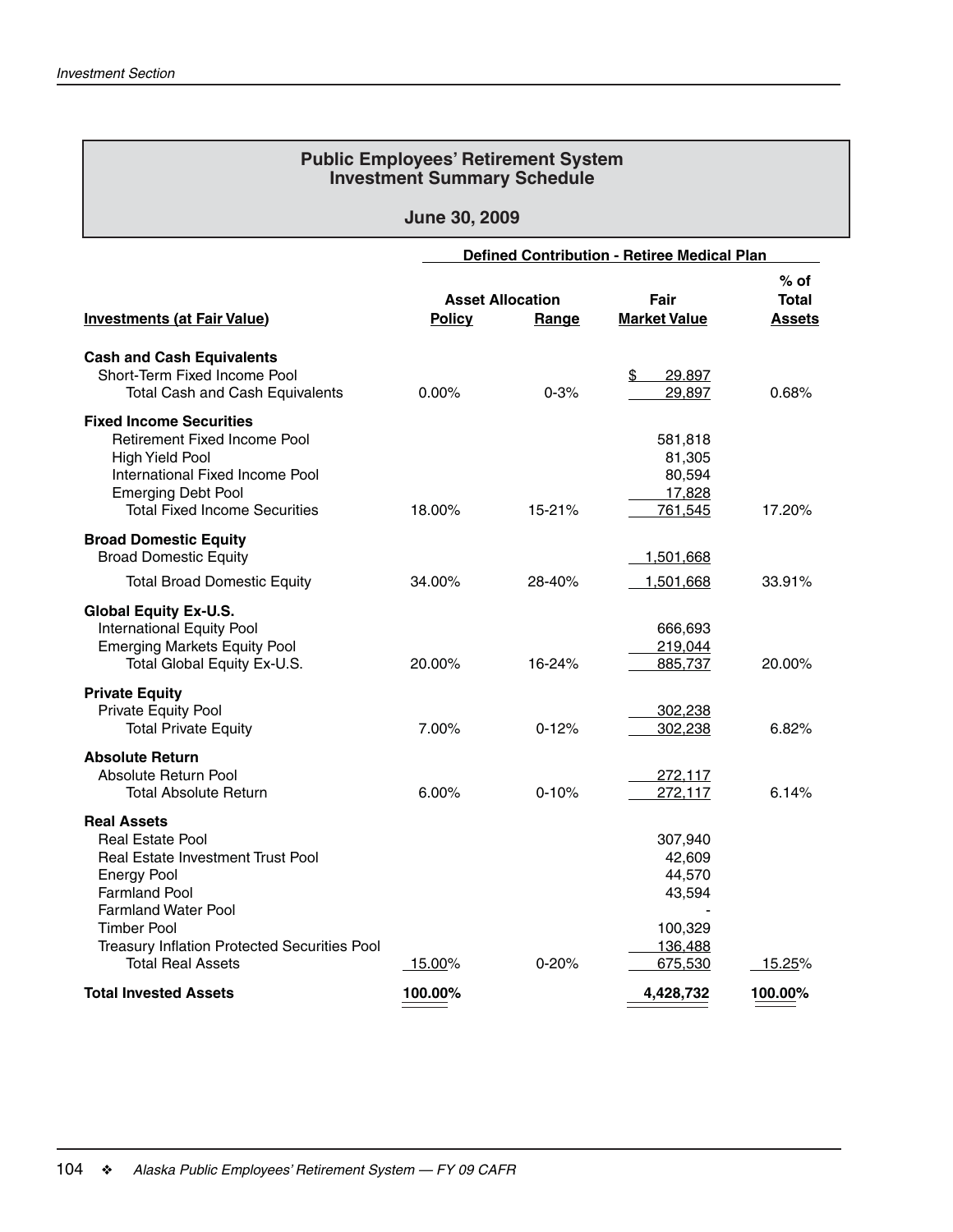## Public Employees' Retirement System
## Investment Summary Schedule

### June 30, 2009

| Investments (at Fair Value) | Defined Contribution - Retiree Medical Plan | | | |
|---|---|---|---|---|
| | Asset Allocation Policy | Asset Allocation Range | Fair Market Value | % of Total Assets |
| **Cash and Cash Equivalents** | | | | |
| Short-Term Fixed Income Pool | | | $ 29,897 | |
| Total Cash and Cash Equivalents | 0.00% | 0-3% | 29,897 | 0.68% |
| **Fixed Income Securities** | | | | |
| Retirement Fixed Income Pool | | | 581,818 | |
| High Yield Pool | | | 81,305 | |
| International Fixed Income Pool | | | 80,594 | |
| Emerging Debt Pool | | | 17,828 | |
| Total Fixed Income Securities | 18.00% | 15-21% | 761,545 | 17.20% |
| **Broad Domestic Equity** | | | | |
| Broad Domestic Equity | | | 1,501,668 | |
| Total Broad Domestic Equity | 34.00% | 28-40% | 1,501,668 | 33.91% |
| **Global Equity Ex-U.S.** | | | | |
| International Equity Pool | | | 666,693 | |
| Emerging Markets Equity Pool | | | 219,044 | |
| Total Global Equity Ex-U.S. | 20.00% | 16-24% | 885,737 | 20.00% |
| **Private Equity** | | | | |
| Private Equity Pool | | | 302,238 | |
| Total Private Equity | 7.00% | 0-12% | 302,238 | 6.82% |
| **Absolute Return** | | | | |
| Absolute Return Pool | | | 272,117 | |
| Total Absolute Return | 6.00% | 0-10% | 272,117 | 6.14% |
| **Real Assets** | | | | |
| Real Estate Pool | | | 307,940 | |
| Real Estate Investment Trust Pool | | | 42,609 | |
| Energy Pool | | | 44,570 | |
| Farmland Pool | | | 43,594 | |
| Farmland Water Pool | | | - | |
| Timber Pool | | | 100,329 | |
| Treasury Inflation Protected Securities Pool | | | 136,488 | |
| Total Real Assets | 15.00% | 0-20% | 675,530 | 15.25% |
| **Total Invested Assets** | **100.00%** | | **4,428,732** | **100.00%** |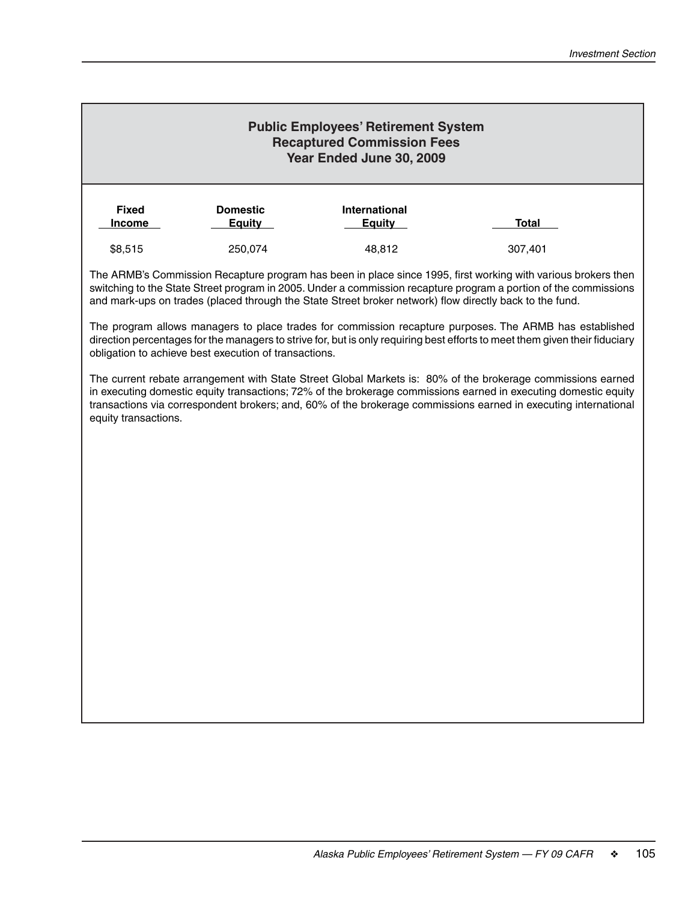## Public Employees' Retirement System
## Recaptured Commission Fees
## Year Ended June 30, 2009

| Fixed Income | Domestic Equity | International Equity | Total |
|---|---|---|---|
| $8,515 | 250,074 | 48,812 | 307,401 |

The ARMB's Commission Recapture program has been in place since 1995, first working with various brokers then switching to the State Street program in 2005. Under a commission recapture program a portion of the commissions and mark-ups on trades (placed through the State Street broker network) flow directly back to the fund.

The program allows managers to place trades for commission recapture purposes. The ARMB has established direction percentages for the managers to strive for, but is only requiring best efforts to meet them given their fiduciary obligation to achieve best execution of transactions.

The current rebate arrangement with State Street Global Markets is: 80% of the brokerage commissions earned in executing domestic equity transactions; 72% of the brokerage commissions earned in executing domestic equity transactions via correspondent brokers; and, 60% of the brokerage commissions earned in executing international equity transactions.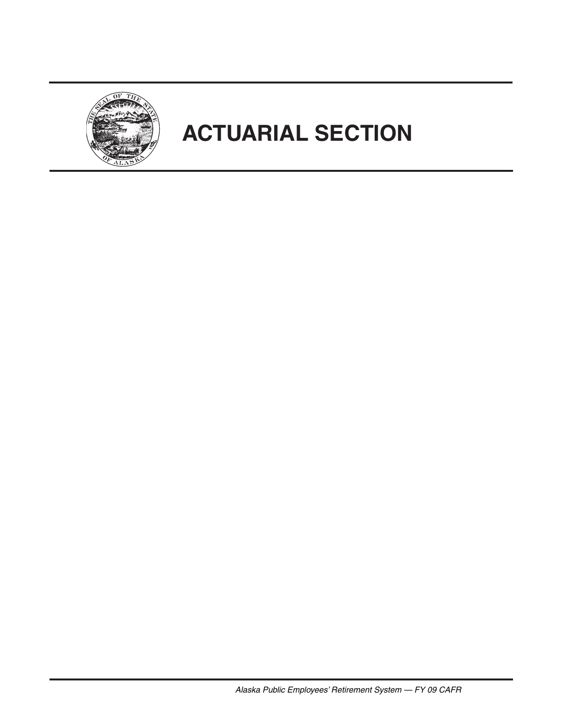# ACTUARIAL SECTION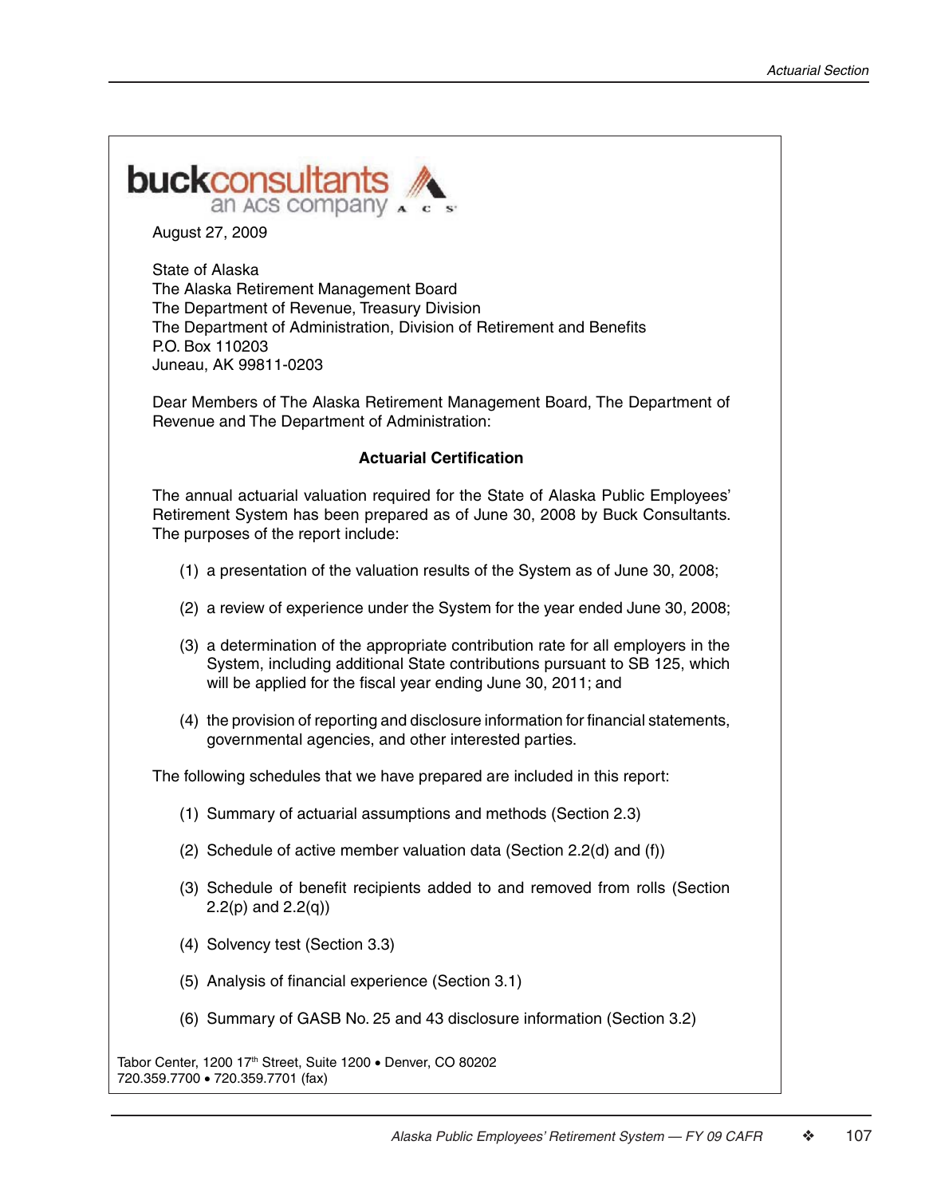buckconsultants
an ACS company

August 27, 2009

State of Alaska
The Alaska Retirement Management Board
The Department of Revenue, Treasury Division
The Department of Administration, Division of Retirement and Benefits
P.O. Box 110203
Juneau, AK 99811-0203

Dear Members of The Alaska Retirement Management Board, The Department of Revenue and The Department of Administration:

**Actuarial Certification**

The annual actuarial valuation required for the State of Alaska Public Employees' Retirement System has been prepared as of June 30, 2008 by Buck Consultants. The purposes of the report include:

(1) a presentation of the valuation results of the System as of June 30, 2008;

(2) a review of experience under the System for the year ended June 30, 2008;

(3) a determination of the appropriate contribution rate for all employers in the System, including additional State contributions pursuant to SB 125, which will be applied for the fiscal year ending June 30, 2011; and

(4) the provision of reporting and disclosure information for financial statements, governmental agencies, and other interested parties.

The following schedules that we have prepared are included in this report:

(1) Summary of actuarial assumptions and methods (Section 2.3)

(2) Schedule of active member valuation data (Section 2.2(d) and (f))

(3) Schedule of benefit recipients added to and removed from rolls (Section 2.2(p) and 2.2(q))

(4) Solvency test (Section 3.3)

(5) Analysis of financial experience (Section 3.1)

(6) Summary of GASB No. 25 and 43 disclosure information (Section 3.2)

Tabor Center, 1200 17th Street, Suite 1200 • Denver, CO 80202
720.359.7700 • 720.359.7701 (fax)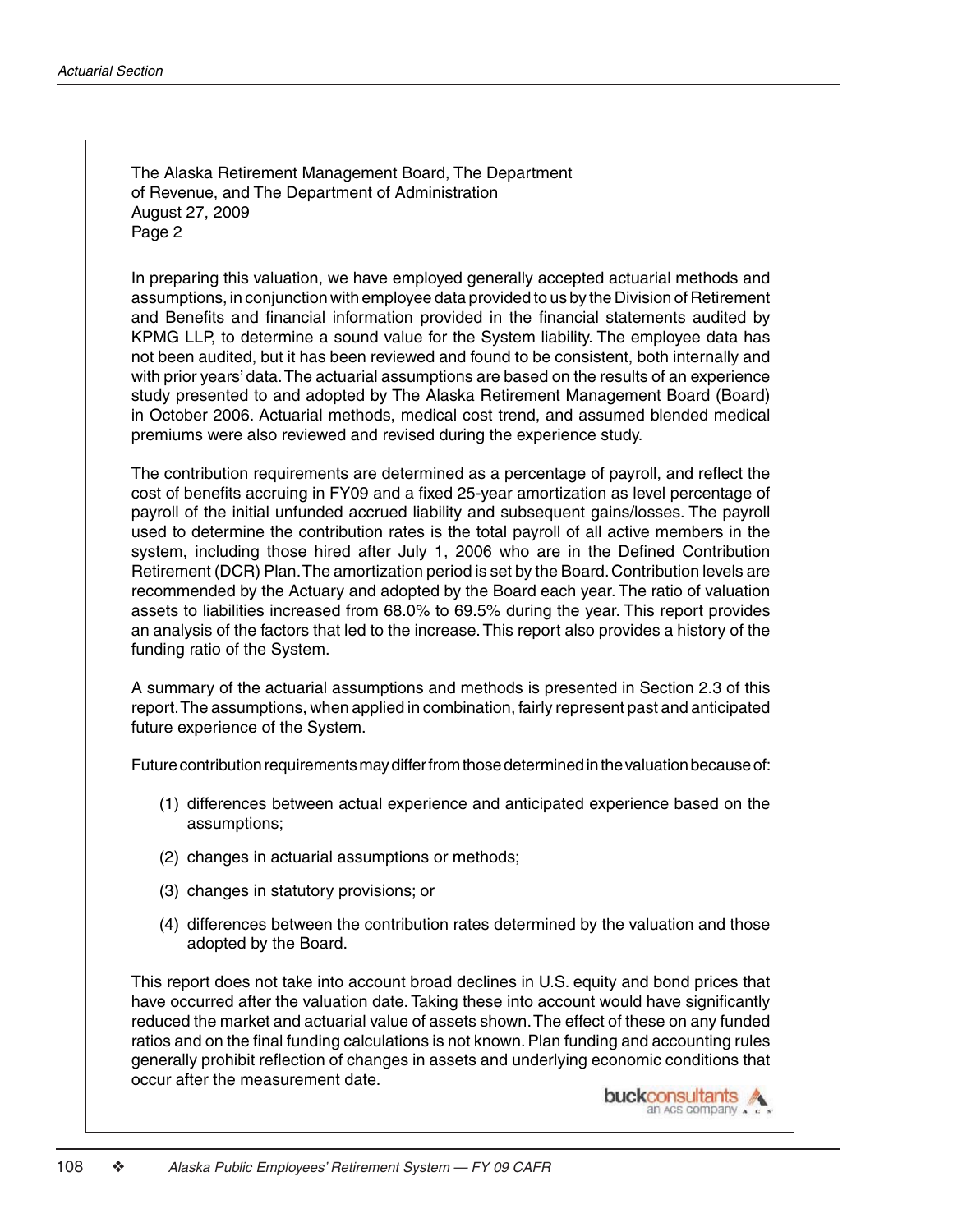The Alaska Retirement Management Board, The Department of Revenue, and The Department of Administration
August 27, 2009
Page 2

In preparing this valuation, we have employed generally accepted actuarial methods and assumptions, in conjunction with employee data provided to us by the Division of Retirement and Benefits and financial information provided in the financial statements audited by KPMG LLP, to determine a sound value for the System liability. The employee data has not been audited, but it has been reviewed and found to be consistent, both internally and with prior years' data. The actuarial assumptions are based on the results of an experience study presented to and adopted by The Alaska Retirement Management Board (Board) in October 2006. Actuarial methods, medical cost trend, and assumed blended medical premiums were also reviewed and revised during the experience study.

The contribution requirements are determined as a percentage of payroll, and reflect the cost of benefits accruing in FY09 and a fixed 25-year amortization as level percentage of payroll of the initial unfunded accrued liability and subsequent gains/losses. The payroll used to determine the contribution rates is the total payroll of all active members in the system, including those hired after July 1, 2006 who are in the Defined Contribution Retirement (DCR) Plan. The amortization period is set by the Board. Contribution levels are recommended by the Actuary and adopted by the Board each year. The ratio of valuation assets to liabilities increased from 68.0% to 69.5% during the year. This report provides an analysis of the factors that led to the increase. This report also provides a history of the funding ratio of the System.

A summary of the actuarial assumptions and methods is presented in Section 2.3 of this report. The assumptions, when applied in combination, fairly represent past and anticipated future experience of the System.

Future contribution requirements may differ from those determined in the valuation because of:

(1) differences between actual experience and anticipated experience based on the assumptions;

(2) changes in actuarial assumptions or methods;

(3) changes in statutory provisions; or

(4) differences between the contribution rates determined by the valuation and those adopted by the Board.

This report does not take into account broad declines in U.S. equity and bond prices that have occurred after the valuation date. Taking these into account would have significantly reduced the market and actuarial value of assets shown. The effect of these on any funded ratios and on the final funding calculations is not known. Plan funding and accounting rules generally prohibit reflection of changes in assets and underlying economic conditions that occur after the measurement date.

buckconsultants
an ACS company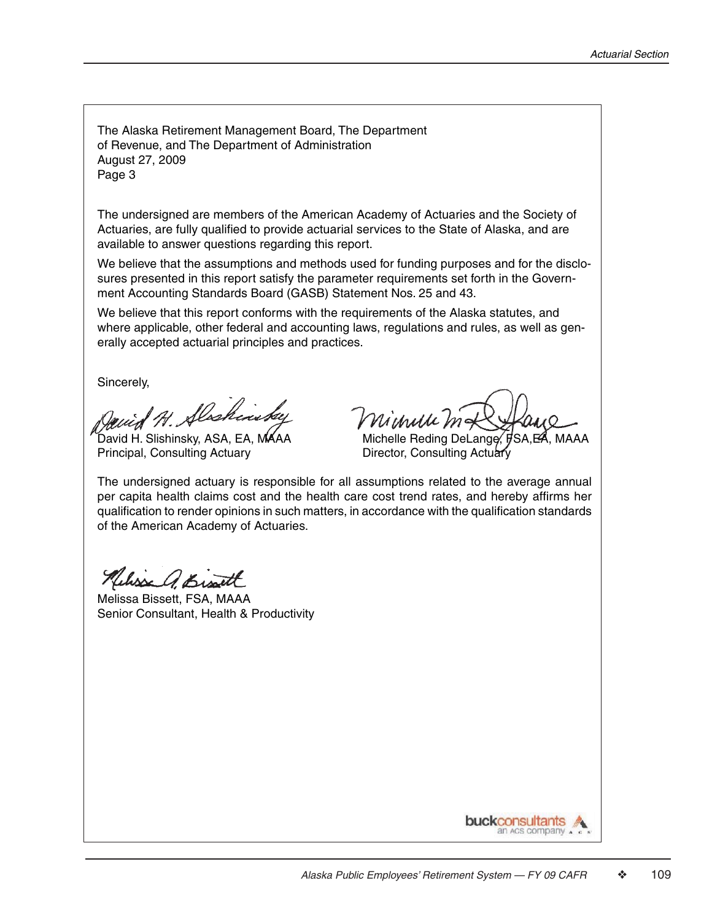The Alaska Retirement Management Board, The Department of Revenue, and The Department of Administration
August 27, 2009
Page 3

The undersigned are members of the American Academy of Actuaries and the Society of Actuaries, are fully qualified to provide actuarial services to the State of Alaska, and are available to answer questions regarding this report.

We believe that the assumptions and methods used for funding purposes and for the disclosures presented in this report satisfy the parameter requirements set forth in the Government Accounting Standards Board (GASB) Statement Nos. 25 and 43.

We believe that this report conforms with the requirements of the Alaska statutes, and where applicable, other federal and accounting laws, regulations and rules, as well as generally accepted actuarial principles and practices.

Sincerely,

David H. Slishinsky, ASA, EA, MAAA
Principal, Consulting Actuary

Michelle Reding DeLange, FSA, EA, MAAA
Director, Consulting Actuary

The undersigned actuary is responsible for all assumptions related to the average annual per capita health claims cost and the health care cost trend rates, and hereby affirms her qualification to render opinions in such matters, in accordance with the qualification standards of the American Academy of Actuaries.

Melissa Bissett, FSA, MAAA
Senior Consultant, Health & Productivity

buckconsultants
an ACS company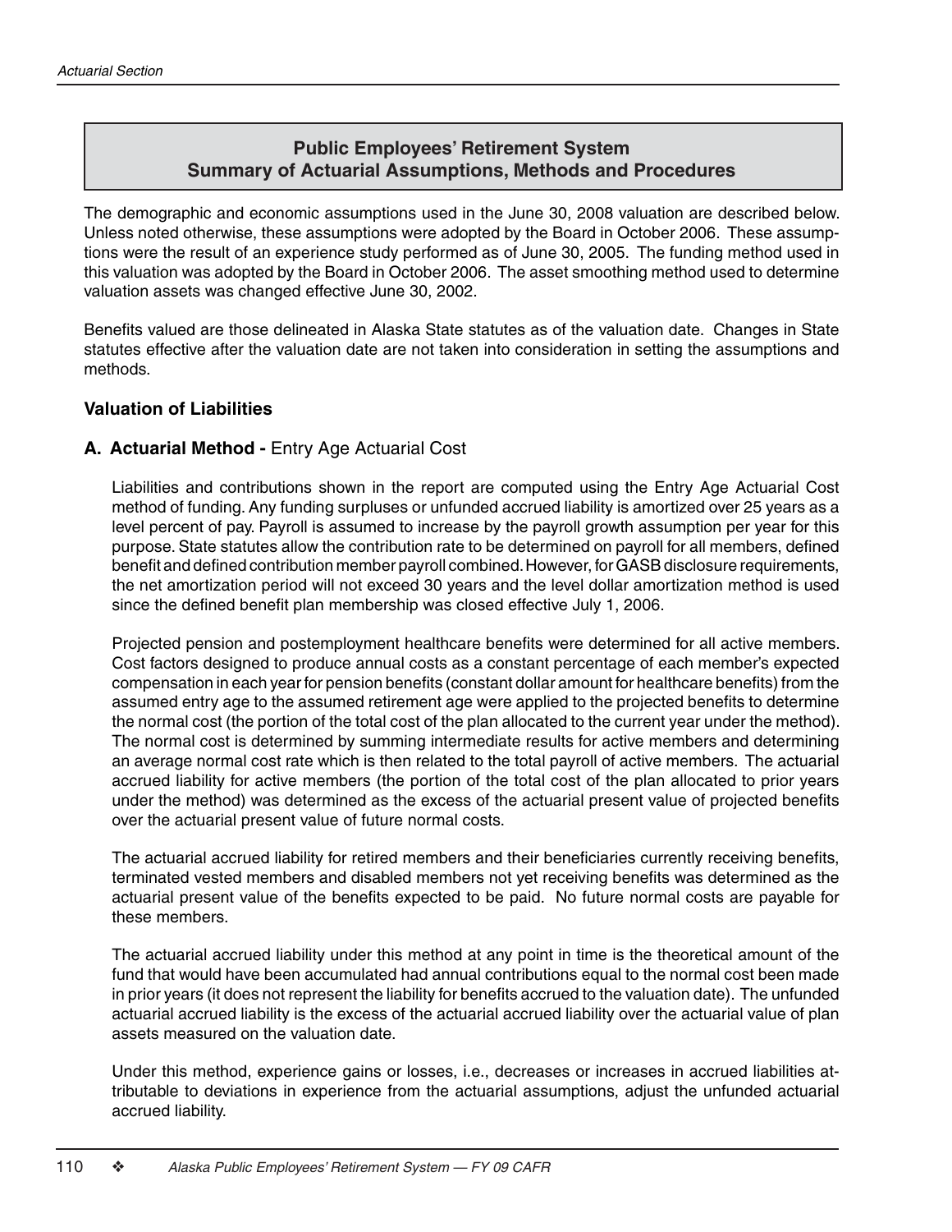## Public Employees' Retirement System
## Summary of Actuarial Assumptions, Methods and Procedures

The demographic and economic assumptions used in the June 30, 2008 valuation are described below. Unless noted otherwise, these assumptions were adopted by the Board in October 2006. These assumptions were the result of an experience study performed as of June 30, 2005. The funding method used in this valuation was adopted by the Board in October 2006. The asset smoothing method used to determine valuation assets was changed effective June 30, 2002.

Benefits valued are those delineated in Alaska State statutes as of the valuation date. Changes in State statutes effective after the valuation date are not taken into consideration in setting the assumptions and methods.

### Valuation of Liabilities

**A. Actuarial Method -** Entry Age Actuarial Cost

Liabilities and contributions shown in the report are computed using the Entry Age Actuarial Cost method of funding. Any funding surpluses or unfunded accrued liability is amortized over 25 years as a level percent of pay. Payroll is assumed to increase by the payroll growth assumption per year for this purpose. State statutes allow the contribution rate to be determined on payroll for all members, defined benefit and defined contribution member payroll combined. However, for GASB disclosure requirements, the net amortization period will not exceed 30 years and the level dollar amortization method is used since the defined benefit plan membership was closed effective July 1, 2006.

Projected pension and postemployment healthcare benefits were determined for all active members. Cost factors designed to produce annual costs as a constant percentage of each member's expected compensation in each year for pension benefits (constant dollar amount for healthcare benefits) from the assumed entry age to the assumed retirement age were applied to the projected benefits to determine the normal cost (the portion of the total cost of the plan allocated to the current year under the method). The normal cost is determined by summing intermediate results for active members and determining an average normal cost rate which is then related to the total payroll of active members. The actuarial accrued liability for active members (the portion of the total cost of the plan allocated to prior years under the method) was determined as the excess of the actuarial present value of projected benefits over the actuarial present value of future normal costs.

The actuarial accrued liability for retired members and their beneficiaries currently receiving benefits, terminated vested members and disabled members not yet receiving benefits was determined as the actuarial present value of the benefits expected to be paid. No future normal costs are payable for these members.

The actuarial accrued liability under this method at any point in time is the theoretical amount of the fund that would have been accumulated had annual contributions equal to the normal cost been made in prior years (it does not represent the liability for benefits accrued to the valuation date). The unfunded actuarial accrued liability is the excess of the actuarial accrued liability over the actuarial value of plan assets measured on the valuation date.

Under this method, experience gains or losses, i.e., decreases or increases in accrued liabilities attributable to deviations in experience from the actuarial assumptions, adjust the unfunded actuarial accrued liability.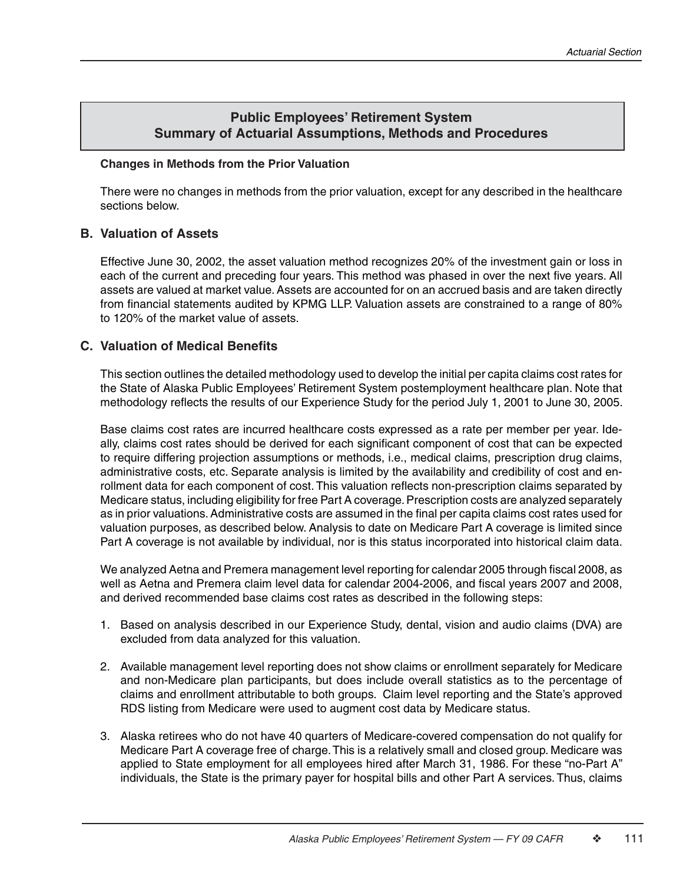## Public Employees' Retirement System
## Summary of Actuarial Assumptions, Methods and Procedures

**Changes in Methods from the Prior Valuation**

There were no changes in methods from the prior valuation, except for any described in the healthcare sections below.

### B. Valuation of Assets

Effective June 30, 2002, the asset valuation method recognizes 20% of the investment gain or loss in each of the current and preceding four years. This method was phased in over the next five years. All assets are valued at market value. Assets are accounted for on an accrued basis and are taken directly from financial statements audited by KPMG LLP. Valuation assets are constrained to a range of 80% to 120% of the market value of assets.

### C. Valuation of Medical Benefits

This section outlines the detailed methodology used to develop the initial per capita claims cost rates for the State of Alaska Public Employees' Retirement System postemployment healthcare plan. Note that methodology reflects the results of our Experience Study for the period July 1, 2001 to June 30, 2005.

Base claims cost rates are incurred healthcare costs expressed as a rate per member per year. Ideally, claims cost rates should be derived for each significant component of cost that can be expected to require differing projection assumptions or methods, i.e., medical claims, prescription drug claims, administrative costs, etc. Separate analysis is limited by the availability and credibility of cost and enrollment data for each component of cost. This valuation reflects non-prescription claims separated by Medicare status, including eligibility for free Part A coverage. Prescription costs are analyzed separately as in prior valuations. Administrative costs are assumed in the final per capita claims cost rates used for valuation purposes, as described below. Analysis to date on Medicare Part A coverage is limited since Part A coverage is not available by individual, nor is this status incorporated into historical claim data.

We analyzed Aetna and Premera management level reporting for calendar 2005 through fiscal 2008, as well as Aetna and Premera claim level data for calendar 2004-2006, and fiscal years 2007 and 2008, and derived recommended base claims cost rates as described in the following steps:

1. Based on analysis described in our Experience Study, dental, vision and audio claims (DVA) are excluded from data analyzed for this valuation.

2. Available management level reporting does not show claims or enrollment separately for Medicare and non-Medicare plan participants, but does include overall statistics as to the percentage of claims and enrollment attributable to both groups. Claim level reporting and the State's approved RDS listing from Medicare were used to augment cost data by Medicare status.

3. Alaska retirees who do not have 40 quarters of Medicare-covered compensation do not qualify for Medicare Part A coverage free of charge. This is a relatively small and closed group. Medicare was applied to State employment for all employees hired after March 31, 1986. For these "no-Part A" individuals, the State is the primary payer for hospital bills and other Part A services. Thus, claims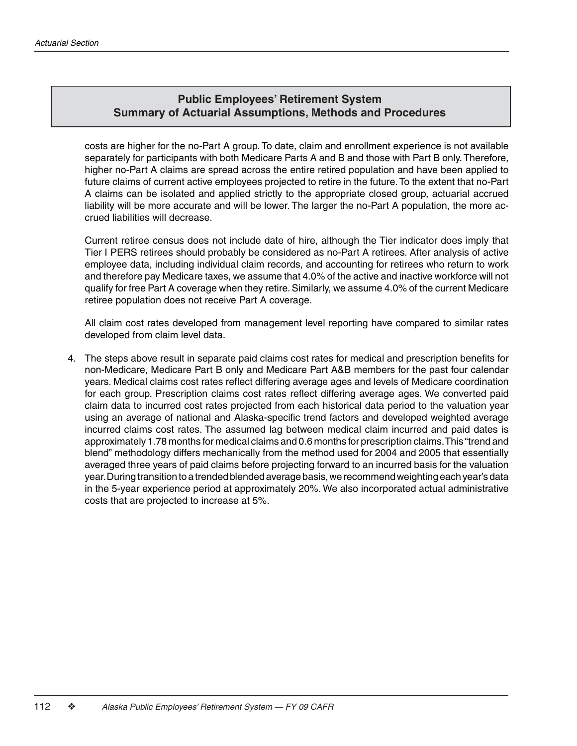## Public Employees' Retirement System
## Summary of Actuarial Assumptions, Methods and Procedures

costs are higher for the no-Part A group. To date, claim and enrollment experience is not available separately for participants with both Medicare Parts A and B and those with Part B only. Therefore, higher no-Part A claims are spread across the entire retired population and have been applied to future claims of current active employees projected to retire in the future. To the extent that no-Part A claims can be isolated and applied strictly to the appropriate closed group, actuarial accrued liability will be more accurate and will be lower. The larger the no-Part A population, the more accrued liabilities will decrease.

Current retiree census does not include date of hire, although the Tier indicator does imply that Tier I PERS retirees should probably be considered as no-Part A retirees. After analysis of active employee data, including individual claim records, and accounting for retirees who return to work and therefore pay Medicare taxes, we assume that 4.0% of the active and inactive workforce will not qualify for free Part A coverage when they retire. Similarly, we assume 4.0% of the current Medicare retiree population does not receive Part A coverage.

All claim cost rates developed from management level reporting have compared to similar rates developed from claim level data.

4. The steps above result in separate paid claims cost rates for medical and prescription benefits for non-Medicare, Medicare Part B only and Medicare Part A&B members for the past four calendar years. Medical claims cost rates reflect differing average ages and levels of Medicare coordination for each group. Prescription claims cost rates reflect differing average ages. We converted paid claim data to incurred cost rates projected from each historical data period to the valuation year using an average of national and Alaska-specific trend factors and developed weighted average incurred claims cost rates. The assumed lag between medical claim incurred and paid dates is approximately 1.78 months for medical claims and 0.6 months for prescription claims. This "trend and blend" methodology differs mechanically from the method used for 2004 and 2005 that essentially averaged three years of paid claims before projecting forward to an incurred basis for the valuation year. During transition to a trended blended average basis, we recommend weighting each year's data in the 5-year experience period at approximately 20%. We also incorporated actual administrative costs that are projected to increase at 5%.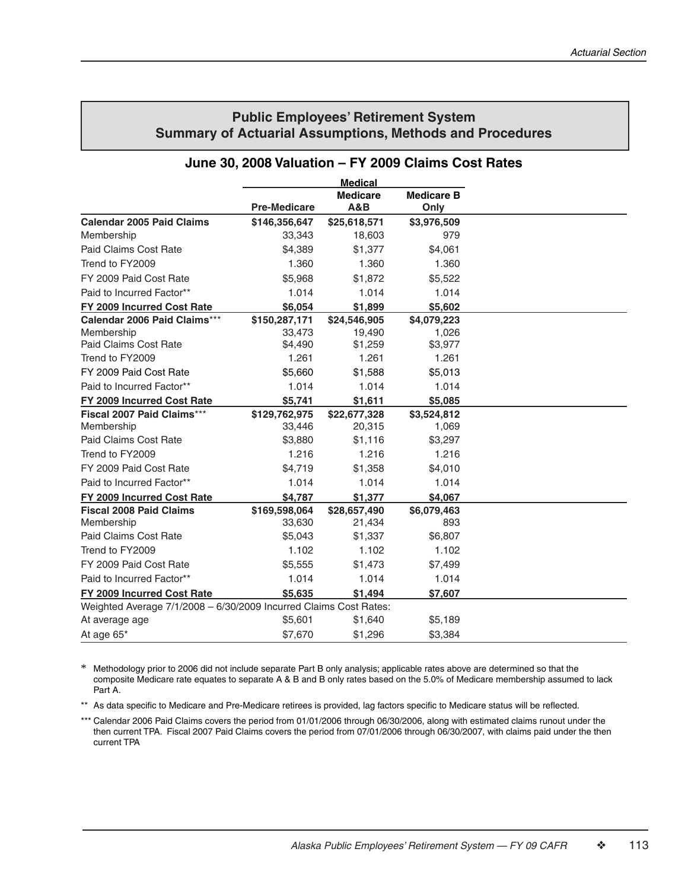## Public Employees' Retirement System
## Summary of Actuarial Assumptions, Methods and Procedures

### June 30, 2008 Valuation – FY 2009 Claims Cost Rates

| | Medical | | |
|---|---|---|---|
| | **Pre-Medicare** | **Medicare A&B** | **Medicare B Only** |
| **Calendar 2005 Paid Claims** | **$146,356,647** | **$25,618,571** | **$3,976,509** |
| Membership | 33,343 | 18,603 | 979 |
| Paid Claims Cost Rate | $4,389 | $1,377 | $4,061 |
| Trend to FY2009 | 1.360 | 1.360 | 1.360 |
| FY 2009 Paid Cost Rate | $5,968 | $1,872 | $5,522 |
| Paid to Incurred Factor** | 1.014 | 1.014 | 1.014 |
| **FY 2009 Incurred Cost Rate** | **$6,054** | **$1,899** | **$5,602** |
| **Calendar 2006 Paid Claims***** | **$150,287,171** | **$24,546,905** | **$4,079,223** |
| Membership | 33,473 | 19,490 | 1,026 |
| Paid Claims Cost Rate | $4,490 | $1,259 | $3,977 |
| Trend to FY2009 | 1.261 | 1.261 | 1.261 |
| FY 2009 Paid Cost Rate | $5,660 | $1,588 | $5,013 |
| Paid to Incurred Factor** | 1.014 | 1.014 | 1.014 |
| **FY 2009 Incurred Cost Rate** | **$5,741** | **$1,611** | **$5,085** |
| **Fiscal 2007 Paid Claims***** | **$129,762,975** | **$22,677,328** | **$3,524,812** |
| Membership | 33,446 | 20,315 | 1,069 |
| Paid Claims Cost Rate | $3,880 | $1,116 | $3,297 |
| Trend to FY2009 | 1.216 | 1.216 | 1.216 |
| FY 2009 Paid Cost Rate | $4,719 | $1,358 | $4,010 |
| Paid to Incurred Factor** | 1.014 | 1.014 | 1.014 |
| **FY 2009 Incurred Cost Rate** | **$4,787** | **$1,377** | **$4,067** |
| **Fiscal 2008 Paid Claims** | **$169,598,064** | **$28,657,490** | **$6,079,463** |
| Membership | 33,630 | 21,434 | 893 |
| Paid Claims Cost Rate | $5,043 | $1,337 | $6,807 |
| Trend to FY2009 | 1.102 | 1.102 | 1.102 |
| FY 2009 Paid Cost Rate | $5,555 | $1,473 | $7,499 |
| Paid to Incurred Factor** | 1.014 | 1.014 | 1.014 |
| **FY 2009 Incurred Cost Rate** | **$5,635** | **$1,494** | **$7,607** |
| Weighted Average 7/1/2008 – 6/30/2009 Incurred Claims Cost Rates: | | | |
| At average age | $5,601 | $1,640 | $5,189 |
| At age 65* | $7,670 | $1,296 | $3,384 |

\* Methodology prior to 2006 did not include separate Part B only analysis; applicable rates above are determined so that the composite Medicare rate equates to separate A & B and B only rates based on the 5.0% of Medicare membership assumed to lack Part A.

** As data specific to Medicare and Pre-Medicare retirees is provided, lag factors specific to Medicare status will be reflected.

*** Calendar 2006 Paid Claims covers the period from 01/01/2006 through 06/30/2006, along with estimated claims runout under the then current TPA. Fiscal 2007 Paid Claims covers the period from 07/01/2006 through 06/30/2007, with claims paid under the then current TPA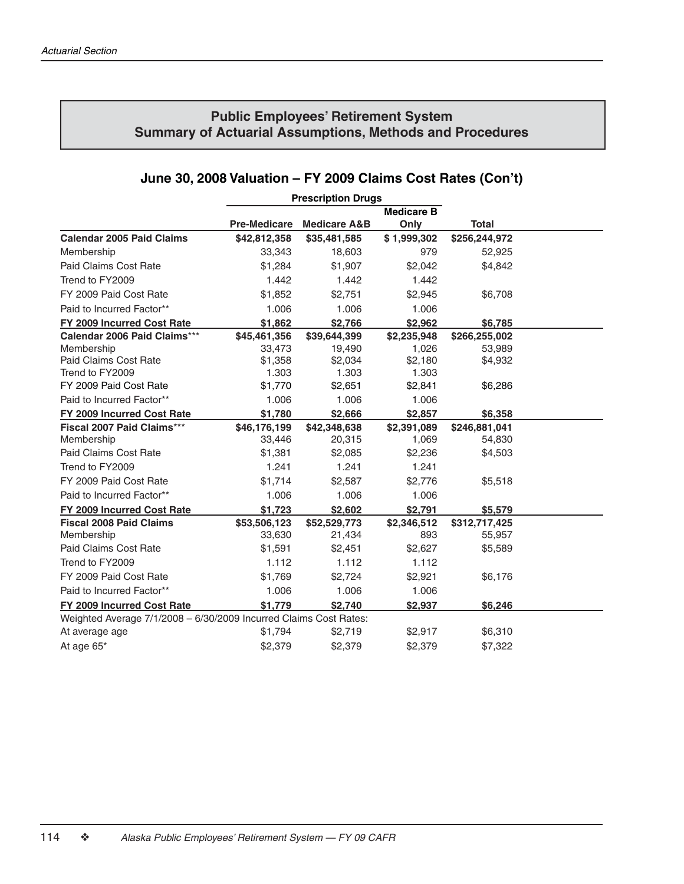## Public Employees' Retirement System
## Summary of Actuarial Assumptions, Methods and Procedures

### June 30, 2008 Valuation – FY 2009 Claims Cost Rates (Con't)

| | Prescription Drugs | | | |
|---|---|---|---|---|
| | **Pre-Medicare** | **Medicare A&B** | **Medicare B Only** | **Total** |
| **Calendar 2005 Paid Claims** | **$42,812,358** | **$35,481,585** | **$ 1,999,302** | **$256,244,972** |
| Membership | 33,343 | 18,603 | 979 | 52,925 |
| Paid Claims Cost Rate | $1,284 | $1,907 | $2,042 | $4,842 |
| Trend to FY2009 | 1.442 | 1.442 | 1.442 | |
| FY 2009 Paid Cost Rate | $1,852 | $2,751 | $2,945 | $6,708 |
| Paid to Incurred Factor** | 1.006 | 1.006 | 1.006 | |
| **FY 2009 Incurred Cost Rate** | **$1,862** | **$2,766** | **$2,962** | **$6,785** |
| **Calendar 2006 Paid Claims*** ** | **$45,461,356** | **$39,644,399** | **$2,235,948** | **$266,255,002** |
| Membership | 33,473 | 19,490 | 1,026 | 53,989 |
| Paid Claims Cost Rate | $1,358 | $2,034 | $2,180 | $4,932 |
| Trend to FY2009 | 1.303 | 1.303 | 1.303 | |
| FY 2009 Paid Cost Rate | $1,770 | $2,651 | $2,841 | $6,286 |
| Paid to Incurred Factor** | 1.006 | 1.006 | 1.006 | |
| **FY 2009 Incurred Cost Rate** | **$1,780** | **$2,666** | **$2,857** | **$6,358** |
| **Fiscal 2007 Paid Claims*** ** | **$46,176,199** | **$42,348,638** | **$2,391,089** | **$246,881,041** |
| Membership | 33,446 | 20,315 | 1,069 | 54,830 |
| Paid Claims Cost Rate | $1,381 | $2,085 | $2,236 | $4,503 |
| Trend to FY2009 | 1.241 | 1.241 | 1.241 | |
| FY 2009 Paid Cost Rate | $1,714 | $2,587 | $2,776 | $5,518 |
| Paid to Incurred Factor** | 1.006 | 1.006 | 1.006 | |
| **FY 2009 Incurred Cost Rate** | **$1,723** | **$2,602** | **$2,791** | **$5,579** |
| **Fiscal 2008 Paid Claims** | **$53,506,123** | **$52,529,773** | **$2,346,512** | **$312,717,425** |
| Membership | 33,630 | 21,434 | 893 | 55,957 |
| Paid Claims Cost Rate | $1,591 | $2,451 | $2,627 | $5,589 |
| Trend to FY2009 | 1.112 | 1.112 | 1.112 | |
| FY 2009 Paid Cost Rate | $1,769 | $2,724 | $2,921 | $6,176 |
| Paid to Incurred Factor** | 1.006 | 1.006 | 1.006 | |
| **FY 2009 Incurred Cost Rate** | **$1,779** | **$2,740** | **$2,937** | **$6,246** |
| Weighted Average 7/1/2008 – 6/30/2009 Incurred Claims Cost Rates: | | | | |
| At average age | $1,794 | $2,719 | $2,917 | $6,310 |
| At age 65* | $2,379 | $2,379 | $2,379 | $7,322 |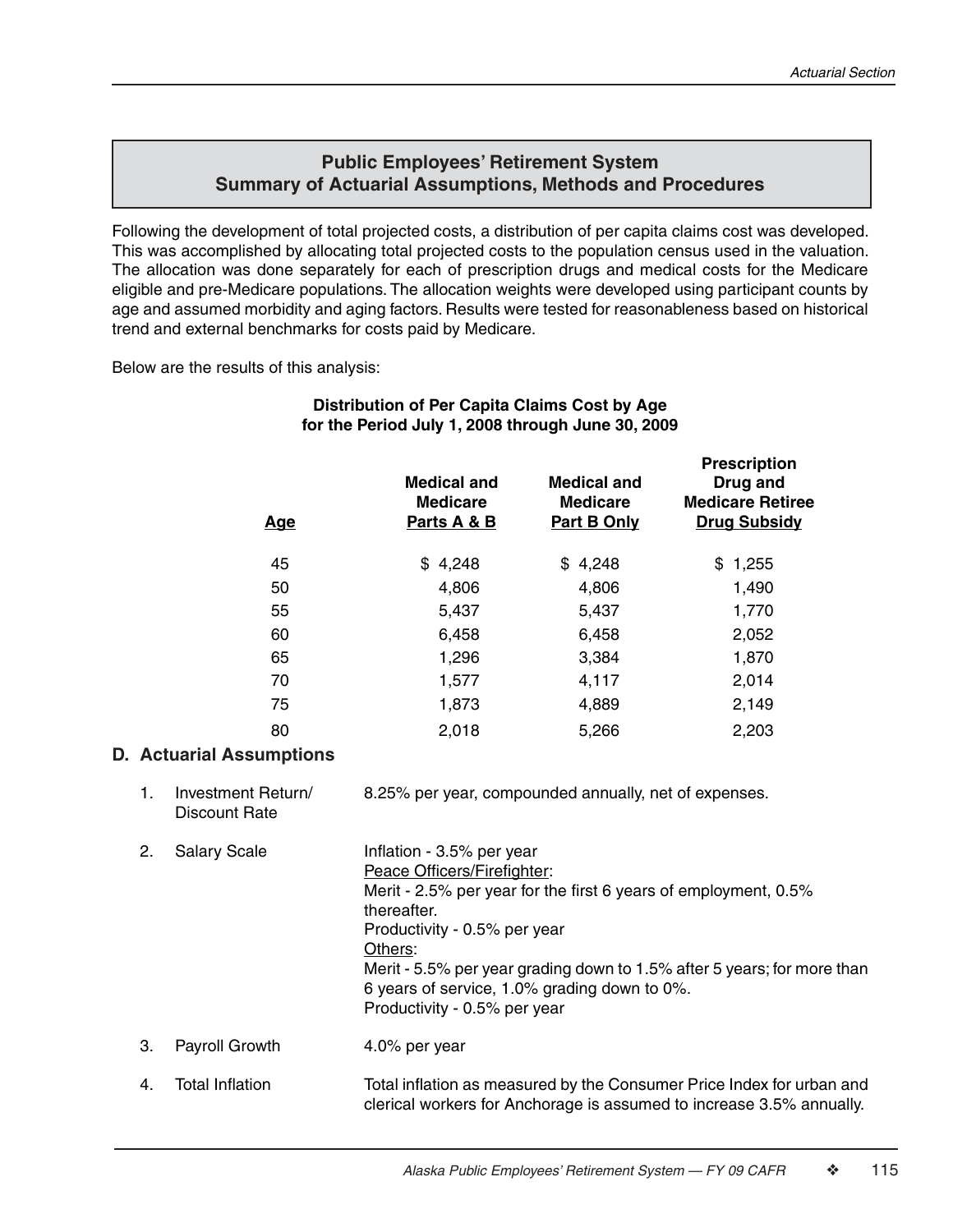## Public Employees' Retirement System
## Summary of Actuarial Assumptions, Methods and Procedures

Following the development of total projected costs, a distribution of per capita claims cost was developed. This was accomplished by allocating total projected costs to the population census used in the valuation. The allocation was done separately for each of prescription drugs and medical costs for the Medicare eligible and pre-Medicare populations. The allocation weights were developed using participant counts by age and assumed morbidity and aging factors. Results were tested for reasonableness based on historical trend and external benchmarks for costs paid by Medicare.

Below are the results of this analysis:

**Distribution of Per Capita Claims Cost by Age**
**for the Period July 1, 2008 through June 30, 2009**

| Age | Medical and Medicare Parts A & B | Medical and Medicare Part B Only | Prescription Drug and Medicare Retiree Drug Subsidy |
|---|---|---|---|
| 45 | $ 4,248 | $ 4,248 | $ 1,255 |
| 50 | 4,806 | 4,806 | 1,490 |
| 55 | 5,437 | 5,437 | 1,770 |
| 60 | 6,458 | 6,458 | 2,052 |
| 65 | 1,296 | 3,384 | 1,870 |
| 70 | 1,577 | 4,117 | 2,014 |
| 75 | 1,873 | 4,889 | 2,149 |
| 80 | 2,018 | 5,266 | 2,203 |

### D. Actuarial Assumptions

1. Investment Return/ Discount Rate — 8.25% per year, compounded annually, net of expenses.

2. Salary Scale — Inflation - 3.5% per year
   Peace Officers/Firefighter:
   Merit - 2.5% per year for the first 6 years of employment, 0.5% thereafter.
   Productivity - 0.5% per year
   Others:
   Merit - 5.5% per year grading down to 1.5% after 5 years; for more than 6 years of service, 1.0% grading down to 0%.
   Productivity - 0.5% per year

3. Payroll Growth — 4.0% per year

4. Total Inflation — Total inflation as measured by the Consumer Price Index for urban and clerical workers for Anchorage is assumed to increase 3.5% annually.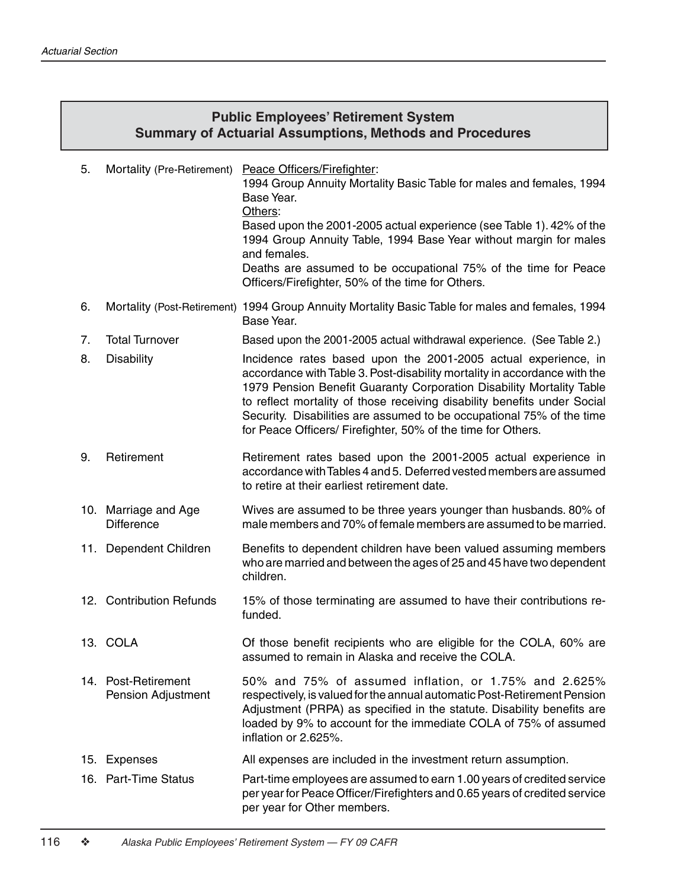## Public Employees' Retirement System
## Summary of Actuarial Assumptions, Methods and Procedures

5. Mortality (Pre-Retirement)

   Peace Officers/Firefighter:
   1994 Group Annuity Mortality Basic Table for males and females, 1994 Base Year.

   Others:
   Based upon the 2001-2005 actual experience (see Table 1). 42% of the 1994 Group Annuity Table, 1994 Base Year without margin for males and females.

   Deaths are assumed to be occupational 75% of the time for Peace Officers/Firefighter, 50% of the time for Others.

6. Mortality (Post-Retirement)

   1994 Group Annuity Mortality Basic Table for males and females, 1994 Base Year.

7. Total Turnover

   Based upon the 2001-2005 actual withdrawal experience. (See Table 2.)

8. Disability

   Incidence rates based upon the 2001-2005 actual experience, in accordance with Table 3. Post-disability mortality in accordance with the 1979 Pension Benefit Guaranty Corporation Disability Mortality Table to reflect mortality of those receiving disability benefits under Social Security. Disabilities are assumed to be occupational 75% of the time for Peace Officers/ Firefighter, 50% of the time for Others.

9. Retirement

   Retirement rates based upon the 2001-2005 actual experience in accordance with Tables 4 and 5. Deferred vested members are assumed to retire at their earliest retirement date.

10. Marriage and Age Difference

    Wives are assumed to be three years younger than husbands. 80% of male members and 70% of female members are assumed to be married.

11. Dependent Children

    Benefits to dependent children have been valued assuming members who are married and between the ages of 25 and 45 have two dependent children.

12. Contribution Refunds

    15% of those terminating are assumed to have their contributions refunded.

13. COLA

    Of those benefit recipients who are eligible for the COLA, 60% are assumed to remain in Alaska and receive the COLA.

14. Post-Retirement Pension Adjustment

    50% and 75% of assumed inflation, or 1.75% and 2.625% respectively, is valued for the annual automatic Post-Retirement Pension Adjustment (PRPA) as specified in the statute. Disability benefits are loaded by 9% to account for the immediate COLA of 75% of assumed inflation or 2.625%.

15. Expenses

    All expenses are included in the investment return assumption.

16. Part-Time Status

    Part-time employees are assumed to earn 1.00 years of credited service per year for Peace Officer/Firefighters and 0.65 years of credited service per year for Other members.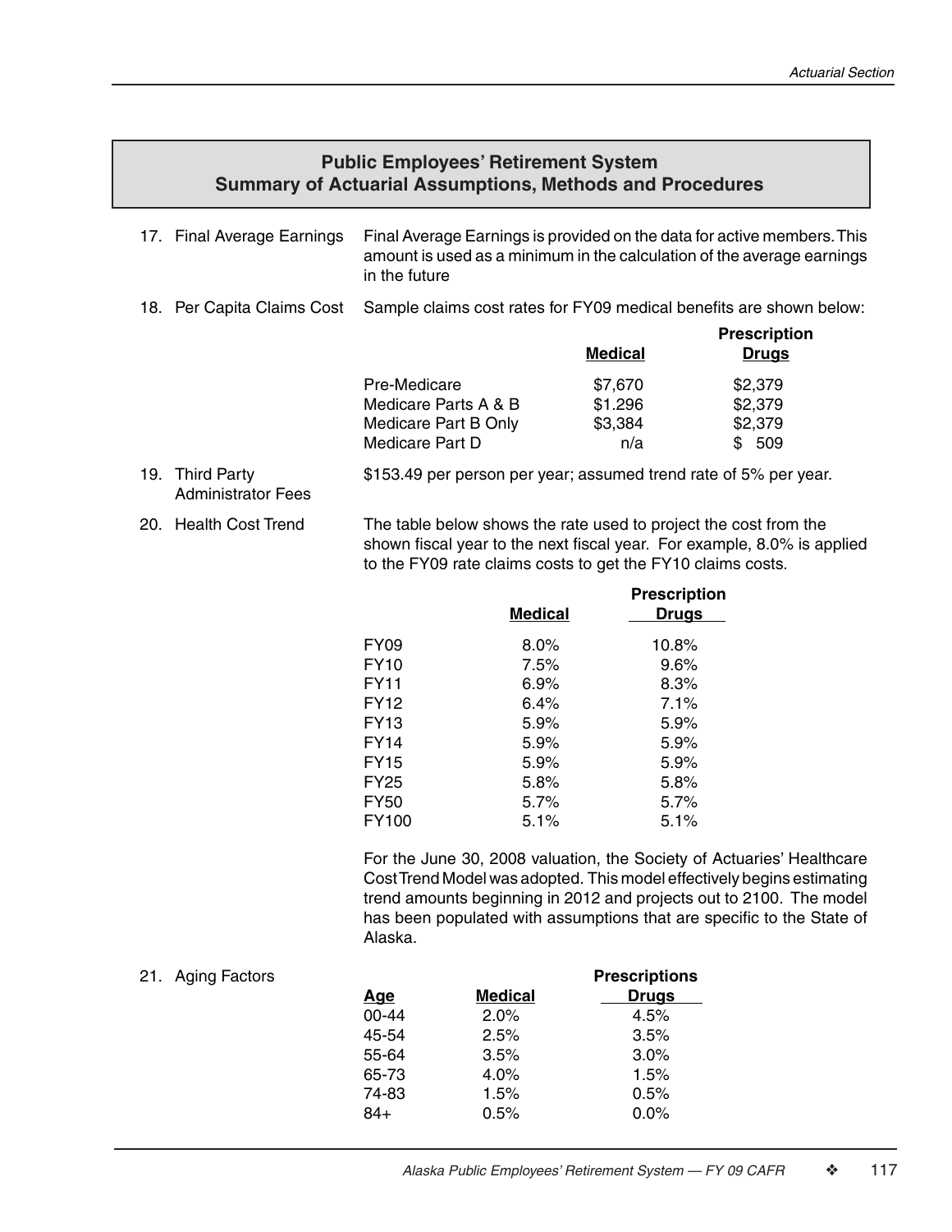## Public Employees' Retirement System
## Summary of Actuarial Assumptions, Methods and Procedures

17. Final Average Earnings

Final Average Earnings is provided on the data for active members. This amount is used as a minimum in the calculation of the average earnings in the future

18. Per Capita Claims Cost

Sample claims cost rates for FY09 medical benefits are shown below:

| | Medical | Prescription Drugs |
|---|---|---|
| Pre-Medicare | $7,670 | $2,379 |
| Medicare Parts A & B | $1.296 | $2,379 |
| Medicare Part B Only | $3,384 | $2,379 |
| Medicare Part D | n/a | $ 509 |

19. Third Party Administrator Fees

$153.49 per person per year; assumed trend rate of 5% per year.

20. Health Cost Trend

The table below shows the rate used to project the cost from the shown fiscal year to the next fiscal year. For example, 8.0% is applied to the FY09 rate claims costs to get the FY10 claims costs.

| | Medical | Prescription Drugs |
|---|---|---|
| FY09 | 8.0% | 10.8% |
| FY10 | 7.5% | 9.6% |
| FY11 | 6.9% | 8.3% |
| FY12 | 6.4% | 7.1% |
| FY13 | 5.9% | 5.9% |
| FY14 | 5.9% | 5.9% |
| FY15 | 5.9% | 5.9% |
| FY25 | 5.8% | 5.8% |
| FY50 | 5.7% | 5.7% |
| FY100 | 5.1% | 5.1% |

For the June 30, 2008 valuation, the Society of Actuaries' Healthcare Cost Trend Model was adopted. This model effectively begins estimating trend amounts beginning in 2012 and projects out to 2100. The model has been populated with assumptions that are specific to the State of Alaska.

21. Aging Factors

| Age | Medical | Prescriptions Drugs |
|---|---|---|
| 00-44 | 2.0% | 4.5% |
| 45-54 | 2.5% | 3.5% |
| 55-64 | 3.5% | 3.0% |
| 65-73 | 4.0% | 1.5% |
| 74-83 | 1.5% | 0.5% |
| 84+ | 0.5% | 0.0% |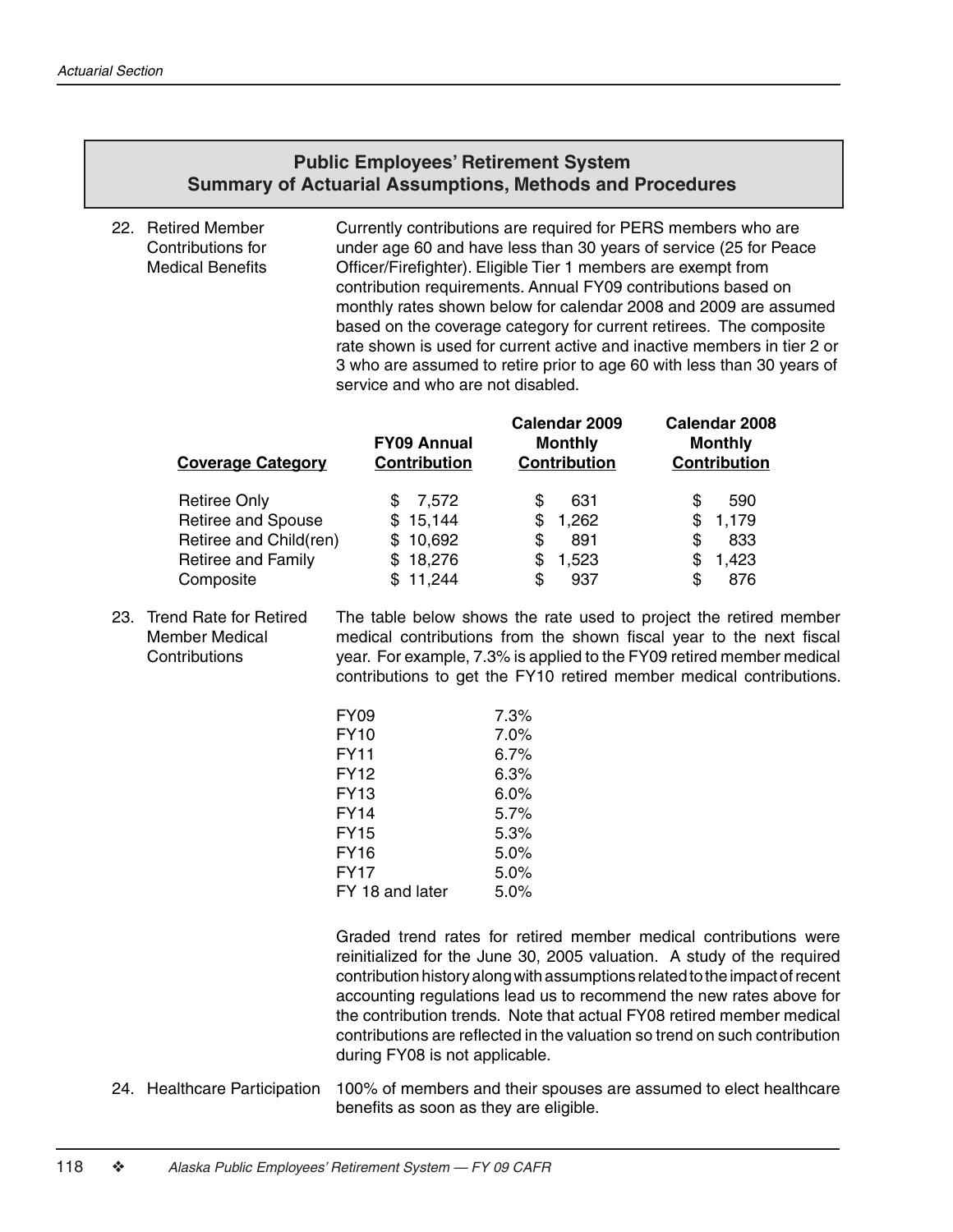## Public Employees' Retirement System
## Summary of Actuarial Assumptions, Methods and Procedures

22. **Retired Member Contributions for Medical Benefits**

Currently contributions are required for PERS members who are under age 60 and have less than 30 years of service (25 for Peace Officer/Firefighter). Eligible Tier 1 members are exempt from contribution requirements. Annual FY09 contributions based on monthly rates shown below for calendar 2008 and 2009 are assumed based on the coverage category for current retirees. The composite rate shown is used for current active and inactive members in tier 2 or 3 who are assumed to retire prior to age 60 with less than 30 years of service and who are not disabled.

| Coverage Category | FY09 Annual Contribution | Calendar 2009 Monthly Contribution | Calendar 2008 Monthly Contribution |
|---|---|---|---|
| Retiree Only | $ 7,572 | $ 631 | $ 590 |
| Retiree and Spouse | $ 15,144 | $ 1,262 | $ 1,179 |
| Retiree and Child(ren) | $ 10,692 | $ 891 | $ 833 |
| Retiree and Family | $ 18,276 | $ 1,523 | $ 1,423 |
| Composite | $ 11,244 | $ 937 | $ 876 |

23. **Trend Rate for Retired Member Medical Contributions**

The table below shows the rate used to project the retired member medical contributions from the shown fiscal year to the next fiscal year. For example, 7.3% is applied to the FY09 retired member medical contributions to get the FY10 retired member medical contributions.

| Fiscal Year | Rate |
|---|---|
| FY09 | 7.3% |
| FY10 | 7.0% |
| FY11 | 6.7% |
| FY12 | 6.3% |
| FY13 | 6.0% |
| FY14 | 5.7% |
| FY15 | 5.3% |
| FY16 | 5.0% |
| FY17 | 5.0% |
| FY 18 and later | 5.0% |

Graded trend rates for retired member medical contributions were reinitialized for the June 30, 2005 valuation. A study of the required contribution history along with assumptions related to the impact of recent accounting regulations lead us to recommend the new rates above for the contribution trends. Note that actual FY08 retired member medical contributions are reflected in the valuation so trend on such contribution during FY08 is not applicable.

24. **Healthcare Participation**

100% of members and their spouses are assumed to elect healthcare benefits as soon as they are eligible.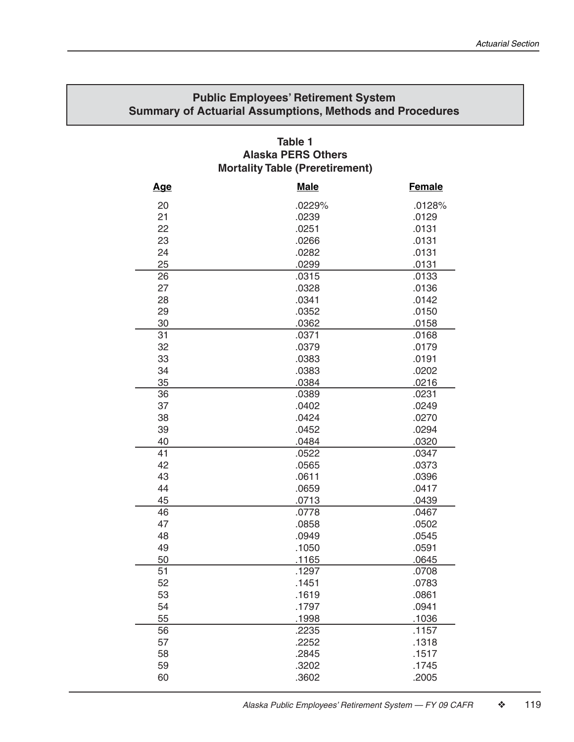## Public Employees' Retirement System
## Summary of Actuarial Assumptions, Methods and Procedures

### Table 1
### Alaska PERS Others
### Mortality Table (Preretirement)

| Age | Male | Female |
|---|---|---|
| 20 | .0229% | .0128% |
| 21 | .0239 | .0129 |
| 22 | .0251 | .0131 |
| 23 | .0266 | .0131 |
| 24 | .0282 | .0131 |
| 25 | .0299 | .0131 |
| 26 | .0315 | .0133 |
| 27 | .0328 | .0136 |
| 28 | .0341 | .0142 |
| 29 | .0352 | .0150 |
| 30 | .0362 | .0158 |
| 31 | .0371 | .0168 |
| 32 | .0379 | .0179 |
| 33 | .0383 | .0191 |
| 34 | .0383 | .0202 |
| 35 | .0384 | .0216 |
| 36 | .0389 | .0231 |
| 37 | .0402 | .0249 |
| 38 | .0424 | .0270 |
| 39 | .0452 | .0294 |
| 40 | .0484 | .0320 |
| 41 | .0522 | .0347 |
| 42 | .0565 | .0373 |
| 43 | .0611 | .0396 |
| 44 | .0659 | .0417 |
| 45 | .0713 | .0439 |
| 46 | .0778 | .0467 |
| 47 | .0858 | .0502 |
| 48 | .0949 | .0545 |
| 49 | .1050 | .0591 |
| 50 | .1165 | .0645 |
| 51 | .1297 | .0708 |
| 52 | .1451 | .0783 |
| 53 | .1619 | .0861 |
| 54 | .1797 | .0941 |
| 55 | .1998 | .1036 |
| 56 | .2235 | .1157 |
| 57 | .2252 | .1318 |
| 58 | .2845 | .1517 |
| 59 | .3202 | .1745 |
| 60 | .3602 | .2005 |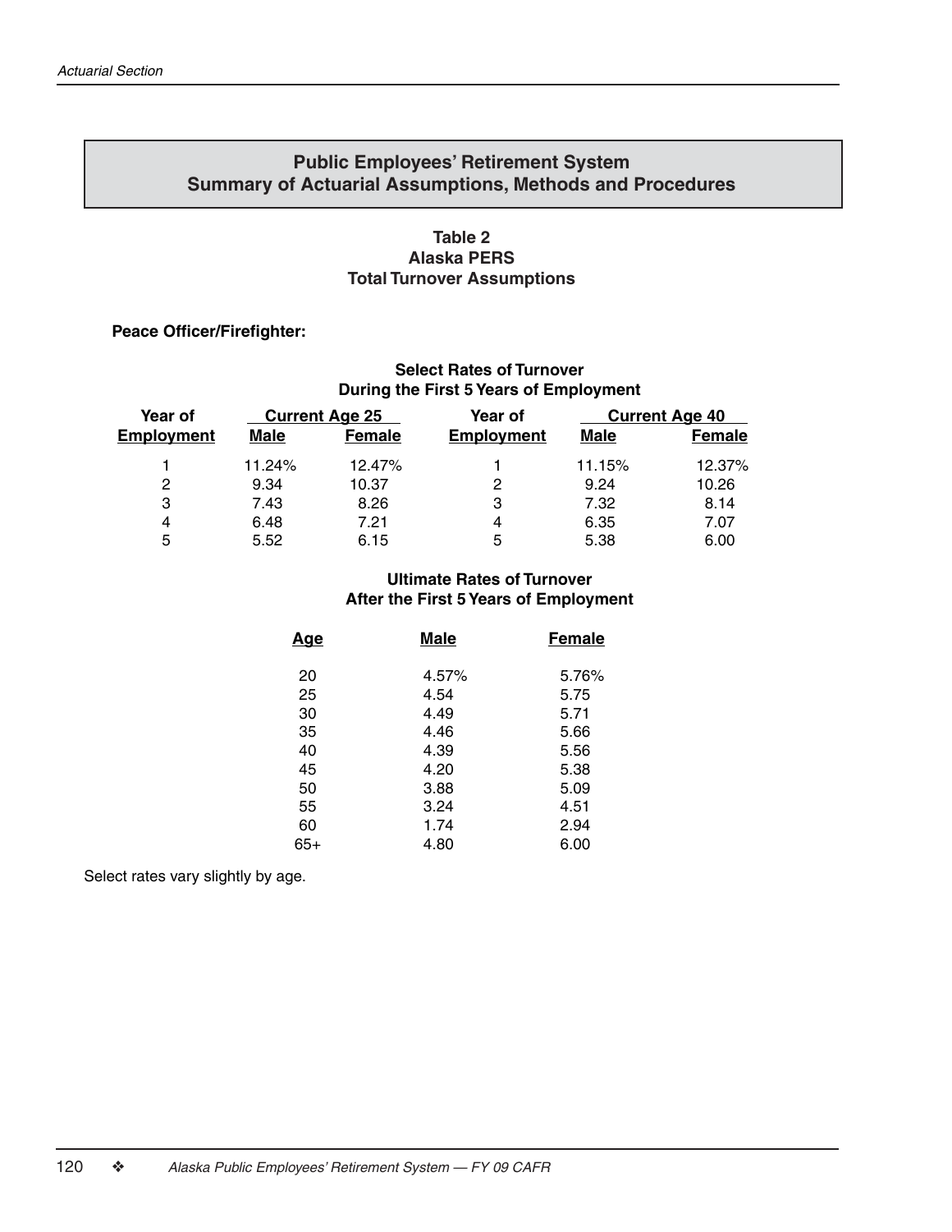## Public Employees' Retirement System
## Summary of Actuarial Assumptions, Methods and Procedures

### Table 2
### Alaska PERS
### Total Turnover Assumptions

**Peace Officer/Firefighter:**

**Select Rates of Turnover**
**During the First 5 Years of Employment**

| Year of Employment | Current Age 25 | | Year of Employment | Current Age 40 | |
|---|---|---|---|---|---|
| | Male | Female | | Male | Female |
| 1 | 11.24% | 12.47% | 1 | 11.15% | 12.37% |
| 2 | 9.34 | 10.37 | 2 | 9.24 | 10.26 |
| 3 | 7.43 | 8.26 | 3 | 7.32 | 8.14 |
| 4 | 6.48 | 7.21 | 4 | 6.35 | 7.07 |
| 5 | 5.52 | 6.15 | 5 | 5.38 | 6.00 |

**Ultimate Rates of Turnover**
**After the First 5 Years of Employment**

| Age | Male | Female |
|---|---|---|
| 20 | 4.57% | 5.76% |
| 25 | 4.54 | 5.75 |
| 30 | 4.49 | 5.71 |
| 35 | 4.46 | 5.66 |
| 40 | 4.39 | 5.56 |
| 45 | 4.20 | 5.38 |
| 50 | 3.88 | 5.09 |
| 55 | 3.24 | 4.51 |
| 60 | 1.74 | 2.94 |
| 65+ | 4.80 | 6.00 |

Select rates vary slightly by age.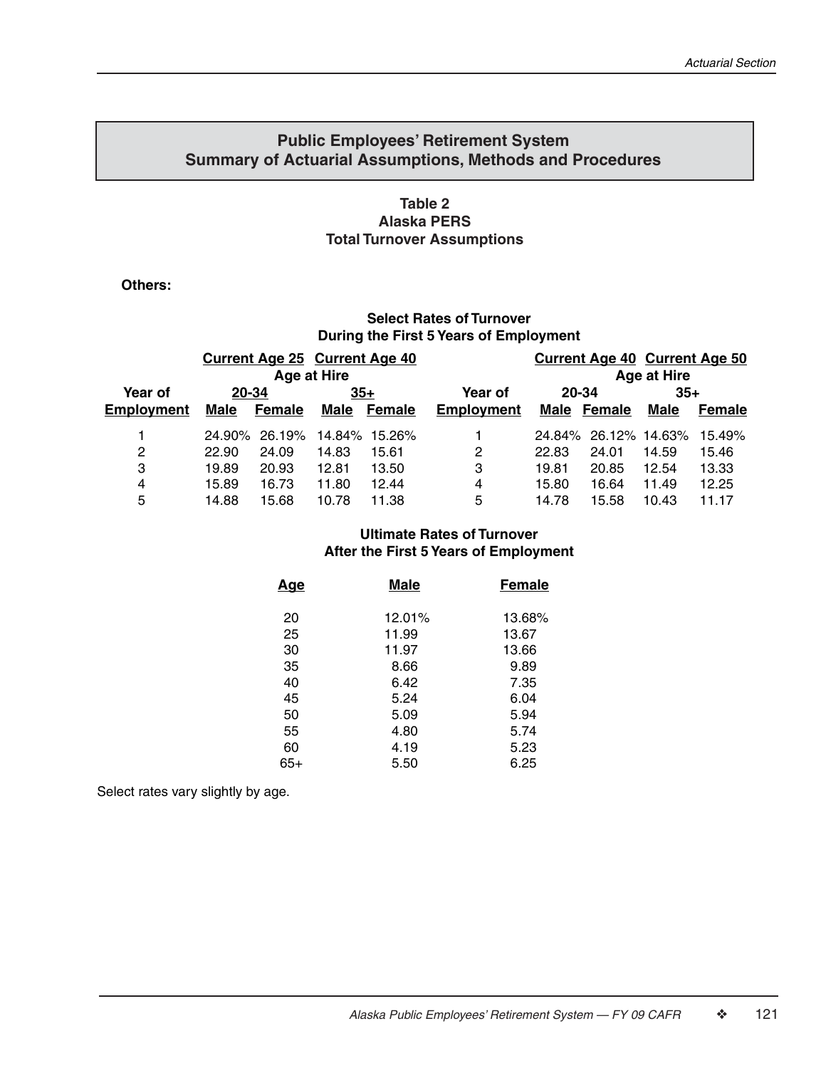## Public Employees' Retirement System
## Summary of Actuarial Assumptions, Methods and Procedures

### Table 2
### Alaska PERS
### Total Turnover Assumptions

**Others:**

**Select Rates of Turnover**
**During the First 5 Years of Employment**

| | Current Age 25 | | Current Age 40 | | | Current Age 40 | | Current Age 50 | |
|---|---|---|---|---|---|---|---|---|---|
| | Age at Hire | | | | | Age at Hire | | | |
| Year of | 20-34 | | 35+ | | Year of | 20-34 | | 35+ | |
| **Employment** | **Male** | **Female** | **Male** | **Female** | **Employment** | **Male** | **Female** | **Male** | **Female** |
| 1 | 24.90% | 26.19% | 14.84% | 15.26% | 1 | 24.84% | 26.12% | 14.63% | 15.49% |
| 2 | 22.90 | 24.09 | 14.83 | 15.61 | 2 | 22.83 | 24.01 | 14.59 | 15.46 |
| 3 | 19.89 | 20.93 | 12.81 | 13.50 | 3 | 19.81 | 20.85 | 12.54 | 13.33 |
| 4 | 15.89 | 16.73 | 11.80 | 12.44 | 4 | 15.80 | 16.64 | 11.49 | 12.25 |
| 5 | 14.88 | 15.68 | 10.78 | 11.38 | 5 | 14.78 | 15.58 | 10.43 | 11.17 |

**Ultimate Rates of Turnover**
**After the First 5 Years of Employment**

| Age | Male | Female |
|---|---|---|
| 20 | 12.01% | 13.68% |
| 25 | 11.99 | 13.67 |
| 30 | 11.97 | 13.66 |
| 35 | 8.66 | 9.89 |
| 40 | 6.42 | 7.35 |
| 45 | 5.24 | 6.04 |
| 50 | 5.09 | 5.94 |
| 55 | 4.80 | 5.74 |
| 60 | 4.19 | 5.23 |
| 65+ | 5.50 | 6.25 |

Select rates vary slightly by age.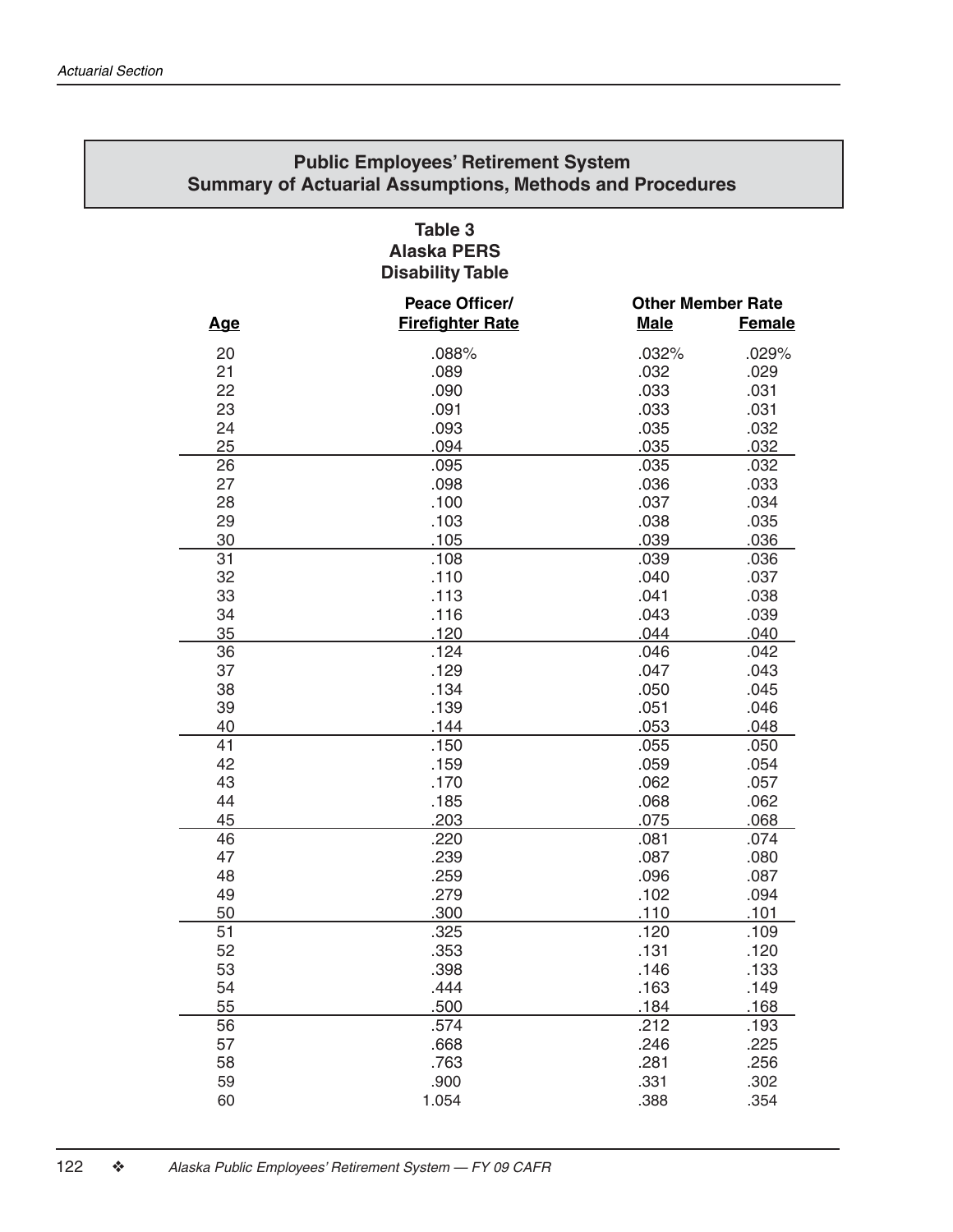## Public Employees' Retirement System
## Summary of Actuarial Assumptions, Methods and Procedures

### Table 3
### Alaska PERS
### Disability Table

| Age | Peace Officer/ Firefighter Rate | Other Member Rate | |
|---|---|---|---|
| | | Male | Female |
| 20 | .088% | .032% | .029% |
| 21 | .089 | .032 | .029 |
| 22 | .090 | .033 | .031 |
| 23 | .091 | .033 | .031 |
| 24 | .093 | .035 | .032 |
| 25 | .094 | .035 | .032 |
| 26 | .095 | .035 | .032 |
| 27 | .098 | .036 | .033 |
| 28 | .100 | .037 | .034 |
| 29 | .103 | .038 | .035 |
| 30 | .105 | .039 | .036 |
| 31 | .108 | .039 | .036 |
| 32 | .110 | .040 | .037 |
| 33 | .113 | .041 | .038 |
| 34 | .116 | .043 | .039 |
| 35 | .120 | .044 | .040 |
| 36 | .124 | .046 | .042 |
| 37 | .129 | .047 | .043 |
| 38 | .134 | .050 | .045 |
| 39 | .139 | .051 | .046 |
| 40 | .144 | .053 | .048 |
| 41 | .150 | .055 | .050 |
| 42 | .159 | .059 | .054 |
| 43 | .170 | .062 | .057 |
| 44 | .185 | .068 | .062 |
| 45 | .203 | .075 | .068 |
| 46 | .220 | .081 | .074 |
| 47 | .239 | .087 | .080 |
| 48 | .259 | .096 | .087 |
| 49 | .279 | .102 | .094 |
| 50 | .300 | .110 | .101 |
| 51 | .325 | .120 | .109 |
| 52 | .353 | .131 | .120 |
| 53 | .398 | .146 | .133 |
| 54 | .444 | .163 | .149 |
| 55 | .500 | .184 | .168 |
| 56 | .574 | .212 | .193 |
| 57 | .668 | .246 | .225 |
| 58 | .763 | .281 | .256 |
| 59 | .900 | .331 | .302 |
| 60 | 1.054 | .388 | .354 |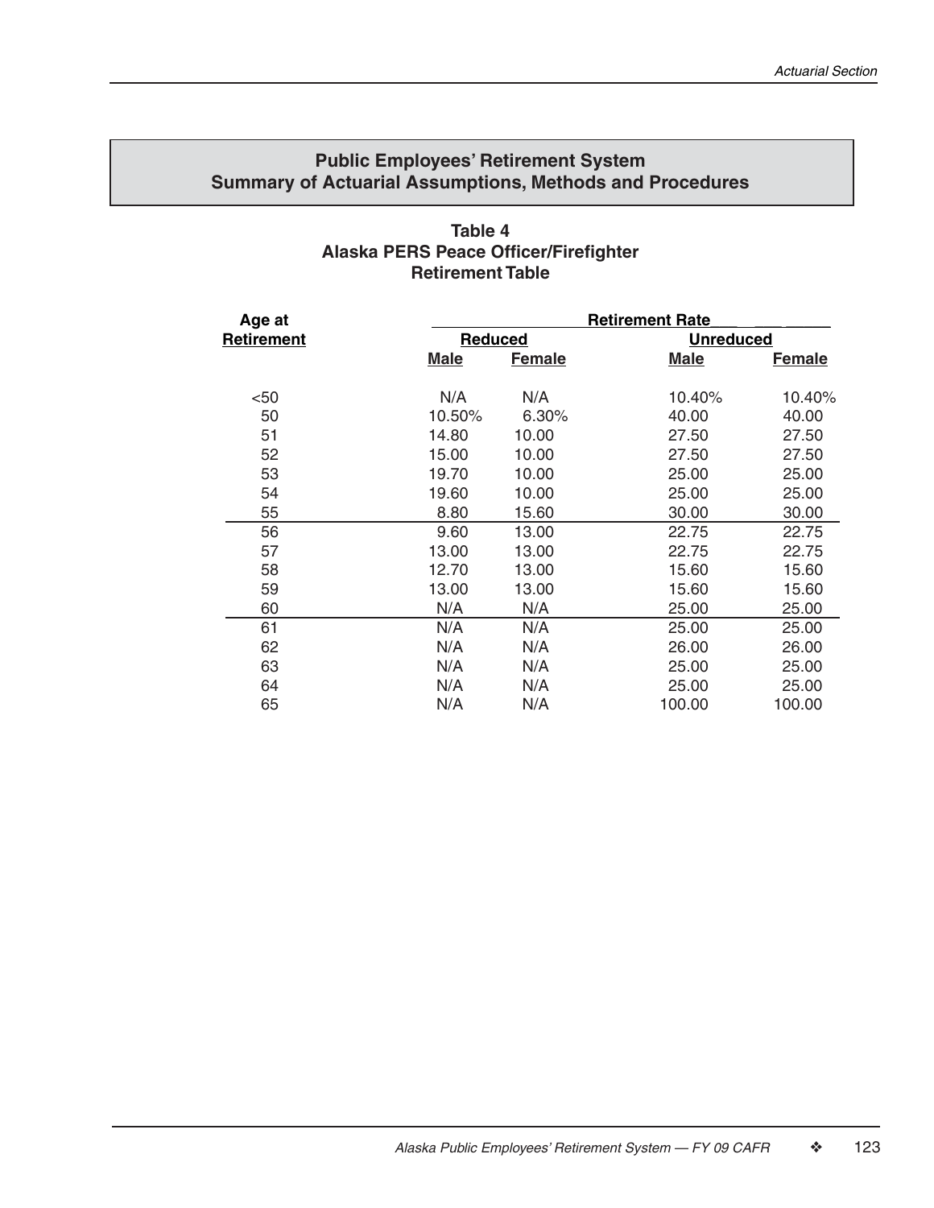## Public Employees' Retirement System
## Summary of Actuarial Assumptions, Methods and Procedures

### Table 4
### Alaska PERS Peace Officer/Firefighter
### Retirement Table

| Age at Retirement | Retirement Rate | | | |
|---|---|---|---|---|
| | Reduced | | Unreduced | |
| | Male | Female | Male | Female |
| <50 | N/A | N/A | 10.40% | 10.40% |
| 50 | 10.50% | 6.30% | 40.00 | 40.00 |
| 51 | 14.80 | 10.00 | 27.50 | 27.50 |
| 52 | 15.00 | 10.00 | 27.50 | 27.50 |
| 53 | 19.70 | 10.00 | 25.00 | 25.00 |
| 54 | 19.60 | 10.00 | 25.00 | 25.00 |
| 55 | 8.80 | 15.60 | 30.00 | 30.00 |
| 56 | 9.60 | 13.00 | 22.75 | 22.75 |
| 57 | 13.00 | 13.00 | 22.75 | 22.75 |
| 58 | 12.70 | 13.00 | 15.60 | 15.60 |
| 59 | 13.00 | 13.00 | 15.60 | 15.60 |
| 60 | N/A | N/A | 25.00 | 25.00 |
| 61 | N/A | N/A | 25.00 | 25.00 |
| 62 | N/A | N/A | 26.00 | 26.00 |
| 63 | N/A | N/A | 25.00 | 25.00 |
| 64 | N/A | N/A | 25.00 | 25.00 |
| 65 | N/A | N/A | 100.00 | 100.00 |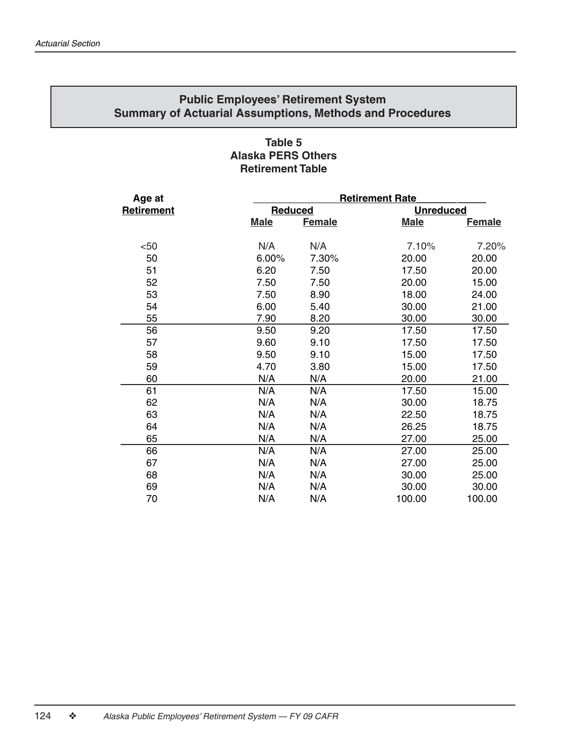## Public Employees' Retirement System
## Summary of Actuarial Assumptions, Methods and Procedures

### Table 5
### Alaska PERS Others
### Retirement Table

| Age at Retirement | Retirement Rate | | | |
|---|---|---|---|---|
| | Reduced | | Unreduced | |
| | Male | Female | Male | Female |
| <50 | N/A | N/A | 7.10% | 7.20% |
| 50 | 6.00% | 7.30% | 20.00 | 20.00 |
| 51 | 6.20 | 7.50 | 17.50 | 20.00 |
| 52 | 7.50 | 7.50 | 20.00 | 15.00 |
| 53 | 7.50 | 8.90 | 18.00 | 24.00 |
| 54 | 6.00 | 5.40 | 30.00 | 21.00 |
| 55 | 7.90 | 8.20 | 30.00 | 30.00 |
| 56 | 9.50 | 9.20 | 17.50 | 17.50 |
| 57 | 9.60 | 9.10 | 17.50 | 17.50 |
| 58 | 9.50 | 9.10 | 15.00 | 17.50 |
| 59 | 4.70 | 3.80 | 15.00 | 17.50 |
| 60 | N/A | N/A | 20.00 | 21.00 |
| 61 | N/A | N/A | 17.50 | 15.00 |
| 62 | N/A | N/A | 30.00 | 18.75 |
| 63 | N/A | N/A | 22.50 | 18.75 |
| 64 | N/A | N/A | 26.25 | 18.75 |
| 65 | N/A | N/A | 27.00 | 25.00 |
| 66 | N/A | N/A | 27.00 | 25.00 |
| 67 | N/A | N/A | 27.00 | 25.00 |
| 68 | N/A | N/A | 30.00 | 25.00 |
| 69 | N/A | N/A | 30.00 | 30.00 |
| 70 | N/A | N/A | 100.00 | 100.00 |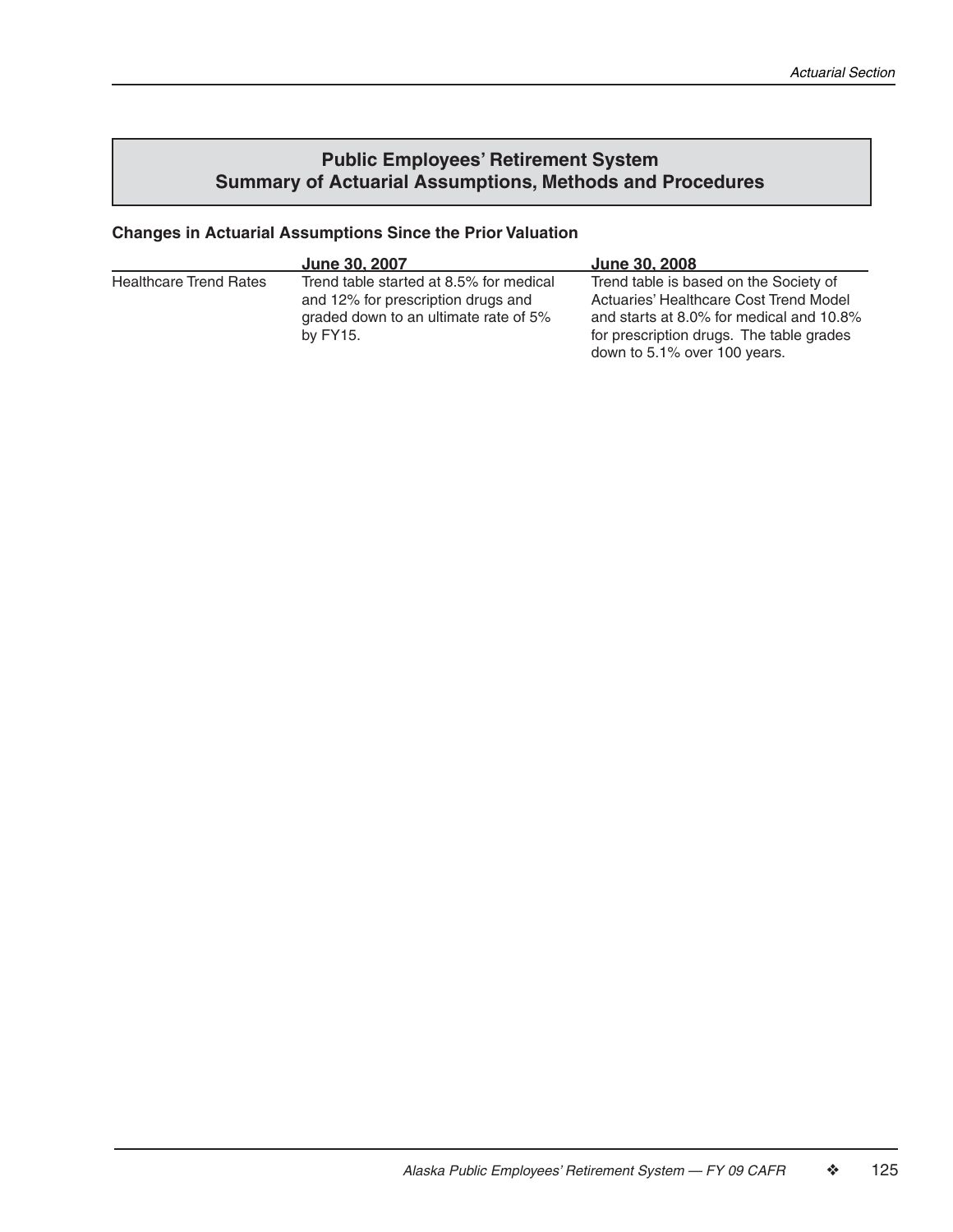## Public Employees' Retirement System
## Summary of Actuarial Assumptions, Methods and Procedures

### Changes in Actuarial Assumptions Since the Prior Valuation

| | June 30, 2007 | June 30, 2008 |
|---|---|---|
| Healthcare Trend Rates | Trend table started at 8.5% for medical and 12% for prescription drugs and graded down to an ultimate rate of 5% by FY15. | Trend table is based on the Society of Actuaries' Healthcare Cost Trend Model and starts at 8.0% for medical and 10.8% for prescription drugs. The table grades down to 5.1% over 100 years. |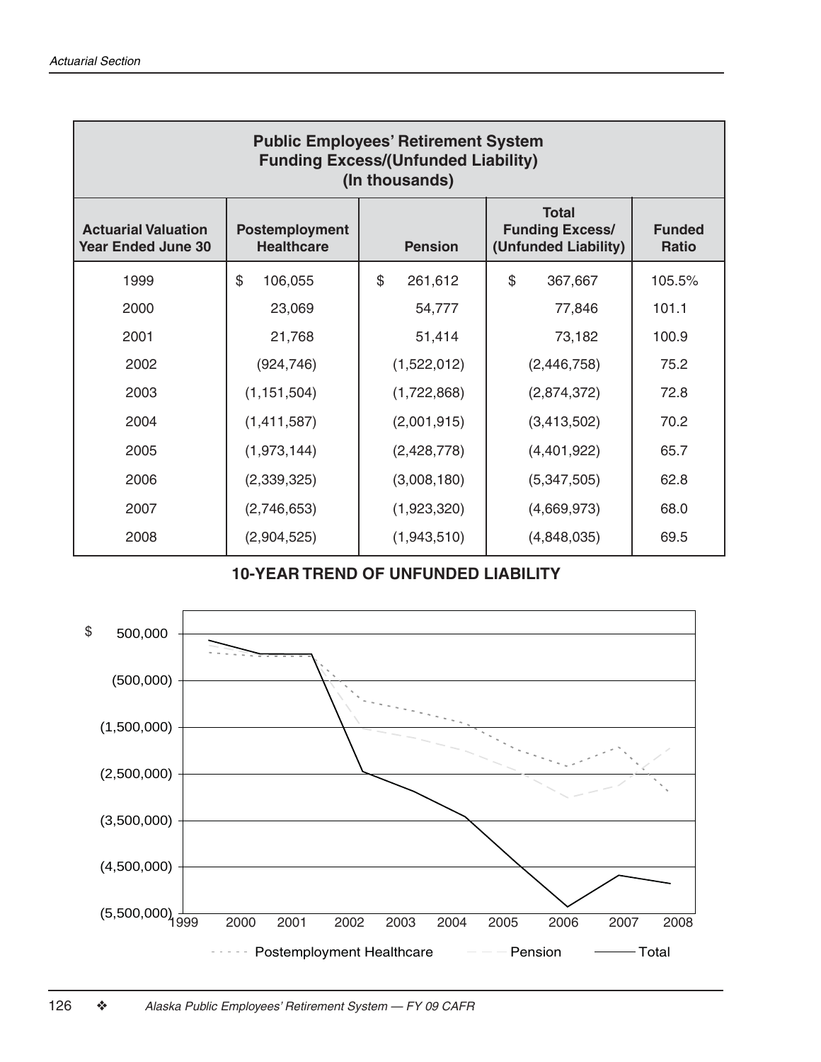| **Public Employees' Retirement System Funding Excess/(Unfunded Liability) (In thousands)** | | | | |
|---|---|---|---|---|
| **Actuarial Valuation Year Ended June 30** | **Postemployment Healthcare** | **Pension** | **Total Funding Excess/ (Unfunded Liability)** | **Funded Ratio** |
| 1999 | $ 106,055 | $ 261,612 | $ 367,667 | 105.5% |
| 2000 | 23,069 | 54,777 | 77,846 | 101.1 |
| 2001 | 21,768 | 51,414 | 73,182 | 100.9 |
| 2002 | (924,746) | (1,522,012) | (2,446,758) | 75.2 |
| 2003 | (1,151,504) | (1,722,868) | (2,874,372) | 72.8 |
| 2004 | (1,411,587) | (2,001,915) | (3,413,502) | 70.2 |
| 2005 | (1,973,144) | (2,428,778) | (4,401,922) | 65.7 |
| 2006 | (2,339,325) | (3,008,180) | (5,347,505) | 62.8 |
| 2007 | (2,746,653) | (1,923,320) | (4,669,973) | 68.0 |
| 2008 | (2,904,525) | (1,943,510) | (4,848,035) | 69.5 |

**10-YEAR TREND OF UNFUNDED LIABILITY**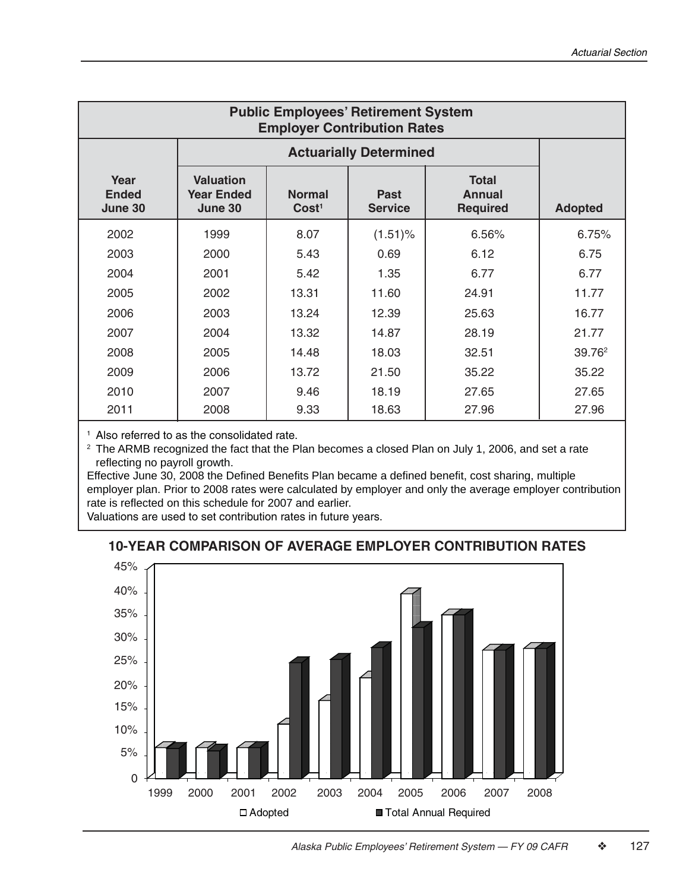## Public Employees' Retirement System Employer Contribution Rates

| Year Ended June 30 | Actuarially Determined | | | | Adopted |
|---|---|---|---|---|---|
| | Valuation Year Ended June 30 | Normal Cost[1] | Past Service | Total Annual Required | |
| 2002 | 1999 | 8.07 | (1.51)% | 6.56% | 6.75% |
| 2003 | 2000 | 5.43 | 0.69 | 6.12 | 6.75 |
| 2004 | 2001 | 5.42 | 1.35 | 6.77 | 6.77 |
| 2005 | 2002 | 13.31 | 11.60 | 24.91 | 11.77 |
| 2006 | 2003 | 13.24 | 12.39 | 25.63 | 16.77 |
| 2007 | 2004 | 13.32 | 14.87 | 28.19 | 21.77 |
| 2008 | 2005 | 14.48 | 18.03 | 32.51 | 39.76[2] |
| 2009 | 2006 | 13.72 | 21.50 | 35.22 | 35.22 |
| 2010 | 2007 | 9.46 | 18.19 | 27.65 | 27.65 |
| 2011 | 2008 | 9.33 | 18.63 | 27.96 | 27.96 |

[1] Also referred to as the consolidated rate.

[2] The ARMB recognized the fact that the Plan becomes a closed Plan on July 1, 2006, and set a rate reflecting no payroll growth.

Effective June 30, 2008 the Defined Benefits Plan became a defined benefit, cost sharing, multiple employer plan. Prior to 2008 rates were calculated by employer and only the average employer contribution rate is reflected on this schedule for 2007 and earlier.

Valuations are used to set contribution rates in future years.

### 10-YEAR COMPARISON OF AVERAGE EMPLOYER CONTRIBUTION RATES

| Year | Adopted | Total Annual Required |
|---|---|---|
| 1999 | 6.75% | 6.56% |
| 2000 | 6.75% | 6.12% |
| 2001 | 6.77% | 6.77% |
| 2002 | 11.77% | 24.91% |
| 2003 | 16.77% | 25.63% |
| 2004 | 21.77% | 28.19% |
| 2005 | 39.76% | 32.51% |
| 2006 | 35.22% | 35.22% |
| 2007 | 27.65% | 27.65% |
| 2008 | 27.96% | 27.96% |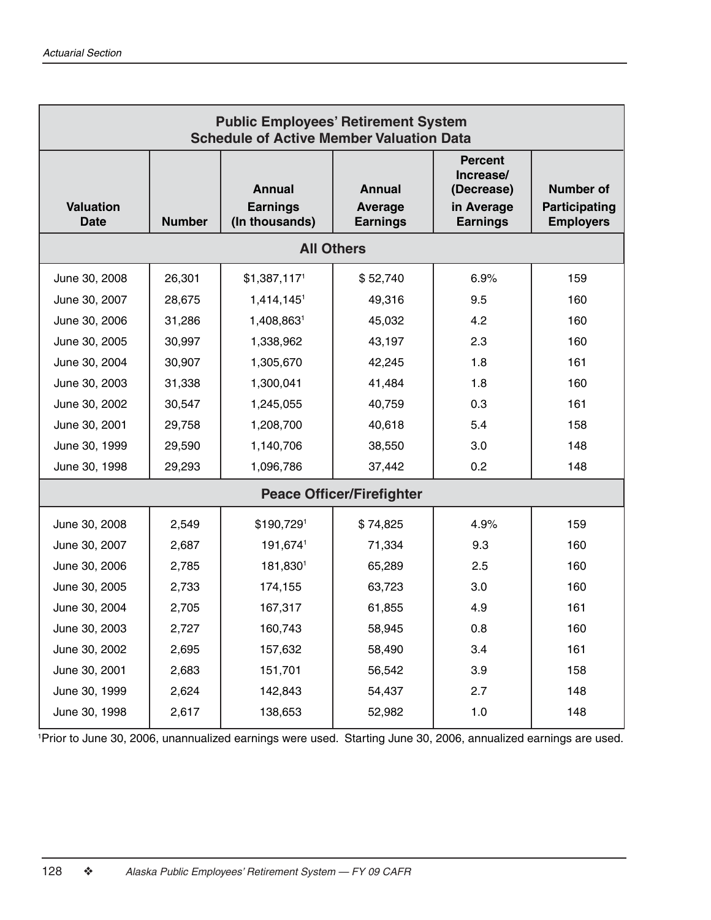## Public Employees' Retirement System Schedule of Active Member Valuation Data

| Valuation Date | Number | Annual Earnings (In thousands) | Annual Average Earnings | Percent Increase/ (Decrease) in Average Earnings | Number of Participating Employers |
|---|---|---|---|---|---|
| **All Others** | | | | | |
| June 30, 2008 | 26,301 | $1,387,117[1] | $ 52,740 | 6.9% | 159 |
| June 30, 2007 | 28,675 | 1,414,145[1] | 49,316 | 9.5 | 160 |
| June 30, 2006 | 31,286 | 1,408,863[1] | 45,032 | 4.2 | 160 |
| June 30, 2005 | 30,997 | 1,338,962 | 43,197 | 2.3 | 160 |
| June 30, 2004 | 30,907 | 1,305,670 | 42,245 | 1.8 | 161 |
| June 30, 2003 | 31,338 | 1,300,041 | 41,484 | 1.8 | 160 |
| June 30, 2002 | 30,547 | 1,245,055 | 40,759 | 0.3 | 161 |
| June 30, 2001 | 29,758 | 1,208,700 | 40,618 | 5.4 | 158 |
| June 30, 1999 | 29,590 | 1,140,706 | 38,550 | 3.0 | 148 |
| June 30, 1998 | 29,293 | 1,096,786 | 37,442 | 0.2 | 148 |
| **Peace Officer/Firefighter** | | | | | |
| June 30, 2008 | 2,549 | $190,729[1] | $ 74,825 | 4.9% | 159 |
| June 30, 2007 | 2,687 | 191,674[1] | 71,334 | 9.3 | 160 |
| June 30, 2006 | 2,785 | 181,830[1] | 65,289 | 2.5 | 160 |
| June 30, 2005 | 2,733 | 174,155 | 63,723 | 3.0 | 160 |
| June 30, 2004 | 2,705 | 167,317 | 61,855 | 4.9 | 161 |
| June 30, 2003 | 2,727 | 160,743 | 58,945 | 0.8 | 160 |
| June 30, 2002 | 2,695 | 157,632 | 58,490 | 3.4 | 161 |
| June 30, 2001 | 2,683 | 151,701 | 56,542 | 3.9 | 158 |
| June 30, 1999 | 2,624 | 142,843 | 54,437 | 2.7 | 148 |
| June 30, 1998 | 2,617 | 138,653 | 52,982 | 1.0 | 148 |

[1]Prior to June 30, 2006, unannualized earnings were used. Starting June 30, 2006, annualized earnings are used.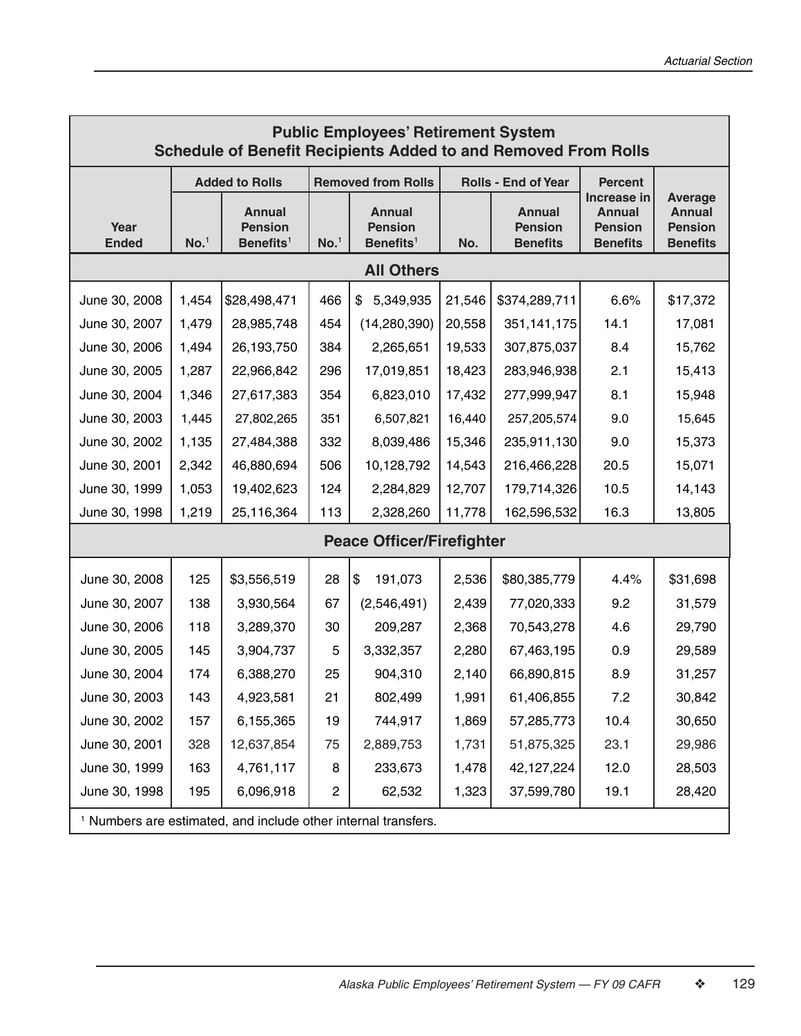## Public Employees' Retirement System
## Schedule of Benefit Recipients Added to and Removed From Rolls

| Year Ended | Added to Rolls No.[1] | Added to Rolls Annual Pension Benefits[1] | Removed from Rolls No.[1] | Removed from Rolls Annual Pension Benefits[1] | Rolls - End of Year No. | Rolls - End of Year Annual Pension Benefits | Percent Increase in Annual Pension Benefits | Average Annual Pension Benefits |
|---|---|---|---|---|---|---|---|---|
| **All Others** | | | | | | | | |
| June 30, 2008 | 1,454 | $28,498,471 | 466 | $ 5,349,935 | 21,546 | $374,289,711 | 6.6% | $17,372 |
| June 30, 2007 | 1,479 | 28,985,748 | 454 | (14,280,390) | 20,558 | 351,141,175 | 14.1 | 17,081 |
| June 30, 2006 | 1,494 | 26,193,750 | 384 | 2,265,651 | 19,533 | 307,875,037 | 8.4 | 15,762 |
| June 30, 2005 | 1,287 | 22,966,842 | 296 | 17,019,851 | 18,423 | 283,946,938 | 2.1 | 15,413 |
| June 30, 2004 | 1,346 | 27,617,383 | 354 | 6,823,010 | 17,432 | 277,999,947 | 8.1 | 15,948 |
| June 30, 2003 | 1,445 | 27,802,265 | 351 | 6,507,821 | 16,440 | 257,205,574 | 9.0 | 15,645 |
| June 30, 2002 | 1,135 | 27,484,388 | 332 | 8,039,486 | 15,346 | 235,911,130 | 9.0 | 15,373 |
| June 30, 2001 | 2,342 | 46,880,694 | 506 | 10,128,792 | 14,543 | 216,466,228 | 20.5 | 15,071 |
| June 30, 1999 | 1,053 | 19,402,623 | 124 | 2,284,829 | 12,707 | 179,714,326 | 10.5 | 14,143 |
| June 30, 1998 | 1,219 | 25,116,364 | 113 | 2,328,260 | 11,778 | 162,596,532 | 16.3 | 13,805 |
| **Peace Officer/Firefighter** | | | | | | | | |
| June 30, 2008 | 125 | $3,556,519 | 28 | $ 191,073 | 2,536 | $80,385,779 | 4.4% | $31,698 |
| June 30, 2007 | 138 | 3,930,564 | 67 | (2,546,491) | 2,439 | 77,020,333 | 9.2 | 31,579 |
| June 30, 2006 | 118 | 3,289,370 | 30 | 209,287 | 2,368 | 70,543,278 | 4.6 | 29,790 |
| June 30, 2005 | 145 | 3,904,737 | 5 | 3,332,357 | 2,280 | 67,463,195 | 0.9 | 29,589 |
| June 30, 2004 | 174 | 6,388,270 | 25 | 904,310 | 2,140 | 66,890,815 | 8.9 | 31,257 |
| June 30, 2003 | 143 | 4,923,581 | 21 | 802,499 | 1,991 | 61,406,855 | 7.2 | 30,842 |
| June 30, 2002 | 157 | 6,155,365 | 19 | 744,917 | 1,869 | 57,285,773 | 10.4 | 30,650 |
| June 30, 2001 | 328 | 12,637,854 | 75 | 2,889,753 | 1,731 | 51,875,325 | 23.1 | 29,986 |
| June 30, 1999 | 163 | 4,761,117 | 8 | 233,673 | 1,478 | 42,127,224 | 12.0 | 28,503 |
| June 30, 1998 | 195 | 6,096,918 | 2 | 62,532 | 1,323 | 37,599,780 | 19.1 | 28,420 |

[1] Numbers are estimated, and include other internal transfers.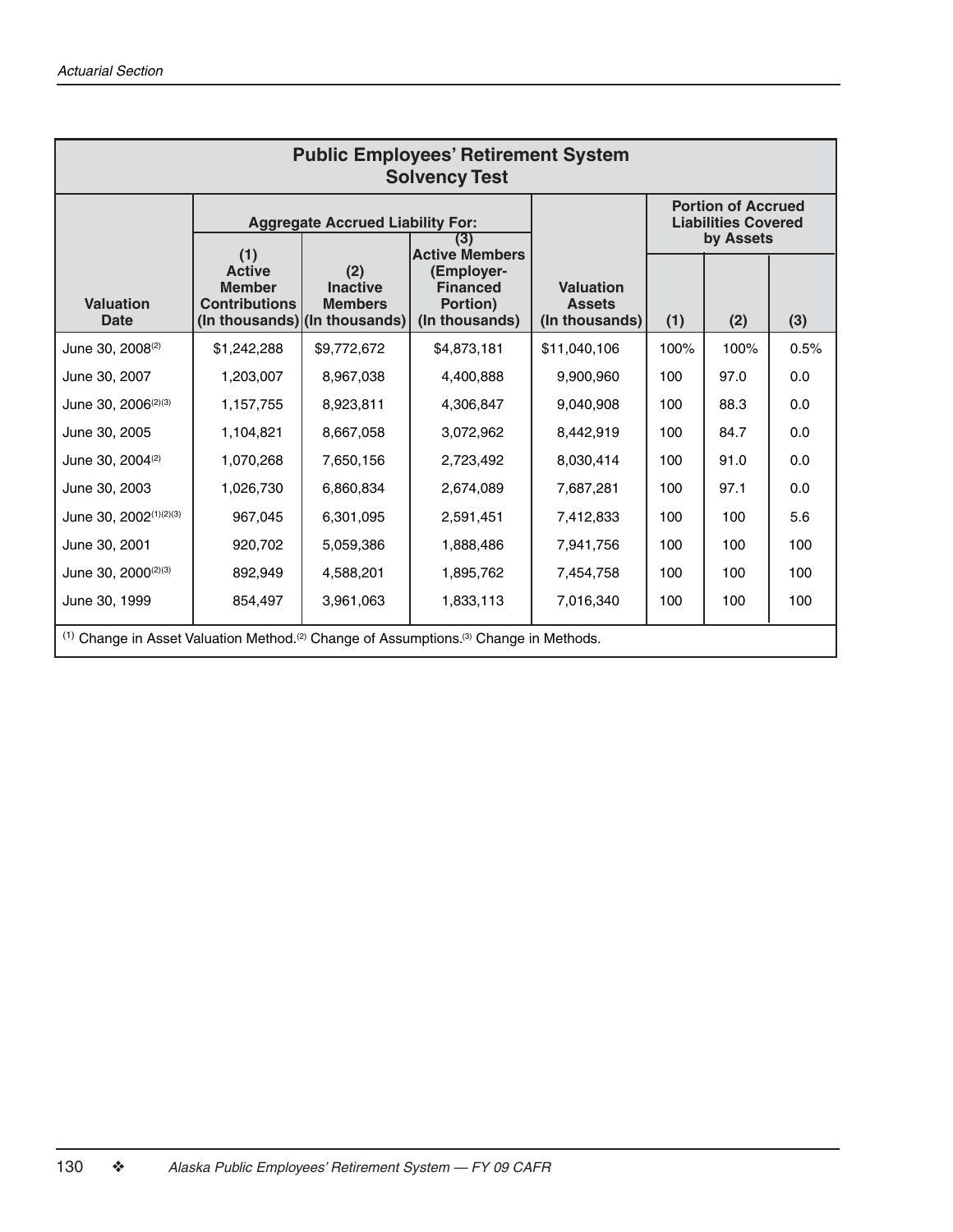## Public Employees' Retirement System
### Solvency Test

| Valuation Date | Aggregate Accrued Liability For: (1) Active Member Contributions (In thousands) | (2) Inactive Members (In thousands) | (3) Active Members (Employer-Financed Portion) (In thousands) | Valuation Assets (In thousands) | Portion of Accrued Liabilities Covered by Assets (1) | (2) | (3) |
|---|---|---|---|---|---|---|---|
| June 30, 2008[2] | $1,242,288 | $9,772,672 | $4,873,181 | $11,040,106 | 100% | 100% | 0.5% |
| June 30, 2007 | 1,203,007 | 8,967,038 | 4,400,888 | 9,900,960 | 100 | 97.0 | 0.0 |
| June 30, 2006[2][3] | 1,157,755 | 8,923,811 | 4,306,847 | 9,040,908 | 100 | 88.3 | 0.0 |
| June 30, 2005 | 1,104,821 | 8,667,058 | 3,072,962 | 8,442,919 | 100 | 84.7 | 0.0 |
| June 30, 2004[2] | 1,070,268 | 7,650,156 | 2,723,492 | 8,030,414 | 100 | 91.0 | 0.0 |
| June 30, 2003 | 1,026,730 | 6,860,834 | 2,674,089 | 7,687,281 | 100 | 97.1 | 0.0 |
| June 30, 2002[1][2][3] | 967,045 | 6,301,095 | 2,591,451 | 7,412,833 | 100 | 100 | 5.6 |
| June 30, 2001 | 920,702 | 5,059,386 | 1,888,486 | 7,941,756 | 100 | 100 | 100 |
| June 30, 2000[2][3] | 892,949 | 4,588,201 | 1,895,762 | 7,454,758 | 100 | 100 | 100 |
| June 30, 1999 | 854,497 | 3,961,063 | 1,833,113 | 7,016,340 | 100 | 100 | 100 |

[1] Change in Asset Valuation Method. [2] Change of Assumptions. [3] Change in Methods.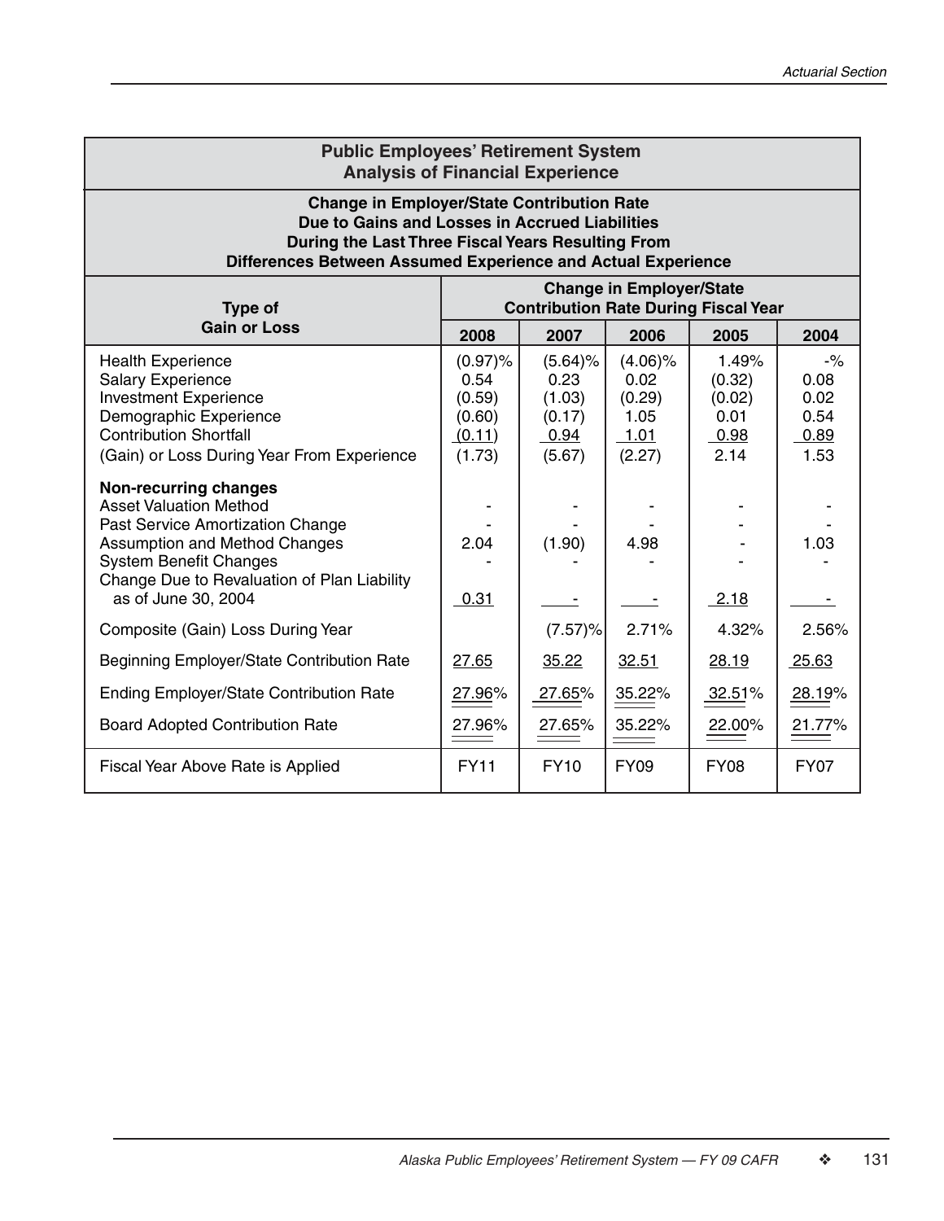## Public Employees' Retirement System
## Analysis of Financial Experience

### Change in Employer/State Contribution Rate Due to Gains and Losses in Accrued Liabilities During the Last Three Fiscal Years Resulting From Differences Between Assumed Experience and Actual Experience

| Type of Gain or Loss | Change in Employer/State Contribution Rate During Fiscal Year | | | | |
|---|---|---|---|---|---|
| | 2008 | 2007 | 2006 | 2005 | 2004 |
| Health Experience | (0.97)% | (5.64)% | (4.06)% | 1.49% | -% |
| Salary Experience | 0.54 | 0.23 | 0.02 | (0.32) | 0.08 |
| Investment Experience | (0.59) | (1.03) | (0.29) | (0.02) | 0.02 |
| Demographic Experience | (0.60) | (0.17) | 1.05 | 0.01 | 0.54 |
| Contribution Shortfall | (0.11) | 0.94 | 1.01 | 0.98 | 0.89 |
| (Gain) or Loss During Year From Experience | (1.73) | (5.67) | (2.27) | 2.14 | 1.53 |
| **Non-recurring changes** | | | | | |
| Asset Valuation Method | - | - | - | - | - |
| Past Service Amortization Change | - | - | - | - | - |
| Assumption and Method Changes | 2.04 | (1.90) | 4.98 | - | 1.03 |
| System Benefit Changes | - | - | - | - | - |
| Change Due to Revaluation of Plan Liability as of June 30, 2004 | 0.31 | - | - | 2.18 | - |
| Composite (Gain) Loss During Year | | (7.57)% | 2.71% | 4.32% | 2.56% |
| Beginning Employer/State Contribution Rate | 27.65 | 35.22 | 32.51 | 28.19 | 25.63 |
| Ending Employer/State Contribution Rate | 27.96% | 27.65% | 35.22% | 32.51% | 28.19% |
| Board Adopted Contribution Rate | 27.96% | 27.65% | 35.22% | 22.00% | 21.77% |
| Fiscal Year Above Rate is Applied | FY11 | FY10 | FY09 | FY08 | FY07 |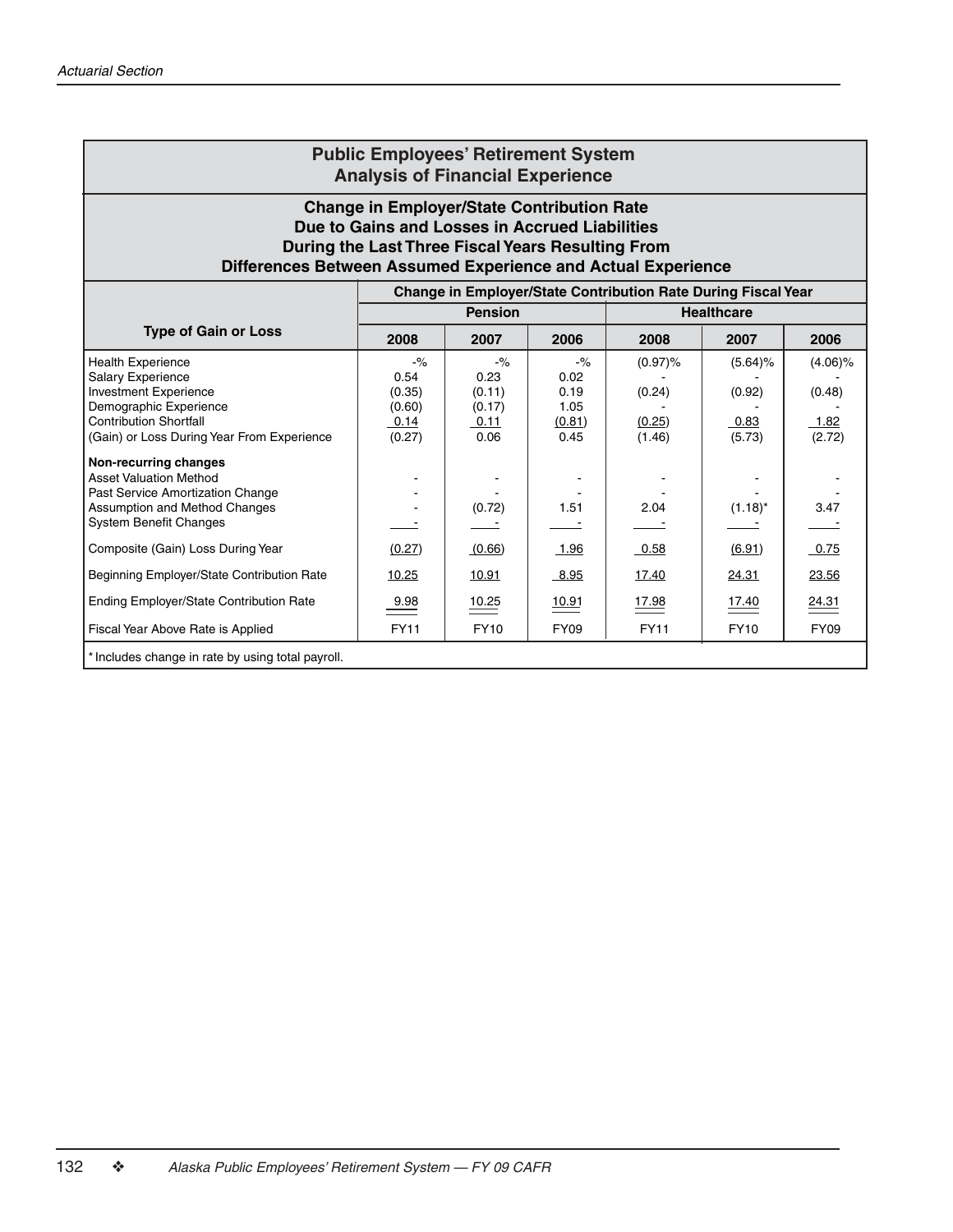## Public Employees' Retirement System
## Analysis of Financial Experience

### Change in Employer/State Contribution Rate Due to Gains and Losses in Accrued Liabilities During the Last Three Fiscal Years Resulting From Differences Between Assumed Experience and Actual Experience

| Type of Gain or Loss | Change in Employer/State Contribution Rate During Fiscal Year | | | | | |
|---|---|---|---|---|---|---|
| | Pension | | | Healthcare | | |
| | 2008 | 2007 | 2006 | 2008 | 2007 | 2006 |
| Health Experience | -% | -% | -% | (0.97)% | (5.64)% | (4.06)% |
| Salary Experience | 0.54 | 0.23 | 0.02 | - | - | - |
| Investment Experience | (0.35) | (0.11) | 0.19 | (0.24) | (0.92) | (0.48) |
| Demographic Experience | (0.60) | (0.17) | 1.05 | - | - | - |
| Contribution Shortfall | 0.14 | 0.11 | (0.81) | (0.25) | 0.83 | 1.82 |
| (Gain) or Loss During Year From Experience | (0.27) | 0.06 | 0.45 | (1.46) | (5.73) | (2.72) |
| **Non-recurring changes** | | | | | | |
| Asset Valuation Method | - | - | - | - | - | - |
| Past Service Amortization Change | - | - | - | - | - | - |
| Assumption and Method Changes | - | (0.72) | 1.51 | 2.04 | (1.18)* | 3.47 |
| System Benefit Changes | - | - | - | - | - | - |
| Composite (Gain) Loss During Year | (0.27) | (0.66) | 1.96 | 0.58 | (6.91) | 0.75 |
| Beginning Employer/State Contribution Rate | 10.25 | 10.91 | 8.95 | 17.40 | 24.31 | 23.56 |
| Ending Employer/State Contribution Rate | 9.98 | 10.25 | 10.91 | 17.98 | 17.40 | 24.31 |
| Fiscal Year Above Rate is Applied | FY11 | FY10 | FY09 | FY11 | FY10 | FY09 |

* Includes change in rate by using total payroll.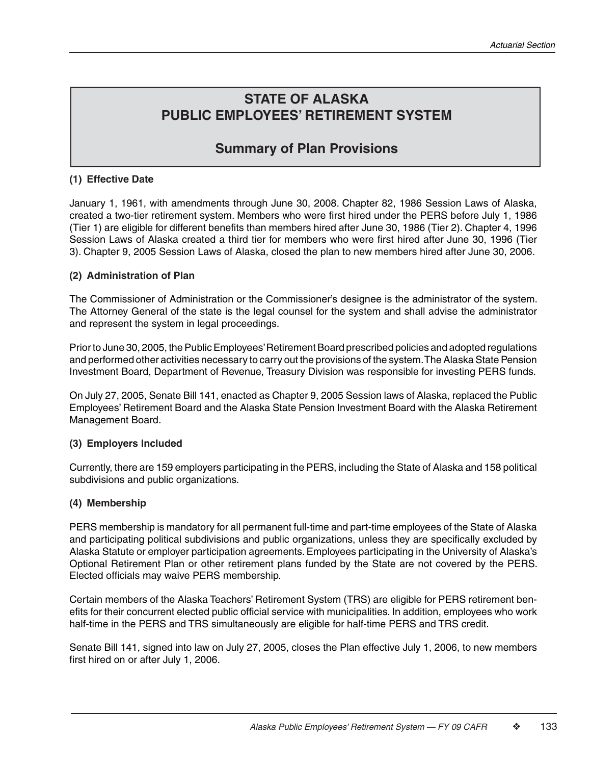# STATE OF ALASKA
# PUBLIC EMPLOYEES' RETIREMENT SYSTEM

## Summary of Plan Provisions

### (1) Effective Date

January 1, 1961, with amendments through June 30, 2008. Chapter 82, 1986 Session Laws of Alaska, created a two-tier retirement system. Members who were first hired under the PERS before July 1, 1986 (Tier 1) are eligible for different benefits than members hired after June 30, 1986 (Tier 2). Chapter 4, 1996 Session Laws of Alaska created a third tier for members who were first hired after June 30, 1996 (Tier 3). Chapter 9, 2005 Session Laws of Alaska, closed the plan to new members hired after June 30, 2006.

### (2) Administration of Plan

The Commissioner of Administration or the Commissioner's designee is the administrator of the system. The Attorney General of the state is the legal counsel for the system and shall advise the administrator and represent the system in legal proceedings.

Prior to June 30, 2005, the Public Employees' Retirement Board prescribed policies and adopted regulations and performed other activities necessary to carry out the provisions of the system. The Alaska State Pension Investment Board, Department of Revenue, Treasury Division was responsible for investing PERS funds.

On July 27, 2005, Senate Bill 141, enacted as Chapter 9, 2005 Session laws of Alaska, replaced the Public Employees' Retirement Board and the Alaska State Pension Investment Board with the Alaska Retirement Management Board.

### (3) Employers Included

Currently, there are 159 employers participating in the PERS, including the State of Alaska and 158 political subdivisions and public organizations.

### (4) Membership

PERS membership is mandatory for all permanent full-time and part-time employees of the State of Alaska and participating political subdivisions and public organizations, unless they are specifically excluded by Alaska Statute or employer participation agreements. Employees participating in the University of Alaska's Optional Retirement Plan or other retirement plans funded by the State are not covered by the PERS. Elected officials may waive PERS membership.

Certain members of the Alaska Teachers' Retirement System (TRS) are eligible for PERS retirement benefits for their concurrent elected public official service with municipalities. In addition, employees who work half-time in the PERS and TRS simultaneously are eligible for half-time PERS and TRS credit.

Senate Bill 141, signed into law on July 27, 2005, closes the Plan effective July 1, 2006, to new members first hired on or after July 1, 2006.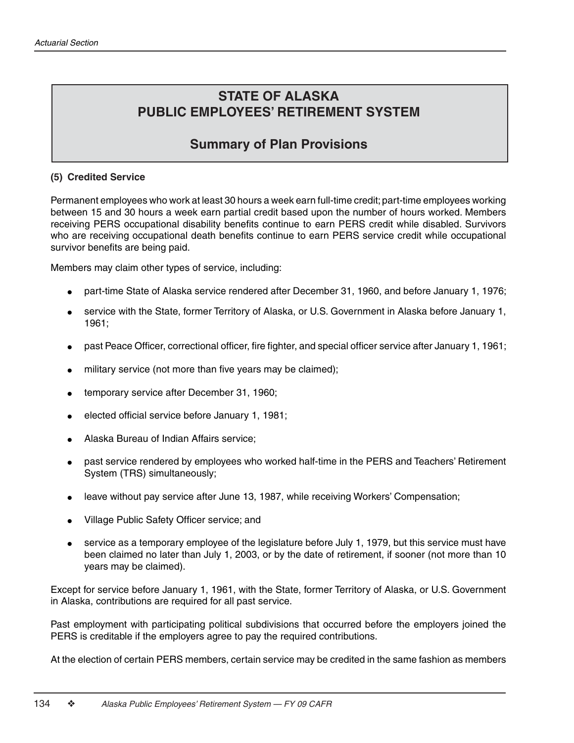# STATE OF ALASKA
# PUBLIC EMPLOYEES' RETIREMENT SYSTEM

## Summary of Plan Provisions

**(5) Credited Service**

Permanent employees who work at least 30 hours a week earn full-time credit; part-time employees working between 15 and 30 hours a week earn partial credit based upon the number of hours worked. Members receiving PERS occupational disability benefits continue to earn PERS credit while disabled. Survivors who are receiving occupational death benefits continue to earn PERS service credit while occupational survivor benefits are being paid.

Members may claim other types of service, including:

- part-time State of Alaska service rendered after December 31, 1960, and before January 1, 1976;
- service with the State, former Territory of Alaska, or U.S. Government in Alaska before January 1, 1961;
- past Peace Officer, correctional officer, fire fighter, and special officer service after January 1, 1961;
- military service (not more than five years may be claimed);
- temporary service after December 31, 1960;
- elected official service before January 1, 1981;
- Alaska Bureau of Indian Affairs service;
- past service rendered by employees who worked half-time in the PERS and Teachers' Retirement System (TRS) simultaneously;
- leave without pay service after June 13, 1987, while receiving Workers' Compensation;
- Village Public Safety Officer service; and
- service as a temporary employee of the legislature before July 1, 1979, but this service must have been claimed no later than July 1, 2003, or by the date of retirement, if sooner (not more than 10 years may be claimed).

Except for service before January 1, 1961, with the State, former Territory of Alaska, or U.S. Government in Alaska, contributions are required for all past service.

Past employment with participating political subdivisions that occurred before the employers joined the PERS is creditable if the employers agree to pay the required contributions.

At the election of certain PERS members, certain service may be credited in the same fashion as members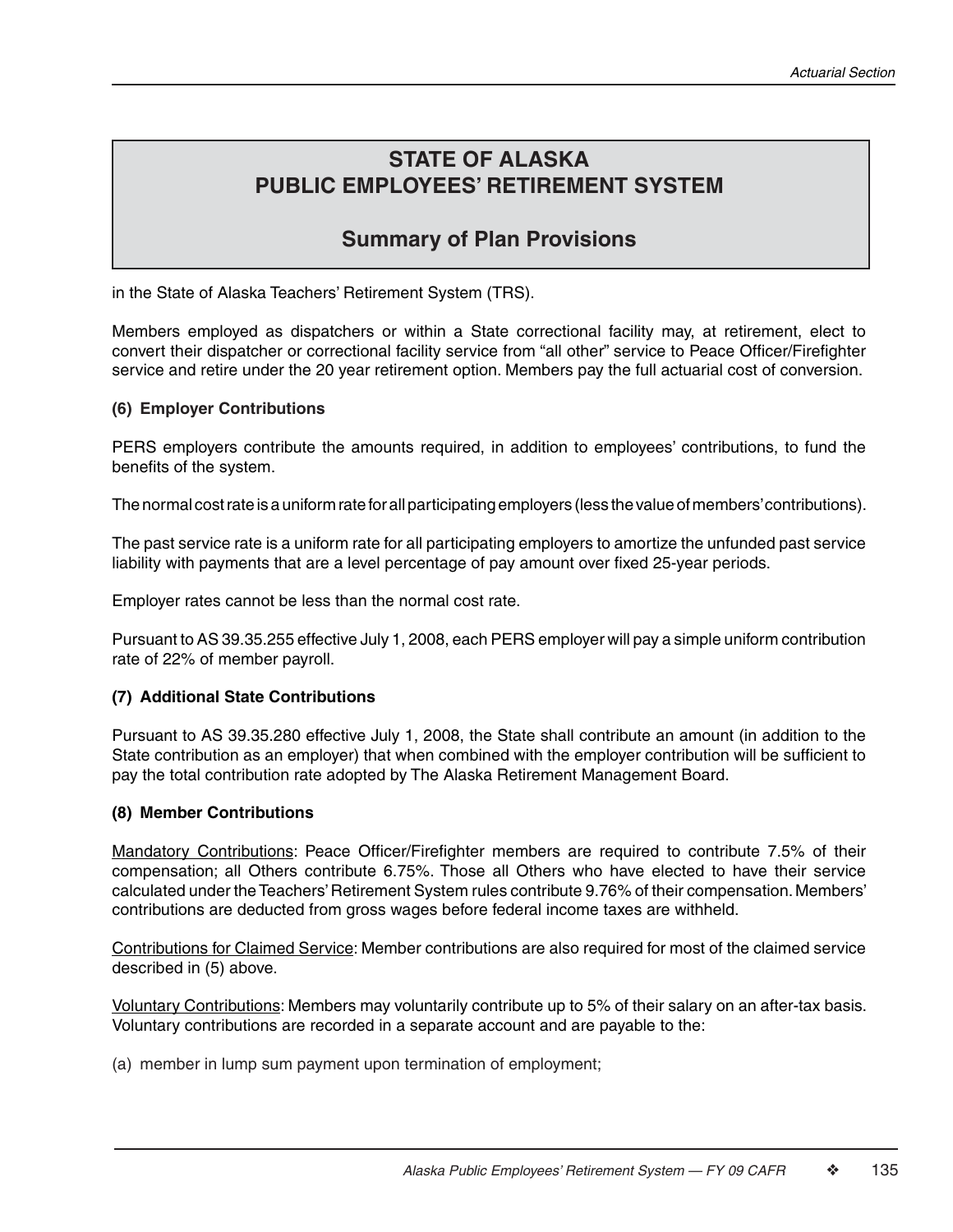# STATE OF ALASKA
# PUBLIC EMPLOYEES' RETIREMENT SYSTEM

## Summary of Plan Provisions

in the State of Alaska Teachers' Retirement System (TRS).

Members employed as dispatchers or within a State correctional facility may, at retirement, elect to convert their dispatcher or correctional facility service from "all other" service to Peace Officer/Firefighter service and retire under the 20 year retirement option. Members pay the full actuarial cost of conversion.

**(6) Employer Contributions**

PERS employers contribute the amounts required, in addition to employees' contributions, to fund the benefits of the system.

The normal cost rate is a uniform rate for all participating employers (less the value of members' contributions).

The past service rate is a uniform rate for all participating employers to amortize the unfunded past service liability with payments that are a level percentage of pay amount over fixed 25-year periods.

Employer rates cannot be less than the normal cost rate.

Pursuant to AS 39.35.255 effective July 1, 2008, each PERS employer will pay a simple uniform contribution rate of 22% of member payroll.

**(7) Additional State Contributions**

Pursuant to AS 39.35.280 effective July 1, 2008, the State shall contribute an amount (in addition to the State contribution as an employer) that when combined with the employer contribution will be sufficient to pay the total contribution rate adopted by The Alaska Retirement Management Board.

**(8) Member Contributions**

Mandatory Contributions: Peace Officer/Firefighter members are required to contribute 7.5% of their compensation; all Others contribute 6.75%. Those all Others who have elected to have their service calculated under the Teachers' Retirement System rules contribute 9.76% of their compensation. Members' contributions are deducted from gross wages before federal income taxes are withheld.

Contributions for Claimed Service: Member contributions are also required for most of the claimed service described in (5) above.

Voluntary Contributions: Members may voluntarily contribute up to 5% of their salary on an after-tax basis. Voluntary contributions are recorded in a separate account and are payable to the:

(a) member in lump sum payment upon termination of employment;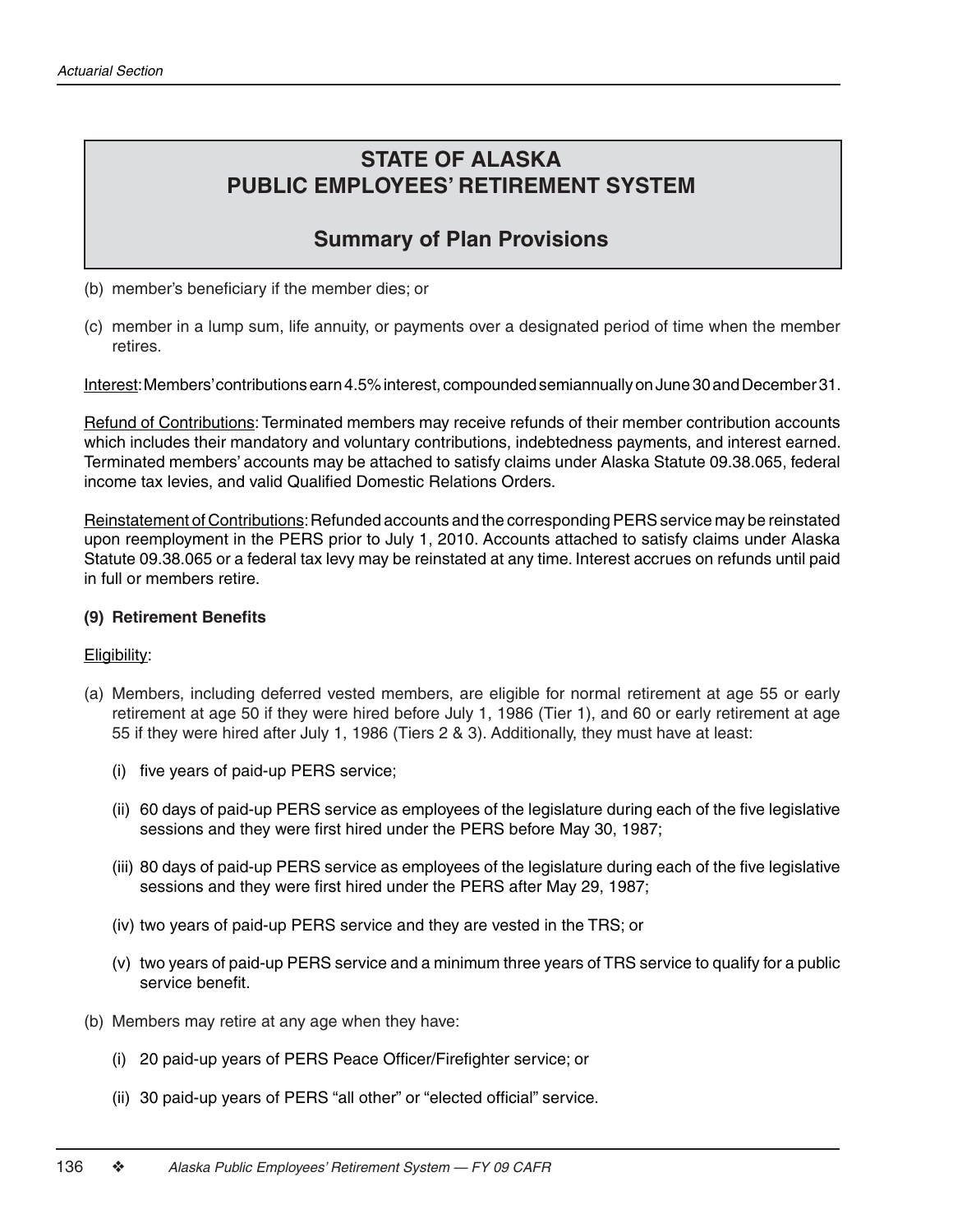# STATE OF ALASKA
# PUBLIC EMPLOYEES' RETIREMENT SYSTEM

## Summary of Plan Provisions

(b) member's beneficiary if the member dies; or

(c) member in a lump sum, life annuity, or payments over a designated period of time when the member retires.

Interest: Members' contributions earn 4.5% interest, compounded semiannually on June 30 and December 31.

Refund of Contributions: Terminated members may receive refunds of their member contribution accounts which includes their mandatory and voluntary contributions, indebtedness payments, and interest earned. Terminated members' accounts may be attached to satisfy claims under Alaska Statute 09.38.065, federal income tax levies, and valid Qualified Domestic Relations Orders.

Reinstatement of Contributions: Refunded accounts and the corresponding PERS service may be reinstated upon reemployment in the PERS prior to July 1, 2010. Accounts attached to satisfy claims under Alaska Statute 09.38.065 or a federal tax levy may be reinstated at any time. Interest accrues on refunds until paid in full or members retire.

**(9) Retirement Benefits**

Eligibility:

(a) Members, including deferred vested members, are eligible for normal retirement at age 55 or early retirement at age 50 if they were hired before July 1, 1986 (Tier 1), and 60 or early retirement at age 55 if they were hired after July 1, 1986 (Tiers 2 & 3). Additionally, they must have at least:

   (i) five years of paid-up PERS service;

   (ii) 60 days of paid-up PERS service as employees of the legislature during each of the five legislative sessions and they were first hired under the PERS before May 30, 1987;

   (iii) 80 days of paid-up PERS service as employees of the legislature during each of the five legislative sessions and they were first hired under the PERS after May 29, 1987;

   (iv) two years of paid-up PERS service and they are vested in the TRS; or

   (v) two years of paid-up PERS service and a minimum three years of TRS service to qualify for a public service benefit.

(b) Members may retire at any age when they have:

   (i) 20 paid-up years of PERS Peace Officer/Firefighter service; or

   (ii) 30 paid-up years of PERS "all other" or "elected official" service.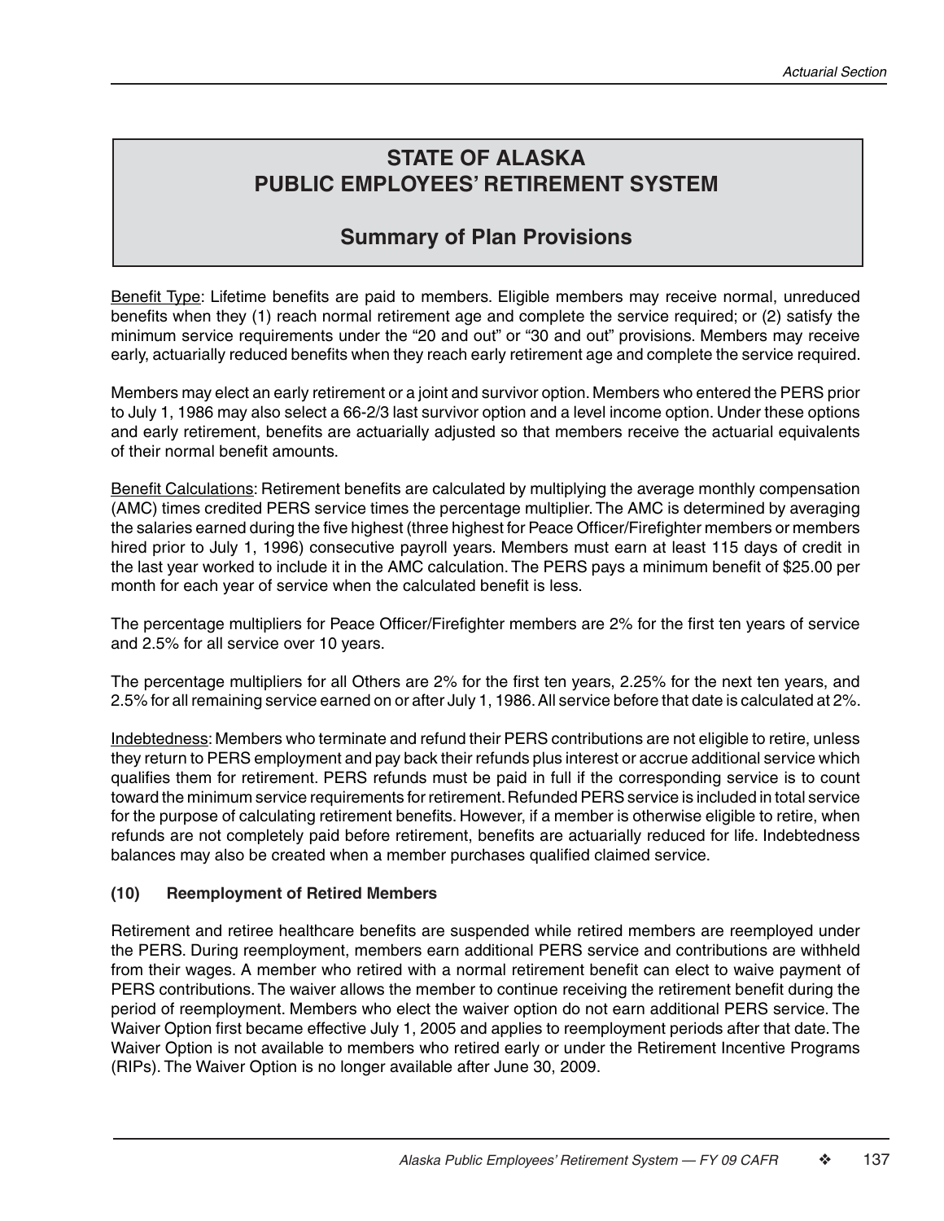# STATE OF ALASKA PUBLIC EMPLOYEES' RETIREMENT SYSTEM

## Summary of Plan Provisions

Benefit Type: Lifetime benefits are paid to members. Eligible members may receive normal, unreduced benefits when they (1) reach normal retirement age and complete the service required; or (2) satisfy the minimum service requirements under the "20 and out" or "30 and out" provisions. Members may receive early, actuarially reduced benefits when they reach early retirement age and complete the service required.

Members may elect an early retirement or a joint and survivor option. Members who entered the PERS prior to July 1, 1986 may also select a 66-2/3 last survivor option and a level income option. Under these options and early retirement, benefits are actuarially adjusted so that members receive the actuarial equivalents of their normal benefit amounts.

Benefit Calculations: Retirement benefits are calculated by multiplying the average monthly compensation (AMC) times credited PERS service times the percentage multiplier. The AMC is determined by averaging the salaries earned during the five highest (three highest for Peace Officer/Firefighter members or members hired prior to July 1, 1996) consecutive payroll years. Members must earn at least 115 days of credit in the last year worked to include it in the AMC calculation. The PERS pays a minimum benefit of $25.00 per month for each year of service when the calculated benefit is less.

The percentage multipliers for Peace Officer/Firefighter members are 2% for the first ten years of service and 2.5% for all service over 10 years.

The percentage multipliers for all Others are 2% for the first ten years, 2.25% for the next ten years, and 2.5% for all remaining service earned on or after July 1, 1986. All service before that date is calculated at 2%.

Indebtedness: Members who terminate and refund their PERS contributions are not eligible to retire, unless they return to PERS employment and pay back their refunds plus interest or accrue additional service which qualifies them for retirement. PERS refunds must be paid in full if the corresponding service is to count toward the minimum service requirements for retirement. Refunded PERS service is included in total service for the purpose of calculating retirement benefits. However, if a member is otherwise eligible to retire, when refunds are not completely paid before retirement, benefits are actuarially reduced for life. Indebtedness balances may also be created when a member purchases qualified claimed service.

**(10) Reemployment of Retired Members**

Retirement and retiree healthcare benefits are suspended while retired members are reemployed under the PERS. During reemployment, members earn additional PERS service and contributions are withheld from their wages. A member who retired with a normal retirement benefit can elect to waive payment of PERS contributions. The waiver allows the member to continue receiving the retirement benefit during the period of reemployment. Members who elect the waiver option do not earn additional PERS service. The Waiver Option first became effective July 1, 2005 and applies to reemployment periods after that date. The Waiver Option is not available to members who retired early or under the Retirement Incentive Programs (RIPs). The Waiver Option is no longer available after June 30, 2009.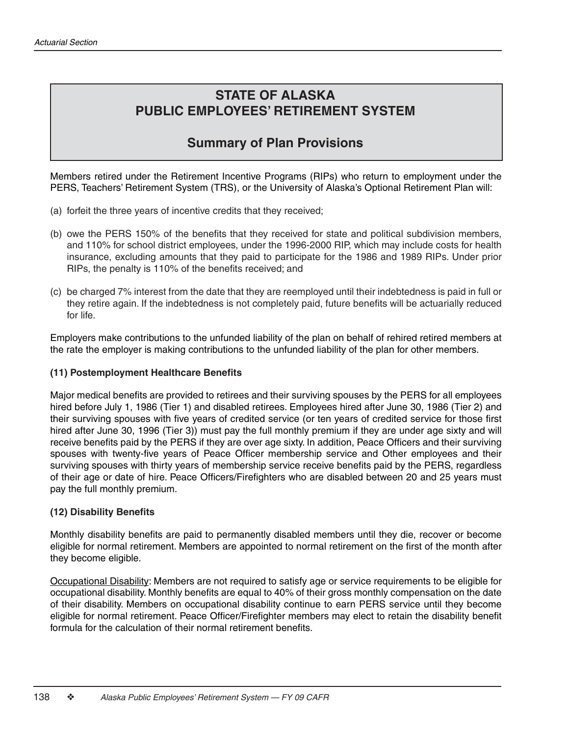# STATE OF ALASKA
# PUBLIC EMPLOYEES' RETIREMENT SYSTEM

## Summary of Plan Provisions

Members retired under the Retirement Incentive Programs (RIPs) who return to employment under the PERS, Teachers' Retirement System (TRS), or the University of Alaska's Optional Retirement Plan will:

(a) forfeit the three years of incentive credits that they received;

(b) owe the PERS 150% of the benefits that they received for state and political subdivision members, and 110% for school district employees, under the 1996-2000 RIP, which may include costs for health insurance, excluding amounts that they paid to participate for the 1986 and 1989 RIPs. Under prior RIPs, the penalty is 110% of the benefits received; and

(c) be charged 7% interest from the date that they are reemployed until their indebtedness is paid in full or they retire again. If the indebtedness is not completely paid, future benefits will be actuarially reduced for life.

Employers make contributions to the unfunded liability of the plan on behalf of rehired retired members at the rate the employer is making contributions to the unfunded liability of the plan for other members.

**(11) Postemployment Healthcare Benefits**

Major medical benefits are provided to retirees and their surviving spouses by the PERS for all employees hired before July 1, 1986 (Tier 1) and disabled retirees. Employees hired after June 30, 1986 (Tier 2) and their surviving spouses with five years of credited service (or ten years of credited service for those first hired after June 30, 1996 (Tier 3)) must pay the full monthly premium if they are under age sixty and will receive benefits paid by the PERS if they are over age sixty. In addition, Peace Officers and their surviving spouses with twenty-five years of Peace Officer membership service and Other employees and their surviving spouses with thirty years of membership service receive benefits paid by the PERS, regardless of their age or date of hire. Peace Officers/Firefighters who are disabled between 20 and 25 years must pay the full monthly premium.

**(12) Disability Benefits**

Monthly disability benefits are paid to permanently disabled members until they die, recover or become eligible for normal retirement. Members are appointed to normal retirement on the first of the month after they become eligible.

Occupational Disability: Members are not required to satisfy age or service requirements to be eligible for occupational disability. Monthly benefits are equal to 40% of their gross monthly compensation on the date of their disability. Members on occupational disability continue to earn PERS service until they become eligible for normal retirement. Peace Officer/Firefighter members may elect to retain the disability benefit formula for the calculation of their normal retirement benefits.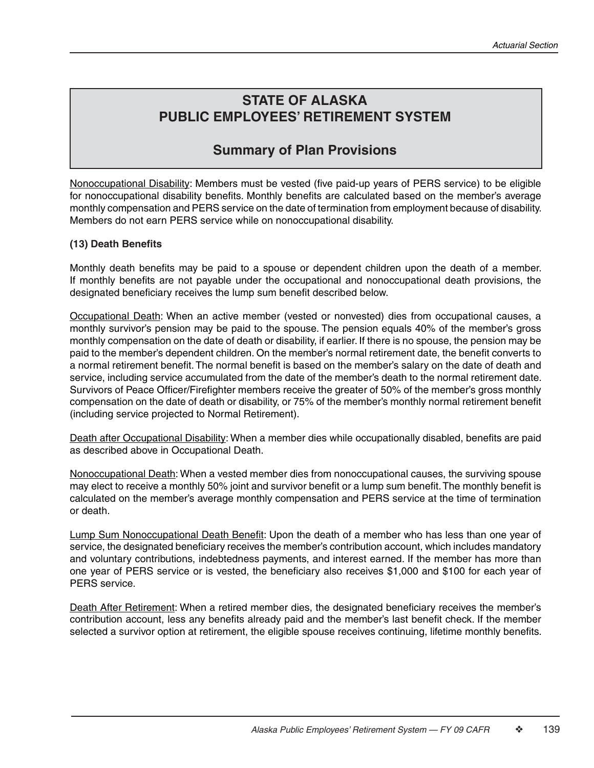# STATE OF ALASKA
# PUBLIC EMPLOYEES' RETIREMENT SYSTEM

## Summary of Plan Provisions

Nonoccupational Disability: Members must be vested (five paid-up years of PERS service) to be eligible for nonoccupational disability benefits. Monthly benefits are calculated based on the member's average monthly compensation and PERS service on the date of termination from employment because of disability. Members do not earn PERS service while on nonoccupational disability.

**(13) Death Benefits**

Monthly death benefits may be paid to a spouse or dependent children upon the death of a member. If monthly benefits are not payable under the occupational and nonoccupational death provisions, the designated beneficiary receives the lump sum benefit described below.

Occupational Death: When an active member (vested or nonvested) dies from occupational causes, a monthly survivor's pension may be paid to the spouse. The pension equals 40% of the member's gross monthly compensation on the date of death or disability, if earlier. If there is no spouse, the pension may be paid to the member's dependent children. On the member's normal retirement date, the benefit converts to a normal retirement benefit. The normal benefit is based on the member's salary on the date of death and service, including service accumulated from the date of the member's death to the normal retirement date. Survivors of Peace Officer/Firefighter members receive the greater of 50% of the member's gross monthly compensation on the date of death or disability, or 75% of the member's monthly normal retirement benefit (including service projected to Normal Retirement).

Death after Occupational Disability: When a member dies while occupationally disabled, benefits are paid as described above in Occupational Death.

Nonoccupational Death: When a vested member dies from nonoccupational causes, the surviving spouse may elect to receive a monthly 50% joint and survivor benefit or a lump sum benefit. The monthly benefit is calculated on the member's average monthly compensation and PERS service at the time of termination or death.

Lump Sum Nonoccupational Death Benefit: Upon the death of a member who has less than one year of service, the designated beneficiary receives the member's contribution account, which includes mandatory and voluntary contributions, indebtedness payments, and interest earned. If the member has more than one year of PERS service or is vested, the beneficiary also receives $1,000 and $100 for each year of PERS service.

Death After Retirement: When a retired member dies, the designated beneficiary receives the member's contribution account, less any benefits already paid and the member's last benefit check. If the member selected a survivor option at retirement, the eligible spouse receives continuing, lifetime monthly benefits.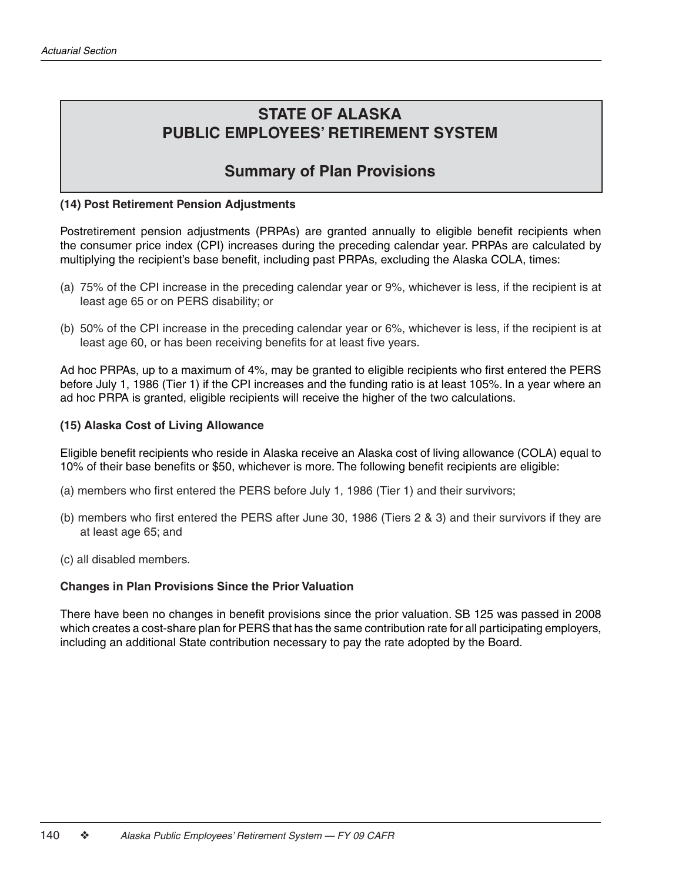# STATE OF ALASKA
# PUBLIC EMPLOYEES' RETIREMENT SYSTEM

## Summary of Plan Provisions

**(14) Post Retirement Pension Adjustments**

Postretirement pension adjustments (PRPAs) are granted annually to eligible benefit recipients when the consumer price index (CPI) increases during the preceding calendar year. PRPAs are calculated by multiplying the recipient's base benefit, including past PRPAs, excluding the Alaska COLA, times:

(a) 75% of the CPI increase in the preceding calendar year or 9%, whichever is less, if the recipient is at least age 65 or on PERS disability; or

(b) 50% of the CPI increase in the preceding calendar year or 6%, whichever is less, if the recipient is at least age 60, or has been receiving benefits for at least five years.

Ad hoc PRPAs, up to a maximum of 4%, may be granted to eligible recipients who first entered the PERS before July 1, 1986 (Tier 1) if the CPI increases and the funding ratio is at least 105%. In a year where an ad hoc PRPA is granted, eligible recipients will receive the higher of the two calculations.

**(15) Alaska Cost of Living Allowance**

Eligible benefit recipients who reside in Alaska receive an Alaska cost of living allowance (COLA) equal to 10% of their base benefits or $50, whichever is more. The following benefit recipients are eligible:

(a) members who first entered the PERS before July 1, 1986 (Tier 1) and their survivors;

(b) members who first entered the PERS after June 30, 1986 (Tiers 2 & 3) and their survivors if they are at least age 65; and

(c) all disabled members.

**Changes in Plan Provisions Since the Prior Valuation**

There have been no changes in benefit provisions since the prior valuation. SB 125 was passed in 2008 which creates a cost-share plan for PERS that has the same contribution rate for all participating employers, including an additional State contribution necessary to pay the rate adopted by the Board.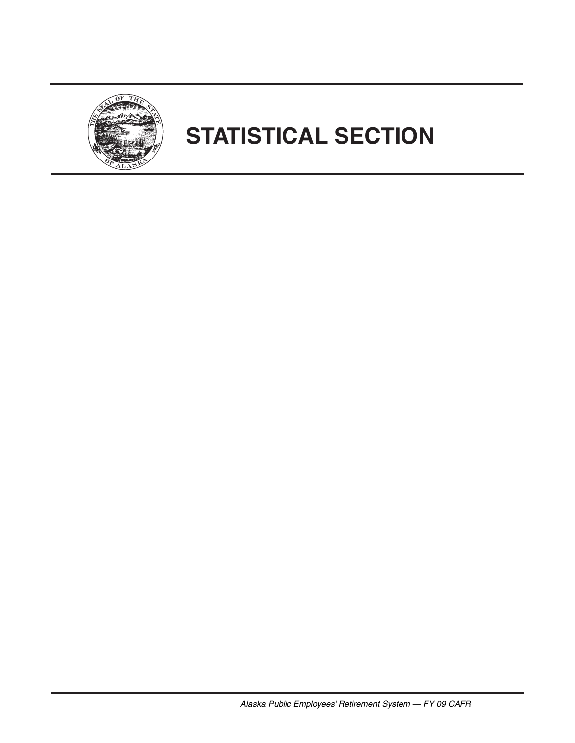# STATISTICAL SECTION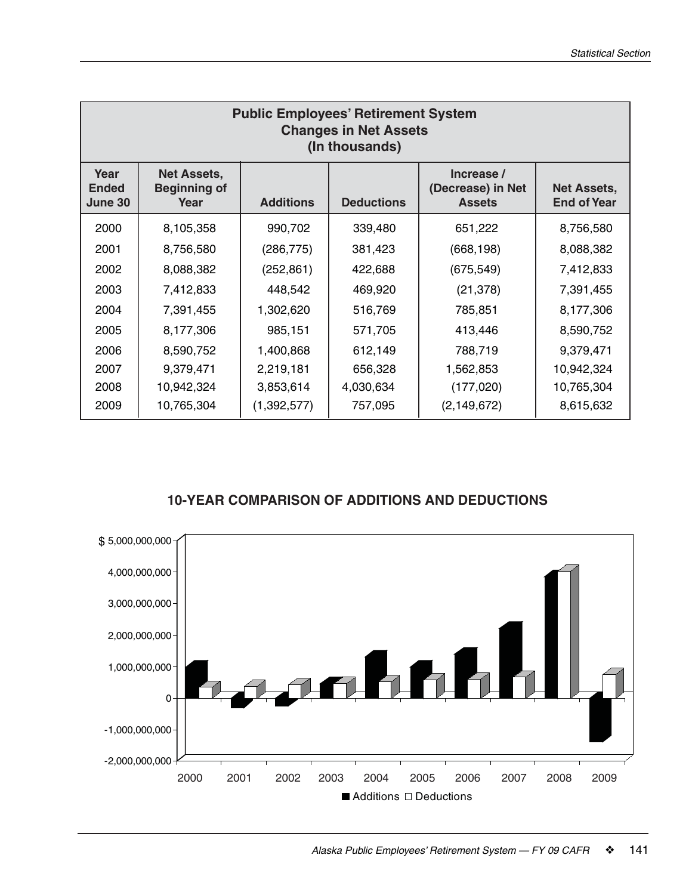| Public Employees' Retirement System Changes in Net Assets (In thousands) | | | | | |
|---|---|---|---|---|---|
| Year Ended June 30 | Net Assets, Beginning of Year | Additions | Deductions | Increase / (Decrease) in Net Assets | Net Assets, End of Year |
| 2000 | 8,105,358 | 990,702 | 339,480 | 651,222 | 8,756,580 |
| 2001 | 8,756,580 | (286,775) | 381,423 | (668,198) | 8,088,382 |
| 2002 | 8,088,382 | (252,861) | 422,688 | (675,549) | 7,412,833 |
| 2003 | 7,412,833 | 448,542 | 469,920 | (21,378) | 7,391,455 |
| 2004 | 7,391,455 | 1,302,620 | 516,769 | 785,851 | 8,177,306 |
| 2005 | 8,177,306 | 985,151 | 571,705 | 413,446 | 8,590,752 |
| 2006 | 8,590,752 | 1,400,868 | 612,149 | 788,719 | 9,379,471 |
| 2007 | 9,379,471 | 2,219,181 | 656,328 | 1,562,853 | 10,942,324 |
| 2008 | 10,942,324 | 3,853,614 | 4,030,634 | (177,020) | 10,765,304 |
| 2009 | 10,765,304 | (1,392,577) | 757,095 | (2,149,672) | 8,615,632 |

## 10-YEAR COMPARISON OF ADDITIONS AND DEDUCTIONS

■ Additions □ Deductions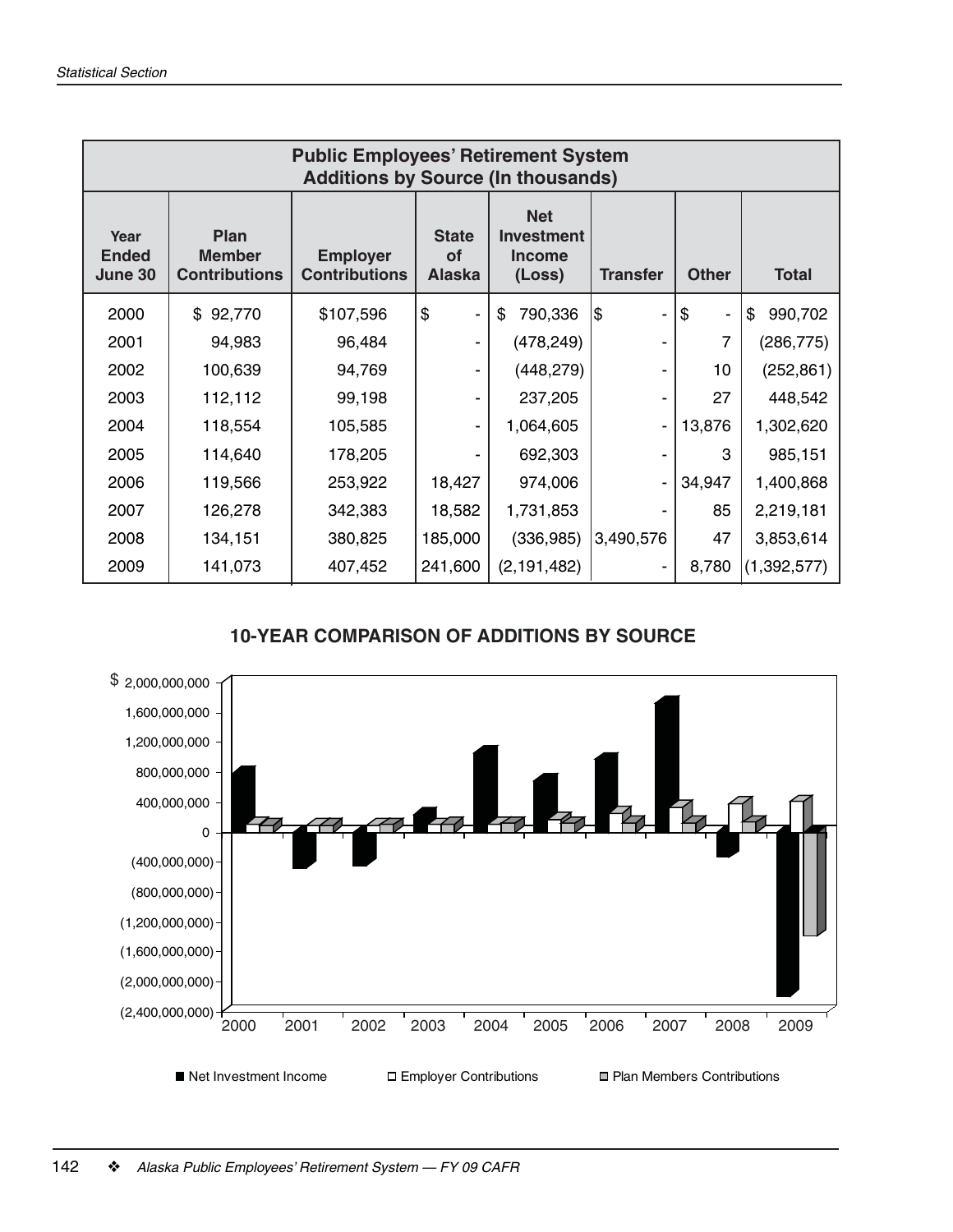| Public Employees' Retirement System Additions by Source (In thousands) | | | | | | | |
|---|---|---|---|---|---|---|---|
| Year Ended June 30 | Plan Member Contributions | Employer Contributions | State of Alaska | Net Investment Income (Loss) | Transfer | Other | Total |
| 2000 | $ 92,770 | $107,596 | $ - | $ 790,336 | $ - | $ - | $ 990,702 |
| 2001 | 94,983 | 96,484 | - | (478,249) | - | 7 | (286,775) |
| 2002 | 100,639 | 94,769 | - | (448,279) | - | 10 | (252,861) |
| 2003 | 112,112 | 99,198 | - | 237,205 | - | 27 | 448,542 |
| 2004 | 118,554 | 105,585 | - | 1,064,605 | - | 13,876 | 1,302,620 |
| 2005 | 114,640 | 178,205 | - | 692,303 | - | 3 | 985,151 |
| 2006 | 119,566 | 253,922 | 18,427 | 974,006 | - | 34,947 | 1,400,868 |
| 2007 | 126,278 | 342,383 | 18,582 | 1,731,853 | - | 85 | 2,219,181 |
| 2008 | 134,151 | 380,825 | 185,000 | (336,985) | 3,490,576 | 47 | 3,853,614 |
| 2009 | 141,073 | 407,452 | 241,600 | (2,191,482) | - | 8,780 | (1,392,577) |

## 10-YEAR COMPARISON OF ADDITIONS BY SOURCE

■ Net Investment Income □ Employer Contributions ▤ Plan Members Contributions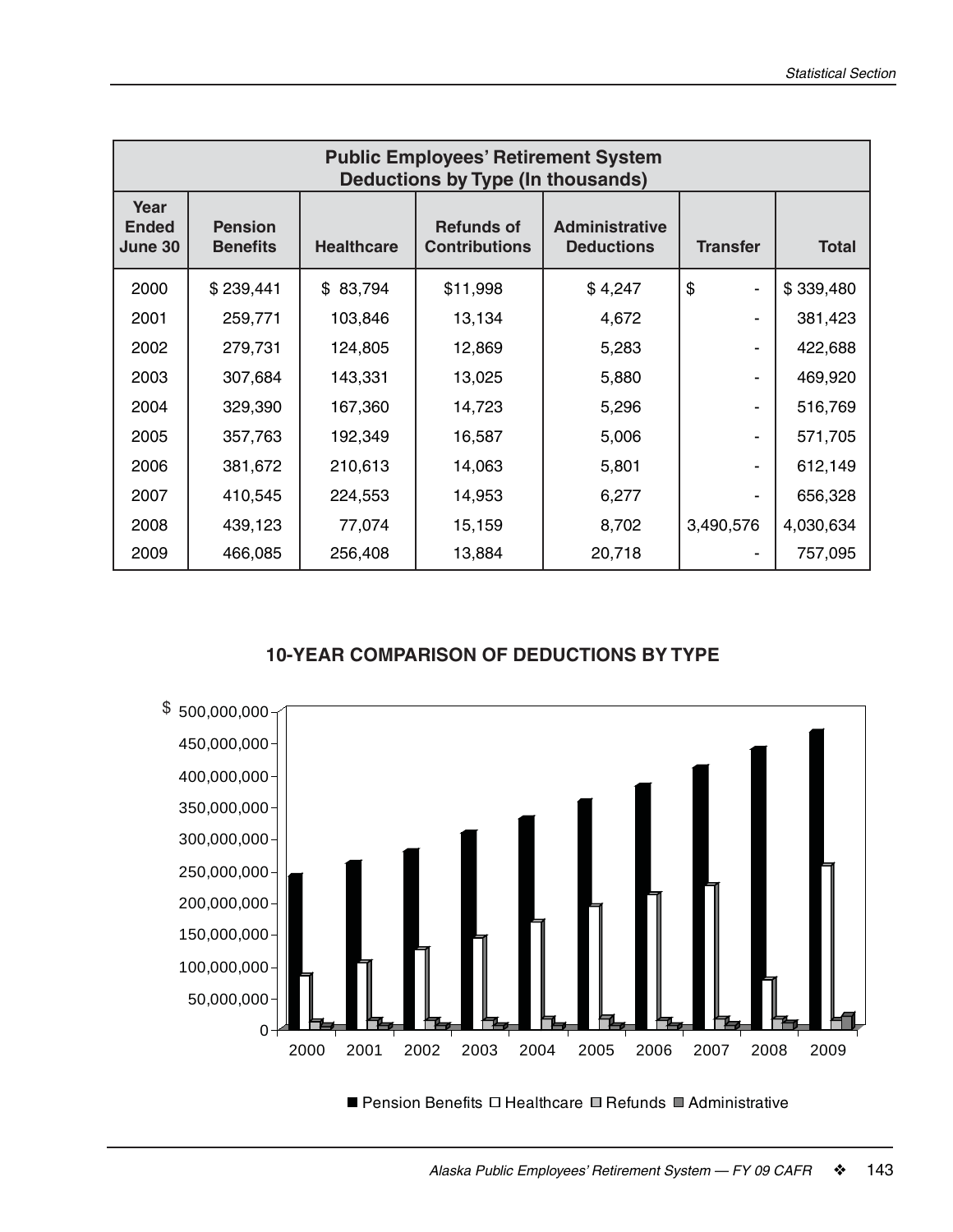| Public Employees' Retirement System Deductions by Type (In thousands) | | | | | | |
|---|---|---|---|---|---|---|
| Year Ended June 30 | Pension Benefits | Healthcare | Refunds of Contributions | Administrative Deductions | Transfer | Total |
| 2000 | $ 239,441 | $ 83,794 | $11,998 | $ 4,247 | $ - | $ 339,480 |
| 2001 | 259,771 | 103,846 | 13,134 | 4,672 | - | 381,423 |
| 2002 | 279,731 | 124,805 | 12,869 | 5,283 | - | 422,688 |
| 2003 | 307,684 | 143,331 | 13,025 | 5,880 | - | 469,920 |
| 2004 | 329,390 | 167,360 | 14,723 | 5,296 | - | 516,769 |
| 2005 | 357,763 | 192,349 | 16,587 | 5,006 | - | 571,705 |
| 2006 | 381,672 | 210,613 | 14,063 | 5,801 | - | 612,149 |
| 2007 | 410,545 | 224,553 | 14,953 | 6,277 | - | 656,328 |
| 2008 | 439,123 | 77,074 | 15,159 | 8,702 | 3,490,576 | 4,030,634 |
| 2009 | 466,085 | 256,408 | 13,884 | 20,718 | - | 757,095 |

## 10-YEAR COMPARISON OF DEDUCTIONS BY TYPE

$ 500,000,000
450,000,000
400,000,000
350,000,000
300,000,000
250,000,000
200,000,000
150,000,000
100,000,000
50,000,000
0

2000 2001 2002 2003 2004 2005 2006 2007 2008 2009

■ Pension Benefits □ Healthcare ▦ Refunds ■ Administrative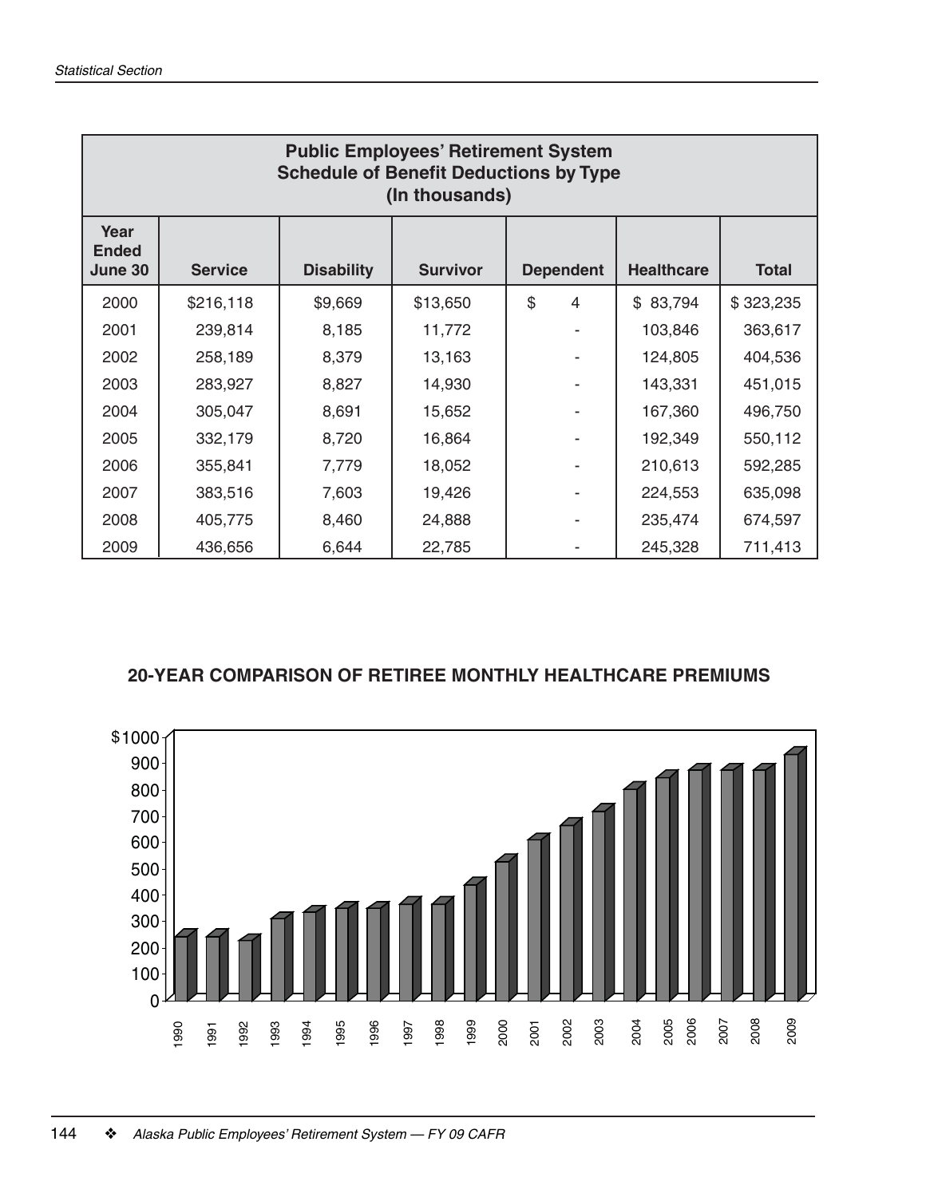| Public Employees' Retirement System Schedule of Benefit Deductions by Type (In thousands) | | | | | | |
|---|---|---|---|---|---|---|
| Year Ended June 30 | Service | Disability | Survivor | Dependent | Healthcare | Total |
| 2000 | $216,118 | $9,669 | $13,650 | $ 4 | $ 83,794 | $ 323,235 |
| 2001 | 239,814 | 8,185 | 11,772 | - | 103,846 | 363,617 |
| 2002 | 258,189 | 8,379 | 13,163 | - | 124,805 | 404,536 |
| 2003 | 283,927 | 8,827 | 14,930 | - | 143,331 | 451,015 |
| 2004 | 305,047 | 8,691 | 15,652 | - | 167,360 | 496,750 |
| 2005 | 332,179 | 8,720 | 16,864 | - | 192,349 | 550,112 |
| 2006 | 355,841 | 7,779 | 18,052 | - | 210,613 | 592,285 |
| 2007 | 383,516 | 7,603 | 19,426 | - | 224,553 | 635,098 |
| 2008 | 405,775 | 8,460 | 24,888 | - | 235,474 | 674,597 |
| 2009 | 436,656 | 6,644 | 22,785 | - | 245,328 | 711,413 |

**20-YEAR COMPARISON OF RETIREE MONTHLY HEALTHCARE PREMIUMS**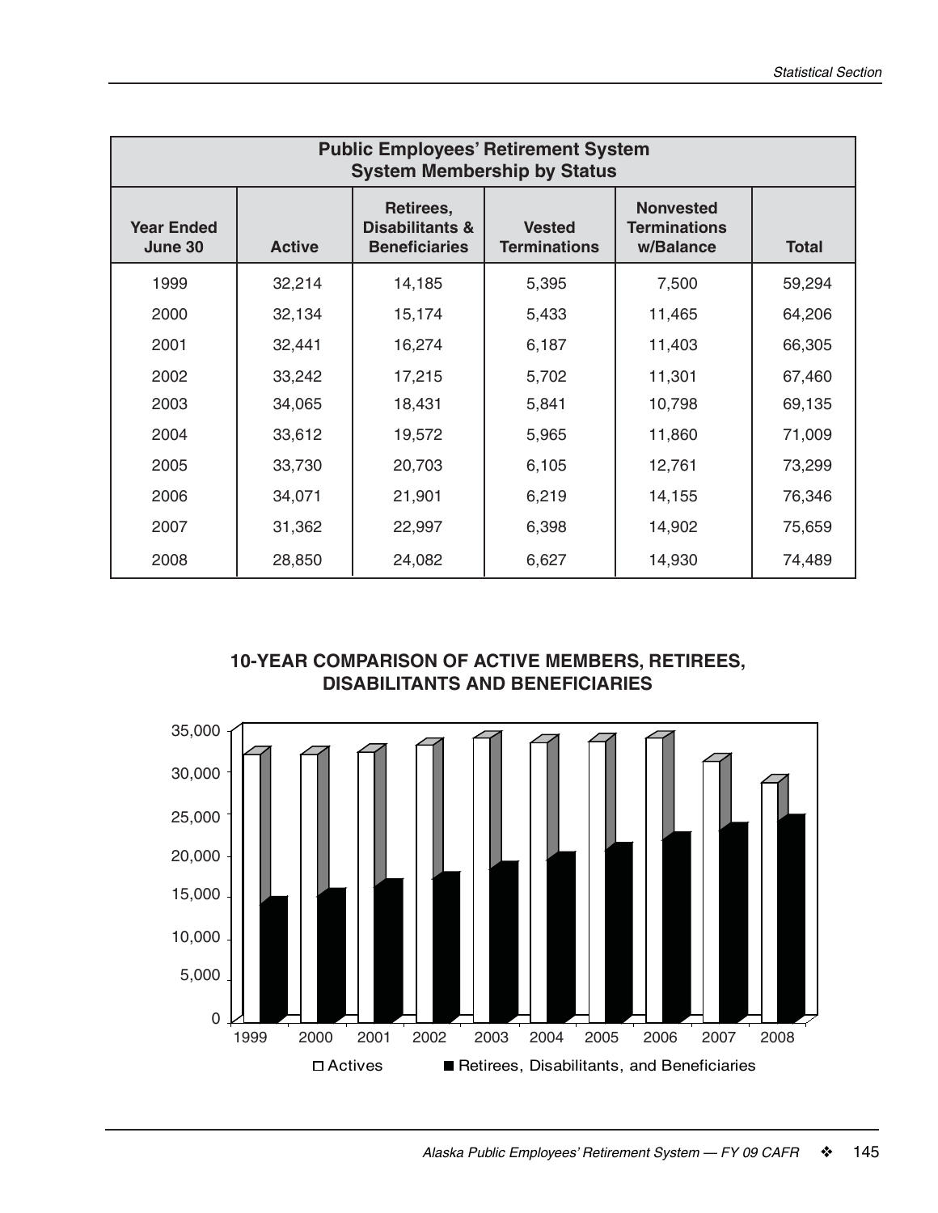| Public Employees' Retirement System System Membership by Status | | | | | |
|---|---|---|---|---|---|
| Year Ended June 30 | Active | Retirees, Disabilitants & Beneficiaries | Vested Terminations | Nonvested Terminations w/Balance | Total |
| 1999 | 32,214 | 14,185 | 5,395 | 7,500 | 59,294 |
| 2000 | 32,134 | 15,174 | 5,433 | 11,465 | 64,206 |
| 2001 | 32,441 | 16,274 | 6,187 | 11,403 | 66,305 |
| 2002 | 33,242 | 17,215 | 5,702 | 11,301 | 67,460 |
| 2003 | 34,065 | 18,431 | 5,841 | 10,798 | 69,135 |
| 2004 | 33,612 | 19,572 | 5,965 | 11,860 | 71,009 |
| 2005 | 33,730 | 20,703 | 6,105 | 12,761 | 73,299 |
| 2006 | 34,071 | 21,901 | 6,219 | 14,155 | 76,346 |
| 2007 | 31,362 | 22,997 | 6,398 | 14,902 | 75,659 |
| 2008 | 28,850 | 24,082 | 6,627 | 14,930 | 74,489 |

**10-YEAR COMPARISON OF ACTIVE MEMBERS, RETIREES, DISABILITANTS AND BENEFICIARIES**

□ Actives ■ Retirees, Disabilitants, and Beneficiaries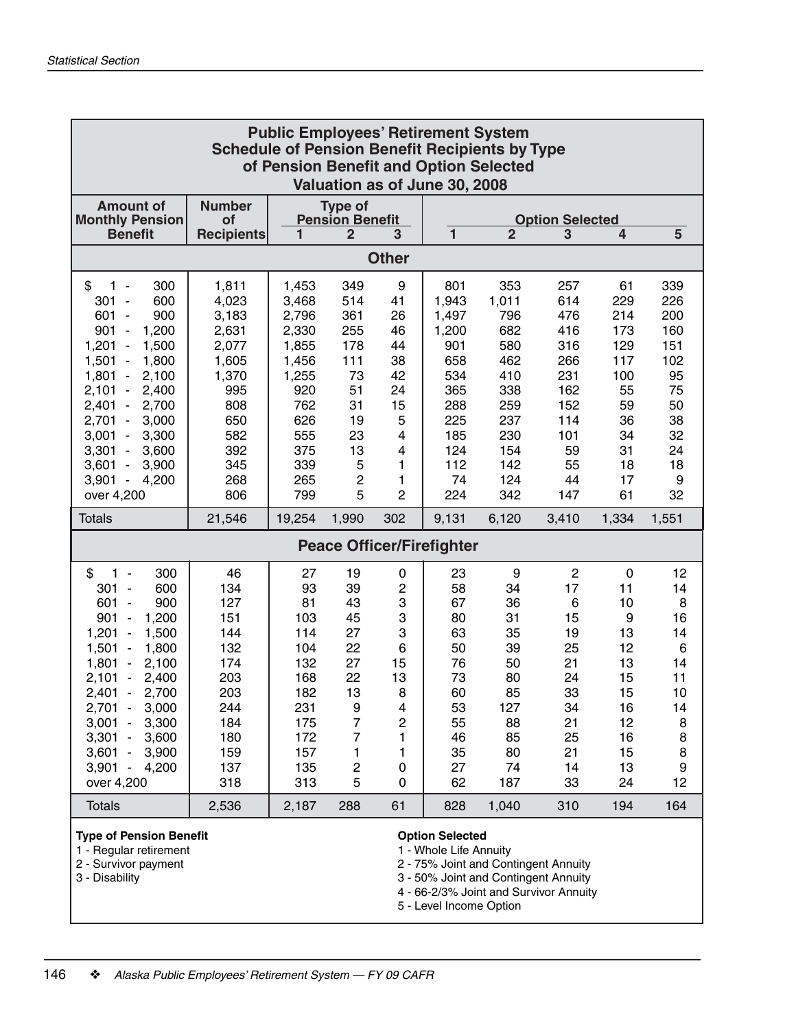## Public Employees' Retirement System
## Schedule of Pension Benefit Recipients by Type of Pension Benefit and Option Selected
### Valuation as of June 30, 2008

| Amount of Monthly Pension Benefit | Number of Recipients | Type of Pension Benefit | | | Option Selected | | | | |
|---|---|---|---|---|---|---|---|---|---|
| | | 1 | 2 | 3 | 1 | 2 | 3 | 4 | 5 |
| **Other** | | | | | | | | | |
| $ 1 - 300 | 1,811 | 1,453 | 349 | 9 | 801 | 353 | 257 | 61 | 339 |
| 301 - 600 | 4,023 | 3,468 | 514 | 41 | 1,943 | 1,011 | 614 | 229 | 226 |
| 601 - 900 | 3,183 | 2,796 | 361 | 26 | 1,497 | 796 | 476 | 214 | 200 |
| 901 - 1,200 | 2,631 | 2,330 | 255 | 46 | 1,200 | 682 | 416 | 173 | 160 |
| 1,201 - 1,500 | 2,077 | 1,855 | 178 | 44 | 901 | 580 | 316 | 129 | 151 |
| 1,501 - 1,800 | 1,605 | 1,456 | 111 | 38 | 658 | 462 | 266 | 117 | 102 |
| 1,801 - 2,100 | 1,370 | 1,255 | 73 | 42 | 534 | 410 | 231 | 100 | 95 |
| 2,101 - 2,400 | 995 | 920 | 51 | 24 | 365 | 338 | 162 | 55 | 75 |
| 2,401 - 2,700 | 808 | 762 | 31 | 15 | 288 | 259 | 152 | 59 | 50 |
| 2,701 - 3,000 | 650 | 626 | 19 | 5 | 225 | 237 | 114 | 36 | 38 |
| 3,001 - 3,300 | 582 | 555 | 23 | 4 | 185 | 230 | 101 | 34 | 32 |
| 3,301 - 3,600 | 392 | 375 | 13 | 4 | 124 | 154 | 59 | 31 | 24 |
| 3,601 - 3,900 | 345 | 339 | 5 | 1 | 112 | 142 | 55 | 18 | 18 |
| 3,901 - 4,200 | 268 | 265 | 2 | 1 | 74 | 124 | 44 | 17 | 9 |
| over 4,200 | 806 | 799 | 5 | 2 | 224 | 342 | 147 | 61 | 32 |
| Totals | 21,546 | 19,254 | 1,990 | 302 | 9,131 | 6,120 | 3,410 | 1,334 | 1,551 |
| **Peace Officer/Firefighter** | | | | | | | | | |
| $ 1 - 300 | 46 | 27 | 19 | 0 | 23 | 9 | 2 | 0 | 12 |
| 301 - 600 | 134 | 93 | 39 | 2 | 58 | 34 | 17 | 11 | 14 |
| 601 - 900 | 127 | 81 | 43 | 3 | 67 | 36 | 6 | 10 | 8 |
| 901 - 1,200 | 151 | 103 | 45 | 3 | 80 | 31 | 15 | 9 | 16 |
| 1,201 - 1,500 | 144 | 114 | 27 | 3 | 63 | 35 | 19 | 13 | 14 |
| 1,501 - 1,800 | 132 | 104 | 22 | 6 | 50 | 39 | 25 | 12 | 6 |
| 1,801 - 2,100 | 174 | 132 | 27 | 15 | 76 | 50 | 21 | 13 | 14 |
| 2,101 - 2,400 | 203 | 168 | 22 | 13 | 73 | 80 | 24 | 15 | 11 |
| 2,401 - 2,700 | 203 | 182 | 13 | 8 | 60 | 85 | 33 | 15 | 10 |
| 2,701 - 3,000 | 244 | 231 | 9 | 4 | 53 | 127 | 34 | 16 | 14 |
| 3,001 - 3,300 | 184 | 175 | 7 | 2 | 55 | 88 | 21 | 12 | 8 |
| 3,301 - 3,600 | 180 | 172 | 7 | 1 | 46 | 85 | 25 | 16 | 8 |
| 3,601 - 3,900 | 159 | 157 | 1 | 1 | 35 | 80 | 21 | 15 | 8 |
| 3,901 - 4,200 | 137 | 135 | 2 | 0 | 27 | 74 | 14 | 13 | 9 |
| over 4,200 | 318 | 313 | 5 | 0 | 62 | 187 | 33 | 24 | 12 |
| Totals | 2,536 | 2,187 | 288 | 61 | 828 | 1,040 | 310 | 194 | 164 |

**Type of Pension Benefit**
1 - Regular retirement
2 - Survivor payment
3 - Disability

**Option Selected**
1 - Whole Life Annuity
2 - 75% Joint and Contingent Annuity
3 - 50% Joint and Contingent Annuity
4 - 66-2/3% Joint and Survivor Annuity
5 - Level Income Option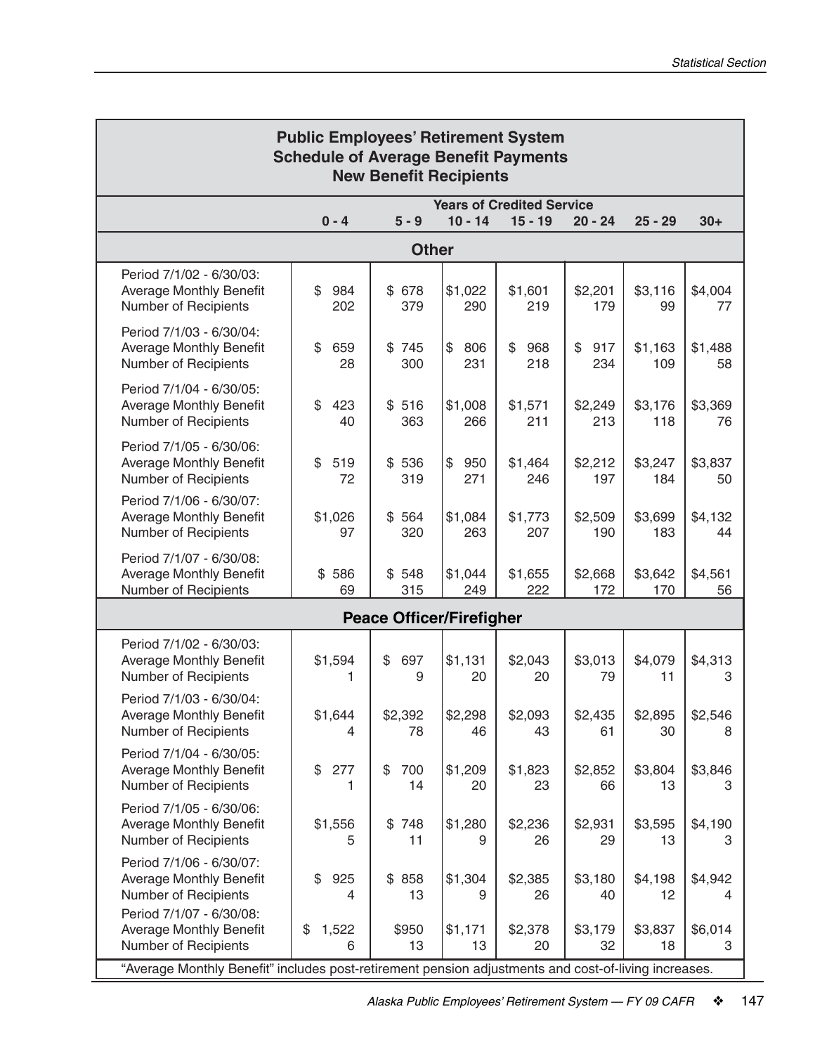## Public Employees' Retirement System
## Schedule of Average Benefit Payments
## New Benefit Recipients

| | Years of Credited Service | | | | | | |
|---|---|---|---|---|---|---|---|
| | 0 - 4 | 5 - 9 | 10 - 14 | 15 - 19 | 20 - 24 | 25 - 29 | 30+ |
| **Other** | | | | | | | |
| Period 7/1/02 - 6/30/03: | | | | | | | |
| Average Monthly Benefit | $ 984 | $ 678 | $1,022 | $1,601 | $2,201 | $3,116 | $4,004 |
| Number of Recipients | 202 | 379 | 290 | 219 | 179 | 99 | 77 |
| Period 7/1/03 - 6/30/04: | | | | | | | |
| Average Monthly Benefit | $ 659 | $ 745 | $ 806 | $ 968 | $ 917 | $1,163 | $1,488 |
| Number of Recipients | 28 | 300 | 231 | 218 | 234 | 109 | 58 |
| Period 7/1/04 - 6/30/05: | | | | | | | |
| Average Monthly Benefit | $ 423 | $ 516 | $1,008 | $1,571 | $2,249 | $3,176 | $3,369 |
| Number of Recipients | 40 | 363 | 266 | 211 | 213 | 118 | 76 |
| Period 7/1/05 - 6/30/06: | | | | | | | |
| Average Monthly Benefit | $ 519 | $ 536 | $ 950 | $1,464 | $2,212 | $3,247 | $3,837 |
| Number of Recipients | 72 | 319 | 271 | 246 | 197 | 184 | 50 |
| Period 7/1/06 - 6/30/07: | | | | | | | |
| Average Monthly Benefit | $1,026 | $ 564 | $1,084 | $1,773 | $2,509 | $3,699 | $4,132 |
| Number of Recipients | 97 | 320 | 263 | 207 | 190 | 183 | 44 |
| Period 7/1/07 - 6/30/08: | | | | | | | |
| Average Monthly Benefit | $ 586 | $ 548 | $1,044 | $1,655 | $2,668 | $3,642 | $4,561 |
| Number of Recipients | 69 | 315 | 249 | 222 | 172 | 170 | 56 |
| **Peace Officer/Firefigher** | | | | | | | |
| Period 7/1/02 - 6/30/03: | | | | | | | |
| Average Monthly Benefit | $1,594 | $ 697 | $1,131 | $2,043 | $3,013 | $4,079 | $4,313 |
| Number of Recipients | 1 | 9 | 20 | 20 | 79 | 11 | 3 |
| Period 7/1/03 - 6/30/04: | | | | | | | |
| Average Monthly Benefit | $1,644 | $2,392 | $2,298 | $2,093 | $2,435 | $2,895 | $2,546 |
| Number of Recipients | 4 | 78 | 46 | 43 | 61 | 30 | 8 |
| Period 7/1/04 - 6/30/05: | | | | | | | |
| Average Monthly Benefit | $ 277 | $ 700 | $1,209 | $1,823 | $2,852 | $3,804 | $3,846 |
| Number of Recipients | 1 | 14 | 20 | 23 | 66 | 13 | 3 |
| Period 7/1/05 - 6/30/06: | | | | | | | |
| Average Monthly Benefit | $1,556 | $ 748 | $1,280 | $2,236 | $2,931 | $3,595 | $4,190 |
| Number of Recipients | 5 | 11 | 9 | 26 | 29 | 13 | 3 |
| Period 7/1/06 - 6/30/07: | | | | | | | |
| Average Monthly Benefit | $ 925 | $ 858 | $1,304 | $2,385 | $3,180 | $4,198 | $4,942 |
| Number of Recipients | 4 | 13 | 9 | 26 | 40 | 12 | 4 |
| Period 7/1/07 - 6/30/08: | | | | | | | |
| Average Monthly Benefit | $ 1,522 | $950 | $1,171 | $2,378 | $3,179 | $3,837 | $6,014 |
| Number of Recipients | 6 | 13 | 13 | 20 | 32 | 18 | 3 |

"Average Monthly Benefit" includes post-retirement pension adjustments and cost-of-living increases.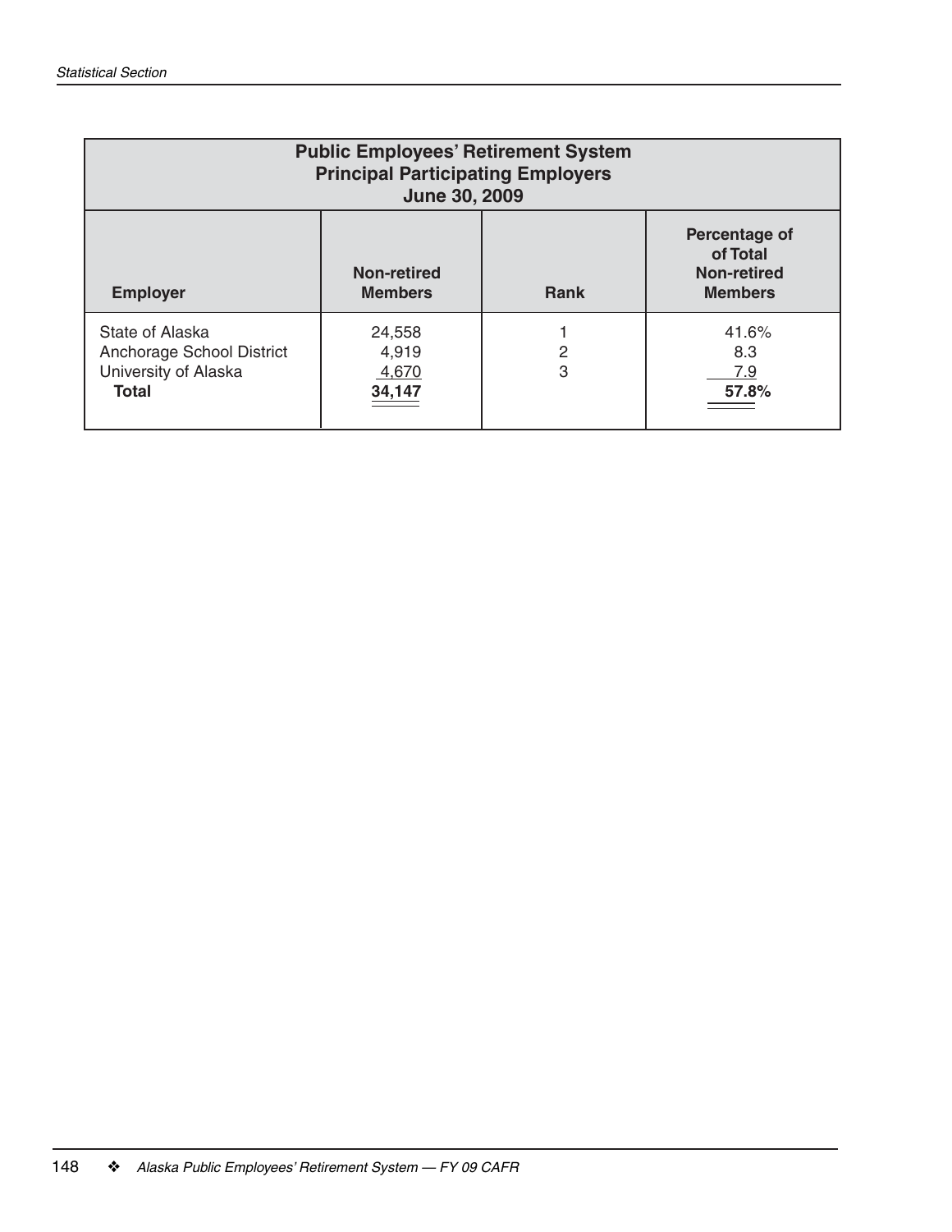| Public Employees' Retirement System<br>Principal Participating Employers<br>June 30, 2009 | | | |
|---|---|---|---|
| **Employer** | **Non-retired Members** | **Rank** | **Percentage of of Total Non-retired Members** |
| State of Alaska | 24,558 | 1 | 41.6% |
| Anchorage School District | 4,919 | 2 | 8.3 |
| University of Alaska | 4,670 | 3 | 7.9 |
| **Total** | **34,147** | | **57.8%** |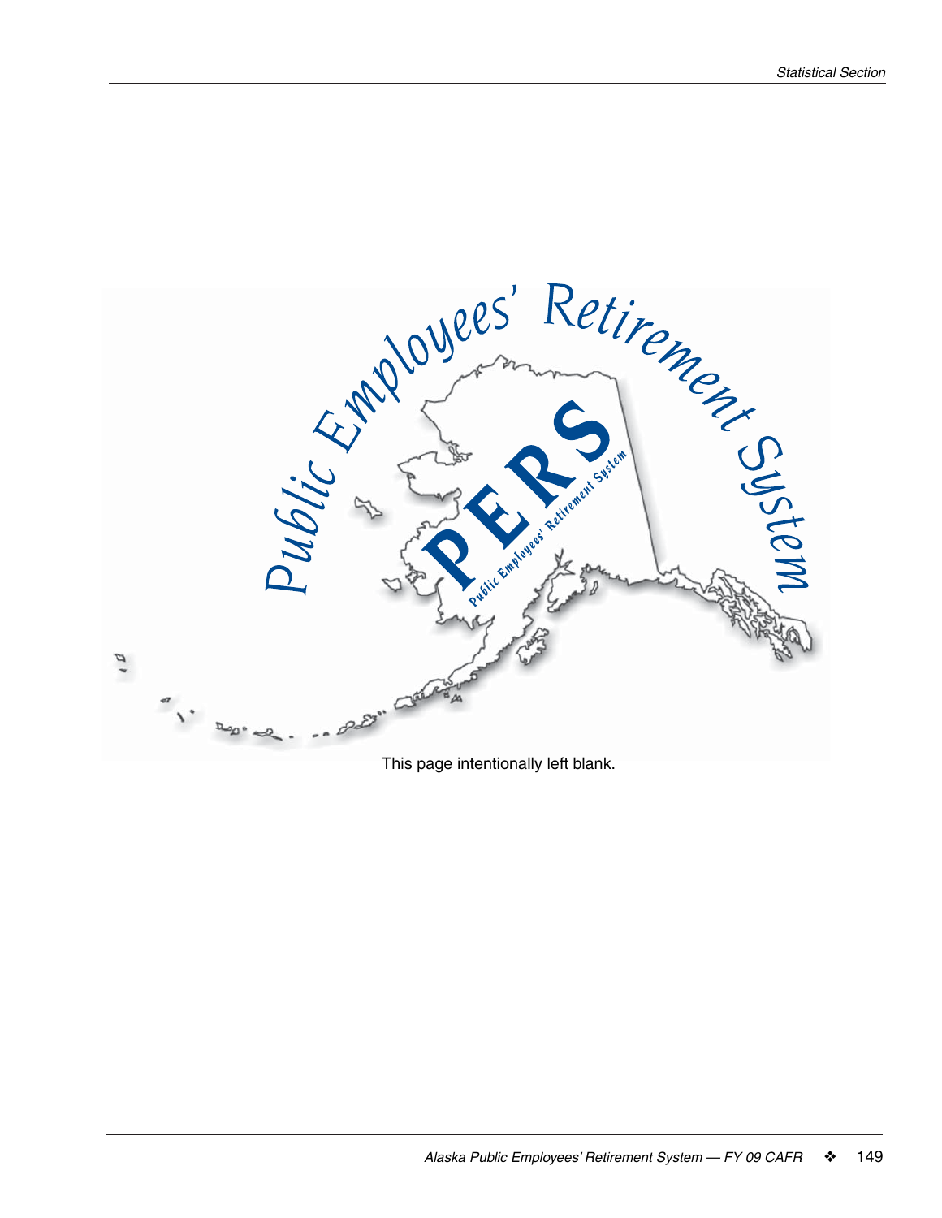Public Employees' Retirement System

PERS

Public Employees' Retirement System

This page intentionally left blank.